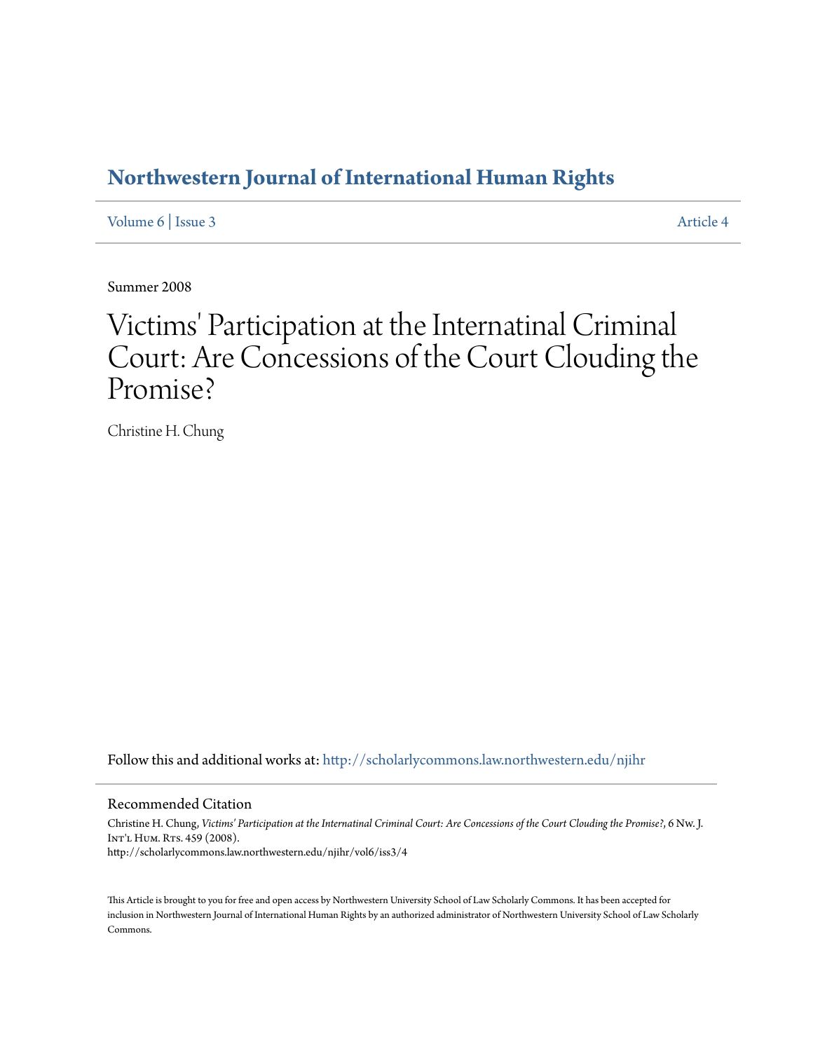# Northwestern Journal of International Human Rights

Volume 6 | Issue 3 Article 4

Summer 2008

# Victims' Participation at the Internatinal Criminal Court: Are Concessions of the Court Clouding the Promise?

Christine H. Chung

Follow this and additional works at: http://scholarlycommons.law.northwestern.edu/njihr

## Recommended Citation

Christine H. Chung, *Victims' Participation at the Internatinal Criminal Court: Are Concessions of the Court Clouding the Promise?*, 6 Nw. J. Int'l Hum. Rts. 459 (2008).
http://scholarlycommons.law.northwestern.edu/njihr/vol6/iss3/4

This Article is brought to you for free and open access by Northwestern University School of Law Scholarly Commons. It has been accepted for inclusion in Northwestern Journal of International Human Rights by an authorized administrator of Northwestern University School of Law Scholarly Commons.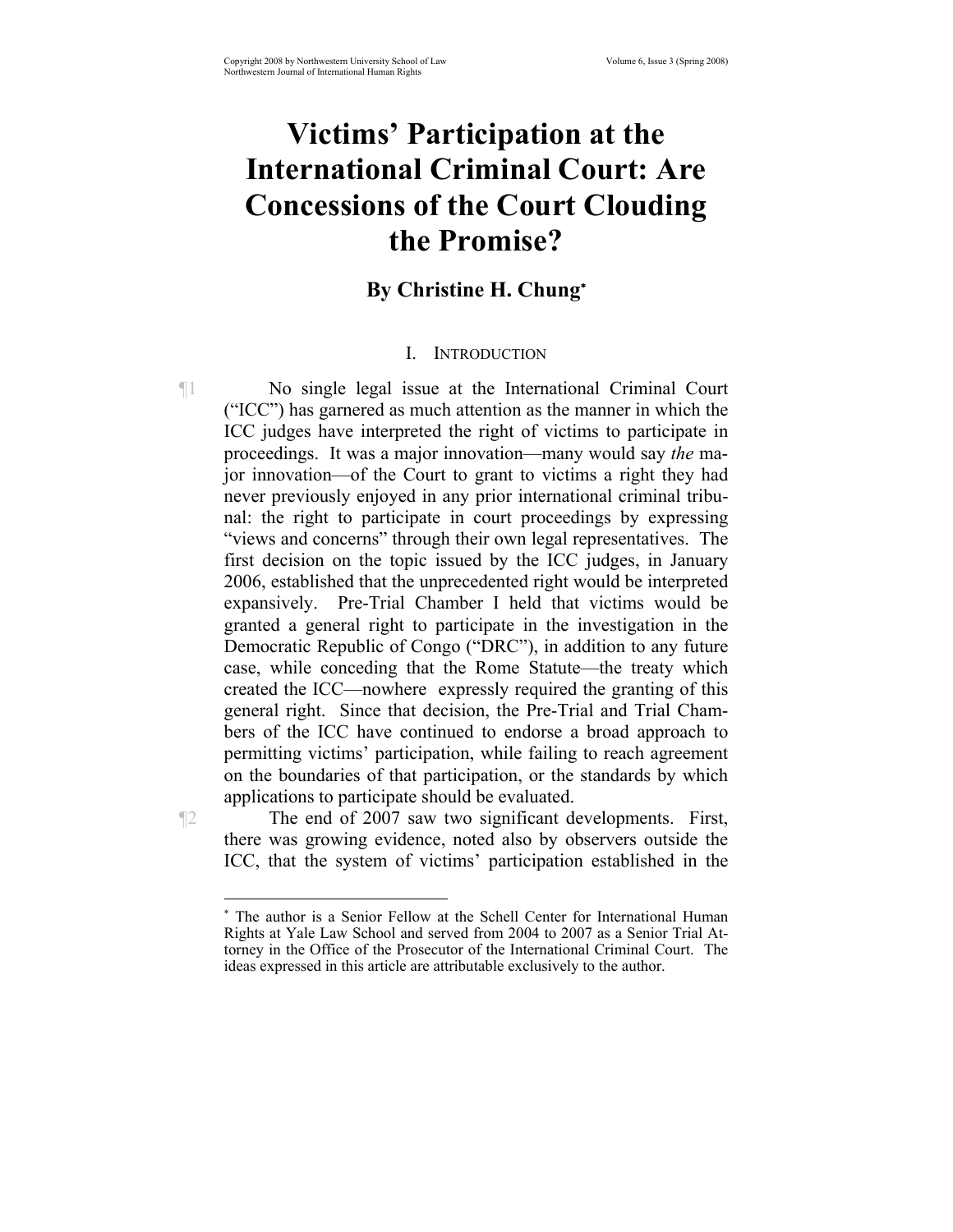# Victims' Participation at the International Criminal Court: Are Concessions of the Court Clouding the Promise?

## By Christine H. Chung*

### I. Introduction

¶1 No single legal issue at the International Criminal Court ("ICC") has garnered as much attention as the manner in which the ICC judges have interpreted the right of victims to participate in proceedings. It was a major innovation—many would say *the* major innovation—of the Court to grant to victims a right they had never previously enjoyed in any prior international criminal tribunal: the right to participate in court proceedings by expressing "views and concerns" through their own legal representatives. The first decision on the topic issued by the ICC judges, in January 2006, established that the unprecedented right would be interpreted expansively. Pre-Trial Chamber I held that victims would be granted a general right to participate in the investigation in the Democratic Republic of Congo ("DRC"), in addition to any future case, while conceding that the Rome Statute—the treaty which created the ICC—nowhere expressly required the granting of this general right. Since that decision, the Pre-Trial and Trial Chambers of the ICC have continued to endorse a broad approach to permitting victims' participation, while failing to reach agreement on the boundaries of that participation, or the standards by which applications to participate should be evaluated.

¶2 The end of 2007 saw two significant developments. First, there was growing evidence, noted also by observers outside the ICC, that the system of victims' participation established in the

---

* The author is a Senior Fellow at the Schell Center for International Human Rights at Yale Law School and served from 2004 to 2007 as a Senior Trial Attorney in the Office of the Prosecutor of the International Criminal Court. The ideas expressed in this article are attributable exclusively to the author.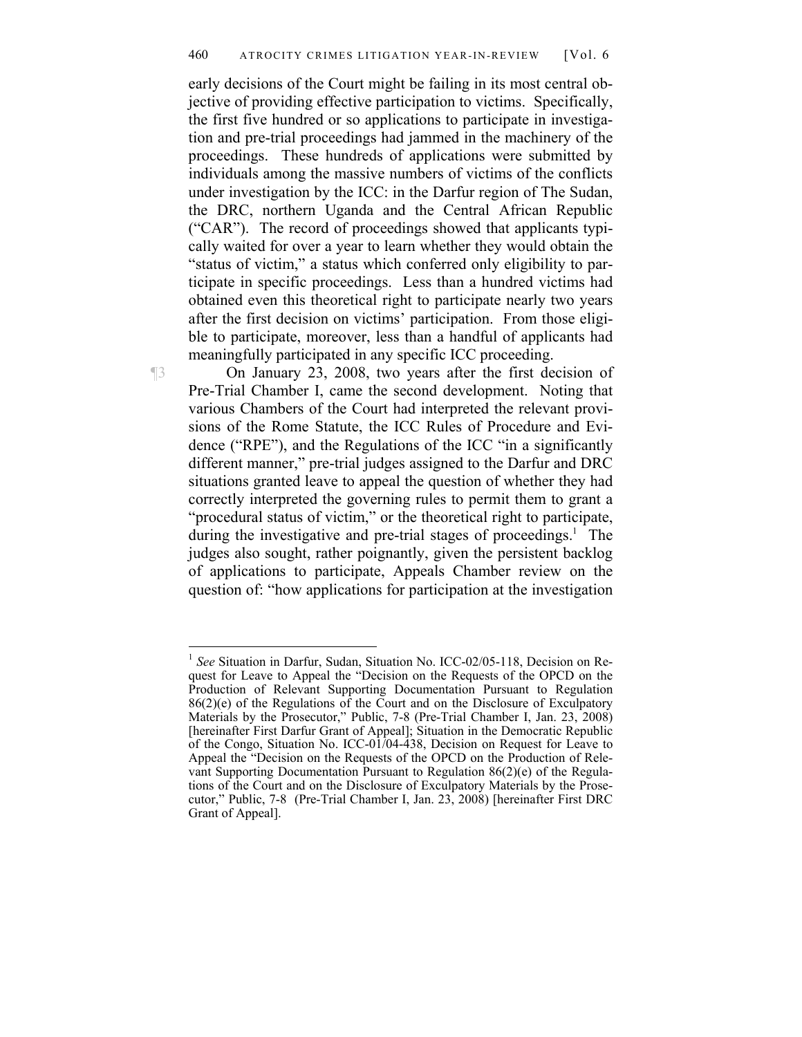early decisions of the Court might be failing in its most central objective of providing effective participation to victims. Specifically, the first five hundred or so applications to participate in investigation and pre-trial proceedings had jammed in the machinery of the proceedings. These hundreds of applications were submitted by individuals among the massive numbers of victims of the conflicts under investigation by the ICC: in the Darfur region of The Sudan, the DRC, northern Uganda and the Central African Republic ("CAR"). The record of proceedings showed that applicants typically waited for over a year to learn whether they would obtain the "status of victim," a status which conferred only eligibility to participate in specific proceedings. Less than a hundred victims had obtained even this theoretical right to participate nearly two years after the first decision on victims' participation. From those eligible to participate, moreover, less than a handful of applicants had meaningfully participated in any specific ICC proceeding.

¶3 On January 23, 2008, two years after the first decision of Pre-Trial Chamber I, came the second development. Noting that various Chambers of the Court had interpreted the relevant provisions of the Rome Statute, the ICC Rules of Procedure and Evidence ("RPE"), and the Regulations of the ICC "in a significantly different manner," pre-trial judges assigned to the Darfur and DRC situations granted leave to appeal the question of whether they had correctly interpreted the governing rules to permit them to grant a "procedural status of victim," or the theoretical right to participate, during the investigative and pre-trial stages of proceedings.[1] The judges also sought, rather poignantly, given the persistent backlog of applications to participate, Appeals Chamber review on the question of: "how applications for participation at the investigation

---

[1] *See* Situation in Darfur, Sudan, Situation No. ICC-02/05-118, Decision on Request for Leave to Appeal the "Decision on the Requests of the OPCD on the Production of Relevant Supporting Documentation Pursuant to Regulation 86(2)(e) of the Regulations of the Court and on the Disclosure of Exculpatory Materials by the Prosecutor," Public, 7-8 (Pre-Trial Chamber I, Jan. 23, 2008) [hereinafter First Darfur Grant of Appeal]; Situation in the Democratic Republic of the Congo, Situation No. ICC-01/04-438, Decision on Request for Leave to Appeal the "Decision on the Requests of the OPCD on the Production of Relevant Supporting Documentation Pursuant to Regulation 86(2)(e) of the Regulations of the Court and on the Disclosure of Exculpatory Materials by the Prosecutor," Public, 7-8 (Pre-Trial Chamber I, Jan. 23, 2008) [hereinafter First DRC Grant of Appeal].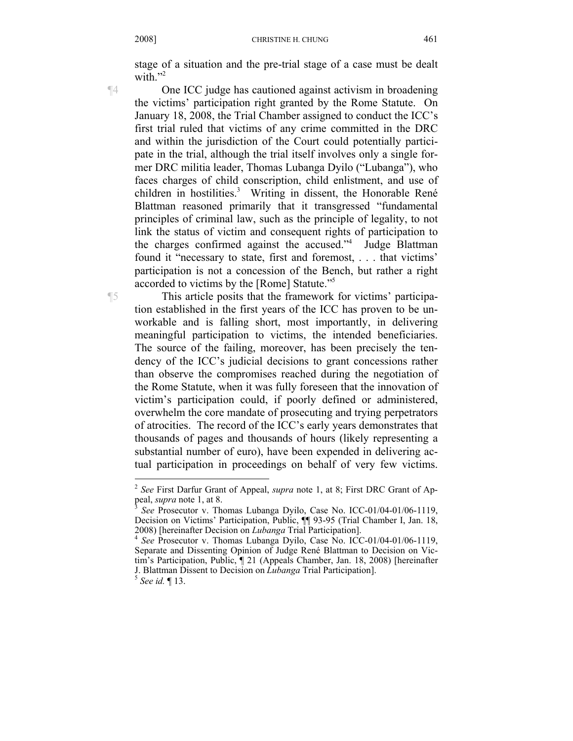stage of a situation and the pre-trial stage of a case must be dealt with."[2]

¶4 One ICC judge has cautioned against activism in broadening the victims' participation right granted by the Rome Statute. On January 18, 2008, the Trial Chamber assigned to conduct the ICC's first trial ruled that victims of any crime committed in the DRC and within the jurisdiction of the Court could potentially participate in the trial, although the trial itself involves only a single former DRC militia leader, Thomas Lubanga Dyilo ("Lubanga"), who faces charges of child conscription, child enlistment, and use of children in hostilities.[3] Writing in dissent, the Honorable René Blattman reasoned primarily that it transgressed "fundamental principles of criminal law, such as the principle of legality, to not link the status of victim and consequent rights of participation to the charges confirmed against the accused."[4] Judge Blattman found it "necessary to state, first and foremost, . . . that victims' participation is not a concession of the Bench, but rather a right accorded to victims by the [Rome] Statute."[5]

¶5 This article posits that the framework for victims' participation established in the first years of the ICC has proven to be unworkable and is falling short, most importantly, in delivering meaningful participation to victims, the intended beneficiaries. The source of the failing, moreover, has been precisely the tendency of the ICC's judicial decisions to grant concessions rather than observe the compromises reached during the negotiation of the Rome Statute, when it was fully foreseen that the innovation of victim's participation could, if poorly defined or administered, overwhelm the core mandate of prosecuting and trying perpetrators of atrocities. The record of the ICC's early years demonstrates that thousands of pages and thousands of hours (likely representing a substantial number of euro), have been expended in delivering actual participation in proceedings on behalf of very few victims.

---

[2] *See* First Darfur Grant of Appeal, *supra* note 1, at 8; First DRC Grant of Appeal, *supra* note 1, at 8.

[3] *See* Prosecutor v. Thomas Lubanga Dyilo, Case No. ICC-01/04-01/06-1119, Decision on Victims' Participation, Public, ¶¶ 93-95 (Trial Chamber I, Jan. 18, 2008) [hereinafter Decision on *Lubanga* Trial Participation].

[4] *See* Prosecutor v. Thomas Lubanga Dyilo, Case No. ICC-01/04-01/06-1119, Separate and Dissenting Opinion of Judge René Blattman to Decision on Victim's Participation, Public, ¶ 21 (Appeals Chamber, Jan. 18, 2008) [hereinafter J. Blattman Dissent to Decision on *Lubanga* Trial Participation].

[5] *See id.* ¶ 13.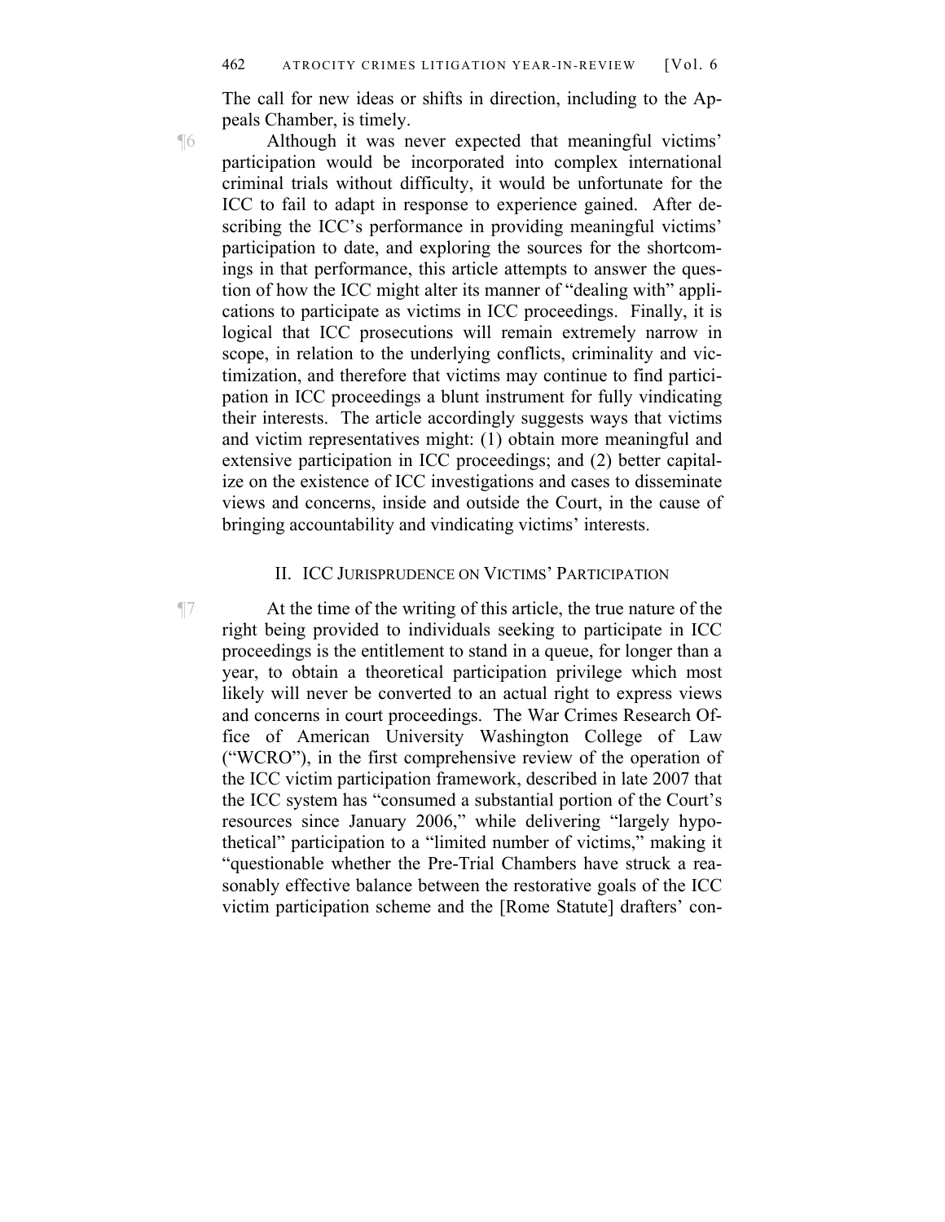The call for new ideas or shifts in direction, including to the Appeals Chamber, is timely.

¶6 Although it was never expected that meaningful victims' participation would be incorporated into complex international criminal trials without difficulty, it would be unfortunate for the ICC to fail to adapt in response to experience gained. After describing the ICC's performance in providing meaningful victims' participation to date, and exploring the sources for the shortcomings in that performance, this article attempts to answer the question of how the ICC might alter its manner of "dealing with" applications to participate as victims in ICC proceedings. Finally, it is logical that ICC prosecutions will remain extremely narrow in scope, in relation to the underlying conflicts, criminality and victimization, and therefore that victims may continue to find participation in ICC proceedings a blunt instrument for fully vindicating their interests. The article accordingly suggests ways that victims and victim representatives might: (1) obtain more meaningful and extensive participation in ICC proceedings; and (2) better capitalize on the existence of ICC investigations and cases to disseminate views and concerns, inside and outside the Court, in the cause of bringing accountability and vindicating victims' interests.

## II. ICC JURISPRUDENCE ON VICTIMS' PARTICIPATION

¶7 At the time of the writing of this article, the true nature of the right being provided to individuals seeking to participate in ICC proceedings is the entitlement to stand in a queue, for longer than a year, to obtain a theoretical participation privilege which most likely will never be converted to an actual right to express views and concerns in court proceedings. The War Crimes Research Office of American University Washington College of Law ("WCRO"), in the first comprehensive review of the operation of the ICC victim participation framework, described in late 2007 that the ICC system has "consumed a substantial portion of the Court's resources since January 2006," while delivering "largely hypothetical" participation to a "limited number of victims," making it "questionable whether the Pre-Trial Chambers have struck a reasonably effective balance between the restorative goals of the ICC victim participation scheme and the [Rome Statute] drafters' con-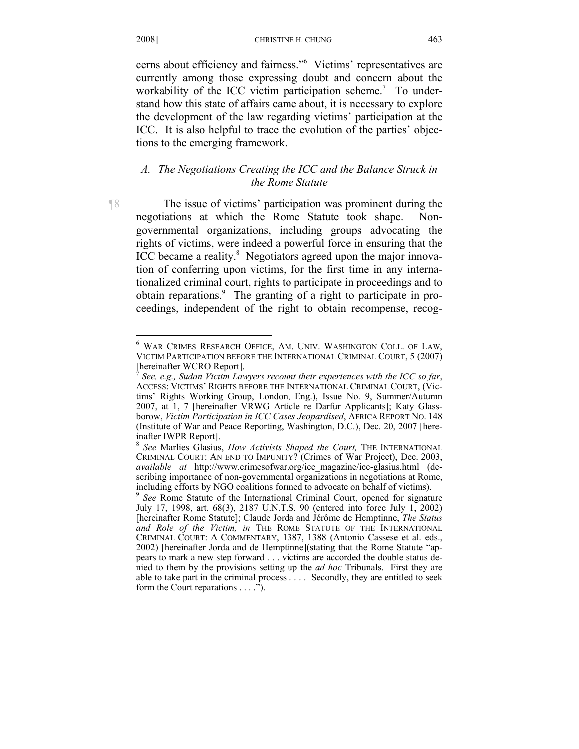cerns about efficiency and fairness."[6] Victims' representatives are currently among those expressing doubt and concern about the workability of the ICC victim participation scheme.[7] To understand how this state of affairs came about, it is necessary to explore the development of the law regarding victims' participation at the ICC. It is also helpful to trace the evolution of the parties' objections to the emerging framework.

### *A. The Negotiations Creating the ICC and the Balance Struck in the Rome Statute*

¶8 The issue of victims' participation was prominent during the negotiations at which the Rome Statute took shape. Non-governmental organizations, including groups advocating the rights of victims, were indeed a powerful force in ensuring that the ICC became a reality.[8] Negotiators agreed upon the major innovation of conferring upon victims, for the first time in any internationalized criminal court, rights to participate in proceedings and to obtain reparations.[9] The granting of a right to participate in proceedings, independent of the right to obtain recompense, recog-

---

[6] WAR CRIMES RESEARCH OFFICE, AM. UNIV. WASHINGTON COLL. OF LAW, VICTIM PARTICIPATION BEFORE THE INTERNATIONAL CRIMINAL COURT, 5 (2007) [hereinafter WCRO Report].

[7] *See, e.g., Sudan Victim Lawyers recount their experiences with the ICC so far*, ACCESS: VICTIMS' RIGHTS BEFORE THE INTERNATIONAL CRIMINAL COURT, (Victims' Rights Working Group, London, Eng.), Issue No. 9, Summer/Autumn 2007, at 1, 7 [hereinafter VRWG Article re Darfur Applicants]; Katy Glassborow, *Victim Participation in ICC Cases Jeopardised*, AFRICA REPORT NO. 148 (Institute of War and Peace Reporting, Washington, D.C.), Dec. 20, 2007 [hereinafter IWPR Report].

[8] *See* Marlies Glasius, *How Activists Shaped the Court,* THE INTERNATIONAL CRIMINAL COURT: AN END TO IMPUNITY? (Crimes of War Project), Dec. 2003, *available at* http://www.crimesofwar.org/icc_magazine/icc-glasius.html (describing importance of non-governmental organizations in negotiations at Rome, including efforts by NGO coalitions formed to advocate on behalf of victims).

[9] *See* Rome Statute of the International Criminal Court, opened for signature July 17, 1998, art. 68(3), 2187 U.N.T.S. 90 (entered into force July 1, 2002) [hereinafter Rome Statute]; Claude Jorda and Jérôme de Hemptinne, *The Status and Role of the Victim, in* THE ROME STATUTE OF THE INTERNATIONAL CRIMINAL COURT: A COMMENTARY, 1387, 1388 (Antonio Cassese et al. eds., 2002) [hereinafter Jorda and de Hemptinne](stating that the Rome Statute "appears to mark a new step forward . . . victims are accorded the double status denied to them by the provisions setting up the *ad hoc* Tribunals. First they are able to take part in the criminal process . . . . Secondly, they are entitled to seek form the Court reparations . . . .").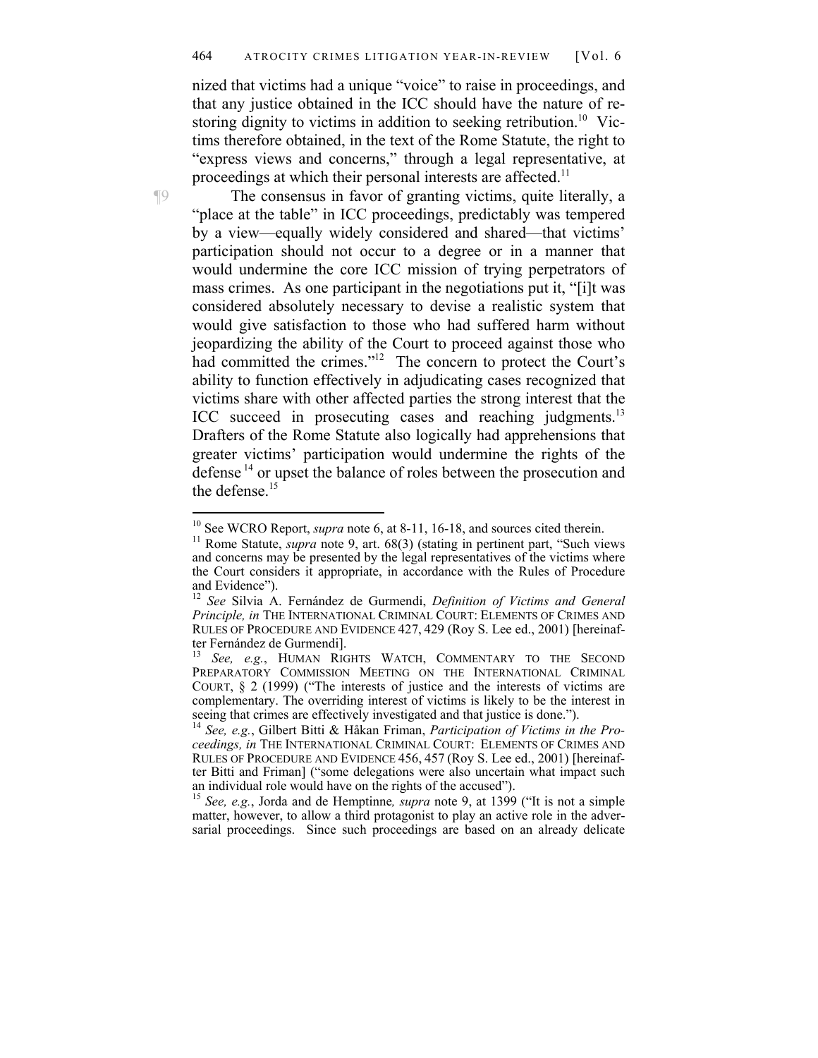nized that victims had a unique "voice" to raise in proceedings, and that any justice obtained in the ICC should have the nature of restoring dignity to victims in addition to seeking retribution.[10] Victims therefore obtained, in the text of the Rome Statute, the right to "express views and concerns," through a legal representative, at proceedings at which their personal interests are affected.[11]

¶9 The consensus in favor of granting victims, quite literally, a "place at the table" in ICC proceedings, predictably was tempered by a view—equally widely considered and shared—that victims' participation should not occur to a degree or in a manner that would undermine the core ICC mission of trying perpetrators of mass crimes. As one participant in the negotiations put it, "[i]t was considered absolutely necessary to devise a realistic system that would give satisfaction to those who had suffered harm without jeopardizing the ability of the Court to proceed against those who had committed the crimes."[12] The concern to protect the Court's ability to function effectively in adjudicating cases recognized that victims share with other affected parties the strong interest that the ICC succeed in prosecuting cases and reaching judgments.[13] Drafters of the Rome Statute also logically had apprehensions that greater victims' participation would undermine the rights of the defense[14] or upset the balance of roles between the prosecution and the defense.[15]

---

[10] See WCRO Report, *supra* note 6, at 8-11, 16-18, and sources cited therein.

[11] Rome Statute, *supra* note 9, art. 68(3) (stating in pertinent part, "Such views and concerns may be presented by the legal representatives of the victims where the Court considers it appropriate, in accordance with the Rules of Procedure and Evidence").

[12] *See* Silvia A. Fernández de Gurmendi, *Definition of Victims and General Principle, in* THE INTERNATIONAL CRIMINAL COURT: ELEMENTS OF CRIMES AND RULES OF PROCEDURE AND EVIDENCE 427, 429 (Roy S. Lee ed., 2001) [hereinafter Fernández de Gurmendi].

[13] *See, e.g.*, HUMAN RIGHTS WATCH, COMMENTARY TO THE SECOND PREPARATORY COMMISSION MEETING ON THE INTERNATIONAL CRIMINAL COURT, § 2 (1999) ("The interests of justice and the interests of victims are complementary. The overriding interest of victims is likely to be the interest in seeing that crimes are effectively investigated and that justice is done.").

[14] *See, e.g.*, Gilbert Bitti & Håkan Friman, *Participation of Victims in the Proceedings, in* THE INTERNATIONAL CRIMINAL COURT: ELEMENTS OF CRIMES AND RULES OF PROCEDURE AND EVIDENCE 456, 457 (Roy S. Lee ed., 2001) [hereinafter Bitti and Friman] ("some delegations were also uncertain what impact such an individual role would have on the rights of the accused").

[15] *See, e.g.*, Jorda and de Hemptinne, *supra* note 9, at 1399 ("It is not a simple matter, however, to allow a third protagonist to play an active role in the adversarial proceedings. Since such proceedings are based on an already delicate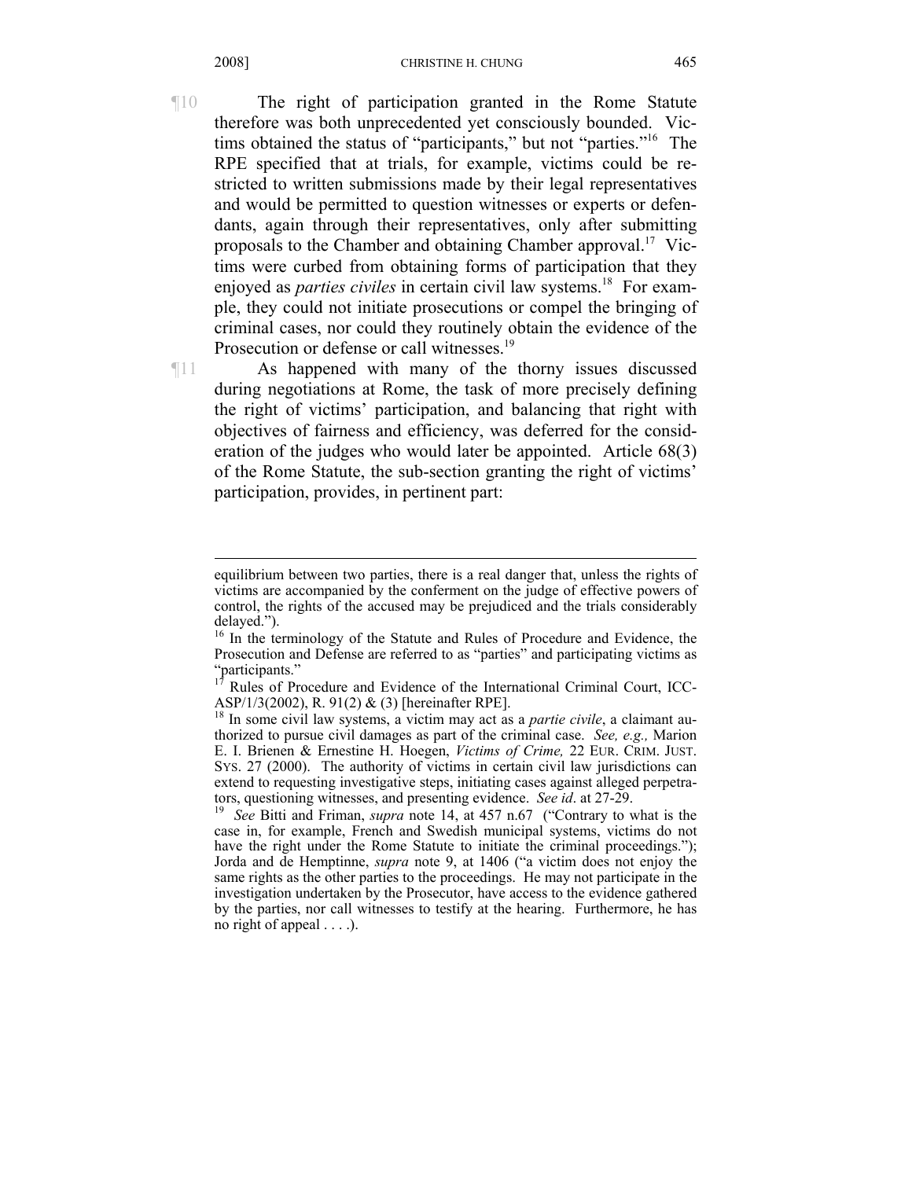¶10 The right of participation granted in the Rome Statute therefore was both unprecedented yet consciously bounded. Victims obtained the status of "participants," but not "parties."[16] The RPE specified that at trials, for example, victims could be restricted to written submissions made by their legal representatives and would be permitted to question witnesses or experts or defendants, again through their representatives, only after submitting proposals to the Chamber and obtaining Chamber approval.[17] Victims were curbed from obtaining forms of participation that they enjoyed as *parties civiles* in certain civil law systems.[18] For example, they could not initiate prosecutions or compel the bringing of criminal cases, nor could they routinely obtain the evidence of the Prosecution or defense or call witnesses.[19]

¶11 As happened with many of the thorny issues discussed during negotiations at Rome, the task of more precisely defining the right of victims' participation, and balancing that right with objectives of fairness and efficiency, was deferred for the consideration of the judges who would later be appointed. Article 68(3) of the Rome Statute, the sub-section granting the right of victims' participation, provides, in pertinent part:

---

equilibrium between two parties, there is a real danger that, unless the rights of victims are accompanied by the conferment on the judge of effective powers of control, the rights of the accused may be prejudiced and the trials considerably delayed.").

[16] In the terminology of the Statute and Rules of Procedure and Evidence, the Prosecution and Defense are referred to as "parties" and participating victims as "participants."

[17] Rules of Procedure and Evidence of the International Criminal Court, ICC-ASP/1/3(2002), R. 91(2) & (3) [hereinafter RPE].

[18] In some civil law systems, a victim may act as a *partie civile*, a claimant authorized to pursue civil damages as part of the criminal case. *See, e.g.,* Marion E. I. Brienen & Ernestine H. Hoegen, *Victims of Crime,* 22 EUR. CRIM. JUST. SYS. 27 (2000). The authority of victims in certain civil law jurisdictions can extend to requesting investigative steps, initiating cases against alleged perpetrators, questioning witnesses, and presenting evidence. *See id*. at 27-29.

[19] *See* Bitti and Friman, *supra* note 14, at 457 n.67 ("Contrary to what is the case in, for example, French and Swedish municipal systems, victims do not have the right under the Rome Statute to initiate the criminal proceedings."); Jorda and de Hemptinne, *supra* note 9, at 1406 ("a victim does not enjoy the same rights as the other parties to the proceedings. He may not participate in the investigation undertaken by the Prosecutor, have access to the evidence gathered by the parties, nor call witnesses to testify at the hearing. Furthermore, he has no right of appeal . . . .).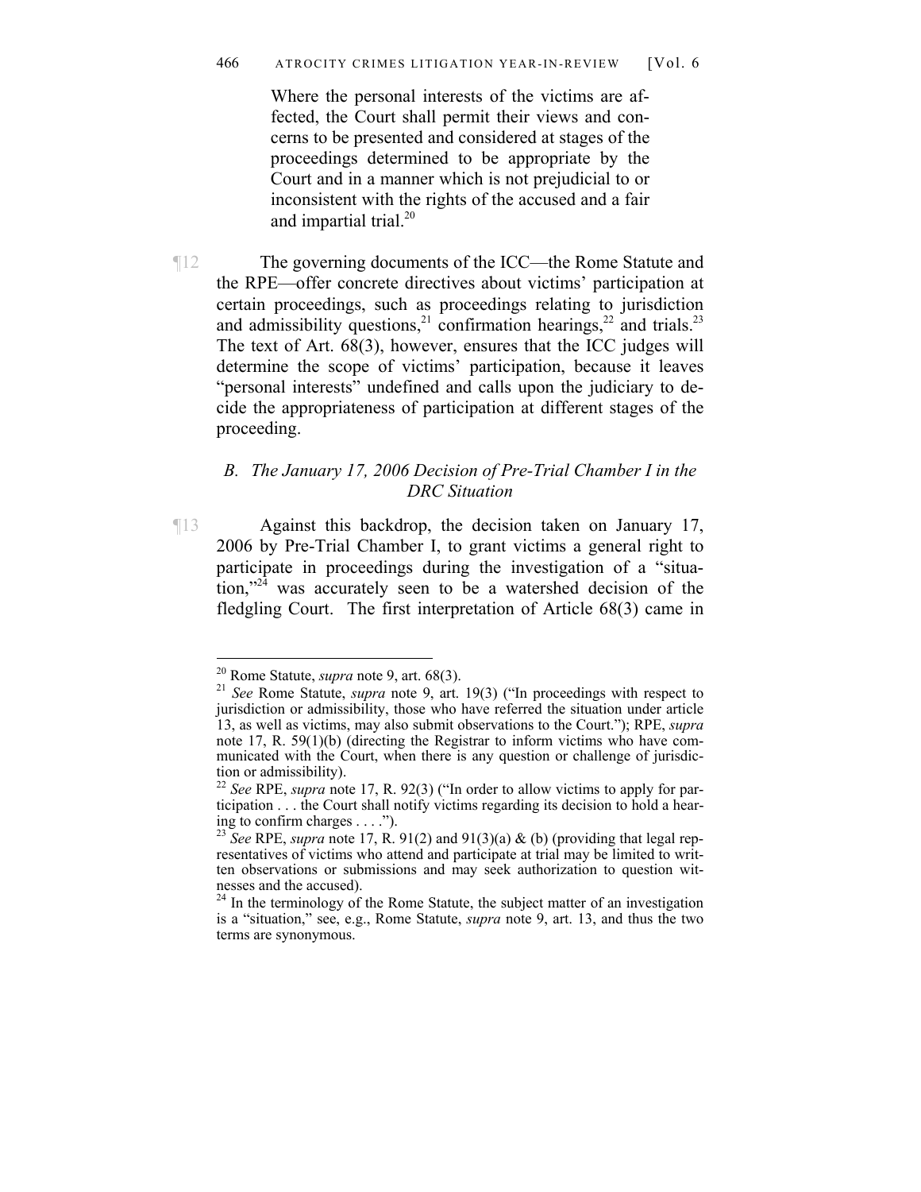> Where the personal interests of the victims are affected, the Court shall permit their views and concerns to be presented and considered at stages of the proceedings determined to be appropriate by the Court and in a manner which is not prejudicial to or inconsistent with the rights of the accused and a fair and impartial trial.[20]

¶12 The governing documents of the ICC—the Rome Statute and the RPE—offer concrete directives about victims' participation at certain proceedings, such as proceedings relating to jurisdiction and admissibility questions,[21] confirmation hearings,[22] and trials.[23] The text of Art. 68(3), however, ensures that the ICC judges will determine the scope of victims' participation, because it leaves "personal interests" undefined and calls upon the judiciary to decide the appropriateness of participation at different stages of the proceeding.

### *B. The January 17, 2006 Decision of Pre-Trial Chamber I in the DRC Situation*

¶13 Against this backdrop, the decision taken on January 17, 2006 by Pre-Trial Chamber I, to grant victims a general right to participate in proceedings during the investigation of a "situation,"[24] was accurately seen to be a watershed decision of the fledgling Court. The first interpretation of Article 68(3) came in

---

[20] Rome Statute, *supra* note 9, art. 68(3).

[21] *See* Rome Statute, *supra* note 9, art. 19(3) ("In proceedings with respect to jurisdiction or admissibility, those who have referred the situation under article 13, as well as victims, may also submit observations to the Court."); RPE, *supra* note 17, R. 59(1)(b) (directing the Registrar to inform victims who have communicated with the Court, when there is any question or challenge of jurisdiction or admissibility).

[22] *See* RPE, *supra* note 17, R. 92(3) ("In order to allow victims to apply for participation . . . the Court shall notify victims regarding its decision to hold a hearing to confirm charges . . . .").

[23] *See* RPE, *supra* note 17, R. 91(2) and 91(3)(a) & (b) (providing that legal representatives of victims who attend and participate at trial may be limited to written observations or submissions and may seek authorization to question witnesses and the accused).

[24] In the terminology of the Rome Statute, the subject matter of an investigation is a "situation," see, e.g., Rome Statute, *supra* note 9, art. 13, and thus the two terms are synonymous.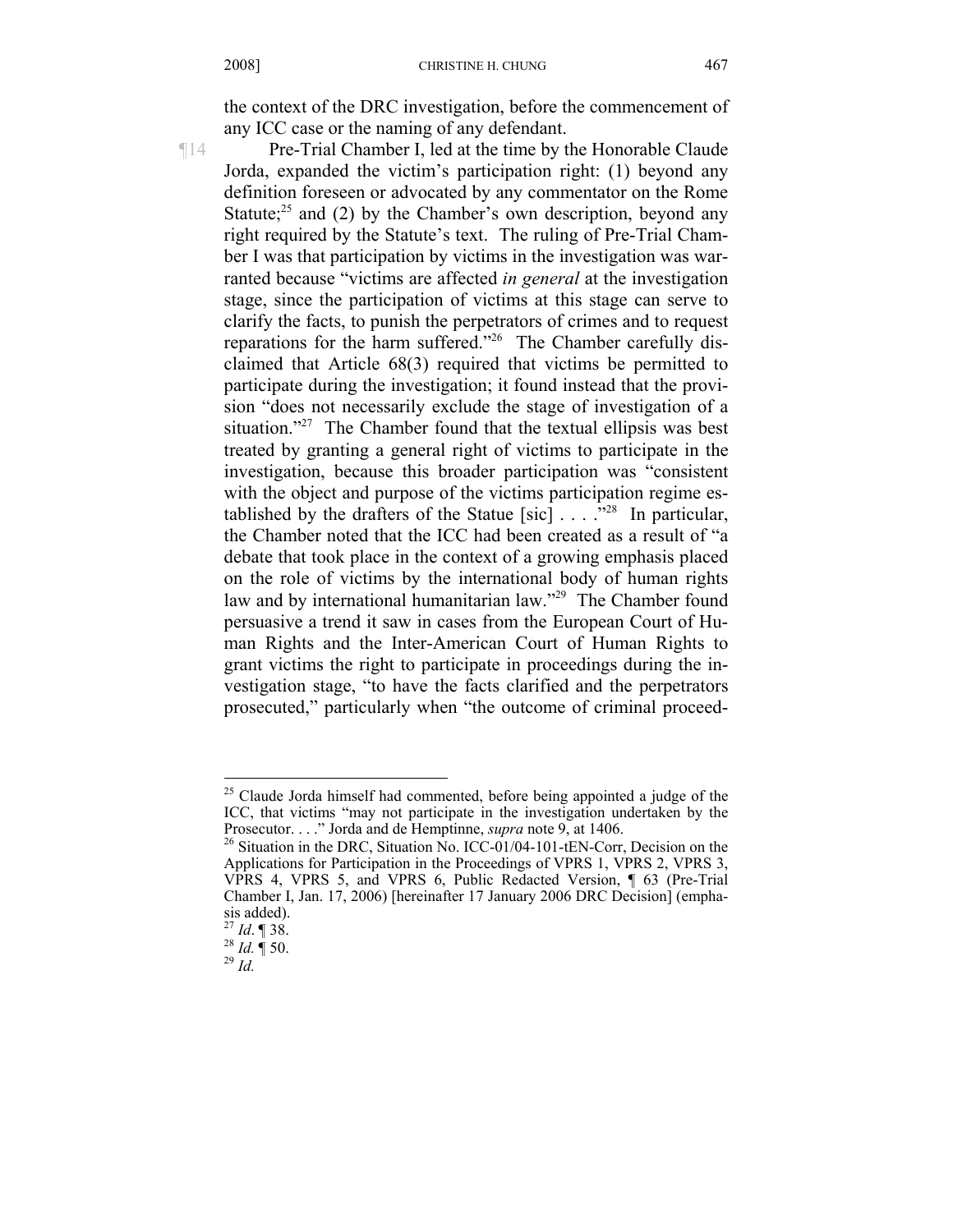the context of the DRC investigation, before the commencement of any ICC case or the naming of any defendant.

¶14 Pre-Trial Chamber I, led at the time by the Honorable Claude Jorda, expanded the victim's participation right: (1) beyond any definition foreseen or advocated by any commentator on the Rome Statute;[25] and (2) by the Chamber's own description, beyond any right required by the Statute's text. The ruling of Pre-Trial Chamber I was that participation by victims in the investigation was warranted because "victims are affected *in general* at the investigation stage, since the participation of victims at this stage can serve to clarify the facts, to punish the perpetrators of crimes and to request reparations for the harm suffered."[26] The Chamber carefully disclaimed that Article 68(3) required that victims be permitted to participate during the investigation; it found instead that the provision "does not necessarily exclude the stage of investigation of a situation."[27] The Chamber found that the textual ellipsis was best treated by granting a general right of victims to participate in the investigation, because this broader participation was "consistent with the object and purpose of the victims participation regime established by the drafters of the Statue [sic] . . . ."[28] In particular, the Chamber noted that the ICC had been created as a result of "a debate that took place in the context of a growing emphasis placed on the role of victims by the international body of human rights law and by international humanitarian law."[29] The Chamber found persuasive a trend it saw in cases from the European Court of Human Rights and the Inter-American Court of Human Rights to grant victims the right to participate in proceedings during the investigation stage, "to have the facts clarified and the perpetrators prosecuted," particularly when "the outcome of criminal proceed-

---

[25] Claude Jorda himself had commented, before being appointed a judge of the ICC, that victims "may not participate in the investigation undertaken by the Prosecutor. . . ." Jorda and de Hemptinne, *supra* note 9, at 1406.

[26] Situation in the DRC, Situation No. ICC-01/04-101-tEN-Corr, Decision on the Applications for Participation in the Proceedings of VPRS 1, VPRS 2, VPRS 3, VPRS 4, VPRS 5, and VPRS 6, Public Redacted Version, ¶ 63 (Pre-Trial Chamber I, Jan. 17, 2006) [hereinafter 17 January 2006 DRC Decision] (emphasis added).

[27] *Id*. ¶ 38.

[28] *Id.* ¶ 50.

[29] *Id.*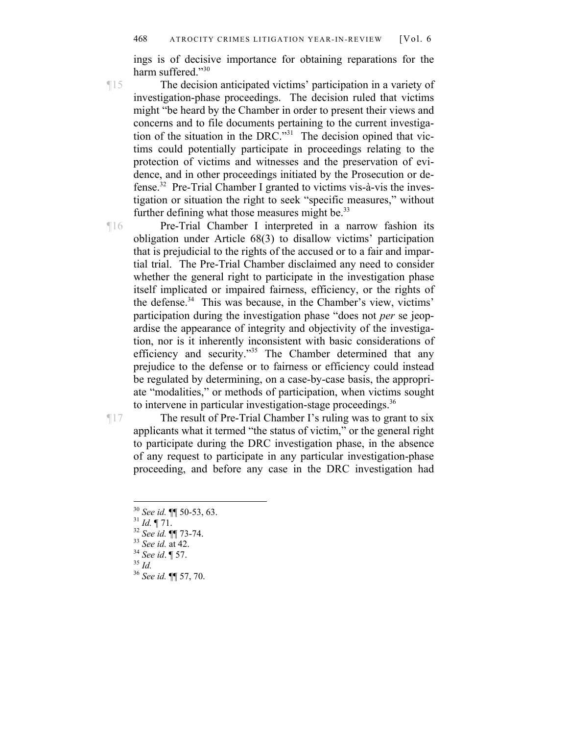ings is of decisive importance for obtaining reparations for the harm suffered."[30]

¶15 The decision anticipated victims' participation in a variety of investigation-phase proceedings. The decision ruled that victims might "be heard by the Chamber in order to present their views and concerns and to file documents pertaining to the current investigation of the situation in the DRC."[31] The decision opined that victims could potentially participate in proceedings relating to the protection of victims and witnesses and the preservation of evidence, and in other proceedings initiated by the Prosecution or defense.[32] Pre-Trial Chamber I granted to victims vis-à-vis the investigation or situation the right to seek "specific measures," without further defining what those measures might be.[33]

¶16 Pre-Trial Chamber I interpreted in a narrow fashion its obligation under Article 68(3) to disallow victims' participation that is prejudicial to the rights of the accused or to a fair and impartial trial. The Pre-Trial Chamber disclaimed any need to consider whether the general right to participate in the investigation phase itself implicated or impaired fairness, efficiency, or the rights of the defense.[34] This was because, in the Chamber's view, victims' participation during the investigation phase "does not *per* se jeopardise the appearance of integrity and objectivity of the investigation, nor is it inherently inconsistent with basic considerations of efficiency and security."[35] The Chamber determined that any prejudice to the defense or to fairness or efficiency could instead be regulated by determining, on a case-by-case basis, the appropriate "modalities," or methods of participation, when victims sought to intervene in particular investigation-stage proceedings.[36]

¶17 The result of Pre-Trial Chamber I's ruling was to grant to six applicants what it termed "the status of victim," or the general right to participate during the DRC investigation phase, in the absence of any request to participate in any particular investigation-phase proceeding, and before any case in the DRC investigation had

---

[30] *See id.* ¶¶ 50-53, 63.
[31] *Id.* ¶ 71.
[32] *See id.* ¶¶ 73-74.
[33] *See id.* at 42.
[34] *See id*. ¶ 57.
[35] *Id.*
[36] *See id.* ¶¶ 57, 70.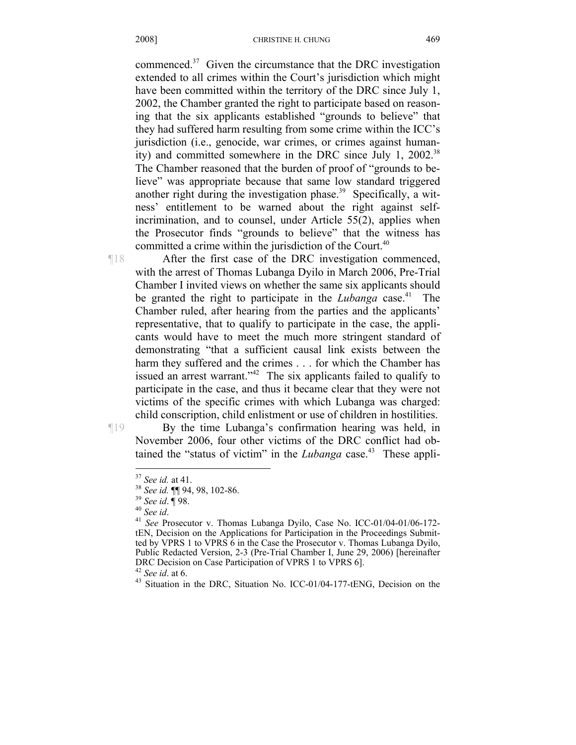commenced.[37] Given the circumstance that the DRC investigation extended to all crimes within the Court's jurisdiction which might have been committed within the territory of the DRC since July 1, 2002, the Chamber granted the right to participate based on reasoning that the six applicants established "grounds to believe" that they had suffered harm resulting from some crime within the ICC's jurisdiction (i.e., genocide, war crimes, or crimes against humanity) and committed somewhere in the DRC since July 1, 2002.[38] The Chamber reasoned that the burden of proof of "grounds to believe" was appropriate because that same low standard triggered another right during the investigation phase.[39] Specifically, a witness' entitlement to be warned about the right against self-incrimination, and to counsel, under Article 55(2), applies when the Prosecutor finds "grounds to believe" that the witness has committed a crime within the jurisdiction of the Court.[40]

¶18 After the first case of the DRC investigation commenced, with the arrest of Thomas Lubanga Dyilo in March 2006, Pre-Trial Chamber I invited views on whether the same six applicants should be granted the right to participate in the *Lubanga* case.[41] The Chamber ruled, after hearing from the parties and the applicants' representative, that to qualify to participate in the case, the applicants would have to meet the much more stringent standard of demonstrating "that a sufficient causal link exists between the harm they suffered and the crimes . . . for which the Chamber has issued an arrest warrant."[42] The six applicants failed to qualify to participate in the case, and thus it became clear that they were not victims of the specific crimes with which Lubanga was charged: child conscription, child enlistment or use of children in hostilities.

¶19 By the time Lubanga's confirmation hearing was held, in November 2006, four other victims of the DRC conflict had obtained the "status of victim" in the *Lubanga* case.[43] These appli-

---

[37] *See id.* at 41.

[38] *See id.* ¶¶ 94, 98, 102-86.

[39] *See id*. ¶ 98.

[40] *See id*.

[41] *See* Prosecutor v. Thomas Lubanga Dyilo, Case No. ICC-01/04-01/06-172-tEN, Decision on the Applications for Participation in the Proceedings Submitted by VPRS 1 to VPRS 6 in the Case the Prosecutor v. Thomas Lubanga Dyilo, Public Redacted Version, 2-3 (Pre-Trial Chamber I, June 29, 2006) [hereinafter DRC Decision on Case Participation of VPRS 1 to VPRS 6].

[42] *See id*. at 6.

[43] Situation in the DRC, Situation No. ICC-01/04-177-tENG, Decision on the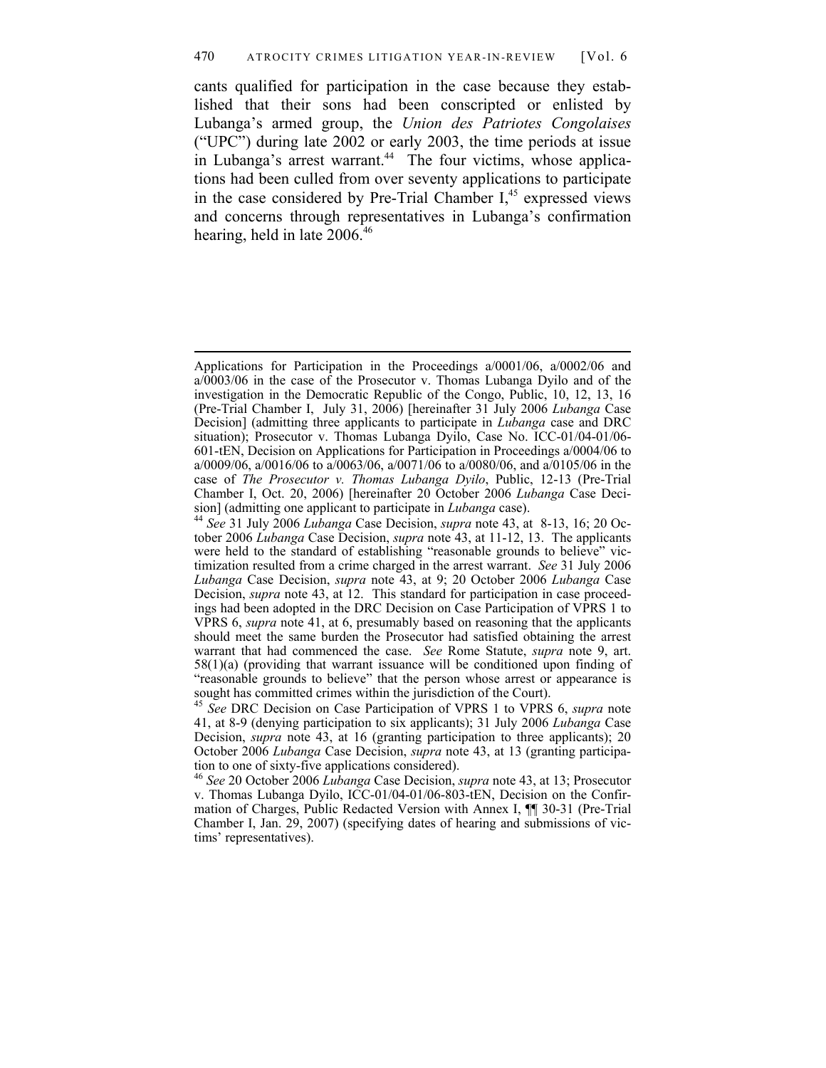cants qualified for participation in the case because they established that their sons had been conscripted or enlisted by Lubanga's armed group, the *Union des Patriotes Congolaises* ("UPC") during late 2002 or early 2003, the time periods at issue in Lubanga's arrest warrant.[44] The four victims, whose applications had been culled from over seventy applications to participate in the case considered by Pre-Trial Chamber I,[45] expressed views and concerns through representatives in Lubanga's confirmation hearing, held in late 2006.[46]

---

Applications for Participation in the Proceedings a/0001/06, a/0002/06 and a/0003/06 in the case of the Prosecutor v. Thomas Lubanga Dyilo and of the investigation in the Democratic Republic of the Congo, Public, 10, 12, 13, 16 (Pre-Trial Chamber I, July 31, 2006) [hereinafter 31 July 2006 *Lubanga* Case Decision] (admitting three applicants to participate in *Lubanga* case and DRC situation); Prosecutor v. Thomas Lubanga Dyilo, Case No. ICC-01/04-01/06-601-tEN, Decision on Applications for Participation in Proceedings a/0004/06 to a/0009/06, a/0016/06 to a/0063/06, a/0071/06 to a/0080/06, and a/0105/06 in the case of *The Prosecutor v. Thomas Lubanga Dyilo*, Public, 12-13 (Pre-Trial Chamber I, Oct. 20, 2006) [hereinafter 20 October 2006 *Lubanga* Case Decision] (admitting one applicant to participate in *Lubanga* case).

[44] *See* 31 July 2006 *Lubanga* Case Decision, *supra* note 43, at 8-13, 16; 20 October 2006 *Lubanga* Case Decision, *supra* note 43, at 11-12, 13. The applicants were held to the standard of establishing "reasonable grounds to believe" victimization resulted from a crime charged in the arrest warrant. *See* 31 July 2006 *Lubanga* Case Decision, *supra* note 43, at 9; 20 October 2006 *Lubanga* Case Decision, *supra* note 43, at 12. This standard for participation in case proceedings had been adopted in the DRC Decision on Case Participation of VPRS 1 to VPRS 6, *supra* note 41, at 6, presumably based on reasoning that the applicants should meet the same burden the Prosecutor had satisfied obtaining the arrest warrant that had commenced the case. *See* Rome Statute, *supra* note 9, art. 58(1)(a) (providing that warrant issuance will be conditioned upon finding of "reasonable grounds to believe" that the person whose arrest or appearance is sought has committed crimes within the jurisdiction of the Court).

[45] *See* DRC Decision on Case Participation of VPRS 1 to VPRS 6, *supra* note 41, at 8-9 (denying participation to six applicants); 31 July 2006 *Lubanga* Case Decision, *supra* note 43, at 16 (granting participation to three applicants); 20 October 2006 *Lubanga* Case Decision, *supra* note 43, at 13 (granting participation to one of sixty-five applications considered).

[46] *See* 20 October 2006 *Lubanga* Case Decision, *supra* note 43, at 13; Prosecutor v. Thomas Lubanga Dyilo, ICC-01/04-01/06-803-tEN, Decision on the Confirmation of Charges, Public Redacted Version with Annex I, ¶¶ 30-31 (Pre-Trial Chamber I, Jan. 29, 2007) (specifying dates of hearing and submissions of victims' representatives).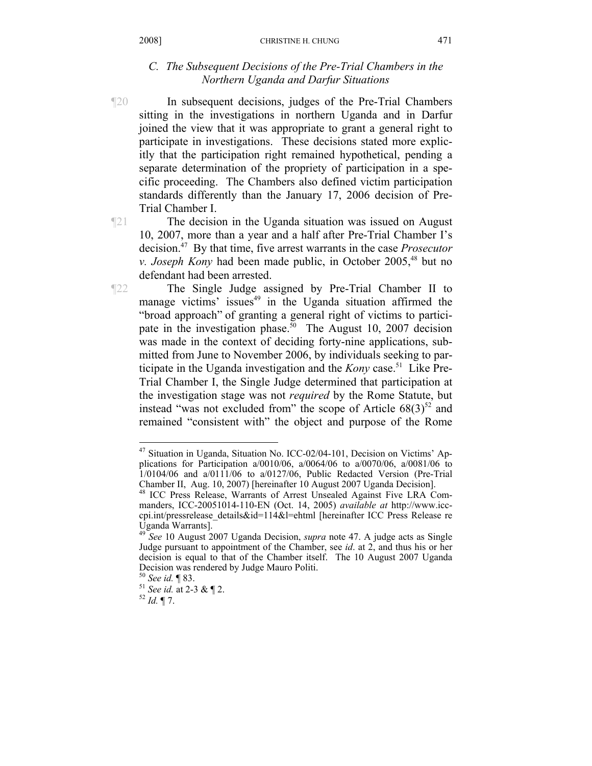### C. *The Subsequent Decisions of the Pre-Trial Chambers in the Northern Uganda and Darfur Situations*

¶20 In subsequent decisions, judges of the Pre-Trial Chambers sitting in the investigations in northern Uganda and in Darfur joined the view that it was appropriate to grant a general right to participate in investigations. These decisions stated more explicitly that the participation right remained hypothetical, pending a separate determination of the propriety of participation in a specific proceeding. The Chambers also defined victim participation standards differently than the January 17, 2006 decision of Pre-Trial Chamber I.

¶21 The decision in the Uganda situation was issued on August 10, 2007, more than a year and a half after Pre-Trial Chamber I's decision.[47] By that time, five arrest warrants in the case *Prosecutor v. Joseph Kony* had been made public, in October 2005,[48] but no defendant had been arrested.

¶22 The Single Judge assigned by Pre-Trial Chamber II to manage victims' issues[49] in the Uganda situation affirmed the "broad approach" of granting a general right of victims to participate in the investigation phase.[50] The August 10, 2007 decision was made in the context of deciding forty-nine applications, submitted from June to November 2006, by individuals seeking to participate in the Uganda investigation and the *Kony* case.[51] Like Pre-Trial Chamber I, the Single Judge determined that participation at the investigation stage was not *required* by the Rome Statute, but instead "was not excluded from" the scope of Article 68(3)[52] and remained "consistent with" the object and purpose of the Rome

---

[47] Situation in Uganda, Situation No. ICC-02/04-101, Decision on Victims' Applications for Participation a/0010/06, a/0064/06 to a/0070/06, a/0081/06 to 1/0104/06 and a/0111/06 to a/0127/06, Public Redacted Version (Pre-Trial Chamber II, Aug. 10, 2007) [hereinafter 10 August 2007 Uganda Decision].

[48] ICC Press Release, Warrants of Arrest Unsealed Against Five LRA Commanders, ICC-20051014-110-EN (Oct. 14, 2005) *available at* http://www.icc-cpi.int/pressrelease_details&id=114&l=ehtml [hereinafter ICC Press Release re Uganda Warrants].

[49] *See* 10 August 2007 Uganda Decision, *supra* note 47. A judge acts as Single Judge pursuant to appointment of the Chamber, see *id*. at 2, and thus his or her decision is equal to that of the Chamber itself. The 10 August 2007 Uganda Decision was rendered by Judge Mauro Politi.

[50] *See id.* ¶ 83.

[51] *See id.* at 2-3 & ¶ 2.

[52] *Id.* ¶ 7.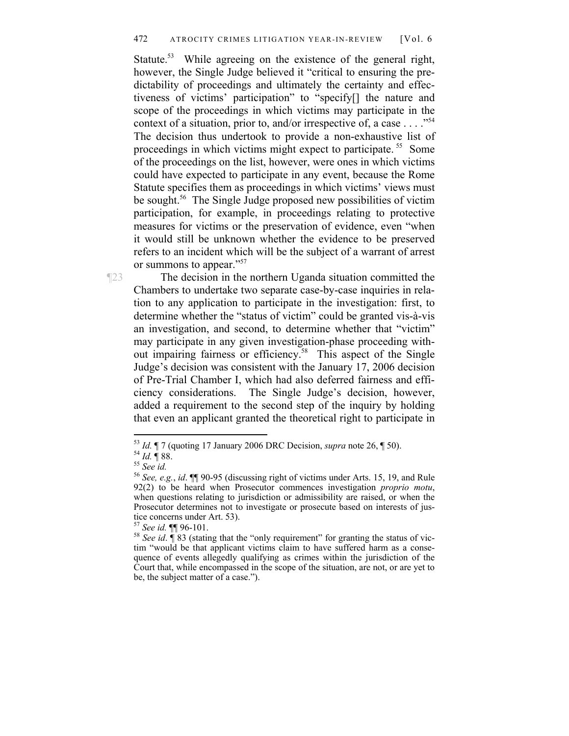Statute.[53] While agreeing on the existence of the general right, however, the Single Judge believed it "critical to ensuring the predictability of proceedings and ultimately the certainty and effectiveness of victims' participation" to "specify[] the nature and scope of the proceedings in which victims may participate in the context of a situation, prior to, and/or irrespective of, a case . . . ."[54] The decision thus undertook to provide a non-exhaustive list of proceedings in which victims might expect to participate.[55] Some of the proceedings on the list, however, were ones in which victims could have expected to participate in any event, because the Rome Statute specifies them as proceedings in which victims' views must be sought.[56] The Single Judge proposed new possibilities of victim participation, for example, in proceedings relating to protective measures for victims or the preservation of evidence, even "when it would still be unknown whether the evidence to be preserved refers to an incident which will be the subject of a warrant of arrest or summons to appear."[57]

¶23 The decision in the northern Uganda situation committed the Chambers to undertake two separate case-by-case inquiries in relation to any application to participate in the investigation: first, to determine whether the "status of victim" could be granted vis-à-vis an investigation, and second, to determine whether that "victim" may participate in any given investigation-phase proceeding without impairing fairness or efficiency.[58] This aspect of the Single Judge's decision was consistent with the January 17, 2006 decision of Pre-Trial Chamber I, which had also deferred fairness and efficiency considerations. The Single Judge's decision, however, added a requirement to the second step of the inquiry by holding that even an applicant granted the theoretical right to participate in

---

[53] *Id.* ¶ 7 (quoting 17 January 2006 DRC Decision, *supra* note 26, ¶ 50).

[54] *Id.* ¶ 88.

[55] *See id.*

[56] *See, e.g.*, *id*. ¶¶ 90-95 (discussing right of victims under Arts. 15, 19, and Rule 92(2) to be heard when Prosecutor commences investigation *proprio motu*, when questions relating to jurisdiction or admissibility are raised, or when the Prosecutor determines not to investigate or prosecute based on interests of justice concerns under Art. 53).

[57] *See id.* ¶¶ 96-101.

[58] *See id*. ¶ 83 (stating that the "only requirement" for granting the status of victim "would be that applicant victims claim to have suffered harm as a consequence of events allegedly qualifying as crimes within the jurisdiction of the Court that, while encompassed in the scope of the situation, are not, or are yet to be, the subject matter of a case.").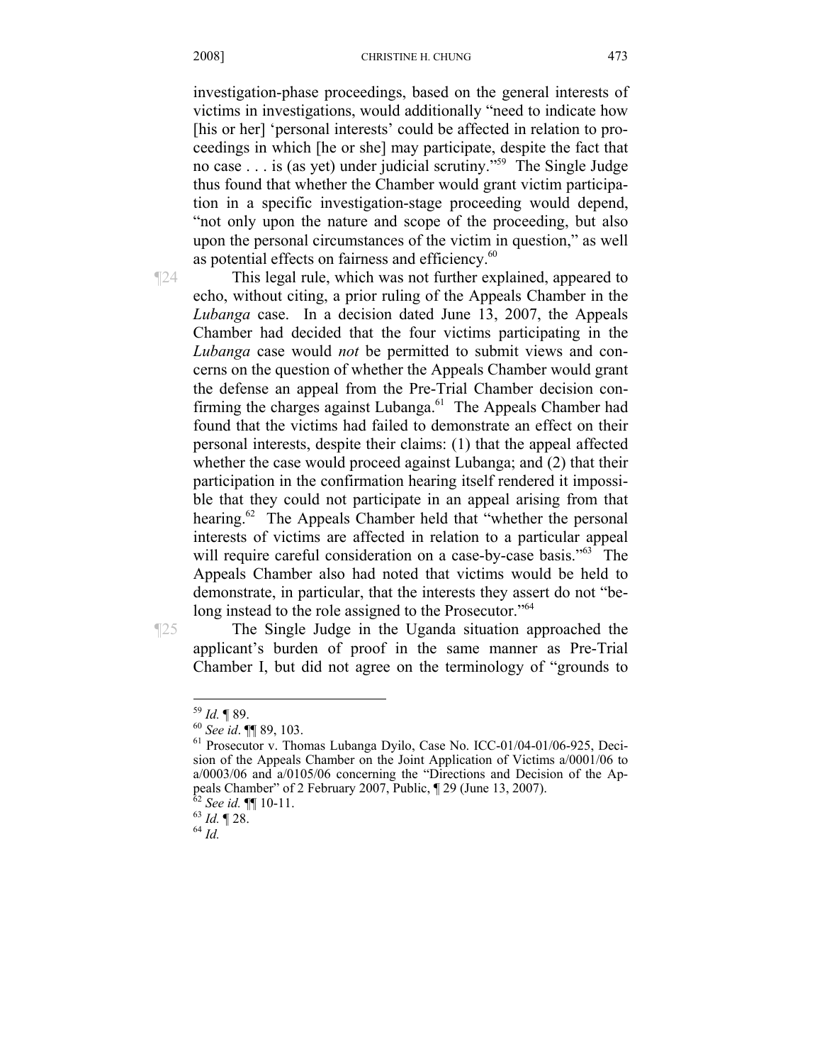investigation-phase proceedings, based on the general interests of victims in investigations, would additionally "need to indicate how [his or her] 'personal interests' could be affected in relation to proceedings in which [he or she] may participate, despite the fact that no case . . . is (as yet) under judicial scrutiny."[59] The Single Judge thus found that whether the Chamber would grant victim participation in a specific investigation-stage proceeding would depend, "not only upon the nature and scope of the proceeding, but also upon the personal circumstances of the victim in question," as well as potential effects on fairness and efficiency.[60]

¶24 This legal rule, which was not further explained, appeared to echo, without citing, a prior ruling of the Appeals Chamber in the *Lubanga* case. In a decision dated June 13, 2007, the Appeals Chamber had decided that the four victims participating in the *Lubanga* case would *not* be permitted to submit views and concerns on the question of whether the Appeals Chamber would grant the defense an appeal from the Pre-Trial Chamber decision confirming the charges against Lubanga.[61] The Appeals Chamber had found that the victims had failed to demonstrate an effect on their personal interests, despite their claims: (1) that the appeal affected whether the case would proceed against Lubanga; and (2) that their participation in the confirmation hearing itself rendered it impossible that they could not participate in an appeal arising from that hearing.[62] The Appeals Chamber held that "whether the personal interests of victims are affected in relation to a particular appeal will require careful consideration on a case-by-case basis."[63] The Appeals Chamber also had noted that victims would be held to demonstrate, in particular, that the interests they assert do not "belong instead to the role assigned to the Prosecutor."[64]

¶25 The Single Judge in the Uganda situation approached the applicant's burden of proof in the same manner as Pre-Trial Chamber I, but did not agree on the terminology of "grounds to

---

[59] *Id.* ¶ 89.

[60] *See id*. ¶¶ 89, 103.

[61] Prosecutor v. Thomas Lubanga Dyilo, Case No. ICC-01/04-01/06-925, Decision of the Appeals Chamber on the Joint Application of Victims a/0001/06 to a/0003/06 and a/0105/06 concerning the "Directions and Decision of the Appeals Chamber" of 2 February 2007, Public, ¶ 29 (June 13, 2007).

[62] *See id.* ¶¶ 10-11.

[63] *Id.* ¶ 28.

[64] *Id.*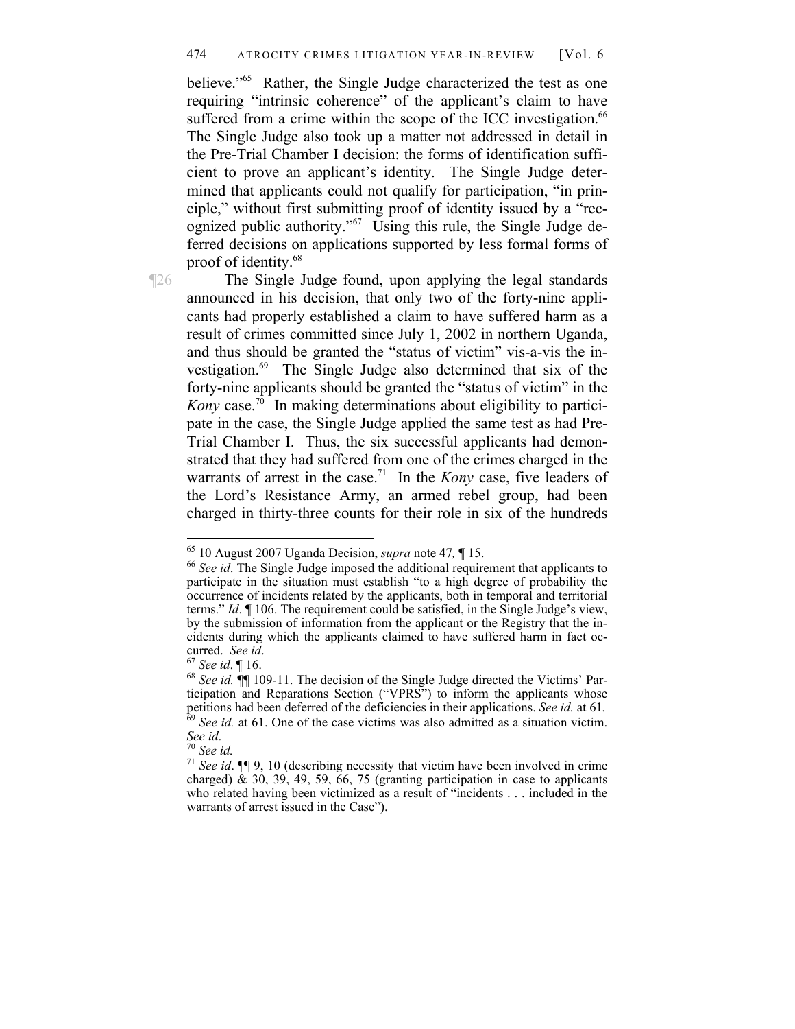believe."[65] Rather, the Single Judge characterized the test as one requiring "intrinsic coherence" of the applicant's claim to have suffered from a crime within the scope of the ICC investigation.[66] The Single Judge also took up a matter not addressed in detail in the Pre-Trial Chamber I decision: the forms of identification sufficient to prove an applicant's identity. The Single Judge determined that applicants could not qualify for participation, "in principle," without first submitting proof of identity issued by a "recognized public authority."[67] Using this rule, the Single Judge deferred decisions on applications supported by less formal forms of proof of identity.[68]

¶26 The Single Judge found, upon applying the legal standards announced in his decision, that only two of the forty-nine applicants had properly established a claim to have suffered harm as a result of crimes committed since July 1, 2002 in northern Uganda, and thus should be granted the "status of victim" vis-a-vis the investigation.[69] The Single Judge also determined that six of the forty-nine applicants should be granted the "status of victim" in the *Kony* case.[70] In making determinations about eligibility to participate in the case, the Single Judge applied the same test as had Pre-Trial Chamber I. Thus, the six successful applicants had demonstrated that they had suffered from one of the crimes charged in the warrants of arrest in the case.[71] In the *Kony* case, five leaders of the Lord's Resistance Army, an armed rebel group, had been charged in thirty-three counts for their role in six of the hundreds

---

[65] 10 August 2007 Uganda Decision, *supra* note 47, ¶ 15.

[66] *See id*. The Single Judge imposed the additional requirement that applicants to participate in the situation must establish "to a high degree of probability the occurrence of incidents related by the applicants, both in temporal and territorial terms." *Id*. ¶ 106. The requirement could be satisfied, in the Single Judge's view, by the submission of information from the applicant or the Registry that the incidents during which the applicants claimed to have suffered harm in fact occurred. *See id*.

[67] *See id*. ¶ 16.

[68] *See id.* ¶¶ 109-11. The decision of the Single Judge directed the Victims' Participation and Reparations Section ("VPRS") to inform the applicants whose petitions had been deferred of the deficiencies in their applications. *See id.* at 61.

[69] *See id.* at 61. One of the case victims was also admitted as a situation victim. *See id*.

[70] *See id.*

[71] *See id*. ¶¶ 9, 10 (describing necessity that victim have been involved in crime charged) & 30, 39, 49, 59, 66, 75 (granting participation in case to applicants who related having been victimized as a result of "incidents . . . included in the warrants of arrest issued in the Case").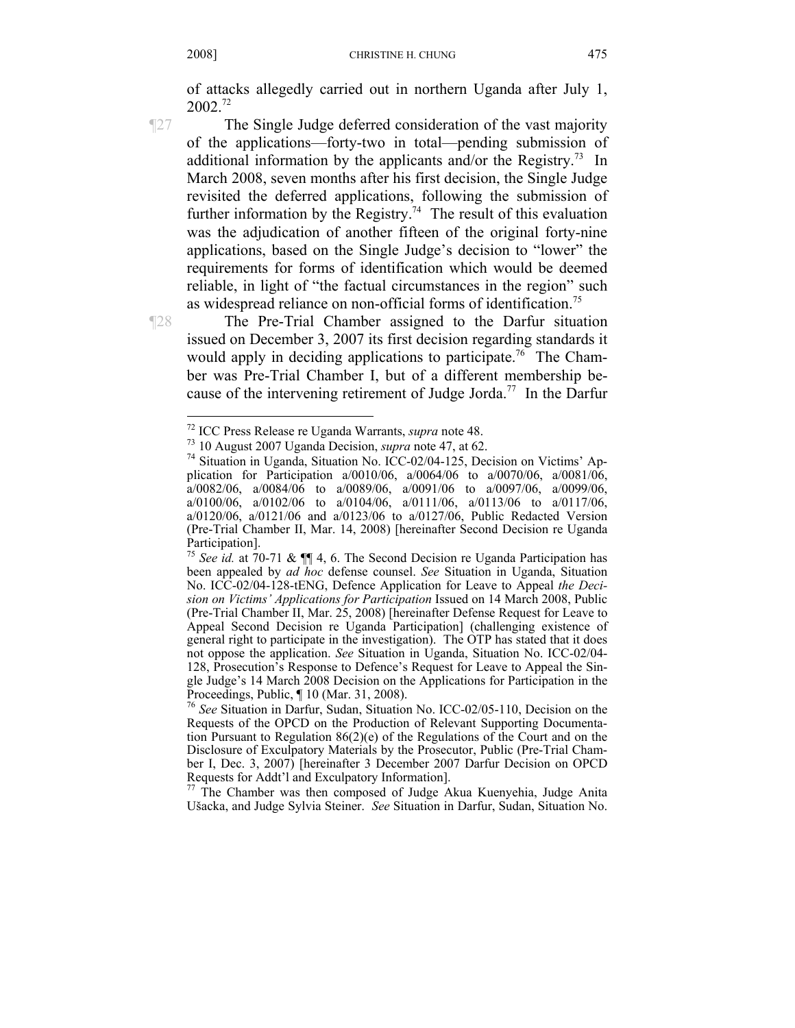of attacks allegedly carried out in northern Uganda after July 1, 2002.[72]

¶27 The Single Judge deferred consideration of the vast majority of the applications—forty-two in total—pending submission of additional information by the applicants and/or the Registry.[73] In March 2008, seven months after his first decision, the Single Judge revisited the deferred applications, following the submission of further information by the Registry.[74] The result of this evaluation was the adjudication of another fifteen of the original forty-nine applications, based on the Single Judge's decision to "lower" the requirements for forms of identification which would be deemed reliable, in light of "the factual circumstances in the region" such as widespread reliance on non-official forms of identification.[75]

¶28 The Pre-Trial Chamber assigned to the Darfur situation issued on December 3, 2007 its first decision regarding standards it would apply in deciding applications to participate.[76] The Chamber was Pre-Trial Chamber I, but of a different membership because of the intervening retirement of Judge Jorda.[77] In the Darfur

---

[72] ICC Press Release re Uganda Warrants, *supra* note 48.

[73] 10 August 2007 Uganda Decision, *supra* note 47, at 62.

[74] Situation in Uganda, Situation No. ICC-02/04-125, Decision on Victims' Application for Participation a/0010/06, a/0064/06 to a/0070/06, a/0081/06, a/0082/06, a/0084/06 to a/0089/06, a/0091/06 to a/0097/06, a/0099/06, a/0100/06, a/0102/06 to a/0104/06, a/0111/06, a/0113/06 to a/0117/06, a/0120/06, a/0121/06 and a/0123/06 to a/0127/06, Public Redacted Version (Pre-Trial Chamber II, Mar. 14, 2008) [hereinafter Second Decision re Uganda Participation].

[75] *See id.* at 70-71 & ¶¶ 4, 6. The Second Decision re Uganda Participation has been appealed by *ad hoc* defense counsel. *See* Situation in Uganda, Situation No. ICC-02/04-128-tENG, Defence Application for Leave to Appeal *the Decision on Victims' Applications for Participation* Issued on 14 March 2008, Public (Pre-Trial Chamber II, Mar. 25, 2008) [hereinafter Defense Request for Leave to Appeal Second Decision re Uganda Participation] (challenging existence of general right to participate in the investigation). The OTP has stated that it does not oppose the application. *See* Situation in Uganda, Situation No. ICC-02/04-128, Prosecution's Response to Defence's Request for Leave to Appeal the Single Judge's 14 March 2008 Decision on the Applications for Participation in the Proceedings, Public, ¶ 10 (Mar. 31, 2008).

[76] *See* Situation in Darfur, Sudan, Situation No. ICC-02/05-110, Decision on the Requests of the OPCD on the Production of Relevant Supporting Documentation Pursuant to Regulation 86(2)(e) of the Regulations of the Court and on the Disclosure of Exculpatory Materials by the Prosecutor, Public (Pre-Trial Chamber I, Dec. 3, 2007) [hereinafter 3 December 2007 Darfur Decision on OPCD Requests for Addt'l and Exculpatory Information].

[77] The Chamber was then composed of Judge Akua Kuenyehia, Judge Anita Ušacka, and Judge Sylvia Steiner. *See* Situation in Darfur, Sudan, Situation No.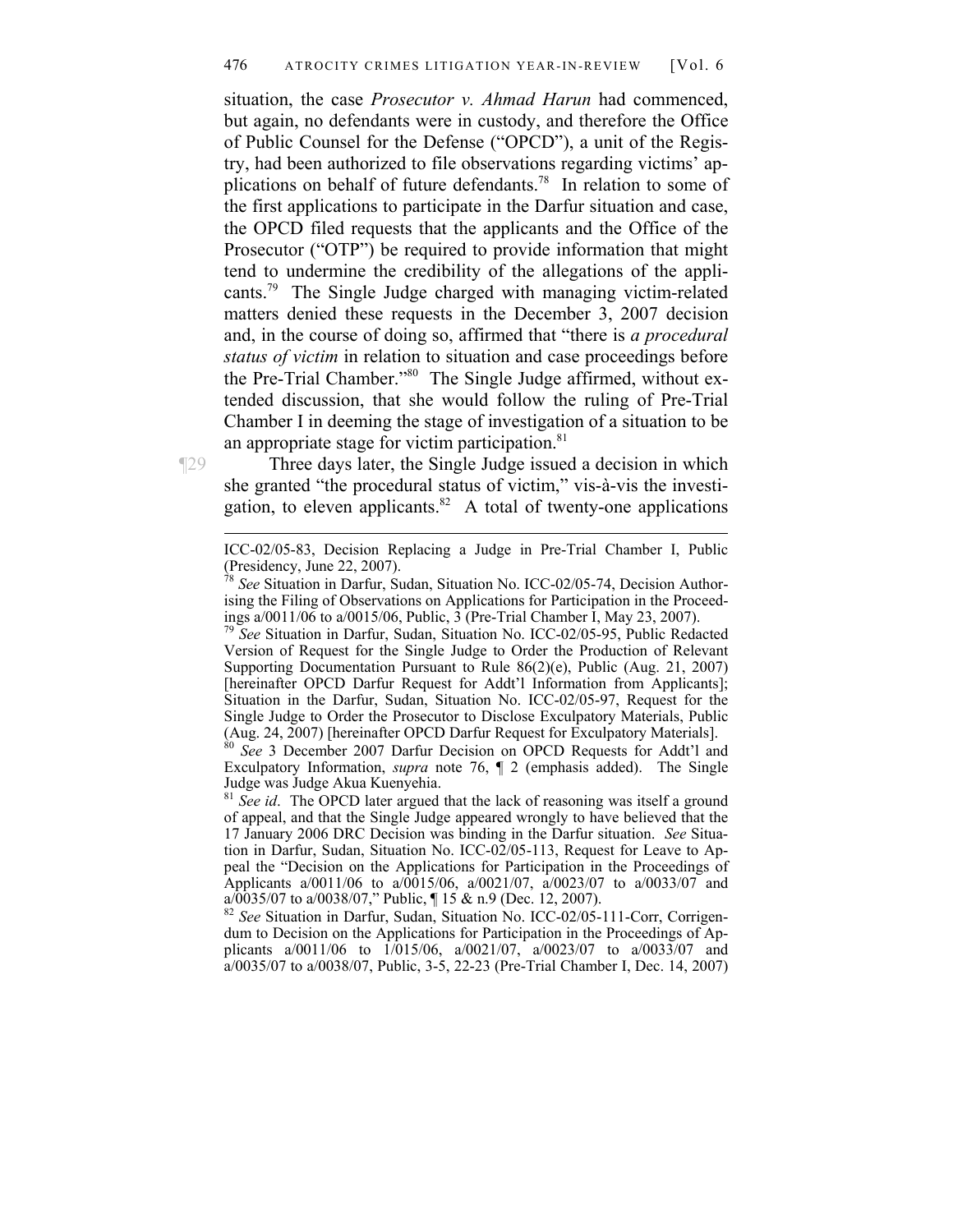situation, the case *Prosecutor v. Ahmad Harun* had commenced, but again, no defendants were in custody, and therefore the Office of Public Counsel for the Defense ("OPCD"), a unit of the Registry, had been authorized to file observations regarding victims' applications on behalf of future defendants.[78] In relation to some of the first applications to participate in the Darfur situation and case, the OPCD filed requests that the applicants and the Office of the Prosecutor ("OTP") be required to provide information that might tend to undermine the credibility of the allegations of the applicants.[79] The Single Judge charged with managing victim-related matters denied these requests in the December 3, 2007 decision and, in the course of doing so, affirmed that "there is *a procedural status of victim* in relation to situation and case proceedings before the Pre-Trial Chamber."[80] The Single Judge affirmed, without extended discussion, that she would follow the ruling of Pre-Trial Chamber I in deeming the stage of investigation of a situation to be an appropriate stage for victim participation.[81]

¶29 Three days later, the Single Judge issued a decision in which she granted "the procedural status of victim," vis-à-vis the investigation, to eleven applicants.[82] A total of twenty-one applications

---

ICC-02/05-83, Decision Replacing a Judge in Pre-Trial Chamber I, Public (Presidency, June 22, 2007).

[78] *See* Situation in Darfur, Sudan, Situation No. ICC-02/05-74, Decision Authorising the Filing of Observations on Applications for Participation in the Proceedings a/0011/06 to a/0015/06, Public, 3 (Pre-Trial Chamber I, May 23, 2007).

[79] *See* Situation in Darfur, Sudan, Situation No. ICC-02/05-95, Public Redacted Version of Request for the Single Judge to Order the Production of Relevant Supporting Documentation Pursuant to Rule 86(2)(e), Public (Aug. 21, 2007) [hereinafter OPCD Darfur Request for Addt'l Information from Applicants]; Situation in the Darfur, Sudan, Situation No. ICC-02/05-97, Request for the Single Judge to Order the Prosecutor to Disclose Exculpatory Materials, Public (Aug. 24, 2007) [hereinafter OPCD Darfur Request for Exculpatory Materials].

[80] *See* 3 December 2007 Darfur Decision on OPCD Requests for Addt'l and Exculpatory Information, *supra* note 76, ¶ 2 (emphasis added). The Single Judge was Judge Akua Kuenyehia.

[81] *See id*. The OPCD later argued that the lack of reasoning was itself a ground of appeal, and that the Single Judge appeared wrongly to have believed that the 17 January 2006 DRC Decision was binding in the Darfur situation. *See* Situation in Darfur, Sudan, Situation No. ICC-02/05-113, Request for Leave to Appeal the "Decision on the Applications for Participation in the Proceedings of Applicants a/0011/06 to a/0015/06, a/0021/07, a/0023/07 to a/0033/07 and a/0035/07 to a/0038/07," Public, ¶ 15 & n.9 (Dec. 12, 2007).

[82] *See* Situation in Darfur, Sudan, Situation No. ICC-02/05-111-Corr, Corrigendum to Decision on the Applications for Participation in the Proceedings of Applicants a/0011/06 to 1/015/06, a/0021/07, a/0023/07 to a/0033/07 and a/0035/07 to a/0038/07, Public, 3-5, 22-23 (Pre-Trial Chamber I, Dec. 14, 2007)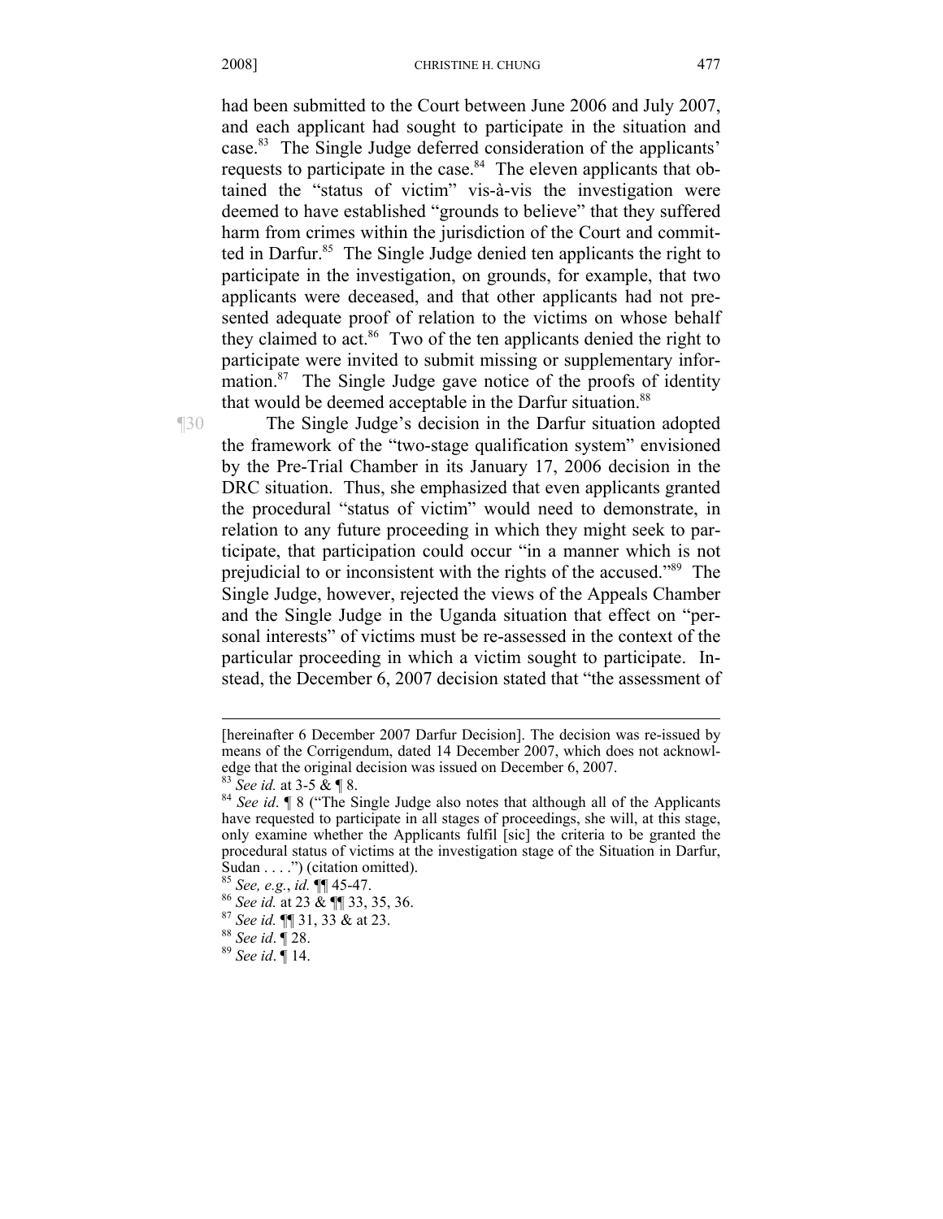had been submitted to the Court between June 2006 and July 2007, and each applicant had sought to participate in the situation and case.[83] The Single Judge deferred consideration of the applicants' requests to participate in the case.[84] The eleven applicants that obtained the "status of victim" vis-à-vis the investigation were deemed to have established "grounds to believe" that they suffered harm from crimes within the jurisdiction of the Court and committed in Darfur.[85] The Single Judge denied ten applicants the right to participate in the investigation, on grounds, for example, that two applicants were deceased, and that other applicants had not presented adequate proof of relation to the victims on whose behalf they claimed to act.[86] Two of the ten applicants denied the right to participate were invited to submit missing or supplementary information.[87] The Single Judge gave notice of the proofs of identity that would be deemed acceptable in the Darfur situation.[88]

¶30 The Single Judge's decision in the Darfur situation adopted the framework of the "two-stage qualification system" envisioned by the Pre-Trial Chamber in its January 17, 2006 decision in the DRC situation. Thus, she emphasized that even applicants granted the procedural "status of victim" would need to demonstrate, in relation to any future proceeding in which they might seek to participate, that participation could occur "in a manner which is not prejudicial to or inconsistent with the rights of the accused."[89] The Single Judge, however, rejected the views of the Appeals Chamber and the Single Judge in the Uganda situation that effect on "personal interests" of victims must be re-assessed in the context of the particular proceeding in which a victim sought to participate. Instead, the December 6, 2007 decision stated that "the assessment of

---

[hereinafter 6 December 2007 Darfur Decision]. The decision was re-issued by means of the Corrigendum, dated 14 December 2007, which does not acknowledge that the original decision was issued on December 6, 2007.

[83] *See id.* at 3-5 & ¶ 8.

[84] *See id*. ¶ 8 ("The Single Judge also notes that although all of the Applicants have requested to participate in all stages of proceedings, she will, at this stage, only examine whether the Applicants fulfil [sic] the criteria to be granted the procedural status of victims at the investigation stage of the Situation in Darfur, Sudan . . . .") (citation omitted).

[85] *See, e.g.*, *id.* ¶¶ 45-47.

[86] *See id.* at 23 & ¶¶ 33, 35, 36.

[87] *See id.* ¶¶ 31, 33 & at 23.

[88] *See id*. ¶ 28.

[89] *See id*. ¶ 14.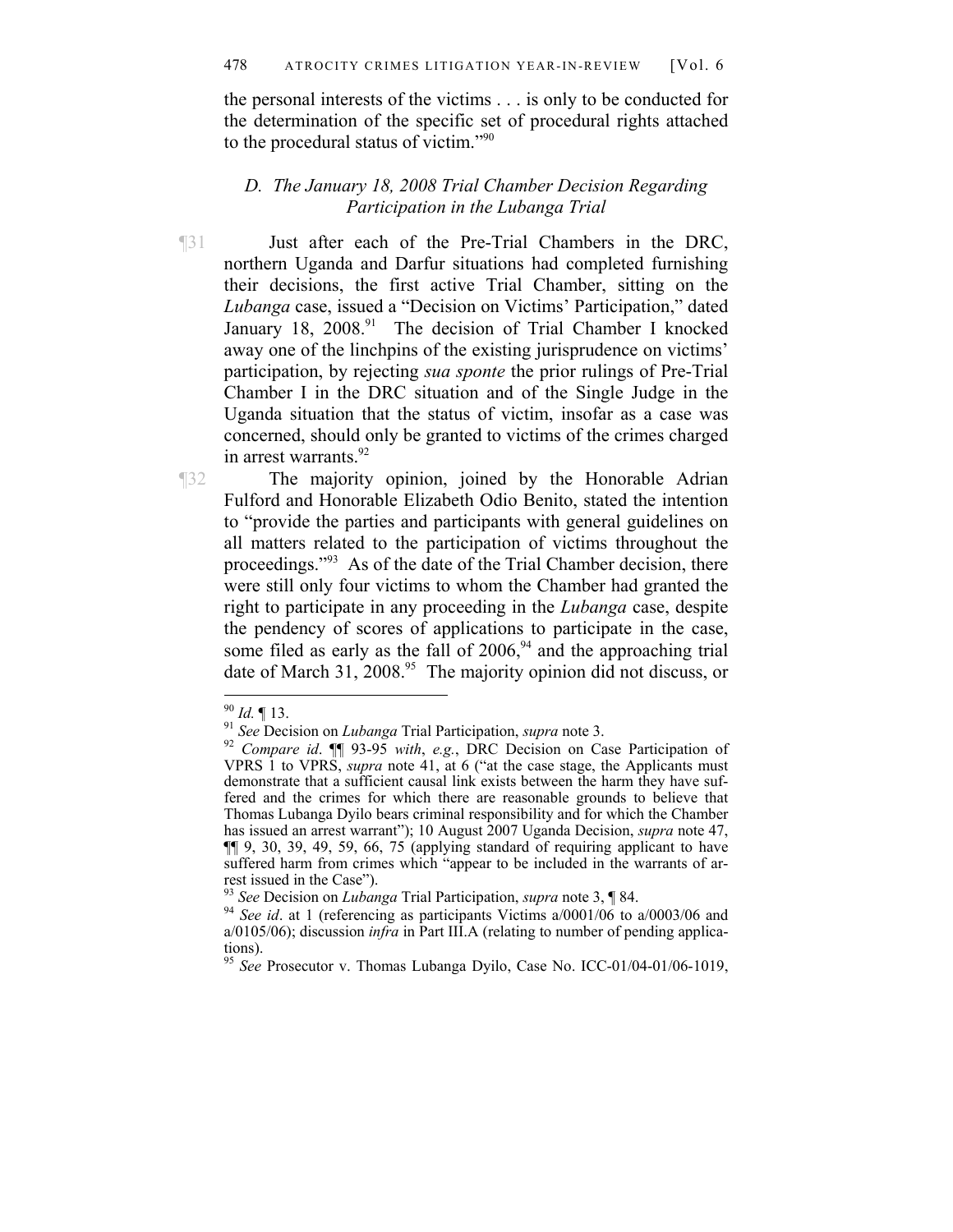the personal interests of the victims . . . is only to be conducted for the determination of the specific set of procedural rights attached to the procedural status of victim."[90]

### D. The January 18, 2008 Trial Chamber Decision Regarding Participation in the Lubanga Trial

¶31 Just after each of the Pre-Trial Chambers in the DRC, northern Uganda and Darfur situations had completed furnishing their decisions, the first active Trial Chamber, sitting on the *Lubanga* case, issued a "Decision on Victims' Participation," dated January 18, 2008.[91] The decision of Trial Chamber I knocked away one of the linchpins of the existing jurisprudence on victims' participation, by rejecting *sua sponte* the prior rulings of Pre-Trial Chamber I in the DRC situation and of the Single Judge in the Uganda situation that the status of victim, insofar as a case was concerned, should only be granted to victims of the crimes charged in arrest warrants.[92]

¶32 The majority opinion, joined by the Honorable Adrian Fulford and Honorable Elizabeth Odio Benito, stated the intention to "provide the parties and participants with general guidelines on all matters related to the participation of victims throughout the proceedings."[93] As of the date of the Trial Chamber decision, there were still only four victims to whom the Chamber had granted the right to participate in any proceeding in the *Lubanga* case, despite the pendency of scores of applications to participate in the case, some filed as early as the fall of 2006,[94] and the approaching trial date of March 31, 2008.[95] The majority opinion did not discuss, or

---

[90] *Id.* ¶ 13.

[91] *See* Decision on *Lubanga* Trial Participation, *supra* note 3.

[92] *Compare id*. ¶¶ 93-95 *with*, *e.g.*, DRC Decision on Case Participation of VPRS 1 to VPRS, *supra* note 41, at 6 ("at the case stage, the Applicants must demonstrate that a sufficient causal link exists between the harm they have suffered and the crimes for which there are reasonable grounds to believe that Thomas Lubanga Dyilo bears criminal responsibility and for which the Chamber has issued an arrest warrant"); 10 August 2007 Uganda Decision, *supra* note 47, ¶¶ 9, 30, 39, 49, 59, 66, 75 (applying standard of requiring applicant to have suffered harm from crimes which "appear to be included in the warrants of arrest issued in the Case").

[93] *See* Decision on *Lubanga* Trial Participation, *supra* note 3, ¶ 84.

[94] *See id*. at 1 (referencing as participants Victims a/0001/06 to a/0003/06 and a/0105/06); discussion *infra* in Part III.A (relating to number of pending applications).

[95] *See* Prosecutor v. Thomas Lubanga Dyilo, Case No. ICC-01/04-01/06-1019,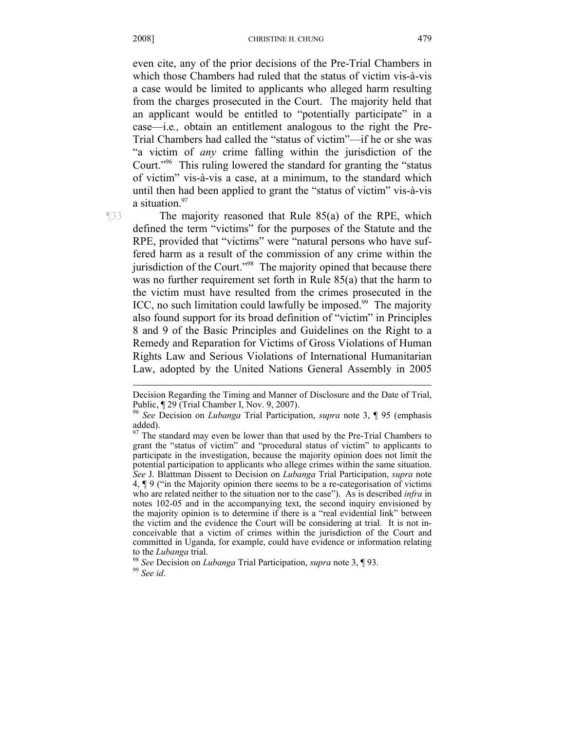even cite, any of the prior decisions of the Pre-Trial Chambers in which those Chambers had ruled that the status of victim vis-à-vis a case would be limited to applicants who alleged harm resulting from the charges prosecuted in the Court. The majority held that an applicant would be entitled to "potentially participate" in a case—i.e*.,* obtain an entitlement analogous to the right the Pre-Trial Chambers had called the "status of victim"—if he or she was "a victim of *any* crime falling within the jurisdiction of the Court."[96] This ruling lowered the standard for granting the "status of victim" vis-à-vis a case, at a minimum, to the standard which until then had been applied to grant the "status of victim" vis-à-vis a situation.[97]

¶33 The majority reasoned that Rule 85(a) of the RPE, which defined the term "victims" for the purposes of the Statute and the RPE, provided that "victims" were "natural persons who have suffered harm as a result of the commission of any crime within the jurisdiction of the Court."[98] The majority opined that because there was no further requirement set forth in Rule 85(a) that the harm to the victim must have resulted from the crimes prosecuted in the ICC, no such limitation could lawfully be imposed.[99] The majority also found support for its broad definition of "victim" in Principles 8 and 9 of the Basic Principles and Guidelines on the Right to a Remedy and Reparation for Victims of Gross Violations of Human Rights Law and Serious Violations of International Humanitarian Law, adopted by the United Nations General Assembly in 2005

---

Decision Regarding the Timing and Manner of Disclosure and the Date of Trial, Public, ¶ 29 (Trial Chamber I, Nov. 9, 2007).

[96] *See* Decision on *Lubanga* Trial Participation, *supra* note 3, ¶ 95 (emphasis added).

[97] The standard may even be lower than that used by the Pre-Trial Chambers to grant the "status of victim" and "procedural status of victim" to applicants to participate in the investigation, because the majority opinion does not limit the potential participation to applicants who allege crimes within the same situation. *See* J. Blattman Dissent to Decision on *Lubanga* Trial Participation, *supra* note 4, ¶ 9 ("in the Majority opinion there seems to be a re-categorisation of victims who are related neither to the situation nor to the case"). As is described *infra* in notes 102-05 and in the accompanying text, the second inquiry envisioned by the majority opinion is to determine if there is a "real evidential link" between the victim and the evidence the Court will be considering at trial. It is not inconceivable that a victim of crimes within the jurisdiction of the Court and committed in Uganda, for example, could have evidence or information relating to the *Lubanga* trial.

[98] *See* Decision on *Lubanga* Trial Participation, *supra* note 3, ¶ 93.

[99] *See id*.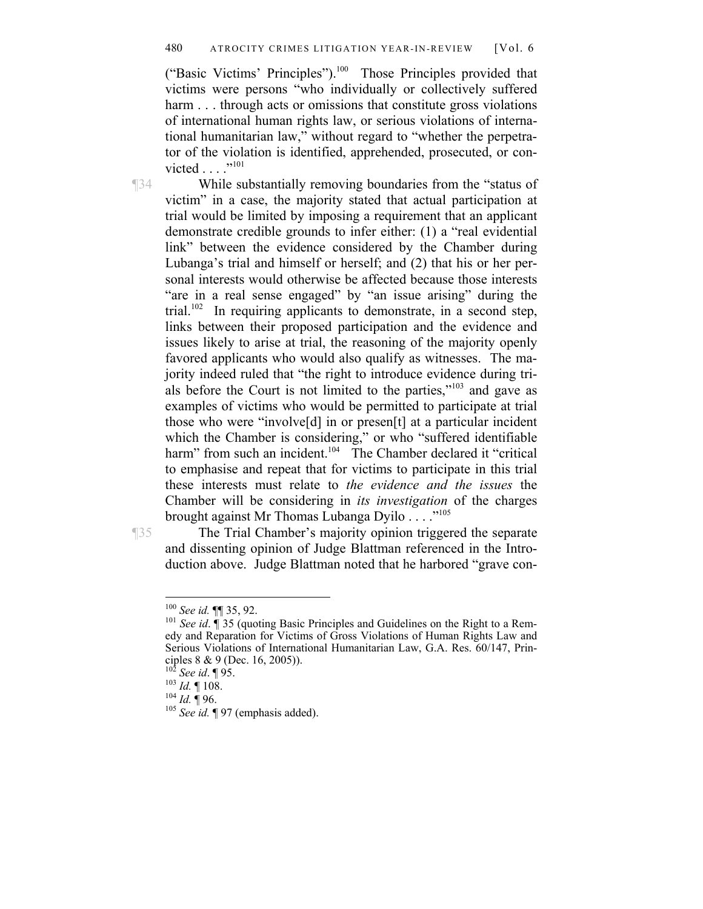("Basic Victims' Principles").[100] Those Principles provided that victims were persons "who individually or collectively suffered harm . . . through acts or omissions that constitute gross violations of international human rights law, or serious violations of international humanitarian law," without regard to "whether the perpetrator of the violation is identified, apprehended, prosecuted, or convicted . . . ."[101]

¶34 While substantially removing boundaries from the "status of victim" in a case, the majority stated that actual participation at trial would be limited by imposing a requirement that an applicant demonstrate credible grounds to infer either: (1) a "real evidential link" between the evidence considered by the Chamber during Lubanga's trial and himself or herself; and (2) that his or her personal interests would otherwise be affected because those interests "are in a real sense engaged" by "an issue arising" during the trial.[102] In requiring applicants to demonstrate, in a second step, links between their proposed participation and the evidence and issues likely to arise at trial, the reasoning of the majority openly favored applicants who would also qualify as witnesses. The majority indeed ruled that "the right to introduce evidence during trials before the Court is not limited to the parties,"[103] and gave as examples of victims who would be permitted to participate at trial those who were "involve[d] in or presen[t] at a particular incident which the Chamber is considering," or who "suffered identifiable harm" from such an incident.[104] The Chamber declared it "critical to emphasise and repeat that for victims to participate in this trial these interests must relate to *the evidence and the issues* the Chamber will be considering in *its investigation* of the charges brought against Mr Thomas Lubanga Dyilo . . . ."[105]

¶35 The Trial Chamber's majority opinion triggered the separate and dissenting opinion of Judge Blattman referenced in the Introduction above. Judge Blattman noted that he harbored "grave con-

---

[100] *See id.* ¶¶ 35, 92.

[101] *See id*. ¶ 35 (quoting Basic Principles and Guidelines on the Right to a Remedy and Reparation for Victims of Gross Violations of Human Rights Law and Serious Violations of International Humanitarian Law, G.A. Res. 60/147, Principles 8 & 9 (Dec. 16, 2005)).

[102] *See id*. ¶ 95.

[103] *Id.* ¶ 108.

[104] *Id.* ¶ 96.

[105] *See id.* ¶ 97 (emphasis added).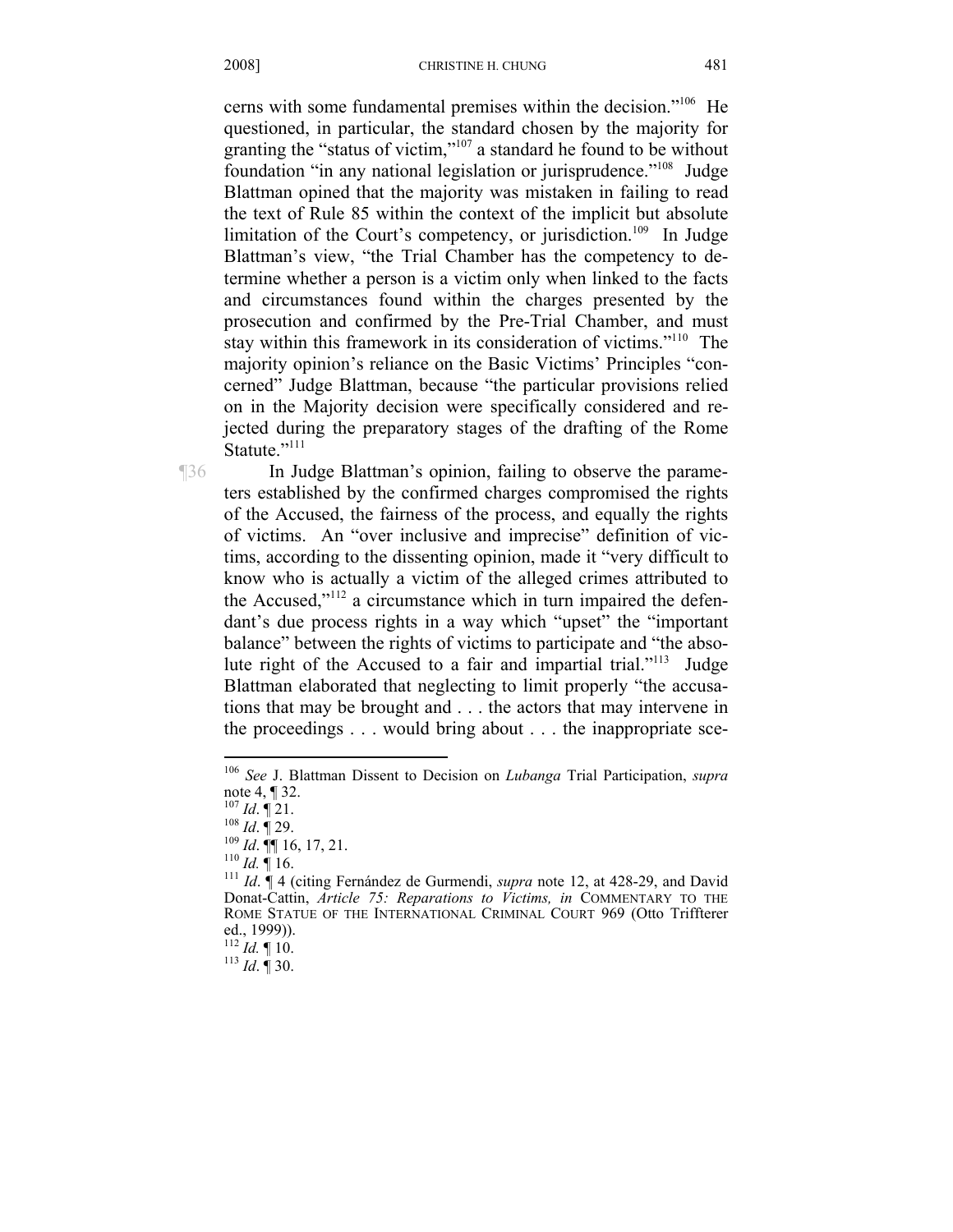cerns with some fundamental premises within the decision."[106] He questioned, in particular, the standard chosen by the majority for granting the "status of victim,"[107] a standard he found to be without foundation "in any national legislation or jurisprudence."[108] Judge Blattman opined that the majority was mistaken in failing to read the text of Rule 85 within the context of the implicit but absolute limitation of the Court's competency, or jurisdiction.[109] In Judge Blattman's view, "the Trial Chamber has the competency to determine whether a person is a victim only when linked to the facts and circumstances found within the charges presented by the prosecution and confirmed by the Pre-Trial Chamber, and must stay within this framework in its consideration of victims."[110] The majority opinion's reliance on the Basic Victims' Principles "concerned" Judge Blattman, because "the particular provisions relied on in the Majority decision were specifically considered and rejected during the preparatory stages of the drafting of the Rome Statute."[111]

¶36 In Judge Blattman's opinion, failing to observe the parameters established by the confirmed charges compromised the rights of the Accused, the fairness of the process, and equally the rights of victims. An "over inclusive and imprecise" definition of victims, according to the dissenting opinion, made it "very difficult to know who is actually a victim of the alleged crimes attributed to the Accused,"[112] a circumstance which in turn impaired the defendant's due process rights in a way which "upset" the "important balance" between the rights of victims to participate and "the absolute right of the Accused to a fair and impartial trial."[113] Judge Blattman elaborated that neglecting to limit properly "the accusations that may be brought and . . . the actors that may intervene in the proceedings . . . would bring about . . . the inappropriate sce-

---

[106] *See* J. Blattman Dissent to Decision on *Lubanga* Trial Participation, *supra* note 4, ¶ 32.

[107] *Id*. ¶ 21.

[108] *Id*. ¶ 29.

[109] *Id*. ¶¶ 16, 17, 21.

[110] *Id.* ¶ 16.

[111] *Id*. ¶ 4 (citing Fernández de Gurmendi, *supra* note 12, at 428-29, and David Donat-Cattin, *Article 75: Reparations to Victims, in* COMMENTARY TO THE ROME STATUE OF THE INTERNATIONAL CRIMINAL COURT 969 (Otto Triffterer ed., 1999)).

[112] *Id.* ¶ 10.

[113] *Id*. ¶ 30.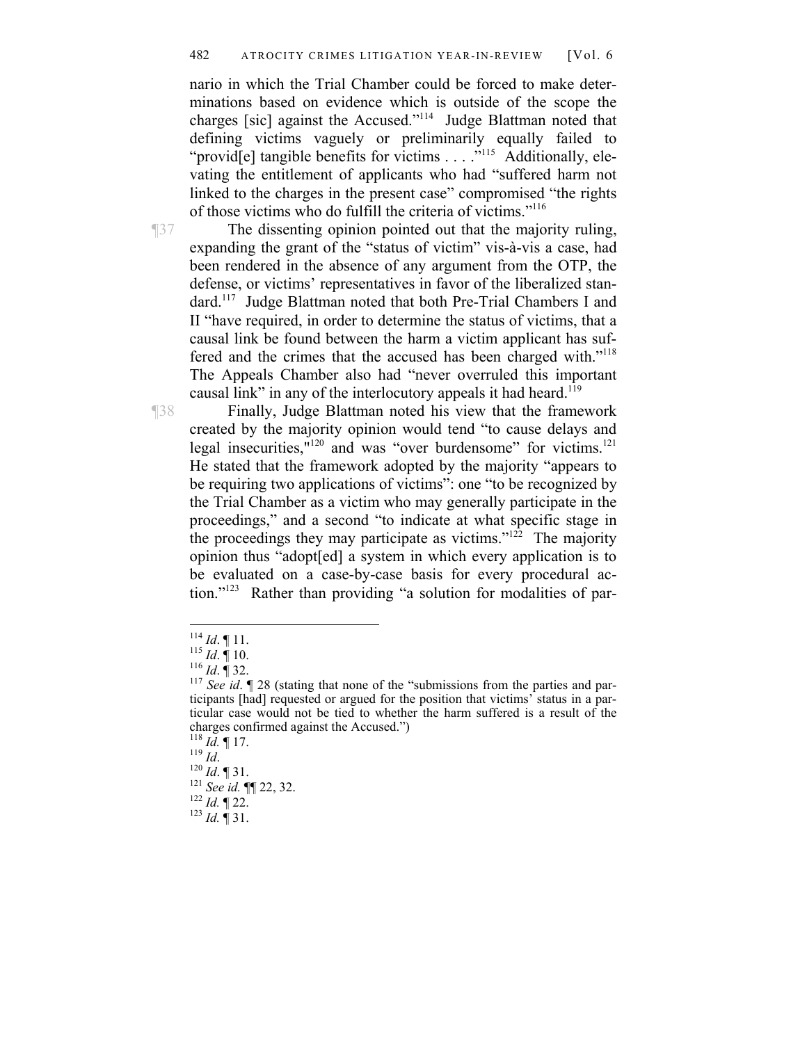nario in which the Trial Chamber could be forced to make determinations based on evidence which is outside of the scope the charges [sic] against the Accused."[114] Judge Blattman noted that defining victims vaguely or preliminarily equally failed to "provid[e] tangible benefits for victims . . . ."[115] Additionally, elevating the entitlement of applicants who had "suffered harm not linked to the charges in the present case" compromised "the rights of those victims who do fulfill the criteria of victims."[116]

¶37 The dissenting opinion pointed out that the majority ruling, expanding the grant of the "status of victim" vis-à-vis a case, had been rendered in the absence of any argument from the OTP, the defense, or victims' representatives in favor of the liberalized standard.[117] Judge Blattman noted that both Pre-Trial Chambers I and II "have required, in order to determine the status of victims, that a causal link be found between the harm a victim applicant has suffered and the crimes that the accused has been charged with."[118] The Appeals Chamber also had "never overruled this important causal link" in any of the interlocutory appeals it had heard.[119]

¶38 Finally, Judge Blattman noted his view that the framework created by the majority opinion would tend "to cause delays and legal insecurities,"[120] and was "over burdensome" for victims.[121] He stated that the framework adopted by the majority "appears to be requiring two applications of victims": one "to be recognized by the Trial Chamber as a victim who may generally participate in the proceedings," and a second "to indicate at what specific stage in the proceedings they may participate as victims."[122] The majority opinion thus "adopt[ed] a system in which every application is to be evaluated on a case-by-case basis for every procedural action."[123] Rather than providing "a solution for modalities of par-

---

[114] *Id*. ¶ 11.

[115] *Id*. ¶ 10.

[116] *Id*. ¶ 32.

[117] *See id*. ¶ 28 (stating that none of the "submissions from the parties and participants [had] requested or argued for the position that victims' status in a particular case would not be tied to whether the harm suffered is a result of the charges confirmed against the Accused.")

[118] *Id.* ¶ 17.

[119] *Id*.

[120] *Id*. ¶ 31.

[121] *See id.* ¶¶ 22, 32.

[122] *Id.* ¶ 22.

[123] *Id.* ¶ 31.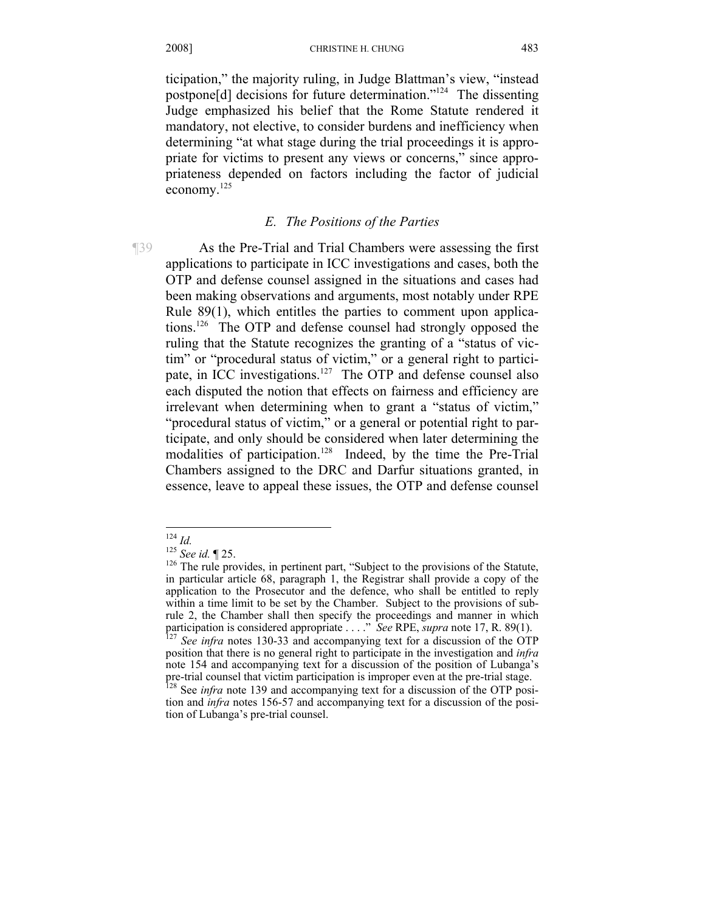ticipation," the majority ruling, in Judge Blattman's view, "instead postpone[d] decisions for future determination."[124] The dissenting Judge emphasized his belief that the Rome Statute rendered it mandatory, not elective, to consider burdens and inefficiency when determining "at what stage during the trial proceedings it is appropriate for victims to present any views or concerns," since appropriateness depended on factors including the factor of judicial economy.[125]

### *E. The Positions of the Parties*

¶39 As the Pre-Trial and Trial Chambers were assessing the first applications to participate in ICC investigations and cases, both the OTP and defense counsel assigned in the situations and cases had been making observations and arguments, most notably under RPE Rule 89(1), which entitles the parties to comment upon applications.[126] The OTP and defense counsel had strongly opposed the ruling that the Statute recognizes the granting of a "status of victim" or "procedural status of victim," or a general right to participate, in ICC investigations.[127] The OTP and defense counsel also each disputed the notion that effects on fairness and efficiency are irrelevant when determining when to grant a "status of victim," "procedural status of victim," or a general or potential right to participate, and only should be considered when later determining the modalities of participation.[128] Indeed, by the time the Pre-Trial Chambers assigned to the DRC and Darfur situations granted, in essence, leave to appeal these issues, the OTP and defense counsel

---

[124] *Id.*

[125] *See id.* ¶ 25.

[126] The rule provides, in pertinent part, "Subject to the provisions of the Statute, in particular article 68, paragraph 1, the Registrar shall provide a copy of the application to the Prosecutor and the defence, who shall be entitled to reply within a time limit to be set by the Chamber. Subject to the provisions of sub-rule 2, the Chamber shall then specify the proceedings and manner in which participation is considered appropriate . . . ." *See* RPE, *supra* note 17, R. 89(1).

[127] *See infra* notes 130-33 and accompanying text for a discussion of the OTP position that there is no general right to participate in the investigation and *infra* note 154 and accompanying text for a discussion of the position of Lubanga's pre-trial counsel that victim participation is improper even at the pre-trial stage.

[128] See *infra* note 139 and accompanying text for a discussion of the OTP position and *infra* notes 156-57 and accompanying text for a discussion of the position of Lubanga's pre-trial counsel.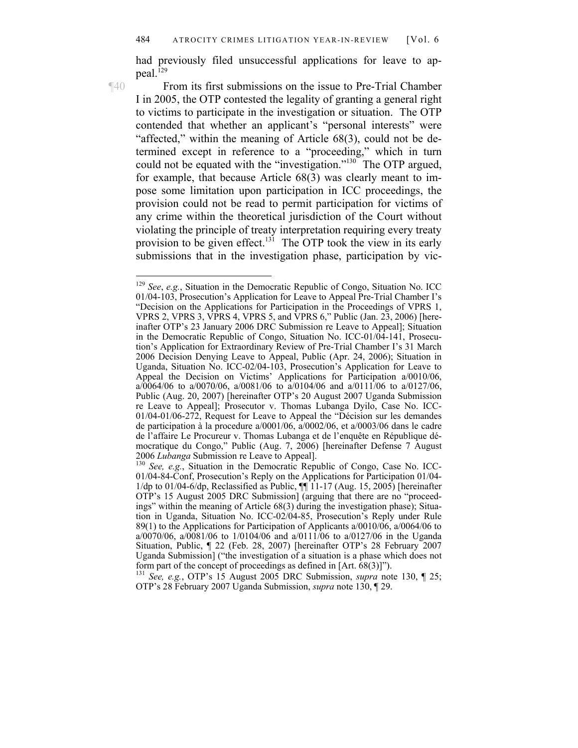had previously filed unsuccessful applications for leave to appeal.[129]

¶40 From its first submissions on the issue to Pre-Trial Chamber I in 2005, the OTP contested the legality of granting a general right to victims to participate in the investigation or situation. The OTP contended that whether an applicant's "personal interests" were "affected," within the meaning of Article 68(3), could not be determined except in reference to a "proceeding," which in turn could not be equated with the "investigation."[130] The OTP argued, for example, that because Article 68(3) was clearly meant to impose some limitation upon participation in ICC proceedings, the provision could not be read to permit participation for victims of any crime within the theoretical jurisdiction of the Court without violating the principle of treaty interpretation requiring every treaty provision to be given effect.[131] The OTP took the view in its early submissions that in the investigation phase, participation by vic-

---

[129] *See*, *e.g.*, Situation in the Democratic Republic of Congo, Situation No. ICC 01/04-103, Prosecution's Application for Leave to Appeal Pre-Trial Chamber I's "Decision on the Applications for Participation in the Proceedings of VPRS 1, VPRS 2, VPRS 3, VPRS 4, VPRS 5, and VPRS 6," Public (Jan. 23, 2006) [hereinafter OTP's 23 January 2006 DRC Submission re Leave to Appeal]; Situation in the Democratic Republic of Congo, Situation No. ICC-01/04-141, Prosecution's Application for Extraordinary Review of Pre-Trial Chamber I's 31 March 2006 Decision Denying Leave to Appeal, Public (Apr. 24, 2006); Situation in Uganda, Situation No. ICC-02/04-103, Prosecution's Application for Leave to Appeal the Decision on Victims' Applications for Participation a/0010/06, a/0064/06 to a/0070/06, a/0081/06 to a/0104/06 and a/0111/06 to a/0127/06, Public (Aug. 20, 2007) [hereinafter OTP's 20 August 2007 Uganda Submission re Leave to Appeal]; Prosecutor v. Thomas Lubanga Dyilo, Case No. ICC-01/04-01/06-272, Request for Leave to Appeal the "Décision sur les demandes de participation à la procedure a/0001/06, a/0002/06, et a/0003/06 dans le cadre de l'affaire Le Procureur v. Thomas Lubanga et de l'enquête en République démocratique du Congo," Public (Aug. 7, 2006) [hereinafter Defense 7 August 2006 *Lubanga* Submission re Leave to Appeal].

[130] *See, e.g.*, Situation in the Democratic Republic of Congo, Case No. ICC-01/04-84-Conf, Prosecution's Reply on the Applications for Participation 01/04-1/dp to 01/04-6/dp, Reclassified as Public, ¶¶ 11-17 (Aug. 15, 2005) [hereinafter OTP's 15 August 2005 DRC Submission] (arguing that there are no "proceedings" within the meaning of Article 68(3) during the investigation phase); Situation in Uganda, Situation No. ICC-02/04-85, Prosecution's Reply under Rule 89(1) to the Applications for Participation of Applicants a/0010/06, a/0064/06 to a/0070/06, a/0081/06 to 1/0104/06 and a/0111/06 to a/0127/06 in the Uganda Situation, Public, ¶ 22 (Feb. 28, 2007) [hereinafter OTP's 28 February 2007 Uganda Submission] ("the investigation of a situation is a phase which does not form part of the concept of proceedings as defined in [Art. 68(3)]").

[131] *See, e.g.*, OTP's 15 August 2005 DRC Submission, *supra* note 130, ¶ 25; OTP's 28 February 2007 Uganda Submission, *supra* note 130, ¶ 29.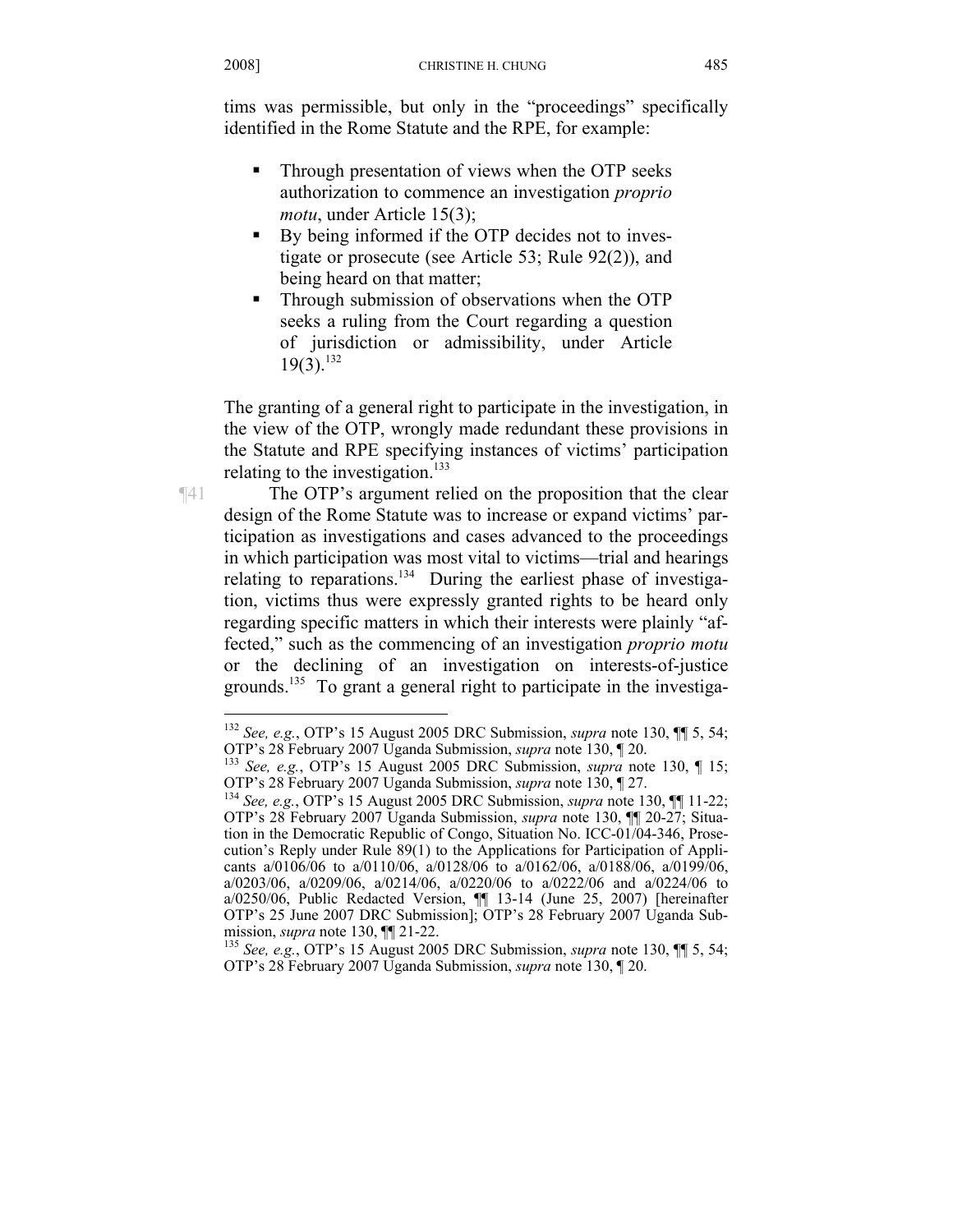tims was permissible, but only in the "proceedings" specifically identified in the Rome Statute and the RPE, for example:

- Through presentation of views when the OTP seeks authorization to commence an investigation *proprio motu*, under Article 15(3);
- By being informed if the OTP decides not to investigate or prosecute (see Article 53; Rule 92(2)), and being heard on that matter;
- Through submission of observations when the OTP seeks a ruling from the Court regarding a question of jurisdiction or admissibility, under Article 19(3).[132]

The granting of a general right to participate in the investigation, in the view of the OTP, wrongly made redundant these provisions in the Statute and RPE specifying instances of victims' participation relating to the investigation.[133]

¶41 The OTP's argument relied on the proposition that the clear design of the Rome Statute was to increase or expand victims' participation as investigations and cases advanced to the proceedings in which participation was most vital to victims—trial and hearings relating to reparations.[134] During the earliest phase of investigation, victims thus were expressly granted rights to be heard only regarding specific matters in which their interests were plainly "affected," such as the commencing of an investigation *proprio motu* or the declining of an investigation on interests-of-justice grounds.[135] To grant a general right to participate in the investiga-

---

[132] *See, e.g.*, OTP's 15 August 2005 DRC Submission, *supra* note 130, ¶¶ 5, 54; OTP's 28 February 2007 Uganda Submission, *supra* note 130, ¶ 20.

[133] *See, e.g.*, OTP's 15 August 2005 DRC Submission, *supra* note 130, ¶ 15; OTP's 28 February 2007 Uganda Submission, *supra* note 130, ¶ 27.

[134] *See, e.g.*, OTP's 15 August 2005 DRC Submission, *supra* note 130, ¶¶ 11-22; OTP's 28 February 2007 Uganda Submission, *supra* note 130, ¶¶ 20-27; Situation in the Democratic Republic of Congo, Situation No. ICC-01/04-346, Prosecution's Reply under Rule 89(1) to the Applications for Participation of Applicants a/0106/06 to a/0110/06, a/0128/06 to a/0162/06, a/0188/06, a/0199/06, a/0203/06, a/0209/06, a/0214/06, a/0220/06 to a/0222/06 and a/0224/06 to a/0250/06, Public Redacted Version, ¶¶ 13-14 (June 25, 2007) [hereinafter OTP's 25 June 2007 DRC Submission]; OTP's 28 February 2007 Uganda Submission, *supra* note 130, ¶¶ 21-22.

[135] *See, e.g.*, OTP's 15 August 2005 DRC Submission, *supra* note 130, ¶¶ 5, 54; OTP's 28 February 2007 Uganda Submission, *supra* note 130, ¶ 20.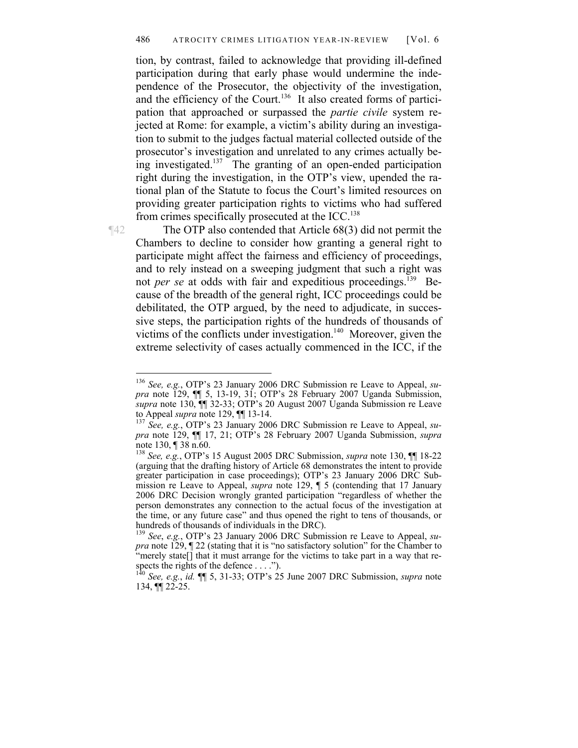tion, by contrast, failed to acknowledge that providing ill-defined participation during that early phase would undermine the independence of the Prosecutor, the objectivity of the investigation, and the efficiency of the Court.[136] It also created forms of participation that approached or surpassed the *partie civile* system rejected at Rome: for example, a victim's ability during an investigation to submit to the judges factual material collected outside of the prosecutor's investigation and unrelated to any crimes actually being investigated.[137] The granting of an open-ended participation right during the investigation, in the OTP's view, upended the rational plan of the Statute to focus the Court's limited resources on providing greater participation rights to victims who had suffered from crimes specifically prosecuted at the ICC.[138]

¶42 The OTP also contended that Article 68(3) did not permit the Chambers to decline to consider how granting a general right to participate might affect the fairness and efficiency of proceedings, and to rely instead on a sweeping judgment that such a right was not *per se* at odds with fair and expeditious proceedings.[139] Because of the breadth of the general right, ICC proceedings could be debilitated, the OTP argued, by the need to adjudicate, in successive steps, the participation rights of the hundreds of thousands of victims of the conflicts under investigation.[140] Moreover, given the extreme selectivity of cases actually commenced in the ICC, if the

---

[136] *See, e.g.*, OTP's 23 January 2006 DRC Submission re Leave to Appeal, *supra* note 129, ¶¶ 5, 13-19, 31; OTP's 28 February 2007 Uganda Submission, *supra* note 130, ¶¶ 32-33; OTP's 20 August 2007 Uganda Submission re Leave to Appeal *supra* note 129, ¶¶ 13-14.

[137] *See, e.g.*, OTP's 23 January 2006 DRC Submission re Leave to Appeal, *supra* note 129, ¶¶ 17, 21; OTP's 28 February 2007 Uganda Submission, *supra* note 130, ¶ 38 n.60.

[138] *See, e.g.*, OTP's 15 August 2005 DRC Submission, *supra* note 130, ¶¶ 18-22 (arguing that the drafting history of Article 68 demonstrates the intent to provide greater participation in case proceedings); OTP's 23 January 2006 DRC Submission re Leave to Appeal, *supra* note 129, ¶ 5 (contending that 17 January 2006 DRC Decision wrongly granted participation "regardless of whether the person demonstrates any connection to the actual focus of the investigation at the time, or any future case" and thus opened the right to tens of thousands, or hundreds of thousands of individuals in the DRC).

[139] *See*, *e.g.*, OTP's 23 January 2006 DRC Submission re Leave to Appeal, *supra* note 129, ¶ 22 (stating that it is "no satisfactory solution" for the Chamber to "merely state[] that it must arrange for the victims to take part in a way that respects the rights of the defence . . . .").

[140] *See, e.g.*, *id.* ¶¶ 5, 31-33; OTP's 25 June 2007 DRC Submission, *supra* note 134, ¶¶ 22-25.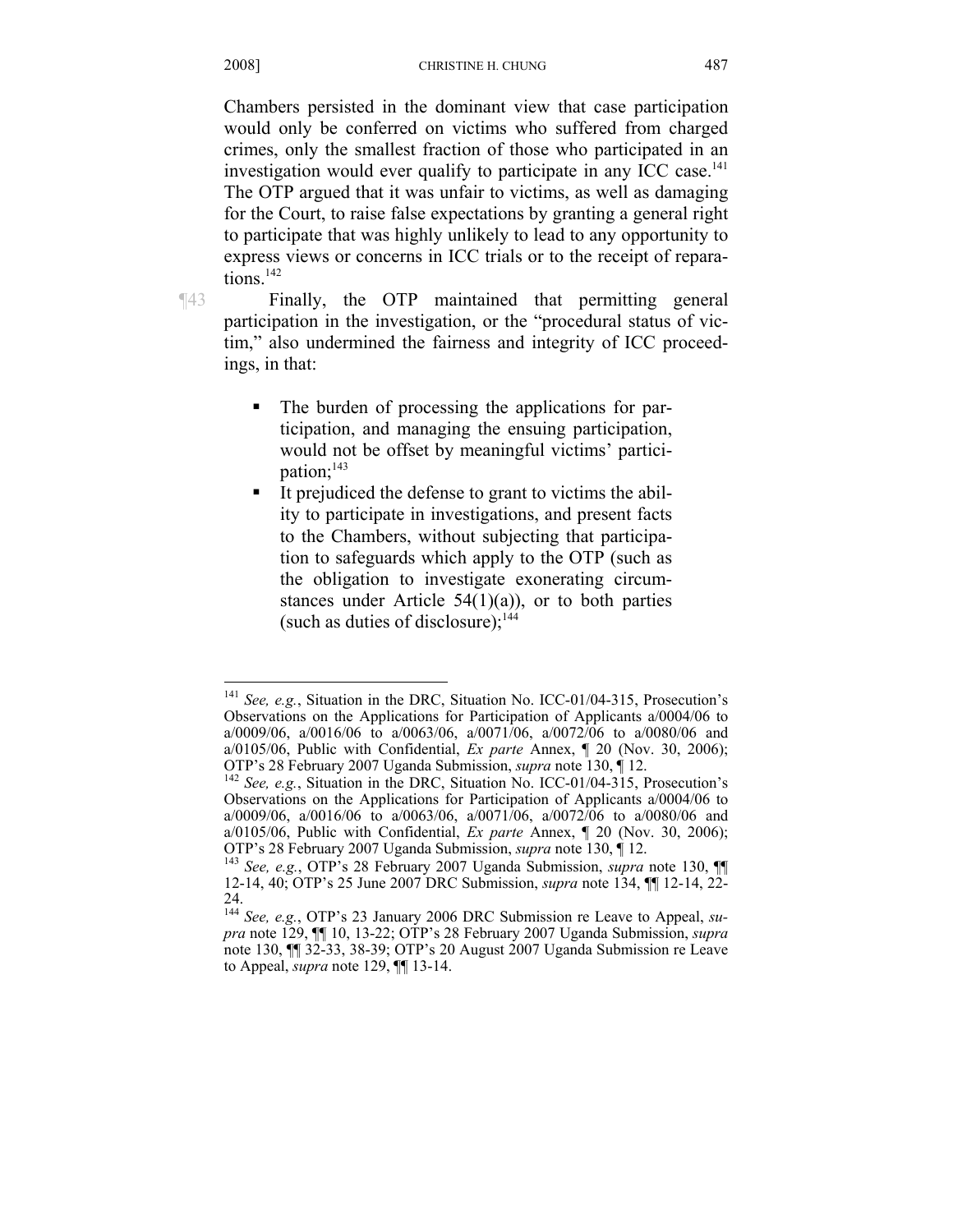Chambers persisted in the dominant view that case participation would only be conferred on victims who suffered from charged crimes, only the smallest fraction of those who participated in an investigation would ever qualify to participate in any ICC case.[141] The OTP argued that it was unfair to victims, as well as damaging for the Court, to raise false expectations by granting a general right to participate that was highly unlikely to lead to any opportunity to express views or concerns in ICC trials or to the receipt of reparations.[142]

¶43 Finally, the OTP maintained that permitting general participation in the investigation, or the "procedural status of victim," also undermined the fairness and integrity of ICC proceedings, in that:

- The burden of processing the applications for participation, and managing the ensuing participation, would not be offset by meaningful victims' participation;[143]
- It prejudiced the defense to grant to victims the ability to participate in investigations, and present facts to the Chambers, without subjecting that participation to safeguards which apply to the OTP (such as the obligation to investigate exonerating circumstances under Article 54(1)(a)), or to both parties (such as duties of disclosure);[144]

---

[141] *See, e.g.*, Situation in the DRC, Situation No. ICC-01/04-315, Prosecution's Observations on the Applications for Participation of Applicants a/0004/06 to a/0009/06, a/0016/06 to a/0063/06, a/0071/06, a/0072/06 to a/0080/06 and a/0105/06, Public with Confidential, *Ex parte* Annex, ¶ 20 (Nov. 30, 2006); OTP's 28 February 2007 Uganda Submission, *supra* note 130, ¶ 12.

[142] *See, e.g.*, Situation in the DRC, Situation No. ICC-01/04-315, Prosecution's Observations on the Applications for Participation of Applicants a/0004/06 to a/0009/06, a/0016/06 to a/0063/06, a/0071/06, a/0072/06 to a/0080/06 and a/0105/06, Public with Confidential, *Ex parte* Annex, ¶ 20 (Nov. 30, 2006); OTP's 28 February 2007 Uganda Submission, *supra* note 130, ¶ 12.

[143] *See, e.g.*, OTP's 28 February 2007 Uganda Submission, *supra* note 130, ¶¶ 12-14, 40; OTP's 25 June 2007 DRC Submission, *supra* note 134, ¶¶ 12-14, 22-24.

[144] *See, e.g.*, OTP's 23 January 2006 DRC Submission re Leave to Appeal, *supra* note 129, ¶¶ 10, 13-22; OTP's 28 February 2007 Uganda Submission, *supra* note 130, ¶¶ 32-33, 38-39; OTP's 20 August 2007 Uganda Submission re Leave to Appeal, *supra* note 129, ¶¶ 13-14.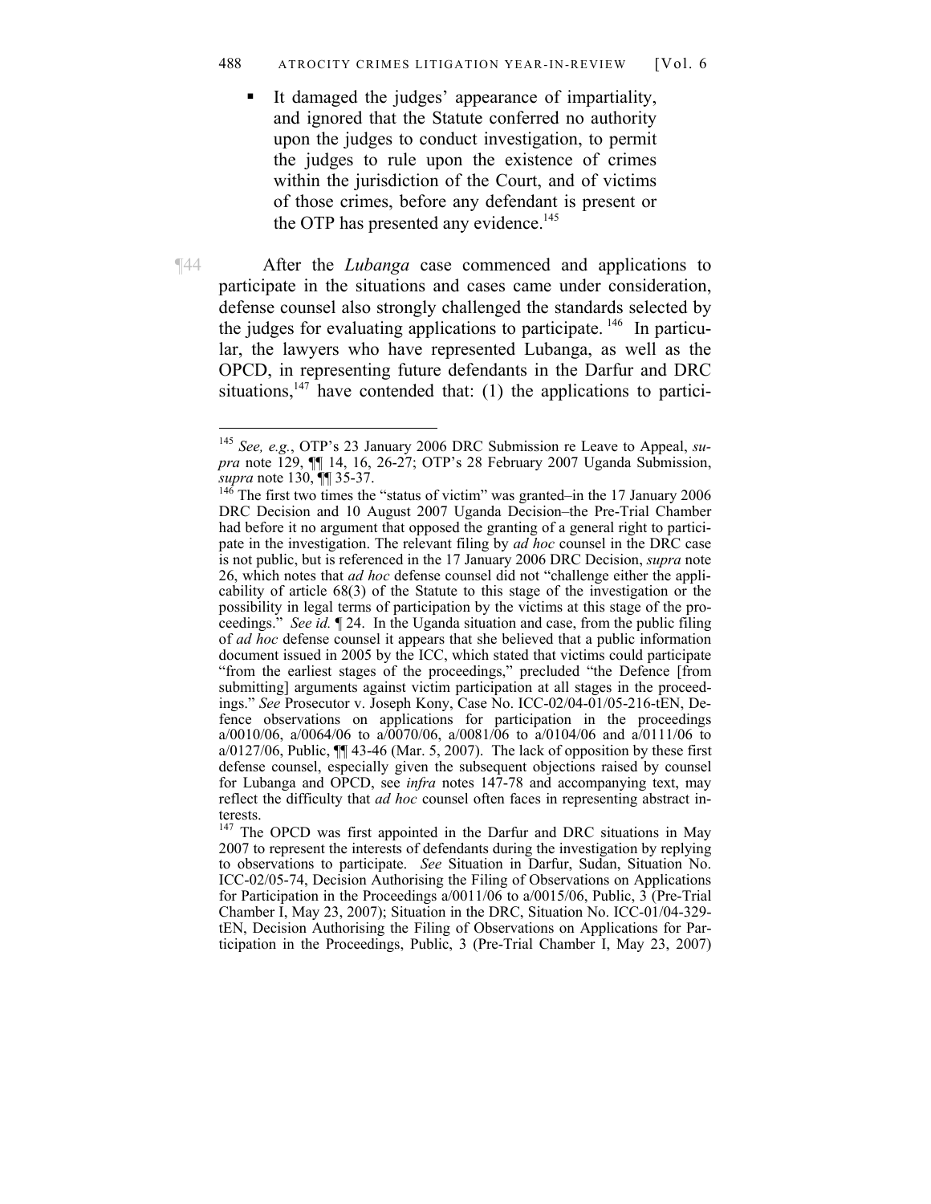- It damaged the judges' appearance of impartiality, and ignored that the Statute conferred no authority upon the judges to conduct investigation, to permit the judges to rule upon the existence of crimes within the jurisdiction of the Court, and of victims of those crimes, before any defendant is present or the OTP has presented any evidence.[145]

¶44 After the *Lubanga* case commenced and applications to participate in the situations and cases came under consideration, defense counsel also strongly challenged the standards selected by the judges for evaluating applications to participate.[146] In particular, the lawyers who have represented Lubanga, as well as the OPCD, in representing future defendants in the Darfur and DRC situations,[147] have contended that: (1) the applications to partici-

---

[145] *See, e.g.*, OTP's 23 January 2006 DRC Submission re Leave to Appeal, *supra* note 129, ¶¶ 14, 16, 26-27; OTP's 28 February 2007 Uganda Submission, *supra* note 130, ¶¶ 35-37.

[146] The first two times the "status of victim" was granted–in the 17 January 2006 DRC Decision and 10 August 2007 Uganda Decision–the Pre-Trial Chamber had before it no argument that opposed the granting of a general right to participate in the investigation. The relevant filing by *ad hoc* counsel in the DRC case is not public, but is referenced in the 17 January 2006 DRC Decision, *supra* note 26, which notes that *ad hoc* defense counsel did not "challenge either the applicability of article 68(3) of the Statute to this stage of the investigation or the possibility in legal terms of participation by the victims at this stage of the proceedings." *See id.* ¶ 24. In the Uganda situation and case, from the public filing of *ad hoc* defense counsel it appears that she believed that a public information document issued in 2005 by the ICC, which stated that victims could participate "from the earliest stages of the proceedings," precluded "the Defence [from submitting] arguments against victim participation at all stages in the proceedings." *See* Prosecutor v. Joseph Kony, Case No. ICC-02/04-01/05-216-tEN, Defence observations on applications for participation in the proceedings a/0010/06, a/0064/06 to a/0070/06, a/0081/06 to a/0104/06 and a/0111/06 to a/0127/06, Public, ¶¶ 43-46 (Mar. 5, 2007). The lack of opposition by these first defense counsel, especially given the subsequent objections raised by counsel for Lubanga and OPCD, see *infra* notes 147-78 and accompanying text, may reflect the difficulty that *ad hoc* counsel often faces in representing abstract interests.

[147] The OPCD was first appointed in the Darfur and DRC situations in May 2007 to represent the interests of defendants during the investigation by replying to observations to participate. *See* Situation in Darfur, Sudan, Situation No. ICC-02/05-74, Decision Authorising the Filing of Observations on Applications for Participation in the Proceedings a/0011/06 to a/0015/06, Public, 3 (Pre-Trial Chamber I, May 23, 2007); Situation in the DRC, Situation No. ICC-01/04-329-tEN, Decision Authorising the Filing of Observations on Applications for Participation in the Proceedings, Public, 3 (Pre-Trial Chamber I, May 23, 2007)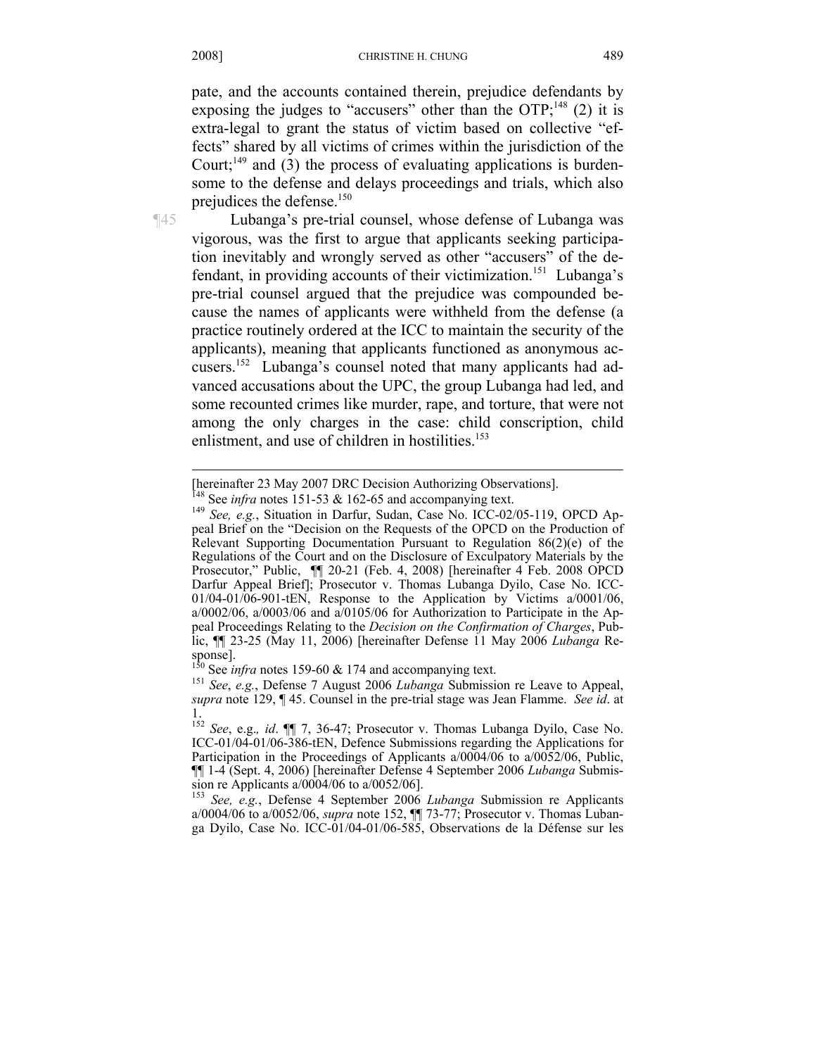pate, and the accounts contained therein, prejudice defendants by exposing the judges to "accusers" other than the OTP;[148] (2) it is extra-legal to grant the status of victim based on collective "effects" shared by all victims of crimes within the jurisdiction of the Court;[149] and (3) the process of evaluating applications is burdensome to the defense and delays proceedings and trials, which also prejudices the defense.[150]

¶45 Lubanga's pre-trial counsel, whose defense of Lubanga was vigorous, was the first to argue that applicants seeking participation inevitably and wrongly served as other "accusers" of the defendant, in providing accounts of their victimization.[151] Lubanga's pre-trial counsel argued that the prejudice was compounded because the names of applicants were withheld from the defense (a practice routinely ordered at the ICC to maintain the security of the applicants), meaning that applicants functioned as anonymous accusers.[152] Lubanga's counsel noted that many applicants had advanced accusations about the UPC, the group Lubanga had led, and some recounted crimes like murder, rape, and torture, that were not among the only charges in the case: child conscription, child enlistment, and use of children in hostilities.[153]

---

[hereinafter 23 May 2007 DRC Decision Authorizing Observations].

[148] See *infra* notes 151-53 & 162-65 and accompanying text.

[149] *See, e.g.*, Situation in Darfur, Sudan, Case No. ICC-02/05-119, OPCD Appeal Brief on the "Decision on the Requests of the OPCD on the Production of Relevant Supporting Documentation Pursuant to Regulation 86(2)(e) of the Regulations of the Court and on the Disclosure of Exculpatory Materials by the Prosecutor," Public, ¶¶ 20-21 (Feb. 4, 2008) [hereinafter 4 Feb. 2008 OPCD Darfur Appeal Brief]; Prosecutor v. Thomas Lubanga Dyilo, Case No. ICC-01/04-01/06-901-tEN, Response to the Application by Victims a/0001/06, a/0002/06, a/0003/06 and a/0105/06 for Authorization to Participate in the Appeal Proceedings Relating to the *Decision on the Confirmation of Charges*, Public, ¶¶ 23-25 (May 11, 2006) [hereinafter Defense 11 May 2006 *Lubanga* Response].

[150] See *infra* notes 159-60 & 174 and accompanying text.

[151] *See*, *e.g.*, Defense 7 August 2006 *Lubanga* Submission re Leave to Appeal, *supra* note 129, ¶ 45. Counsel in the pre-trial stage was Jean Flamme. *See id*. at 1.

[152] *See*, e.g.*, id*. ¶¶ 7, 36-47; Prosecutor v. Thomas Lubanga Dyilo, Case No. ICC-01/04-01/06-386-tEN, Defence Submissions regarding the Applications for Participation in the Proceedings of Applicants a/0004/06 to a/0052/06, Public, ¶¶ 1-4 (Sept. 4, 2006) [hereinafter Defense 4 September 2006 *Lubanga* Submission re Applicants a/0004/06 to a/0052/06].

[153] *See, e.g.*, Defense 4 September 2006 *Lubanga* Submission re Applicants a/0004/06 to a/0052/06, *supra* note 152, ¶¶ 73-77; Prosecutor v. Thomas Lubanga Dyilo, Case No. ICC-01/04-01/06-585, Observations de la Défense sur les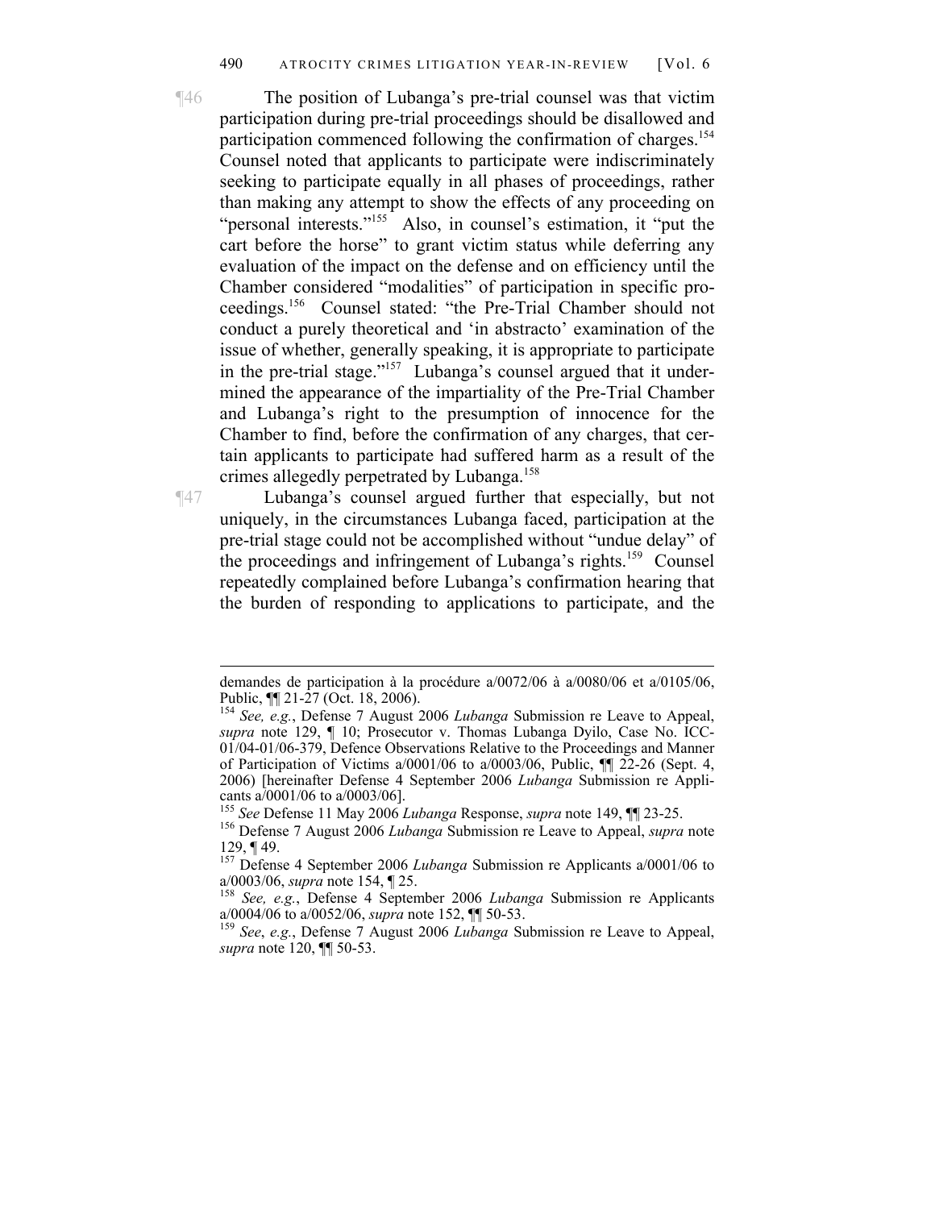¶46 The position of Lubanga's pre-trial counsel was that victim participation during pre-trial proceedings should be disallowed and participation commenced following the confirmation of charges.[154] Counsel noted that applicants to participate were indiscriminately seeking to participate equally in all phases of proceedings, rather than making any attempt to show the effects of any proceeding on "personal interests."[155] Also, in counsel's estimation, it "put the cart before the horse" to grant victim status while deferring any evaluation of the impact on the defense and on efficiency until the Chamber considered "modalities" of participation in specific proceedings.[156] Counsel stated: "the Pre-Trial Chamber should not conduct a purely theoretical and 'in abstracto' examination of the issue of whether, generally speaking, it is appropriate to participate in the pre-trial stage."[157] Lubanga's counsel argued that it undermined the appearance of the impartiality of the Pre-Trial Chamber and Lubanga's right to the presumption of innocence for the Chamber to find, before the confirmation of any charges, that certain applicants to participate had suffered harm as a result of the crimes allegedly perpetrated by Lubanga.[158]

¶47 Lubanga's counsel argued further that especially, but not uniquely, in the circumstances Lubanga faced, participation at the pre-trial stage could not be accomplished without "undue delay" of the proceedings and infringement of Lubanga's rights.[159] Counsel repeatedly complained before Lubanga's confirmation hearing that the burden of responding to applications to participate, and the

---

demandes de participation à la procédure a/0072/06 à a/0080/06 et a/0105/06, Public, ¶¶ 21-27 (Oct. 18, 2006).

[154] *See, e.g.*, Defense 7 August 2006 *Lubanga* Submission re Leave to Appeal, *supra* note 129, ¶ 10; Prosecutor v. Thomas Lubanga Dyilo, Case No. ICC-01/04-01/06-379, Defence Observations Relative to the Proceedings and Manner of Participation of Victims a/0001/06 to a/0003/06, Public, ¶¶ 22-26 (Sept. 4, 2006) [hereinafter Defense 4 September 2006 *Lubanga* Submission re Applicants a/0001/06 to a/0003/06].

[155] *See* Defense 11 May 2006 *Lubanga* Response, *supra* note 149, ¶¶ 23-25.

[156] Defense 7 August 2006 *Lubanga* Submission re Leave to Appeal, *supra* note 129, ¶ 49.

[157] Defense 4 September 2006 *Lubanga* Submission re Applicants a/0001/06 to a/0003/06, *supra* note 154, ¶ 25.

[158] *See, e.g.*, Defense 4 September 2006 *Lubanga* Submission re Applicants a/0004/06 to a/0052/06, *supra* note 152, ¶¶ 50-53.

[159] *See*, *e.g.*, Defense 7 August 2006 *Lubanga* Submission re Leave to Appeal, *supra* note 120, ¶¶ 50-53.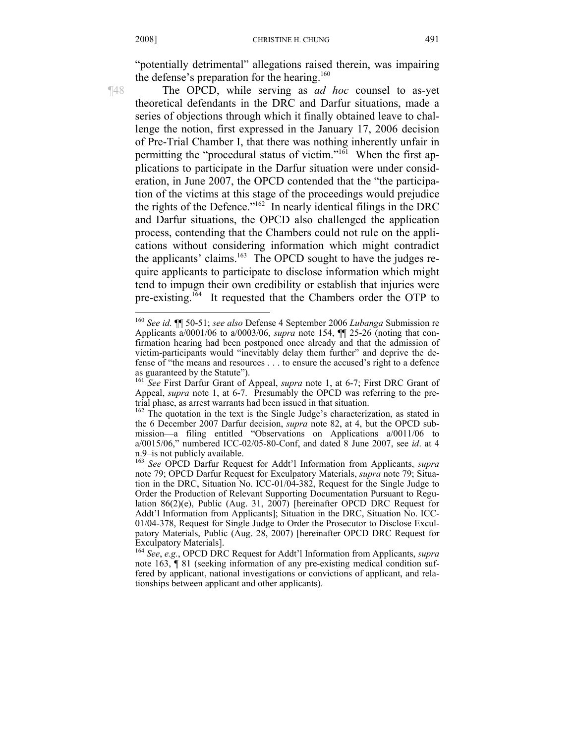"potentially detrimental" allegations raised therein, was impairing the defense's preparation for the hearing.[160]

¶48 The OPCD, while serving as *ad hoc* counsel to as-yet theoretical defendants in the DRC and Darfur situations, made a series of objections through which it finally obtained leave to challenge the notion, first expressed in the January 17, 2006 decision of Pre-Trial Chamber I, that there was nothing inherently unfair in permitting the "procedural status of victim."[161] When the first applications to participate in the Darfur situation were under consideration, in June 2007, the OPCD contended that the "the participation of the victims at this stage of the proceedings would prejudice the rights of the Defence."[162] In nearly identical filings in the DRC and Darfur situations, the OPCD also challenged the application process, contending that the Chambers could not rule on the applications without considering information which might contradict the applicants' claims.[163] The OPCD sought to have the judges require applicants to participate to disclose information which might tend to impugn their own credibility or establish that injuries were pre-existing.[164] It requested that the Chambers order the OTP to

---

[160] *See id.* ¶¶ 50-51; *see also* Defense 4 September 2006 *Lubanga* Submission re Applicants a/0001/06 to a/0003/06, *supra* note 154, ¶¶ 25-26 (noting that confirmation hearing had been postponed once already and that the admission of victim-participants would "inevitably delay them further" and deprive the defense of "the means and resources . . . to ensure the accused's right to a defence as guaranteed by the Statute").

[161] *See* First Darfur Grant of Appeal, *supra* note 1, at 6-7; First DRC Grant of Appeal, *supra* note 1, at 6-7. Presumably the OPCD was referring to the pre-trial phase, as arrest warrants had been issued in that situation.

[162] The quotation in the text is the Single Judge's characterization, as stated in the 6 December 2007 Darfur decision, *supra* note 82, at 4, but the OPCD submission—a filing entitled "Observations on Applications a/0011/06 to a/0015/06," numbered ICC-02/05-80-Conf, and dated 8 June 2007, see *id*. at 4 n.9–is not publicly available.

[163] *See* OPCD Darfur Request for Addt'l Information from Applicants, *supra* note 79; OPCD Darfur Request for Exculpatory Materials, *supra* note 79; Situation in the DRC, Situation No. ICC-01/04-382, Request for the Single Judge to Order the Production of Relevant Supporting Documentation Pursuant to Regulation 86(2)(e), Public (Aug. 31, 2007) [hereinafter OPCD DRC Request for Addt'l Information from Applicants]; Situation in the DRC, Situation No. ICC-01/04-378, Request for Single Judge to Order the Prosecutor to Disclose Exculpatory Materials, Public (Aug. 28, 2007) [hereinafter OPCD DRC Request for Exculpatory Materials].

[164] *See*, *e.g.*, OPCD DRC Request for Addt'l Information from Applicants, *supra* note 163, ¶ 81 (seeking information of any pre-existing medical condition suffered by applicant, national investigations or convictions of applicant, and relationships between applicant and other applicants).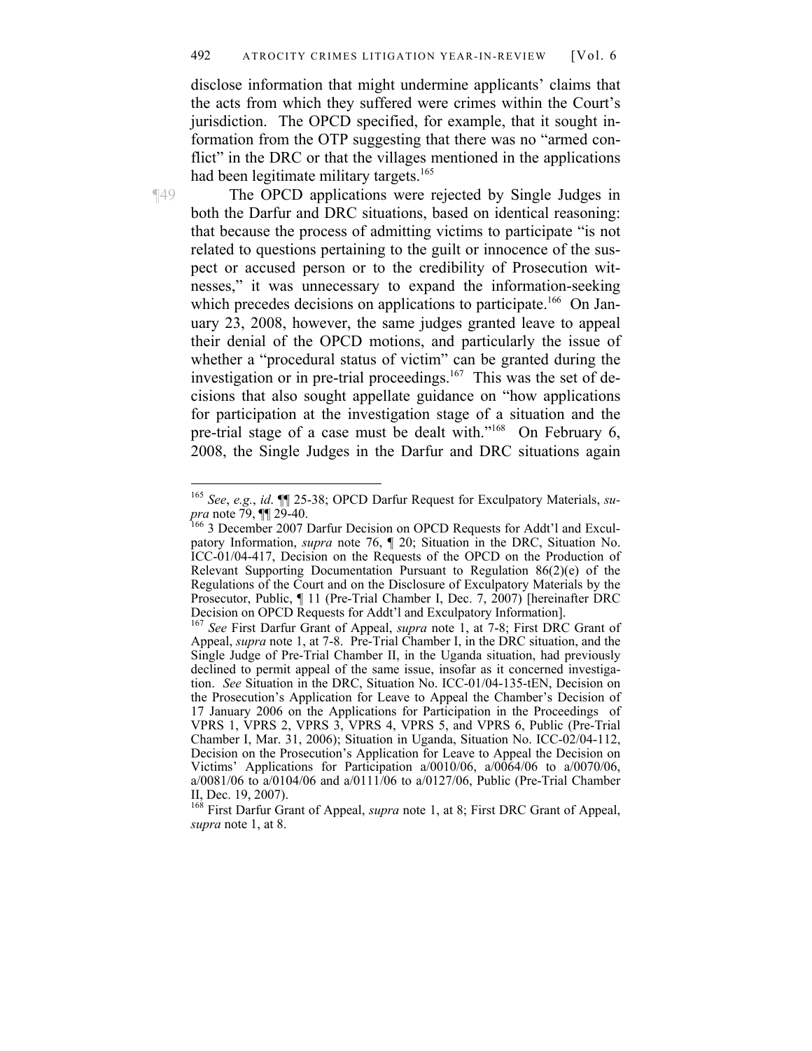disclose information that might undermine applicants' claims that the acts from which they suffered were crimes within the Court's jurisdiction. The OPCD specified, for example, that it sought information from the OTP suggesting that there was no "armed conflict" in the DRC or that the villages mentioned in the applications had been legitimate military targets.[165]

¶49 The OPCD applications were rejected by Single Judges in both the Darfur and DRC situations, based on identical reasoning: that because the process of admitting victims to participate "is not related to questions pertaining to the guilt or innocence of the suspect or accused person or to the credibility of Prosecution witnesses," it was unnecessary to expand the information-seeking which precedes decisions on applications to participate.[166] On January 23, 2008, however, the same judges granted leave to appeal their denial of the OPCD motions, and particularly the issue of whether a "procedural status of victim" can be granted during the investigation or in pre-trial proceedings.[167] This was the set of decisions that also sought appellate guidance on "how applications for participation at the investigation stage of a situation and the pre-trial stage of a case must be dealt with."[168] On February 6, 2008, the Single Judges in the Darfur and DRC situations again

---

[165] *See*, *e.g.*, *id*. ¶¶ 25-38; OPCD Darfur Request for Exculpatory Materials, *supra* note 79, ¶¶ 29-40.

[166] 3 December 2007 Darfur Decision on OPCD Requests for Addt'l and Exculpatory Information, *supra* note 76, ¶ 20; Situation in the DRC, Situation No. ICC-01/04-417, Decision on the Requests of the OPCD on the Production of Relevant Supporting Documentation Pursuant to Regulation 86(2)(e) of the Regulations of the Court and on the Disclosure of Exculpatory Materials by the Prosecutor, Public, ¶ 11 (Pre-Trial Chamber I, Dec. 7, 2007) [hereinafter DRC Decision on OPCD Requests for Addt'l and Exculpatory Information].

[167] *See* First Darfur Grant of Appeal, *supra* note 1, at 7-8; First DRC Grant of Appeal, *supra* note 1, at 7-8. Pre-Trial Chamber I, in the DRC situation, and the Single Judge of Pre-Trial Chamber II, in the Uganda situation, had previously declined to permit appeal of the same issue, insofar as it concerned investigation. *See* Situation in the DRC, Situation No. ICC-01/04-135-tEN, Decision on the Prosecution's Application for Leave to Appeal the Chamber's Decision of 17 January 2006 on the Applications for Participation in the Proceedings of VPRS 1, VPRS 2, VPRS 3, VPRS 4, VPRS 5, and VPRS 6, Public (Pre-Trial Chamber I, Mar. 31, 2006); Situation in Uganda, Situation No. ICC-02/04-112, Decision on the Prosecution's Application for Leave to Appeal the Decision on Victims' Applications for Participation a/0010/06, a/0064/06 to a/0070/06, a/0081/06 to a/0104/06 and a/0111/06 to a/0127/06, Public (Pre-Trial Chamber II, Dec. 19, 2007).

[168] First Darfur Grant of Appeal, *supra* note 1, at 8; First DRC Grant of Appeal, *supra* note 1, at 8.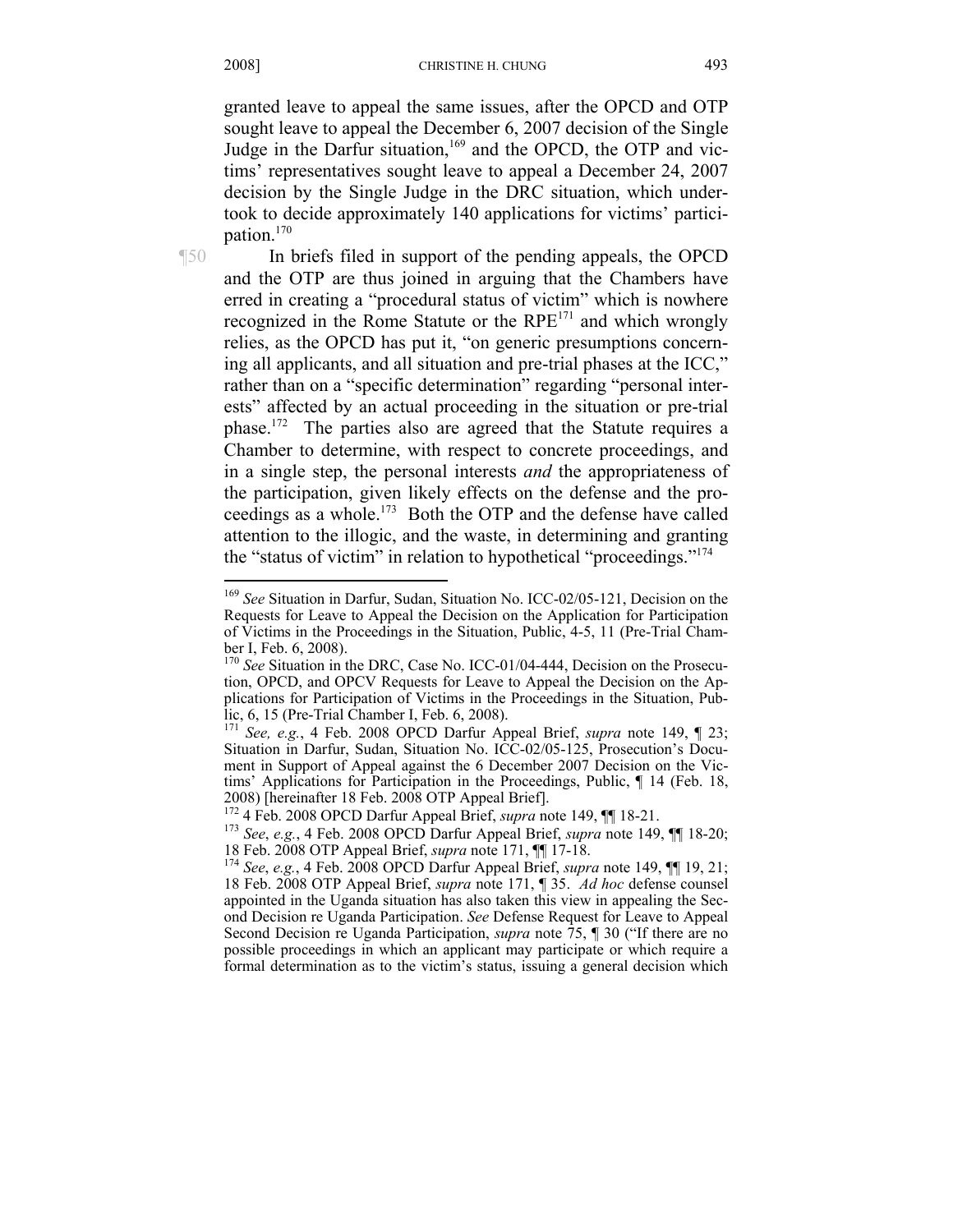granted leave to appeal the same issues, after the OPCD and OTP sought leave to appeal the December 6, 2007 decision of the Single Judge in the Darfur situation,[169] and the OPCD, the OTP and victims' representatives sought leave to appeal a December 24, 2007 decision by the Single Judge in the DRC situation, which undertook to decide approximately 140 applications for victims' participation.[170]

¶50 In briefs filed in support of the pending appeals, the OPCD and the OTP are thus joined in arguing that the Chambers have erred in creating a "procedural status of victim" which is nowhere recognized in the Rome Statute or the RPE[171] and which wrongly relies, as the OPCD has put it, "on generic presumptions concerning all applicants, and all situation and pre-trial phases at the ICC," rather than on a "specific determination" regarding "personal interests" affected by an actual proceeding in the situation or pre-trial phase.[172] The parties also are agreed that the Statute requires a Chamber to determine, with respect to concrete proceedings, and in a single step, the personal interests *and* the appropriateness of the participation, given likely effects on the defense and the proceedings as a whole.[173] Both the OTP and the defense have called attention to the illogic, and the waste, in determining and granting the "status of victim" in relation to hypothetical "proceedings."[174]

---

[169] *See* Situation in Darfur, Sudan, Situation No. ICC-02/05-121, Decision on the Requests for Leave to Appeal the Decision on the Application for Participation of Victims in the Proceedings in the Situation, Public, 4-5, 11 (Pre-Trial Chamber I, Feb. 6, 2008).

[170] *See* Situation in the DRC, Case No. ICC-01/04-444, Decision on the Prosecution, OPCD, and OPCV Requests for Leave to Appeal the Decision on the Applications for Participation of Victims in the Proceedings in the Situation, Public, 6, 15 (Pre-Trial Chamber I, Feb. 6, 2008).

[171] *See, e.g.*, 4 Feb. 2008 OPCD Darfur Appeal Brief, *supra* note 149, ¶ 23; Situation in Darfur, Sudan, Situation No. ICC-02/05-125, Prosecution's Document in Support of Appeal against the 6 December 2007 Decision on the Victims' Applications for Participation in the Proceedings, Public, ¶ 14 (Feb. 18, 2008) [hereinafter 18 Feb. 2008 OTP Appeal Brief].

[172] 4 Feb. 2008 OPCD Darfur Appeal Brief, *supra* note 149, ¶¶ 18-21.

[173] *See*, *e.g.*, 4 Feb. 2008 OPCD Darfur Appeal Brief, *supra* note 149, ¶¶ 18-20; 18 Feb. 2008 OTP Appeal Brief, *supra* note 171, ¶¶ 17-18.

[174] *See*, *e.g.*, 4 Feb. 2008 OPCD Darfur Appeal Brief, *supra* note 149, ¶¶ 19, 21; 18 Feb. 2008 OTP Appeal Brief, *supra* note 171, ¶ 35. *Ad hoc* defense counsel appointed in the Uganda situation has also taken this view in appealing the Second Decision re Uganda Participation. *See* Defense Request for Leave to Appeal Second Decision re Uganda Participation, *supra* note 75, ¶ 30 ("If there are no possible proceedings in which an applicant may participate or which require a formal determination as to the victim's status, issuing a general decision which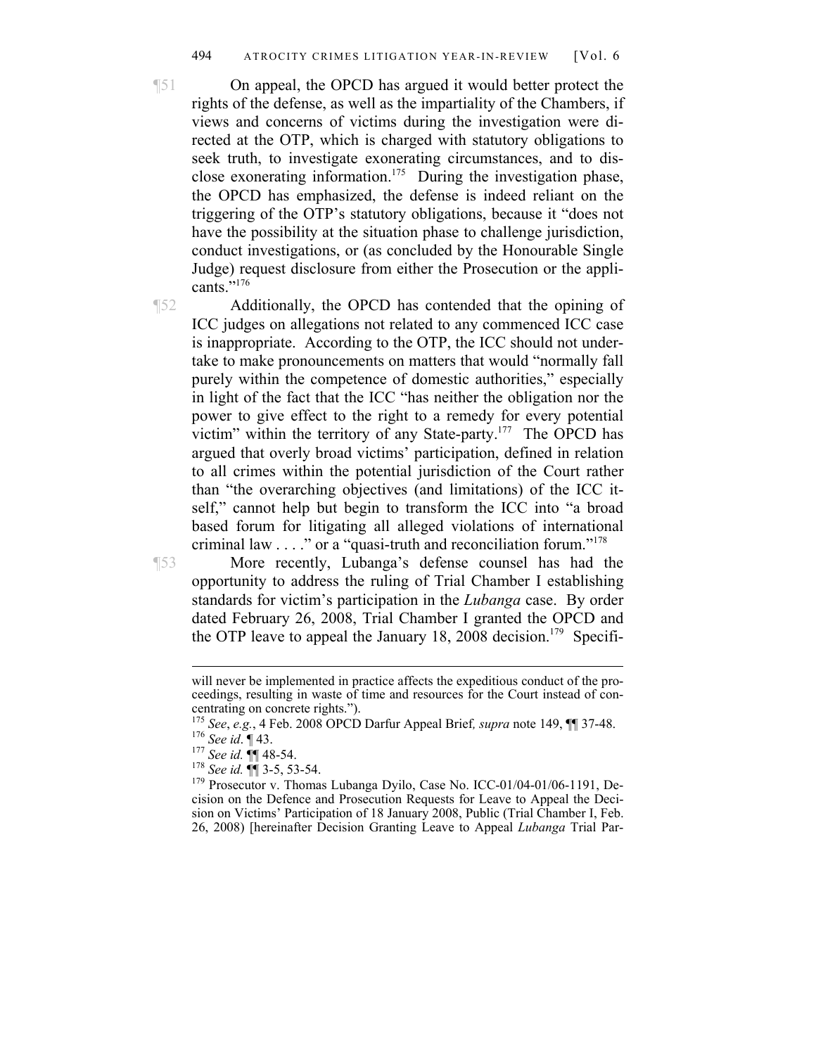¶51 On appeal, the OPCD has argued it would better protect the rights of the defense, as well as the impartiality of the Chambers, if views and concerns of victims during the investigation were directed at the OTP, which is charged with statutory obligations to seek truth, to investigate exonerating circumstances, and to disclose exonerating information.[175] During the investigation phase, the OPCD has emphasized, the defense is indeed reliant on the triggering of the OTP's statutory obligations, because it "does not have the possibility at the situation phase to challenge jurisdiction, conduct investigations, or (as concluded by the Honourable Single Judge) request disclosure from either the Prosecution or the applicants."[176]

¶52 Additionally, the OPCD has contended that the opining of ICC judges on allegations not related to any commenced ICC case is inappropriate. According to the OTP, the ICC should not undertake to make pronouncements on matters that would "normally fall purely within the competence of domestic authorities," especially in light of the fact that the ICC "has neither the obligation nor the power to give effect to the right to a remedy for every potential victim" within the territory of any State-party.[177] The OPCD has argued that overly broad victims' participation, defined in relation to all crimes within the potential jurisdiction of the Court rather than "the overarching objectives (and limitations) of the ICC itself," cannot help but begin to transform the ICC into "a broad based forum for litigating all alleged violations of international criminal law . . . ." or a "quasi-truth and reconciliation forum."[178]

¶53 More recently, Lubanga's defense counsel has had the opportunity to address the ruling of Trial Chamber I establishing standards for victim's participation in the *Lubanga* case. By order dated February 26, 2008, Trial Chamber I granted the OPCD and the OTP leave to appeal the January 18, 2008 decision.[179] Specifi-

---

will never be implemented in practice affects the expeditious conduct of the proceedings, resulting in waste of time and resources for the Court instead of concentrating on concrete rights.").

[175] *See*, *e.g.*, 4 Feb. 2008 OPCD Darfur Appeal Brief*, supra* note 149, ¶¶ 37-48.

[176] *See id*. ¶ 43.

[177] *See id.* ¶¶ 48-54.

[178] *See id.* ¶¶ 3-5, 53-54.

[179] Prosecutor v. Thomas Lubanga Dyilo, Case No. ICC-01/04-01/06-1191, Decision on the Defence and Prosecution Requests for Leave to Appeal the Decision on Victims' Participation of 18 January 2008, Public (Trial Chamber I, Feb. 26, 2008) [hereinafter Decision Granting Leave to Appeal *Lubanga* Trial Par-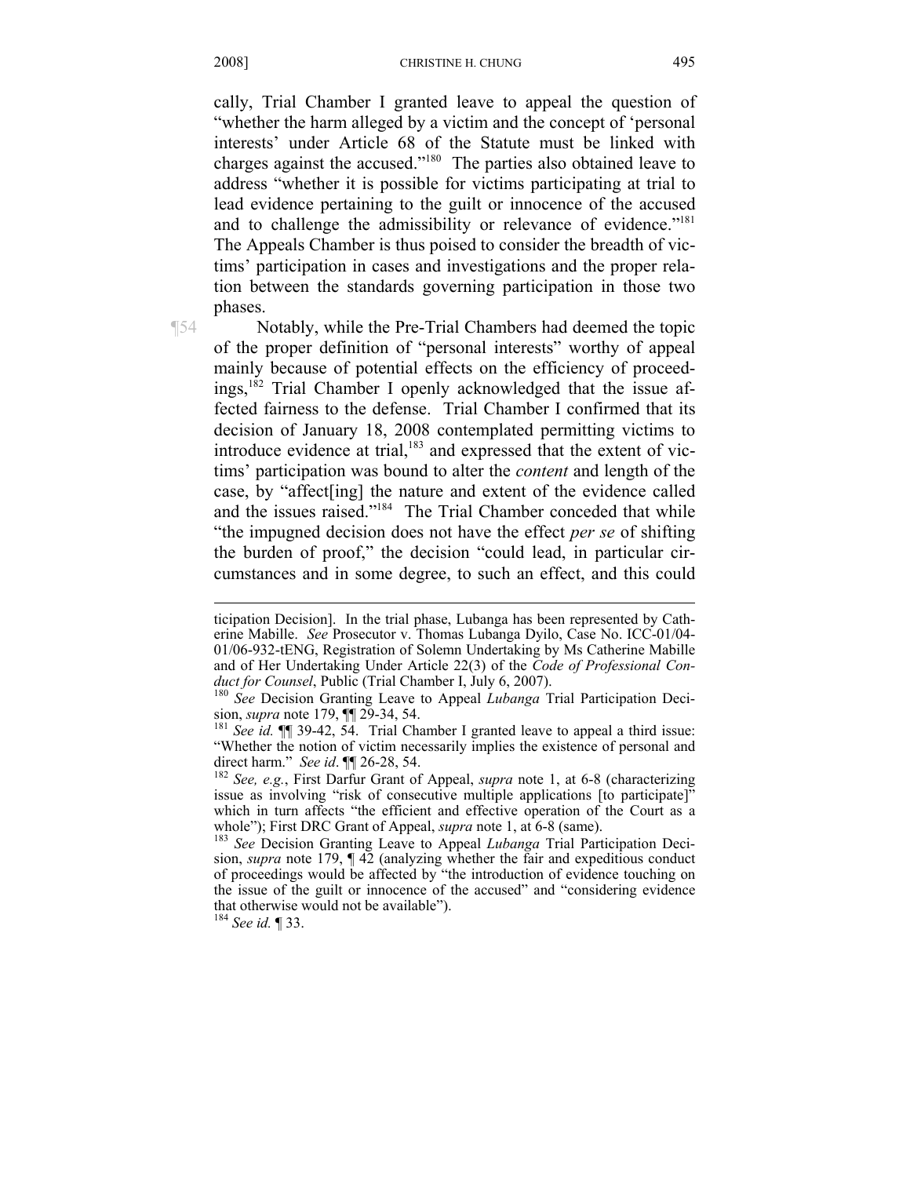cally, Trial Chamber I granted leave to appeal the question of "whether the harm alleged by a victim and the concept of 'personal interests' under Article 68 of the Statute must be linked with charges against the accused."[180] The parties also obtained leave to address "whether it is possible for victims participating at trial to lead evidence pertaining to the guilt or innocence of the accused and to challenge the admissibility or relevance of evidence."[181] The Appeals Chamber is thus poised to consider the breadth of victims' participation in cases and investigations and the proper relation between the standards governing participation in those two phases.

¶54 Notably, while the Pre-Trial Chambers had deemed the topic of the proper definition of "personal interests" worthy of appeal mainly because of potential effects on the efficiency of proceedings,[182] Trial Chamber I openly acknowledged that the issue affected fairness to the defense. Trial Chamber I confirmed that its decision of January 18, 2008 contemplated permitting victims to introduce evidence at trial,[183] and expressed that the extent of victims' participation was bound to alter the *content* and length of the case, by "affect[ing] the nature and extent of the evidence called and the issues raised."[184] The Trial Chamber conceded that while "the impugned decision does not have the effect *per se* of shifting the burden of proof," the decision "could lead, in particular circumstances and in some degree, to such an effect, and this could

---

ticipation Decision]. In the trial phase, Lubanga has been represented by Catherine Mabille. *See* Prosecutor v. Thomas Lubanga Dyilo, Case No. ICC-01/04-01/06-932-tENG, Registration of Solemn Undertaking by Ms Catherine Mabille and of Her Undertaking Under Article 22(3) of the *Code of Professional Conduct for Counsel*, Public (Trial Chamber I, July 6, 2007).

[180] *See* Decision Granting Leave to Appeal *Lubanga* Trial Participation Decision, *supra* note 179, ¶¶ 29-34, 54.

[181] *See id.* ¶¶ 39-42, 54. Trial Chamber I granted leave to appeal a third issue: "Whether the notion of victim necessarily implies the existence of personal and direct harm." *See id*. ¶¶ 26-28, 54.

[182] *See, e.g.*, First Darfur Grant of Appeal, *supra* note 1, at 6-8 (characterizing issue as involving "risk of consecutive multiple applications [to participate]" which in turn affects "the efficient and effective operation of the Court as a whole"); First DRC Grant of Appeal, *supra* note 1, at 6-8 (same).

[183] *See* Decision Granting Leave to Appeal *Lubanga* Trial Participation Decision, *supra* note 179, ¶ 42 (analyzing whether the fair and expeditious conduct of proceedings would be affected by "the introduction of evidence touching on the issue of the guilt or innocence of the accused" and "considering evidence that otherwise would not be available").

[184] *See id.* ¶ 33.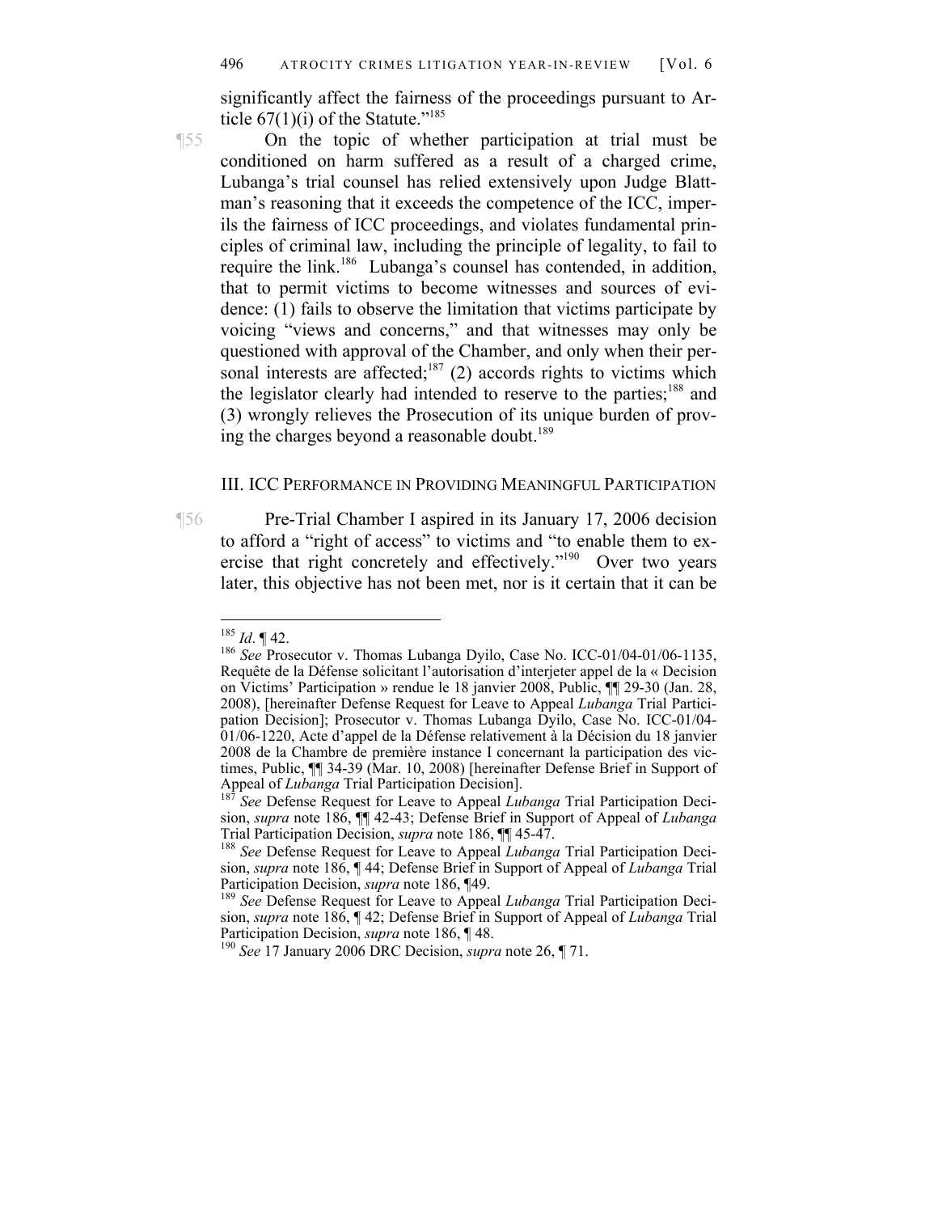significantly affect the fairness of the proceedings pursuant to Article 67(1)(i) of the Statute."[185]

¶55 On the topic of whether participation at trial must be conditioned on harm suffered as a result of a charged crime, Lubanga's trial counsel has relied extensively upon Judge Blattman's reasoning that it exceeds the competence of the ICC, imperils the fairness of ICC proceedings, and violates fundamental principles of criminal law, including the principle of legality, to fail to require the link.[186] Lubanga's counsel has contended, in addition, that to permit victims to become witnesses and sources of evidence: (1) fails to observe the limitation that victims participate by voicing "views and concerns," and that witnesses may only be questioned with approval of the Chamber, and only when their personal interests are affected;[187] (2) accords rights to victims which the legislator clearly had intended to reserve to the parties;[188] and (3) wrongly relieves the Prosecution of its unique burden of proving the charges beyond a reasonable doubt.[189]

## III. ICC Performance in Providing Meaningful Participation

¶56 Pre-Trial Chamber I aspired in its January 17, 2006 decision to afford a "right of access" to victims and "to enable them to exercise that right concretely and effectively."[190] Over two years later, this objective has not been met, nor is it certain that it can be

---

[185] *Id*. ¶ 42.

[186] *See* Prosecutor v. Thomas Lubanga Dyilo, Case No. ICC-01/04-01/06-1135, Requête de la Défense solicitant l'autorisation d'interjeter appel de la « Decision on Victims' Participation » rendue le 18 janvier 2008, Public, ¶¶ 29-30 (Jan. 28, 2008), [hereinafter Defense Request for Leave to Appeal *Lubanga* Trial Participation Decision]; Prosecutor v. Thomas Lubanga Dyilo, Case No. ICC-01/04-01/06-1220, Acte d'appel de la Défense relativement à la Décision du 18 janvier 2008 de la Chambre de première instance I concernant la participation des victimes, Public, ¶¶ 34-39 (Mar. 10, 2008) [hereinafter Defense Brief in Support of Appeal of *Lubanga* Trial Participation Decision].

[187] *See* Defense Request for Leave to Appeal *Lubanga* Trial Participation Decision, *supra* note 186, ¶¶ 42-43; Defense Brief in Support of Appeal of *Lubanga* Trial Participation Decision, *supra* note 186, ¶¶ 45-47.

[188] *See* Defense Request for Leave to Appeal *Lubanga* Trial Participation Decision, *supra* note 186, ¶ 44; Defense Brief in Support of Appeal of *Lubanga* Trial Participation Decision, *supra* note 186, ¶49.

[189] *See* Defense Request for Leave to Appeal *Lubanga* Trial Participation Decision, *supra* note 186, ¶ 42; Defense Brief in Support of Appeal of *Lubanga* Trial Participation Decision, *supra* note 186, ¶ 48.

[190] *See* 17 January 2006 DRC Decision, *supra* note 26, ¶ 71.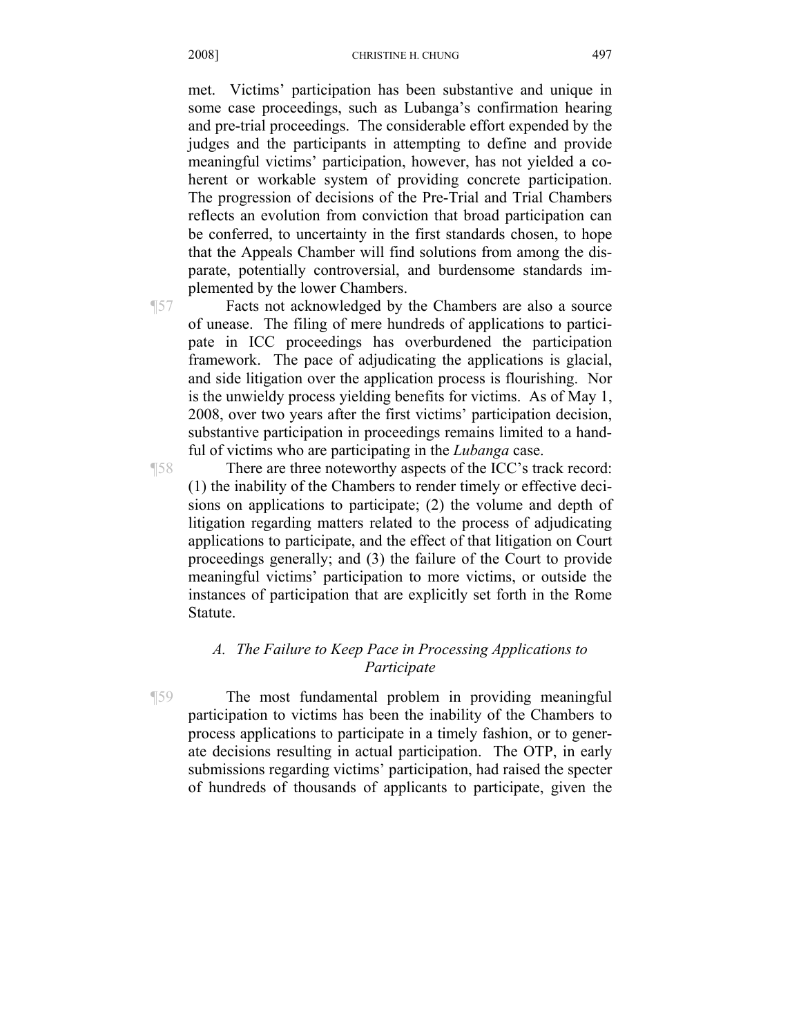met. Victims' participation has been substantive and unique in some case proceedings, such as Lubanga's confirmation hearing and pre-trial proceedings. The considerable effort expended by the judges and the participants in attempting to define and provide meaningful victims' participation, however, has not yielded a coherent or workable system of providing concrete participation. The progression of decisions of the Pre-Trial and Trial Chambers reflects an evolution from conviction that broad participation can be conferred, to uncertainty in the first standards chosen, to hope that the Appeals Chamber will find solutions from among the disparate, potentially controversial, and burdensome standards implemented by the lower Chambers.

¶57 Facts not acknowledged by the Chambers are also a source of unease. The filing of mere hundreds of applications to participate in ICC proceedings has overburdened the participation framework. The pace of adjudicating the applications is glacial, and side litigation over the application process is flourishing. Nor is the unwieldy process yielding benefits for victims. As of May 1, 2008, over two years after the first victims' participation decision, substantive participation in proceedings remains limited to a handful of victims who are participating in the *Lubanga* case.

¶58 There are three noteworthy aspects of the ICC's track record: (1) the inability of the Chambers to render timely or effective decisions on applications to participate; (2) the volume and depth of litigation regarding matters related to the process of adjudicating applications to participate, and the effect of that litigation on Court proceedings generally; and (3) the failure of the Court to provide meaningful victims' participation to more victims, or outside the instances of participation that are explicitly set forth in the Rome Statute.

### *A. The Failure to Keep Pace in Processing Applications to Participate*

¶59 The most fundamental problem in providing meaningful participation to victims has been the inability of the Chambers to process applications to participate in a timely fashion, or to generate decisions resulting in actual participation. The OTP, in early submissions regarding victims' participation, had raised the specter of hundreds of thousands of applicants to participate, given the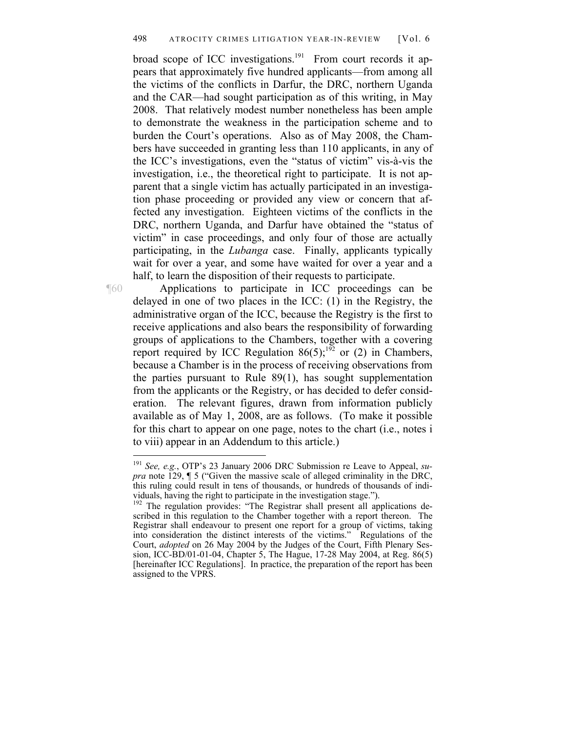broad scope of ICC investigations.[191] From court records it appears that approximately five hundred applicants—from among all the victims of the conflicts in Darfur, the DRC, northern Uganda and the CAR—had sought participation as of this writing, in May 2008. That relatively modest number nonetheless has been ample to demonstrate the weakness in the participation scheme and to burden the Court's operations. Also as of May 2008, the Chambers have succeeded in granting less than 110 applicants, in any of the ICC's investigations, even the "status of victim" vis-à-vis the investigation, i.e., the theoretical right to participate. It is not apparent that a single victim has actually participated in an investigation phase proceeding or provided any view or concern that affected any investigation. Eighteen victims of the conflicts in the DRC, northern Uganda, and Darfur have obtained the "status of victim" in case proceedings, and only four of those are actually participating, in the *Lubanga* case. Finally, applicants typically wait for over a year, and some have waited for over a year and a half, to learn the disposition of their requests to participate.

¶60 Applications to participate in ICC proceedings can be delayed in one of two places in the ICC: (1) in the Registry, the administrative organ of the ICC, because the Registry is the first to receive applications and also bears the responsibility of forwarding groups of applications to the Chambers, together with a covering report required by ICC Regulation 86(5);[192] or (2) in Chambers, because a Chamber is in the process of receiving observations from the parties pursuant to Rule 89(1), has sought supplementation from the applicants or the Registry, or has decided to defer consideration. The relevant figures, drawn from information publicly available as of May 1, 2008, are as follows. (To make it possible for this chart to appear on one page, notes to the chart (i.e., notes i to viii) appear in an Addendum to this article.)

---

[191] *See, e.g.*, OTP's 23 January 2006 DRC Submission re Leave to Appeal, *supra* note 129, ¶ 5 ("Given the massive scale of alleged criminality in the DRC, this ruling could result in tens of thousands, or hundreds of thousands of individuals, having the right to participate in the investigation stage.").

[192] The regulation provides: "The Registrar shall present all applications described in this regulation to the Chamber together with a report thereon. The Registrar shall endeavour to present one report for a group of victims, taking into consideration the distinct interests of the victims." Regulations of the Court, *adopted* on 26 May 2004 by the Judges of the Court, Fifth Plenary Session, ICC-BD/01-01-04, Chapter 5, The Hague, 17-28 May 2004, at Reg. 86(5) [hereinafter ICC Regulations]. In practice, the preparation of the report has been assigned to the VPRS.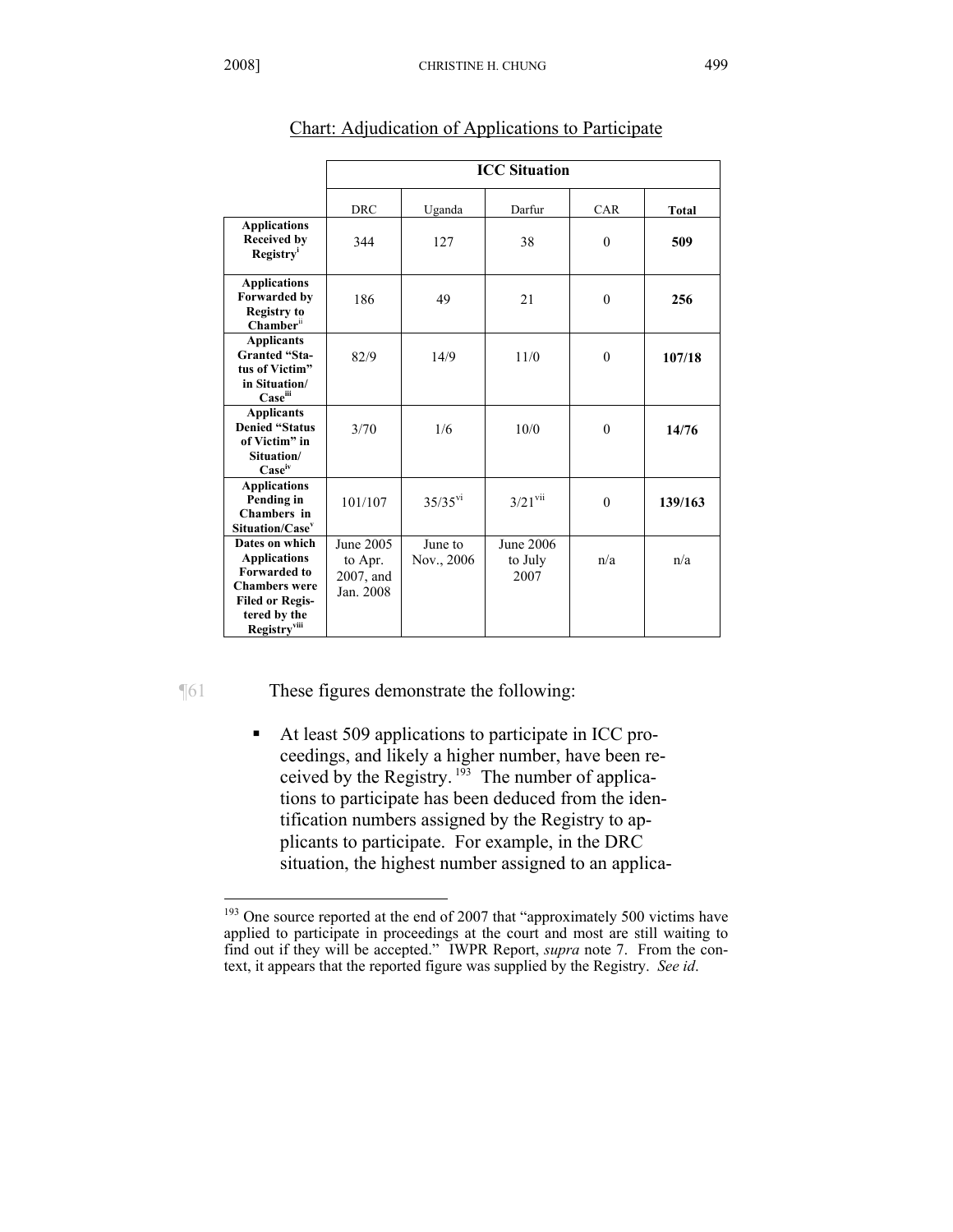Chart: Adjudication of Applications to Participate

| | ICC Situation | | | | |
|---|---|---|---|---|---|
| | DRC | Uganda | Darfur | CAR | **Total** |
| **Applications Received by Registry**[i] | 344 | 127 | 38 | 0 | **509** |
| **Applications Forwarded by Registry to Chamber**[ii] | 186 | 49 | 21 | 0 | **256** |
| **Applicants Granted "Status of Victim" in Situation/ Case**[iii] | 82/9 | 14/9 | 11/0 | 0 | **107/18** |
| **Applicants Denied "Status of Victim" in Situation/ Case**[iv] | 3/70 | 1/6 | 10/0 | 0 | **14/76** |
| **Applications Pending in Chambers in Situation/Case**[v] | 101/107 | 35/35[vi] | 3/21[vii] | 0 | **139/163** |
| **Dates on which Applications Forwarded to Chambers were Filed or Registered by the Registry**[viii] | June 2005 to Apr. 2007, and Jan. 2008 | June to Nov., 2006 | June 2006 to July 2007 | n/a | n/a |

¶61 These figures demonstrate the following:

- At least 509 applications to participate in ICC proceedings, and likely a higher number, have been received by the Registry.[193] The number of applications to participate has been deduced from the identification numbers assigned by the Registry to applicants to participate. For example, in the DRC situation, the highest number assigned to an applica-

[193] One source reported at the end of 2007 that "approximately 500 victims have applied to participate in proceedings at the court and most are still waiting to find out if they will be accepted." IWPR Report, *supra* note 7. From the context, it appears that the reported figure was supplied by the Registry. *See id*.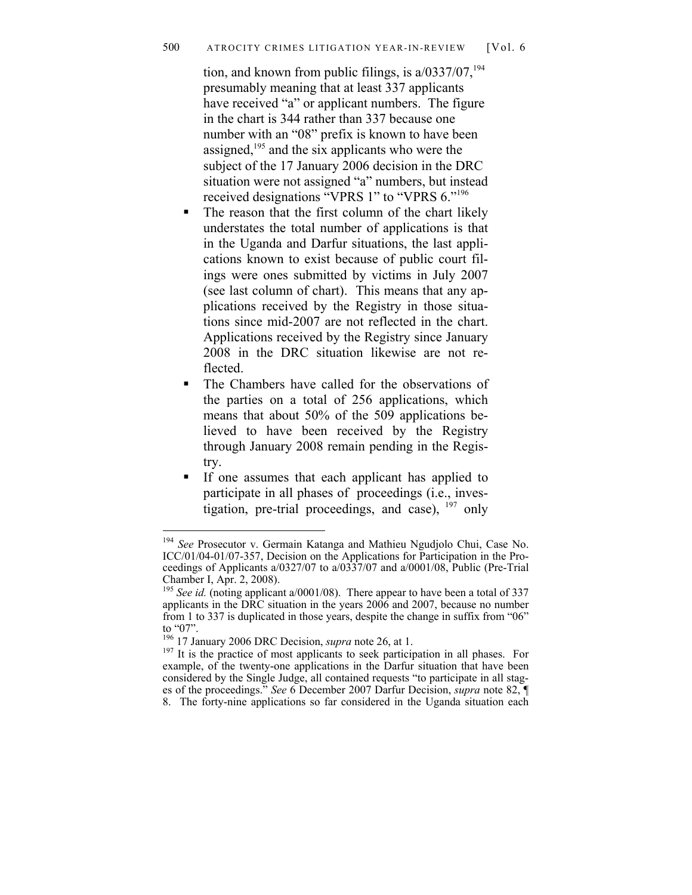tion, and known from public filings, is a/0337/07,[194] presumably meaning that at least 337 applicants have received "a" or applicant numbers. The figure in the chart is 344 rather than 337 because one number with an "08" prefix is known to have been assigned,[195] and the six applicants who were the subject of the 17 January 2006 decision in the DRC situation were not assigned "a" numbers, but instead received designations "VPRS 1" to "VPRS 6."[196]

- The reason that the first column of the chart likely understates the total number of applications is that in the Uganda and Darfur situations, the last applications known to exist because of public court filings were ones submitted by victims in July 2007 (see last column of chart). This means that any applications received by the Registry in those situations since mid-2007 are not reflected in the chart. Applications received by the Registry since January 2008 in the DRC situation likewise are not reflected.
- The Chambers have called for the observations of the parties on a total of 256 applications, which means that about 50% of the 509 applications believed to have been received by the Registry through January 2008 remain pending in the Registry.
- If one assumes that each applicant has applied to participate in all phases of proceedings (i.e., investigation, pre-trial proceedings, and case),[197] only

---

[194] *See* Prosecutor v. Germain Katanga and Mathieu Ngudjolo Chui, Case No. ICC/01/04-01/07-357, Decision on the Applications for Participation in the Proceedings of Applicants a/0327/07 to a/0337/07 and a/0001/08, Public (Pre-Trial Chamber I, Apr. 2, 2008).

[195] *See id.* (noting applicant a/0001/08). There appear to have been a total of 337 applicants in the DRC situation in the years 2006 and 2007, because no number from 1 to 337 is duplicated in those years, despite the change in suffix from "06" to "07".

[196] 17 January 2006 DRC Decision, *supra* note 26, at 1.

[197] It is the practice of most applicants to seek participation in all phases. For example, of the twenty-one applications in the Darfur situation that have been considered by the Single Judge, all contained requests "to participate in all stages of the proceedings." *See* 6 December 2007 Darfur Decision, *supra* note 82, ¶ 8. The forty-nine applications so far considered in the Uganda situation each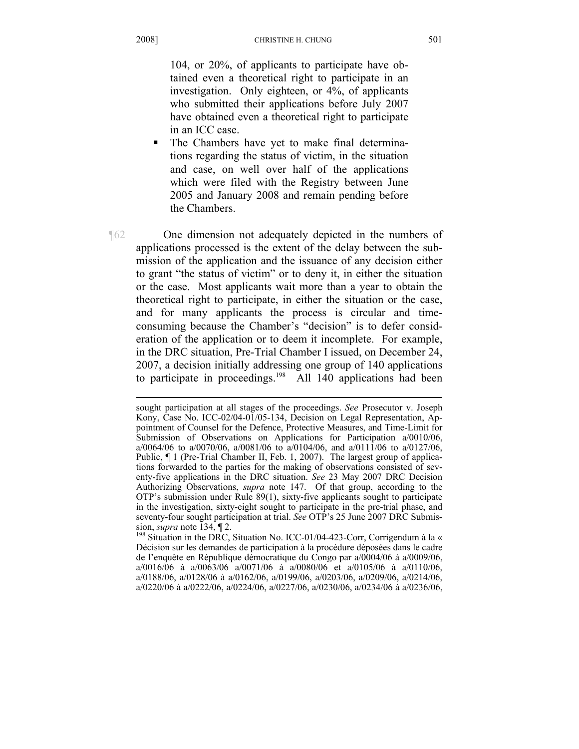104, or 20%, of applicants to participate have obtained even a theoretical right to participate in an investigation. Only eighteen, or 4%, of applicants who submitted their applications before July 2007 have obtained even a theoretical right to participate in an ICC case.

- The Chambers have yet to make final determinations regarding the status of victim, in the situation and case, on well over half of the applications which were filed with the Registry between June 2005 and January 2008 and remain pending before the Chambers.

¶62 One dimension not adequately depicted in the numbers of applications processed is the extent of the delay between the submission of the application and the issuance of any decision either to grant "the status of victim" or to deny it, in either the situation or the case. Most applicants wait more than a year to obtain the theoretical right to participate, in either the situation or the case, and for many applicants the process is circular and time-consuming because the Chamber's "decision" is to defer consideration of the application or to deem it incomplete. For example, in the DRC situation, Pre-Trial Chamber I issued, on December 24, 2007, a decision initially addressing one group of 140 applications to participate in proceedings.[198] All 140 applications had been

---

sought participation at all stages of the proceedings. *See* Prosecutor v. Joseph Kony, Case No. ICC-02/04-01/05-134, Decision on Legal Representation, Appointment of Counsel for the Defence, Protective Measures, and Time-Limit for Submission of Observations on Applications for Participation a/0010/06, a/0064/06 to a/0070/06, a/0081/06 to a/0104/06, and a/0111/06 to a/0127/06, Public, ¶ 1 (Pre-Trial Chamber II, Feb. 1, 2007). The largest group of applications forwarded to the parties for the making of observations consisted of seventy-five applications in the DRC situation. *See* 23 May 2007 DRC Decision Authorizing Observations, *supra* note 147. Of that group, according to the OTP's submission under Rule 89(1), sixty-five applicants sought to participate in the investigation, sixty-eight sought to participate in the pre-trial phase, and seventy-four sought participation at trial. *See* OTP's 25 June 2007 DRC Submission, *supra* note 134, ¶ 2.

[198] Situation in the DRC, Situation No. ICC-01/04-423-Corr, Corrigendum à la « Décision sur les demandes de participation à la procédure déposées dans le cadre de l'enquête en République démocratique du Congo par a/0004/06 à a/0009/06, a/0016/06 à a/0063/06 a/0071/06 à a/0080/06 et a/0105/06 à a/0110/06, a/0188/06, a/0128/06 à a/0162/06, a/0199/06, a/0203/06, a/0209/06, a/0214/06, a/0220/06 à a/0222/06, a/0224/06, a/0227/06, a/0230/06, a/0234/06 à a/0236/06,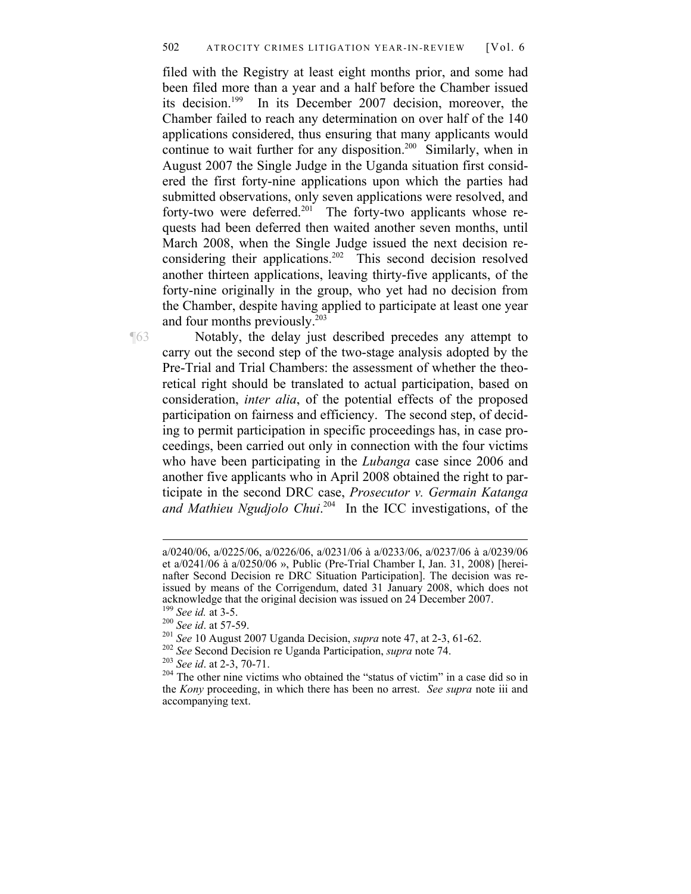filed with the Registry at least eight months prior, and some had been filed more than a year and a half before the Chamber issued its decision.[199] In its December 2007 decision, moreover, the Chamber failed to reach any determination on over half of the 140 applications considered, thus ensuring that many applicants would continue to wait further for any disposition.[200] Similarly, when in August 2007 the Single Judge in the Uganda situation first considered the first forty-nine applications upon which the parties had submitted observations, only seven applications were resolved, and forty-two were deferred.[201] The forty-two applicants whose requests had been deferred then waited another seven months, until March 2008, when the Single Judge issued the next decision reconsidering their applications.[202] This second decision resolved another thirteen applications, leaving thirty-five applicants, of the forty-nine originally in the group, who yet had no decision from the Chamber, despite having applied to participate at least one year and four months previously.[203]

¶63 Notably, the delay just described precedes any attempt to carry out the second step of the two-stage analysis adopted by the Pre-Trial and Trial Chambers: the assessment of whether the theoretical right should be translated to actual participation, based on consideration, *inter alia*, of the potential effects of the proposed participation on fairness and efficiency. The second step, of deciding to permit participation in specific proceedings has, in case proceedings, been carried out only in connection with the four victims who have been participating in the *Lubanga* case since 2006 and another five applicants who in April 2008 obtained the right to participate in the second DRC case, *Prosecutor v. Germain Katanga and Mathieu Ngudjolo Chui*.[204] In the ICC investigations, of the

---

a/0240/06, a/0225/06, a/0226/06, a/0231/06 à a/0233/06, a/0237/06 à a/0239/06 et a/0241/06 à a/0250/06 », Public (Pre-Trial Chamber I, Jan. 31, 2008) [hereinafter Second Decision re DRC Situation Participation]. The decision was reissued by means of the Corrigendum, dated 31 January 2008, which does not acknowledge that the original decision was issued on 24 December 2007.

[199] *See id.* at 3-5.

[200] *See id*. at 57-59.

[201] *See* 10 August 2007 Uganda Decision, *supra* note 47, at 2-3, 61-62.

[202] *See* Second Decision re Uganda Participation, *supra* note 74.

[203] *See id*. at 2-3, 70-71.

[204] The other nine victims who obtained the "status of victim" in a case did so in the *Kony* proceeding, in which there has been no arrest. *See supra* note iii and accompanying text.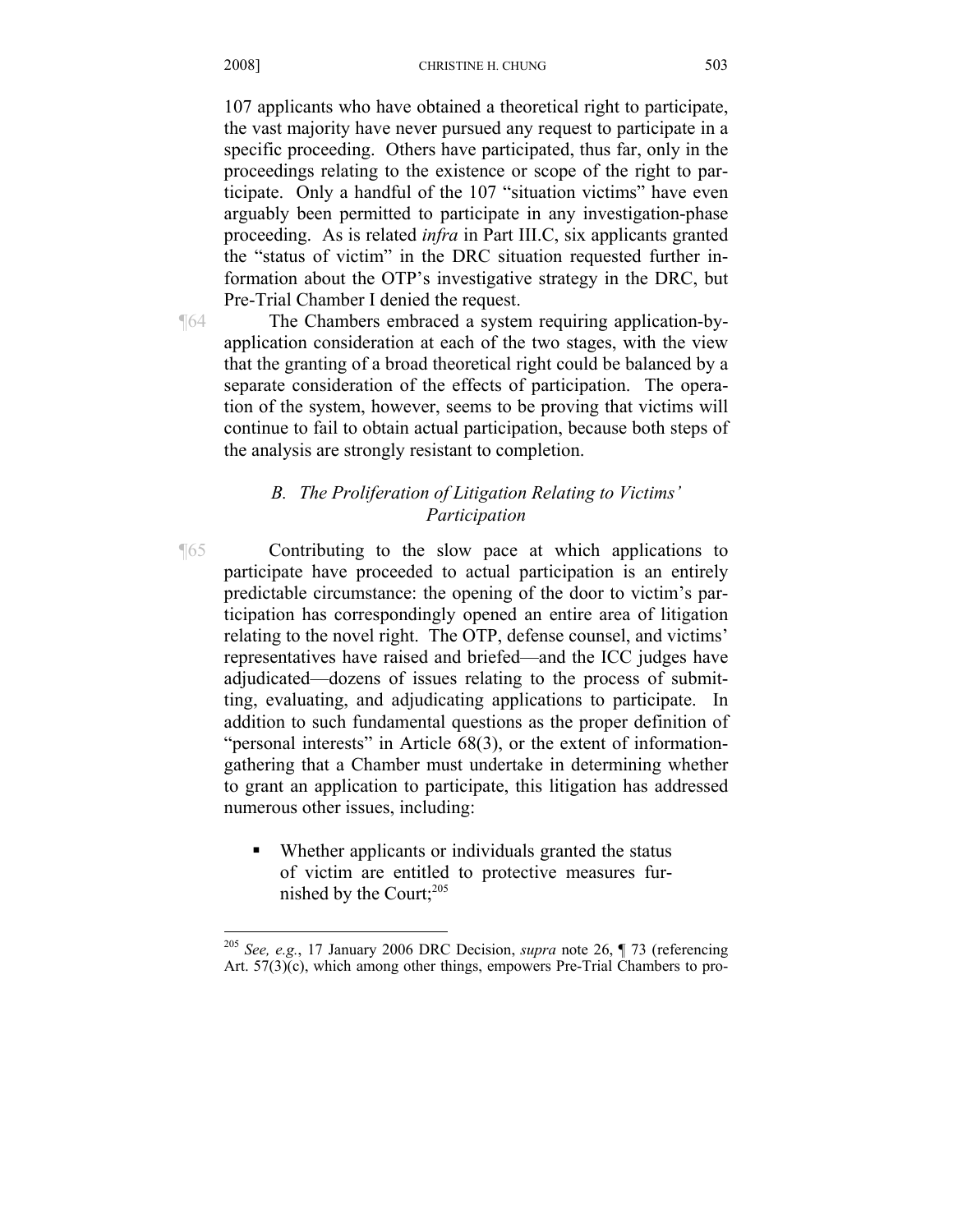107 applicants who have obtained a theoretical right to participate, the vast majority have never pursued any request to participate in a specific proceeding. Others have participated, thus far, only in the proceedings relating to the existence or scope of the right to participate. Only a handful of the 107 "situation victims" have even arguably been permitted to participate in any investigation-phase proceeding. As is related *infra* in Part III.C, six applicants granted the "status of victim" in the DRC situation requested further information about the OTP's investigative strategy in the DRC, but Pre-Trial Chamber I denied the request.

¶64 The Chambers embraced a system requiring application-by-application consideration at each of the two stages, with the view that the granting of a broad theoretical right could be balanced by a separate consideration of the effects of participation. The operation of the system, however, seems to be proving that victims will continue to fail to obtain actual participation, because both steps of the analysis are strongly resistant to completion.

### *B. The Proliferation of Litigation Relating to Victims' Participation*

¶65 Contributing to the slow pace at which applications to participate have proceeded to actual participation is an entirely predictable circumstance: the opening of the door to victim's participation has correspondingly opened an entire area of litigation relating to the novel right. The OTP, defense counsel, and victims' representatives have raised and briefed—and the ICC judges have adjudicated—dozens of issues relating to the process of submitting, evaluating, and adjudicating applications to participate. In addition to such fundamental questions as the proper definition of "personal interests" in Article 68(3), or the extent of information-gathering that a Chamber must undertake in determining whether to grant an application to participate, this litigation has addressed numerous other issues, including:

- Whether applicants or individuals granted the status of victim are entitled to protective measures furnished by the Court;[205]

---

[205] *See, e.g.*, 17 January 2006 DRC Decision, *supra* note 26, ¶ 73 (referencing Art. 57(3)(c), which among other things, empowers Pre-Trial Chambers to pro-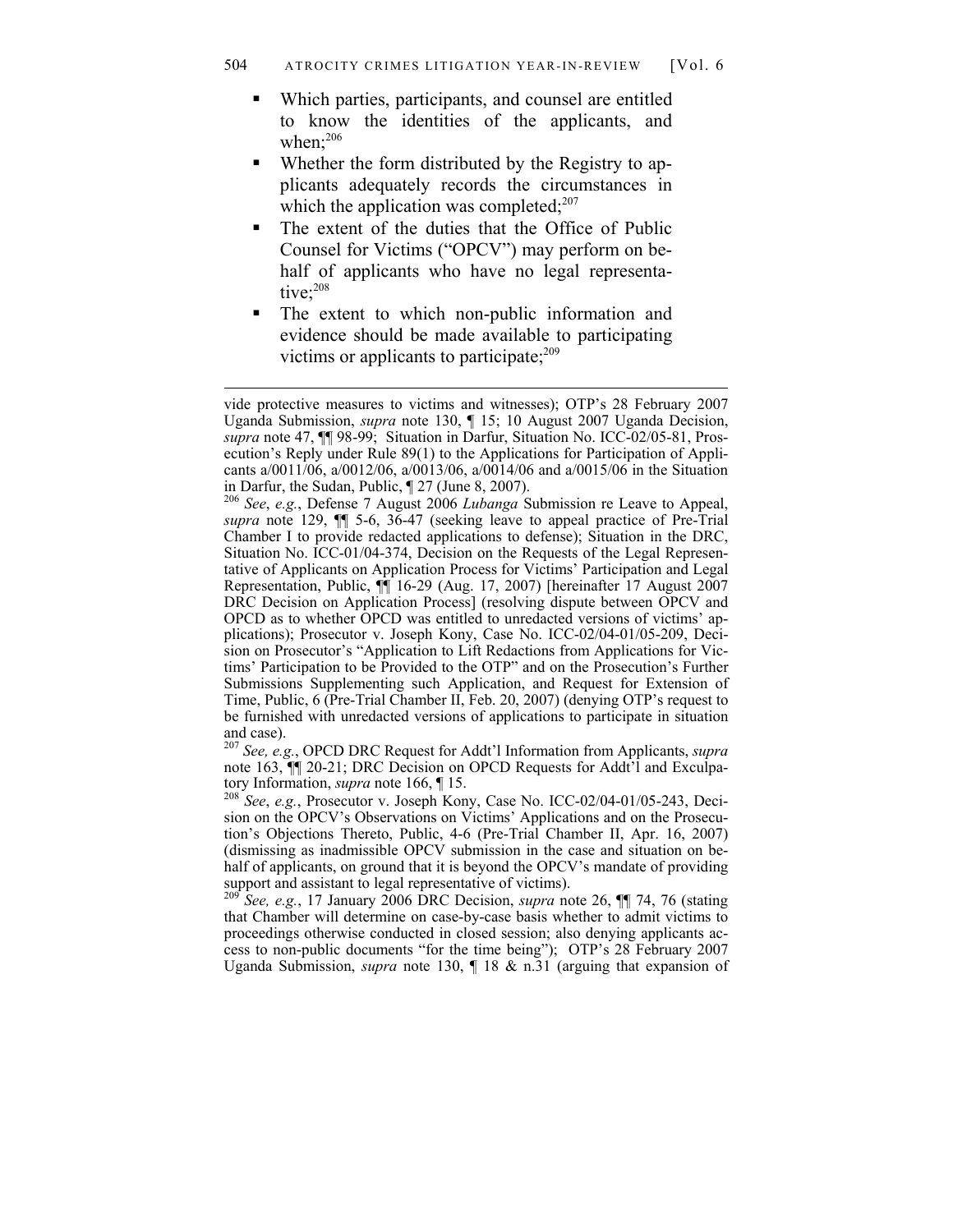- Which parties, participants, and counsel are entitled to know the identities of the applicants, and when;[206]
- Whether the form distributed by the Registry to applicants adequately records the circumstances in which the application was completed;[207]
- The extent of the duties that the Office of Public Counsel for Victims ("OPCV") may perform on behalf of applicants who have no legal representative;[208]
- The extent to which non-public information and evidence should be made available to participating victims or applicants to participate;[209]

---

vide protective measures to victims and witnesses); OTP's 28 February 2007 Uganda Submission, *supra* note 130, ¶ 15; 10 August 2007 Uganda Decision, *supra* note 47, ¶¶ 98-99; Situation in Darfur, Situation No. ICC-02/05-81, Prosecution's Reply under Rule 89(1) to the Applications for Participation of Applicants a/0011/06, a/0012/06, a/0013/06, a/0014/06 and a/0015/06 in the Situation in Darfur, the Sudan, Public, ¶ 27 (June 8, 2007).

[206] *See*, *e.g.*, Defense 7 August 2006 *Lubanga* Submission re Leave to Appeal, *supra* note 129, ¶¶ 5-6, 36-47 (seeking leave to appeal practice of Pre-Trial Chamber I to provide redacted applications to defense); Situation in the DRC, Situation No. ICC-01/04-374, Decision on the Requests of the Legal Representative of Applicants on Application Process for Victims' Participation and Legal Representation, Public, ¶¶ 16-29 (Aug. 17, 2007) [hereinafter 17 August 2007 DRC Decision on Application Process] (resolving dispute between OPCV and OPCD as to whether OPCD was entitled to unredacted versions of victims' applications); Prosecutor v. Joseph Kony, Case No. ICC-02/04-01/05-209, Decision on Prosecutor's "Application to Lift Redactions from Applications for Victims' Participation to be Provided to the OTP" and on the Prosecution's Further Submissions Supplementing such Application, and Request for Extension of Time, Public, 6 (Pre-Trial Chamber II, Feb. 20, 2007) (denying OTP's request to be furnished with unredacted versions of applications to participate in situation and case).

[207] *See, e.g.*, OPCD DRC Request for Addt'l Information from Applicants, *supra* note 163, ¶¶ 20-21; DRC Decision on OPCD Requests for Addt'l and Exculpatory Information, *supra* note 166, ¶ 15.

[208] *See*, *e.g.*, Prosecutor v. Joseph Kony, Case No. ICC-02/04-01/05-243, Decision on the OPCV's Observations on Victims' Applications and on the Prosecution's Objections Thereto, Public, 4-6 (Pre-Trial Chamber II, Apr. 16, 2007) (dismissing as inadmissible OPCV submission in the case and situation on behalf of applicants, on ground that it is beyond the OPCV's mandate of providing support and assistant to legal representative of victims).

[209] *See, e.g.*, 17 January 2006 DRC Decision, *supra* note 26, ¶¶ 74, 76 (stating that Chamber will determine on case-by-case basis whether to admit victims to proceedings otherwise conducted in closed session; also denying applicants access to non-public documents "for the time being"); OTP's 28 February 2007 Uganda Submission, *supra* note 130, ¶ 18 & n.31 (arguing that expansion of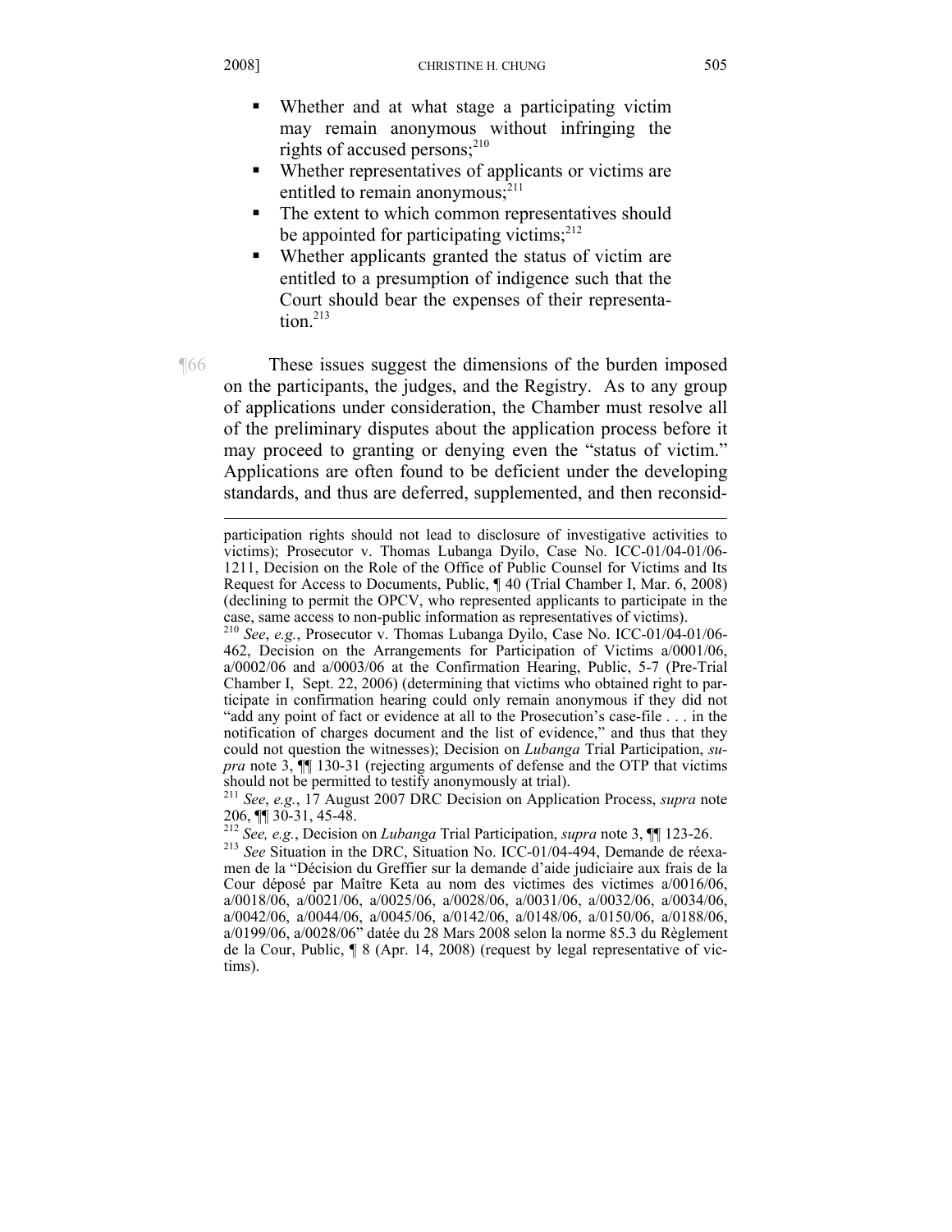- Whether and at what stage a participating victim may remain anonymous without infringing the rights of accused persons;[210]
- Whether representatives of applicants or victims are entitled to remain anonymous;[211]
- The extent to which common representatives should be appointed for participating victims;[212]
- Whether applicants granted the status of victim are entitled to a presumption of indigence such that the Court should bear the expenses of their representation.[213]

¶66 These issues suggest the dimensions of the burden imposed on the participants, the judges, and the Registry. As to any group of applications under consideration, the Chamber must resolve all of the preliminary disputes about the application process before it may proceed to granting or denying even the "status of victim." Applications are often found to be deficient under the developing standards, and thus are deferred, supplemented, and then reconsid-

---

participation rights should not lead to disclosure of investigative activities to victims); Prosecutor v. Thomas Lubanga Dyilo, Case No. ICC-01/04-01/06-1211, Decision on the Role of the Office of Public Counsel for Victims and Its Request for Access to Documents, Public, ¶ 40 (Trial Chamber I, Mar. 6, 2008) (declining to permit the OPCV, who represented applicants to participate in the case, same access to non-public information as representatives of victims).

[210] *See*, *e.g.*, Prosecutor v. Thomas Lubanga Dyilo, Case No. ICC-01/04-01/06-462, Decision on the Arrangements for Participation of Victims a/0001/06, a/0002/06 and a/0003/06 at the Confirmation Hearing, Public, 5-7 (Pre-Trial Chamber I, Sept. 22, 2006) (determining that victims who obtained right to participate in confirmation hearing could only remain anonymous if they did not "add any point of fact or evidence at all to the Prosecution's case-file . . . in the notification of charges document and the list of evidence," and thus that they could not question the witnesses); Decision on *Lubanga* Trial Participation, *supra* note 3, ¶¶ 130-31 (rejecting arguments of defense and the OTP that victims should not be permitted to testify anonymously at trial).

[211] *See*, *e.g.*, 17 August 2007 DRC Decision on Application Process, *supra* note 206, ¶¶ 30-31, 45-48.

[212] *See, e.g.*, Decision on *Lubanga* Trial Participation, *supra* note 3, ¶¶ 123-26.

[213] *See* Situation in the DRC, Situation No. ICC-01/04-494, Demande de réexamen de la "Décision du Greffier sur la demande d'aide judiciaire aux frais de la Cour déposé par Maître Keta au nom des victimes des victimes a/0016/06, a/0018/06, a/0021/06, a/0025/06, a/0028/06, a/0031/06, a/0032/06, a/0034/06, a/0042/06, a/0044/06, a/0045/06, a/0142/06, a/0148/06, a/0150/06, a/0188/06, a/0199/06, a/0028/06" datée du 28 Mars 2008 selon la norme 85.3 du Règlement de la Cour, Public, ¶ 8 (Apr. 14, 2008) (request by legal representative of victims).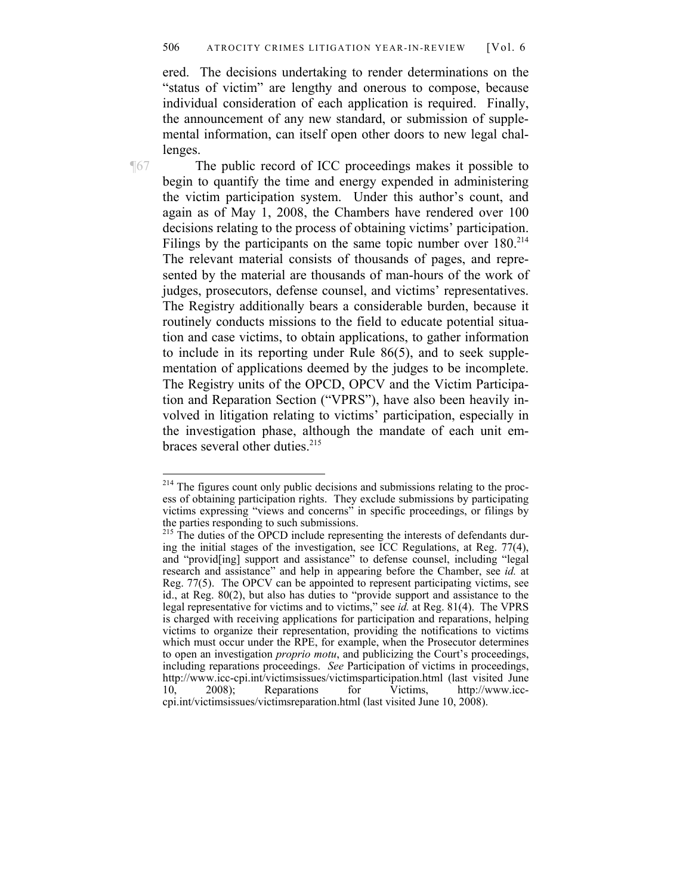ered. The decisions undertaking to render determinations on the "status of victim" are lengthy and onerous to compose, because individual consideration of each application is required. Finally, the announcement of any new standard, or submission of supplemental information, can itself open other doors to new legal challenges.

¶67 The public record of ICC proceedings makes it possible to begin to quantify the time and energy expended in administering the victim participation system. Under this author's count, and again as of May 1, 2008, the Chambers have rendered over 100 decisions relating to the process of obtaining victims' participation. Filings by the participants on the same topic number over 180.[214] The relevant material consists of thousands of pages, and represented by the material are thousands of man-hours of the work of judges, prosecutors, defense counsel, and victims' representatives. The Registry additionally bears a considerable burden, because it routinely conducts missions to the field to educate potential situation and case victims, to obtain applications, to gather information to include in its reporting under Rule 86(5), and to seek supplementation of applications deemed by the judges to be incomplete. The Registry units of the OPCD, OPCV and the Victim Participation and Reparation Section ("VPRS"), have also been heavily involved in litigation relating to victims' participation, especially in the investigation phase, although the mandate of each unit embraces several other duties.[215]

---

[214] The figures count only public decisions and submissions relating to the process of obtaining participation rights. They exclude submissions by participating victims expressing "views and concerns" in specific proceedings, or filings by the parties responding to such submissions.

[215] The duties of the OPCD include representing the interests of defendants during the initial stages of the investigation, see ICC Regulations, at Reg. 77(4), and "provid[ing] support and assistance" to defense counsel, including "legal research and assistance" and help in appearing before the Chamber, see *id.* at Reg. 77(5). The OPCV can be appointed to represent participating victims, see id., at Reg. 80(2), but also has duties to "provide support and assistance to the legal representative for victims and to victims," see *id.* at Reg. 81(4). The VPRS is charged with receiving applications for participation and reparations, helping victims to organize their representation, providing the notifications to victims which must occur under the RPE, for example, when the Prosecutor determines to open an investigation *proprio motu*, and publicizing the Court's proceedings, including reparations proceedings. *See* Participation of victims in proceedings, http://www.icc-cpi.int/victimsissues/victimsparticipation.html (last visited June 10, 2008); Reparations for Victims, http://www.icc-cpi.int/victimsissues/victimsreparation.html (last visited June 10, 2008).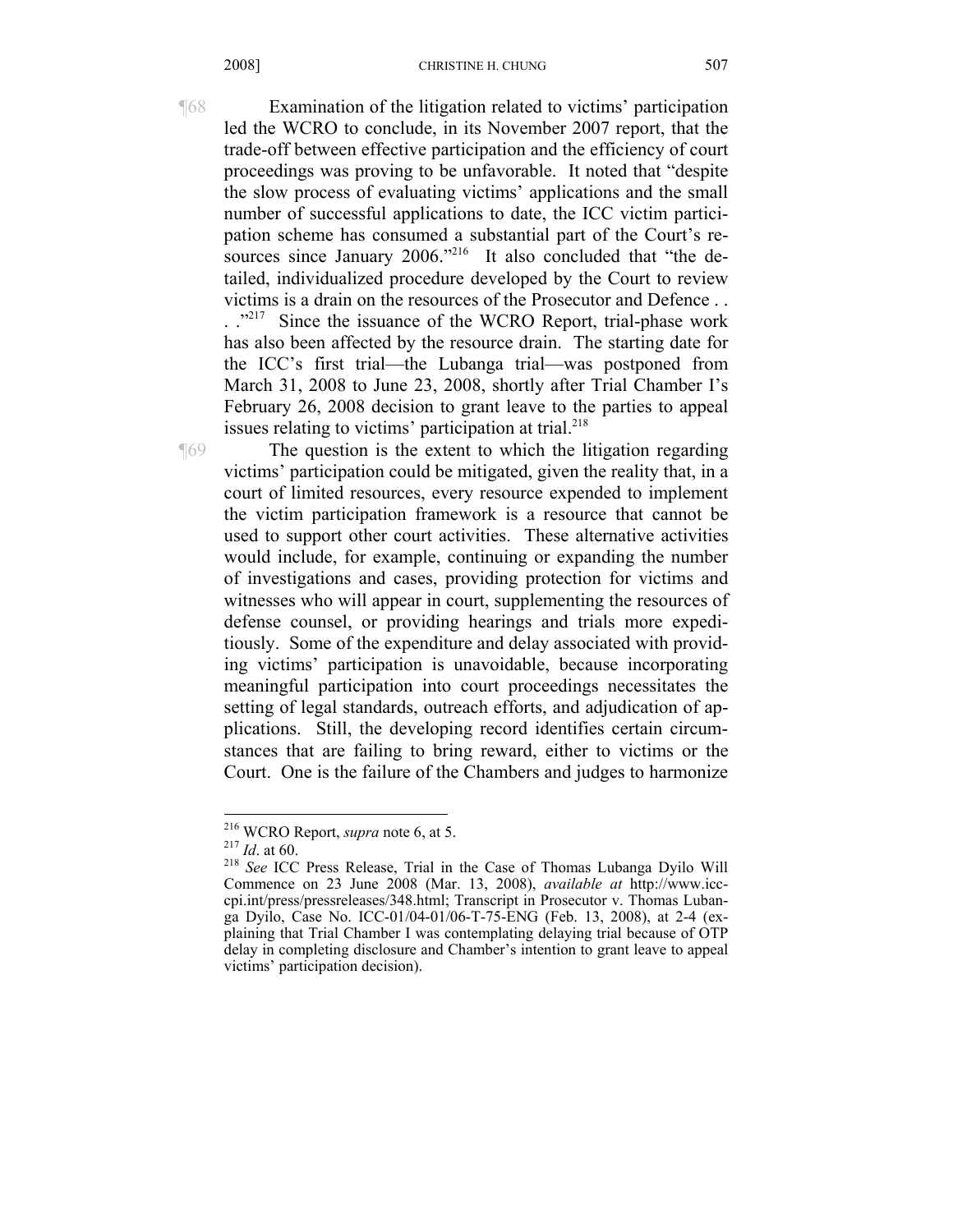¶68 Examination of the litigation related to victims' participation led the WCRO to conclude, in its November 2007 report, that the trade-off between effective participation and the efficiency of court proceedings was proving to be unfavorable. It noted that "despite the slow process of evaluating victims' applications and the small number of successful applications to date, the ICC victim participation scheme has consumed a substantial part of the Court's resources since January 2006."[216] It also concluded that "the detailed, individualized procedure developed by the Court to review victims is a drain on the resources of the Prosecutor and Defence . . . ."[217] Since the issuance of the WCRO Report, trial-phase work has also been affected by the resource drain. The starting date for the ICC's first trial—the Lubanga trial—was postponed from March 31, 2008 to June 23, 2008, shortly after Trial Chamber I's February 26, 2008 decision to grant leave to the parties to appeal issues relating to victims' participation at trial.[218]

¶69 The question is the extent to which the litigation regarding victims' participation could be mitigated, given the reality that, in a court of limited resources, every resource expended to implement the victim participation framework is a resource that cannot be used to support other court activities. These alternative activities would include, for example, continuing or expanding the number of investigations and cases, providing protection for victims and witnesses who will appear in court, supplementing the resources of defense counsel, or providing hearings and trials more expeditiously. Some of the expenditure and delay associated with providing victims' participation is unavoidable, because incorporating meaningful participation into court proceedings necessitates the setting of legal standards, outreach efforts, and adjudication of applications. Still, the developing record identifies certain circumstances that are failing to bring reward, either to victims or the Court. One is the failure of the Chambers and judges to harmonize

---

[216] WCRO Report, *supra* note 6, at 5.

[217] *Id*. at 60.

[218] *See* ICC Press Release, Trial in the Case of Thomas Lubanga Dyilo Will Commence on 23 June 2008 (Mar. 13, 2008), *available at* http://www.icc-cpi.int/press/pressreleases/348.html; Transcript in Prosecutor v. Thomas Lubanga Dyilo, Case No. ICC-01/04-01/06-T-75-ENG (Feb. 13, 2008), at 2-4 (explaining that Trial Chamber I was contemplating delaying trial because of OTP delay in completing disclosure and Chamber's intention to grant leave to appeal victims' participation decision).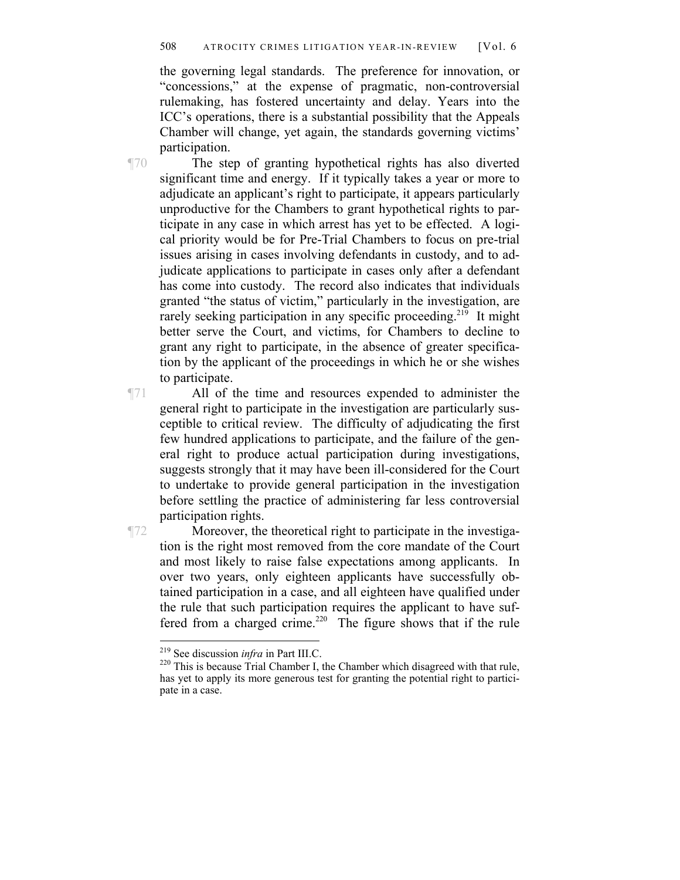the governing legal standards. The preference for innovation, or "concessions," at the expense of pragmatic, non-controversial rulemaking, has fostered uncertainty and delay. Years into the ICC's operations, there is a substantial possibility that the Appeals Chamber will change, yet again, the standards governing victims' participation.

¶70 The step of granting hypothetical rights has also diverted significant time and energy. If it typically takes a year or more to adjudicate an applicant's right to participate, it appears particularly unproductive for the Chambers to grant hypothetical rights to participate in any case in which arrest has yet to be effected. A logical priority would be for Pre-Trial Chambers to focus on pre-trial issues arising in cases involving defendants in custody, and to adjudicate applications to participate in cases only after a defendant has come into custody. The record also indicates that individuals granted "the status of victim," particularly in the investigation, are rarely seeking participation in any specific proceeding.[219] It might better serve the Court, and victims, for Chambers to decline to grant any right to participate, in the absence of greater specification by the applicant of the proceedings in which he or she wishes to participate.

¶71 All of the time and resources expended to administer the general right to participate in the investigation are particularly susceptible to critical review. The difficulty of adjudicating the first few hundred applications to participate, and the failure of the general right to produce actual participation during investigations, suggests strongly that it may have been ill-considered for the Court to undertake to provide general participation in the investigation before settling the practice of administering far less controversial participation rights.

¶72 Moreover, the theoretical right to participate in the investigation is the right most removed from the core mandate of the Court and most likely to raise false expectations among applicants. In over two years, only eighteen applicants have successfully obtained participation in a case, and all eighteen have qualified under the rule that such participation requires the applicant to have suffered from a charged crime.[220] The figure shows that if the rule

---

[219] See discussion *infra* in Part III.C.

[220] This is because Trial Chamber I, the Chamber which disagreed with that rule, has yet to apply its more generous test for granting the potential right to participate in a case.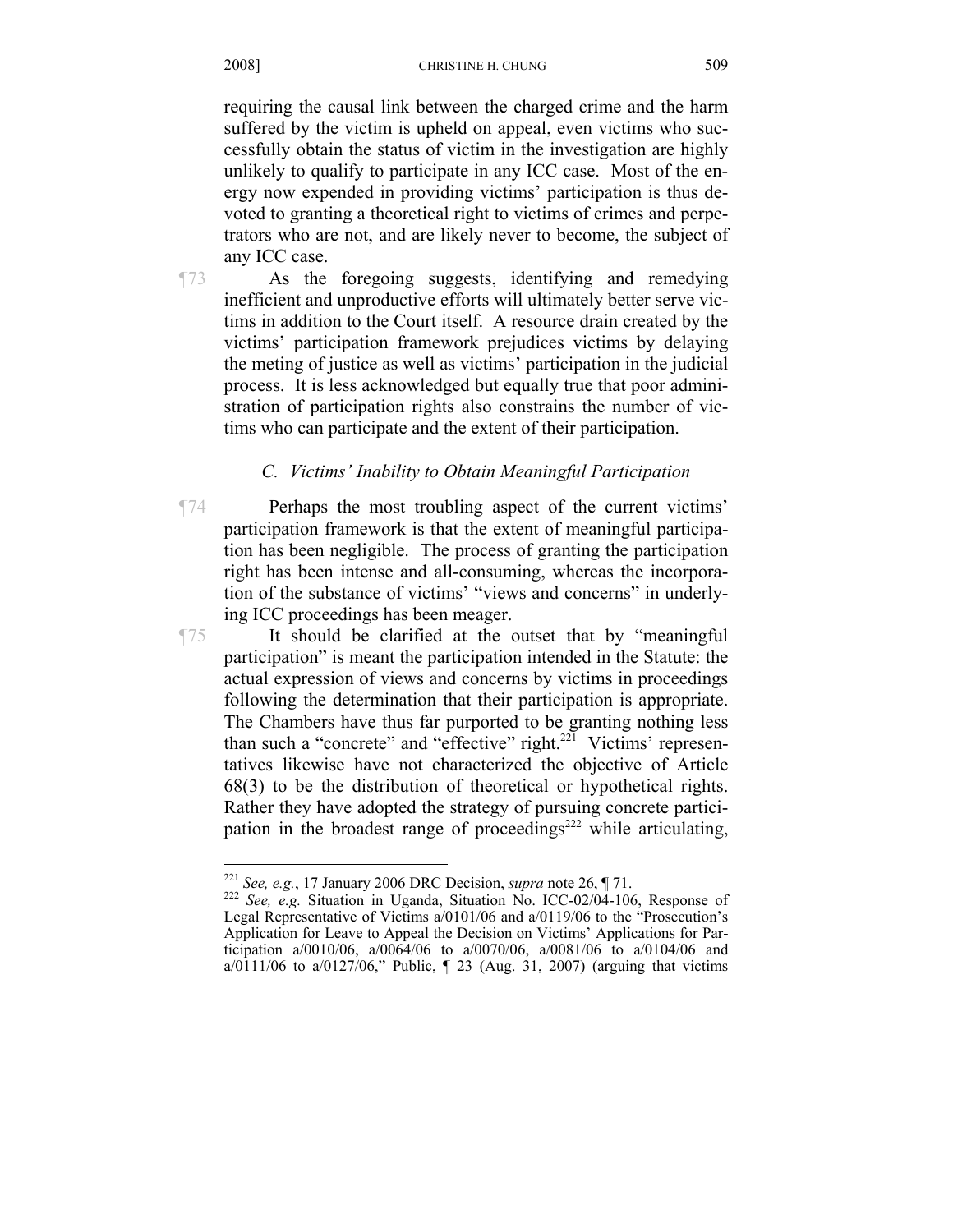requiring the causal link between the charged crime and the harm suffered by the victim is upheld on appeal, even victims who successfully obtain the status of victim in the investigation are highly unlikely to qualify to participate in any ICC case. Most of the energy now expended in providing victims' participation is thus devoted to granting a theoretical right to victims of crimes and perpetrators who are not, and are likely never to become, the subject of any ICC case.

¶73 As the foregoing suggests, identifying and remedying inefficient and unproductive efforts will ultimately better serve victims in addition to the Court itself. A resource drain created by the victims' participation framework prejudices victims by delaying the meting of justice as well as victims' participation in the judicial process. It is less acknowledged but equally true that poor administration of participation rights also constrains the number of victims who can participate and the extent of their participation.

### *C. Victims' Inability to Obtain Meaningful Participation*

¶74 Perhaps the most troubling aspect of the current victims' participation framework is that the extent of meaningful participation has been negligible. The process of granting the participation right has been intense and all-consuming, whereas the incorporation of the substance of victims' "views and concerns" in underlying ICC proceedings has been meager.

¶75 It should be clarified at the outset that by "meaningful participation" is meant the participation intended in the Statute: the actual expression of views and concerns by victims in proceedings following the determination that their participation is appropriate. The Chambers have thus far purported to be granting nothing less than such a "concrete" and "effective" right.[221] Victims' representatives likewise have not characterized the objective of Article 68(3) to be the distribution of theoretical or hypothetical rights. Rather they have adopted the strategy of pursuing concrete participation in the broadest range of proceedings[222] while articulating,

---

[221] *See, e.g.*, 17 January 2006 DRC Decision, *supra* note 26, ¶ 71.

[222] *See, e.g.* Situation in Uganda, Situation No. ICC-02/04-106, Response of Legal Representative of Victims a/0101/06 and a/0119/06 to the "Prosecution's Application for Leave to Appeal the Decision on Victims' Applications for Participation a/0010/06, a/0064/06 to a/0070/06, a/0081/06 to a/0104/06 and a/0111/06 to a/0127/06," Public, ¶ 23 (Aug. 31, 2007) (arguing that victims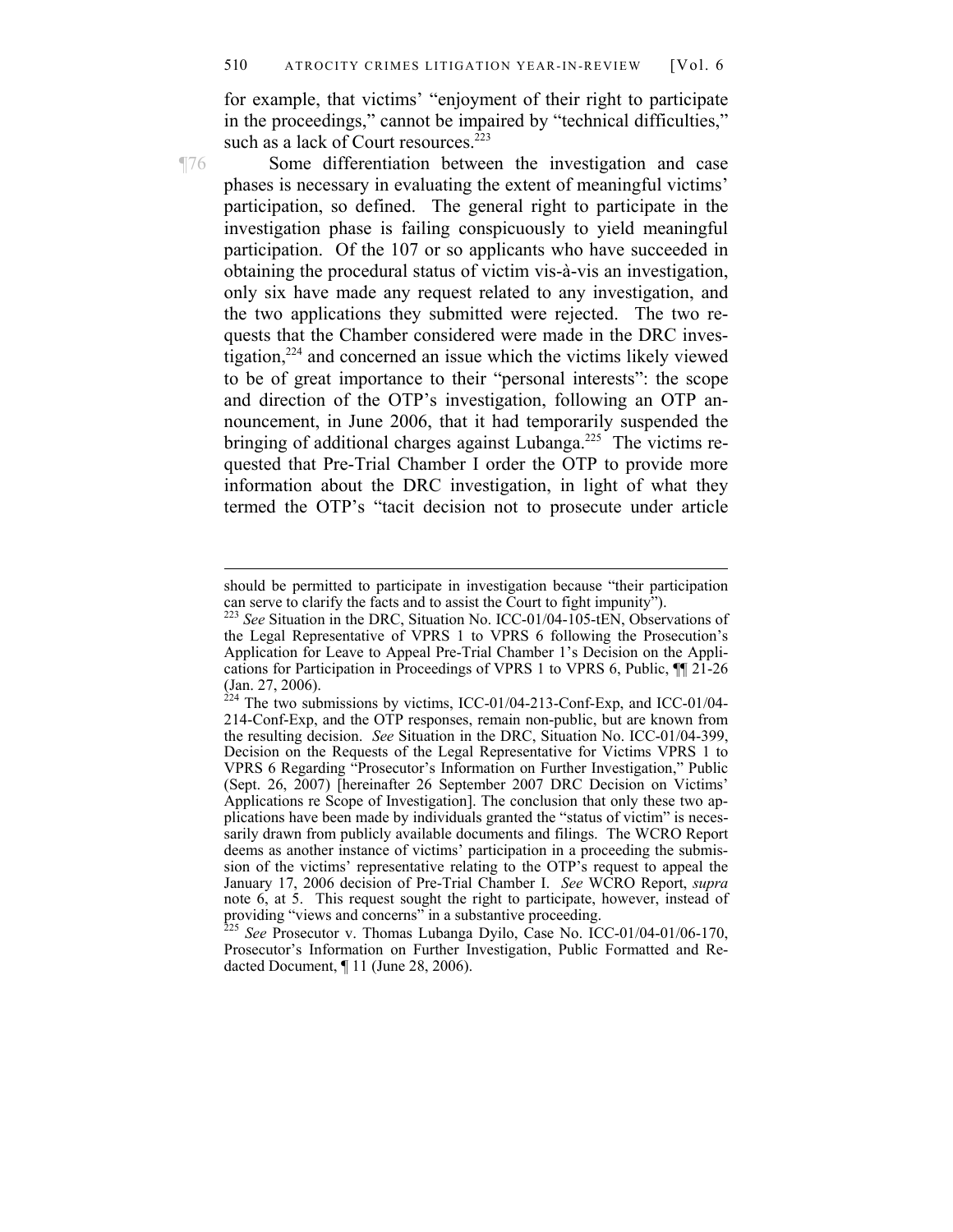for example, that victims' "enjoyment of their right to participate in the proceedings," cannot be impaired by "technical difficulties," such as a lack of Court resources.[223]

¶76 Some differentiation between the investigation and case phases is necessary in evaluating the extent of meaningful victims' participation, so defined. The general right to participate in the investigation phase is failing conspicuously to yield meaningful participation. Of the 107 or so applicants who have succeeded in obtaining the procedural status of victim vis-à-vis an investigation, only six have made any request related to any investigation, and the two applications they submitted were rejected. The two requests that the Chamber considered were made in the DRC investigation,[224] and concerned an issue which the victims likely viewed to be of great importance to their "personal interests": the scope and direction of the OTP's investigation, following an OTP announcement, in June 2006, that it had temporarily suspended the bringing of additional charges against Lubanga.[225] The victims requested that Pre-Trial Chamber I order the OTP to provide more information about the DRC investigation, in light of what they termed the OTP's "tacit decision not to prosecute under article

---

should be permitted to participate in investigation because "their participation can serve to clarify the facts and to assist the Court to fight impunity").

[223] *See* Situation in the DRC, Situation No. ICC-01/04-105-tEN, Observations of the Legal Representative of VPRS 1 to VPRS 6 following the Prosecution's Application for Leave to Appeal Pre-Trial Chamber 1's Decision on the Applications for Participation in Proceedings of VPRS 1 to VPRS 6, Public, ¶¶ 21-26 (Jan. 27, 2006).

[224] The two submissions by victims, ICC-01/04-213-Conf-Exp, and ICC-01/04-214-Conf-Exp, and the OTP responses, remain non-public, but are known from the resulting decision. *See* Situation in the DRC, Situation No. ICC-01/04-399, Decision on the Requests of the Legal Representative for Victims VPRS 1 to VPRS 6 Regarding "Prosecutor's Information on Further Investigation," Public (Sept. 26, 2007) [hereinafter 26 September 2007 DRC Decision on Victims' Applications re Scope of Investigation]. The conclusion that only these two applications have been made by individuals granted the "status of victim" is necessarily drawn from publicly available documents and filings. The WCRO Report deems as another instance of victims' participation in a proceeding the submission of the victims' representative relating to the OTP's request to appeal the January 17, 2006 decision of Pre-Trial Chamber I. *See* WCRO Report, *supra* note 6, at 5. This request sought the right to participate, however, instead of providing "views and concerns" in a substantive proceeding.

[225] *See* Prosecutor v. Thomas Lubanga Dyilo, Case No. ICC-01/04-01/06-170, Prosecutor's Information on Further Investigation, Public Formatted and Redacted Document, ¶ 11 (June 28, 2006).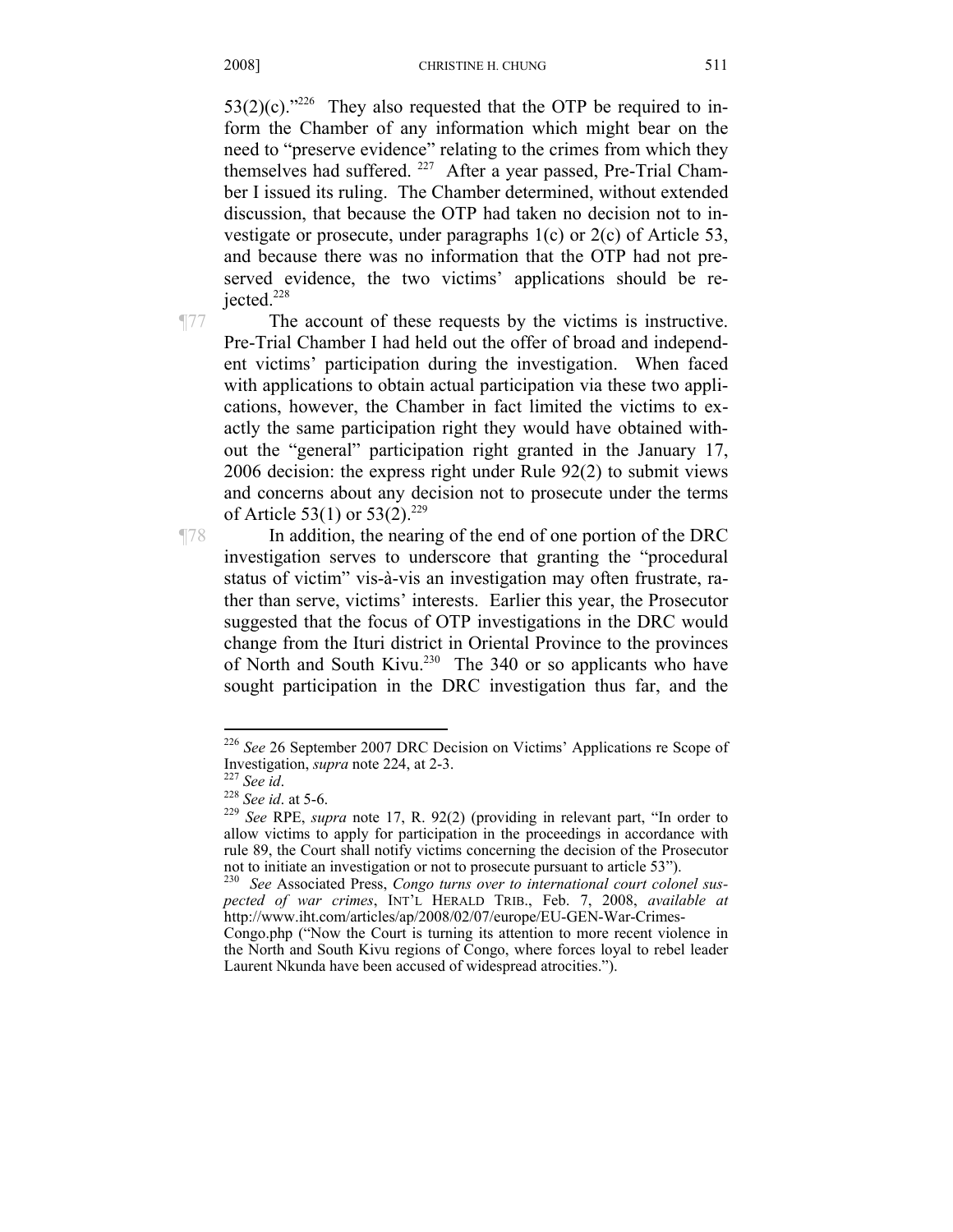53(2)(c)."[226] They also requested that the OTP be required to inform the Chamber of any information which might bear on the need to "preserve evidence" relating to the crimes from which they themselves had suffered.[227] After a year passed, Pre-Trial Chamber I issued its ruling. The Chamber determined, without extended discussion, that because the OTP had taken no decision not to investigate or prosecute, under paragraphs 1(c) or 2(c) of Article 53, and because there was no information that the OTP had not preserved evidence, the two victims' applications should be rejected.[228]

¶77 The account of these requests by the victims is instructive. Pre-Trial Chamber I had held out the offer of broad and independent victims' participation during the investigation. When faced with applications to obtain actual participation via these two applications, however, the Chamber in fact limited the victims to exactly the same participation right they would have obtained without the "general" participation right granted in the January 17, 2006 decision: the express right under Rule 92(2) to submit views and concerns about any decision not to prosecute under the terms of Article 53(1) or 53(2).[229]

¶78 In addition, the nearing of the end of one portion of the DRC investigation serves to underscore that granting the "procedural status of victim" vis-à-vis an investigation may often frustrate, rather than serve, victims' interests. Earlier this year, the Prosecutor suggested that the focus of OTP investigations in the DRC would change from the Ituri district in Oriental Province to the provinces of North and South Kivu.[230] The 340 or so applicants who have sought participation in the DRC investigation thus far, and the

---

[226] *See* 26 September 2007 DRC Decision on Victims' Applications re Scope of Investigation, *supra* note 224, at 2-3.

[227] *See id*.

[228] *See id*. at 5-6.

[229] *See* RPE, *supra* note 17, R. 92(2) (providing in relevant part, "In order to allow victims to apply for participation in the proceedings in accordance with rule 89, the Court shall notify victims concerning the decision of the Prosecutor not to initiate an investigation or not to prosecute pursuant to article 53").

[230] *See* Associated Press, *Congo turns over to international court colonel suspected of war crimes*, INT'L HERALD TRIB., Feb. 7, 2008, *available at* http://www.iht.com/articles/ap/2008/02/07/europe/EU-GEN-War-Crimes-Congo.php ("Now the Court is turning its attention to more recent violence in the North and South Kivu regions of Congo, where forces loyal to rebel leader Laurent Nkunda have been accused of widespread atrocities.").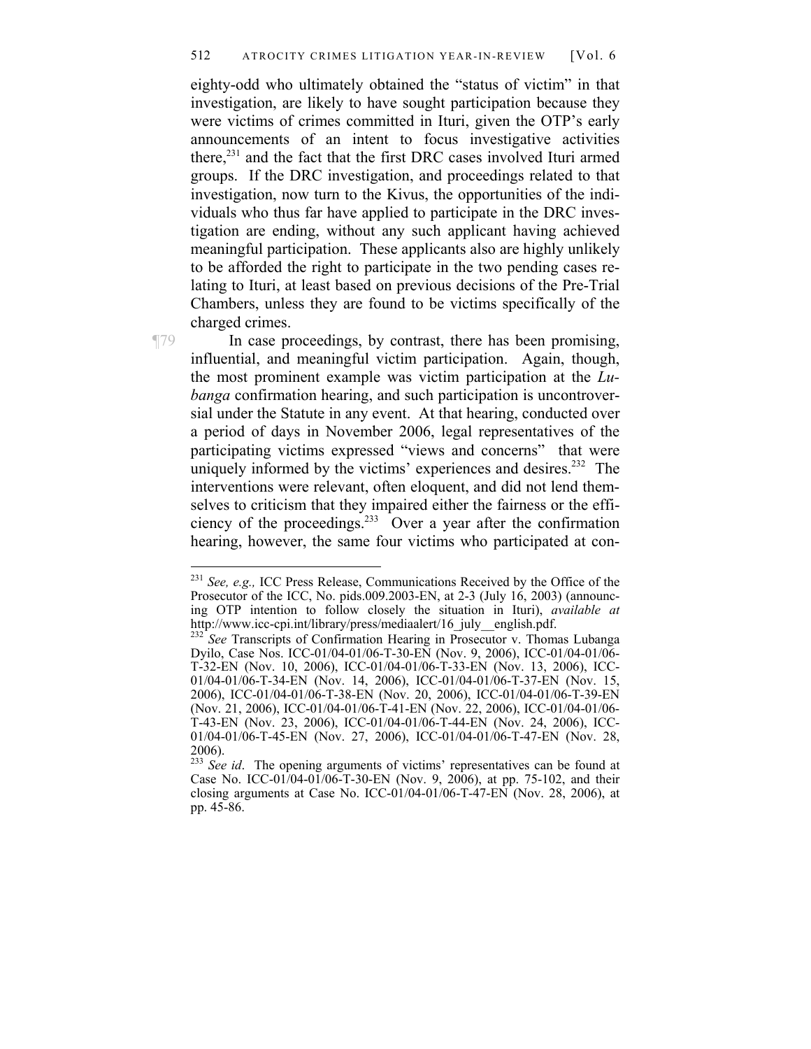eighty-odd who ultimately obtained the "status of victim" in that investigation, are likely to have sought participation because they were victims of crimes committed in Ituri, given the OTP's early announcements of an intent to focus investigative activities there,[231] and the fact that the first DRC cases involved Ituri armed groups. If the DRC investigation, and proceedings related to that investigation, now turn to the Kivus, the opportunities of the individuals who thus far have applied to participate in the DRC investigation are ending, without any such applicant having achieved meaningful participation. These applicants also are highly unlikely to be afforded the right to participate in the two pending cases relating to Ituri, at least based on previous decisions of the Pre-Trial Chambers, unless they are found to be victims specifically of the charged crimes.

¶79 In case proceedings, by contrast, there has been promising, influential, and meaningful victim participation. Again, though, the most prominent example was victim participation at the *Lubanga* confirmation hearing, and such participation is uncontroversial under the Statute in any event. At that hearing, conducted over a period of days in November 2006, legal representatives of the participating victims expressed "views and concerns" that were uniquely informed by the victims' experiences and desires.[232] The interventions were relevant, often eloquent, and did not lend themselves to criticism that they impaired either the fairness or the efficiency of the proceedings.[233] Over a year after the confirmation hearing, however, the same four victims who participated at con-

---

[231] *See, e.g.,* ICC Press Release, Communications Received by the Office of the Prosecutor of the ICC, No. pids.009.2003-EN, at 2-3 (July 16, 2003) (announcing OTP intention to follow closely the situation in Ituri), *available at* http://www.icc-cpi.int/library/press/mediaalert/16_july__english.pdf.

[232] *See* Transcripts of Confirmation Hearing in Prosecutor v. Thomas Lubanga Dyilo, Case Nos. ICC-01/04-01/06-T-30-EN (Nov. 9, 2006), ICC-01/04-01/06-T-32-EN (Nov. 10, 2006), ICC-01/04-01/06-T-33-EN (Nov. 13, 2006), ICC-01/04-01/06-T-34-EN (Nov. 14, 2006), ICC-01/04-01/06-T-37-EN (Nov. 15, 2006), ICC-01/04-01/06-T-38-EN (Nov. 20, 2006), ICC-01/04-01/06-T-39-EN (Nov. 21, 2006), ICC-01/04-01/06-T-41-EN (Nov. 22, 2006), ICC-01/04-01/06-T-43-EN (Nov. 23, 2006), ICC-01/04-01/06-T-44-EN (Nov. 24, 2006), ICC-01/04-01/06-T-45-EN (Nov. 27, 2006), ICC-01/04-01/06-T-47-EN (Nov. 28, 2006).

[233] *See id*. The opening arguments of victims' representatives can be found at Case No. ICC-01/04-01/06-T-30-EN (Nov. 9, 2006), at pp. 75-102, and their closing arguments at Case No. ICC-01/04-01/06-T-47-EN (Nov. 28, 2006), at pp. 45-86.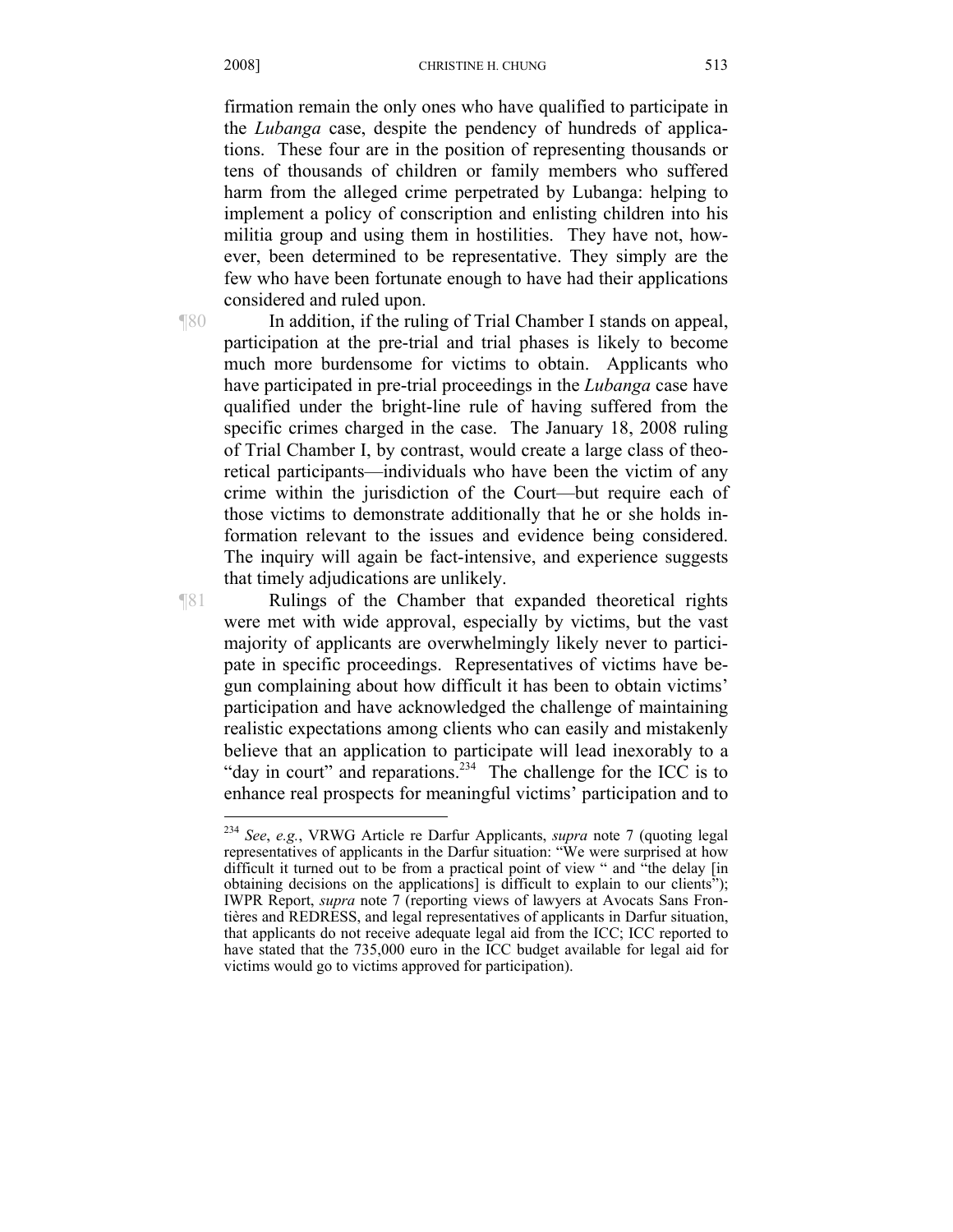firmation remain the only ones who have qualified to participate in the *Lubanga* case, despite the pendency of hundreds of applications. These four are in the position of representing thousands or tens of thousands of children or family members who suffered harm from the alleged crime perpetrated by Lubanga: helping to implement a policy of conscription and enlisting children into his militia group and using them in hostilities. They have not, however, been determined to be representative. They simply are the few who have been fortunate enough to have had their applications considered and ruled upon.

¶80 In addition, if the ruling of Trial Chamber I stands on appeal, participation at the pre-trial and trial phases is likely to become much more burdensome for victims to obtain. Applicants who have participated in pre-trial proceedings in the *Lubanga* case have qualified under the bright-line rule of having suffered from the specific crimes charged in the case. The January 18, 2008 ruling of Trial Chamber I, by contrast, would create a large class of theoretical participants—individuals who have been the victim of any crime within the jurisdiction of the Court—but require each of those victims to demonstrate additionally that he or she holds information relevant to the issues and evidence being considered. The inquiry will again be fact-intensive, and experience suggests that timely adjudications are unlikely.

¶81 Rulings of the Chamber that expanded theoretical rights were met with wide approval, especially by victims, but the vast majority of applicants are overwhelmingly likely never to participate in specific proceedings. Representatives of victims have begun complaining about how difficult it has been to obtain victims' participation and have acknowledged the challenge of maintaining realistic expectations among clients who can easily and mistakenly believe that an application to participate will lead inexorably to a "day in court" and reparations.[234] The challenge for the ICC is to enhance real prospects for meaningful victims' participation and to

---

[234] *See*, *e.g.*, VRWG Article re Darfur Applicants, *supra* note 7 (quoting legal representatives of applicants in the Darfur situation: "We were surprised at how difficult it turned out to be from a practical point of view " and "the delay [in obtaining decisions on the applications] is difficult to explain to our clients"); IWPR Report, *supra* note 7 (reporting views of lawyers at Avocats Sans Frontières and REDRESS, and legal representatives of applicants in Darfur situation, that applicants do not receive adequate legal aid from the ICC; ICC reported to have stated that the 735,000 euro in the ICC budget available for legal aid for victims would go to victims approved for participation).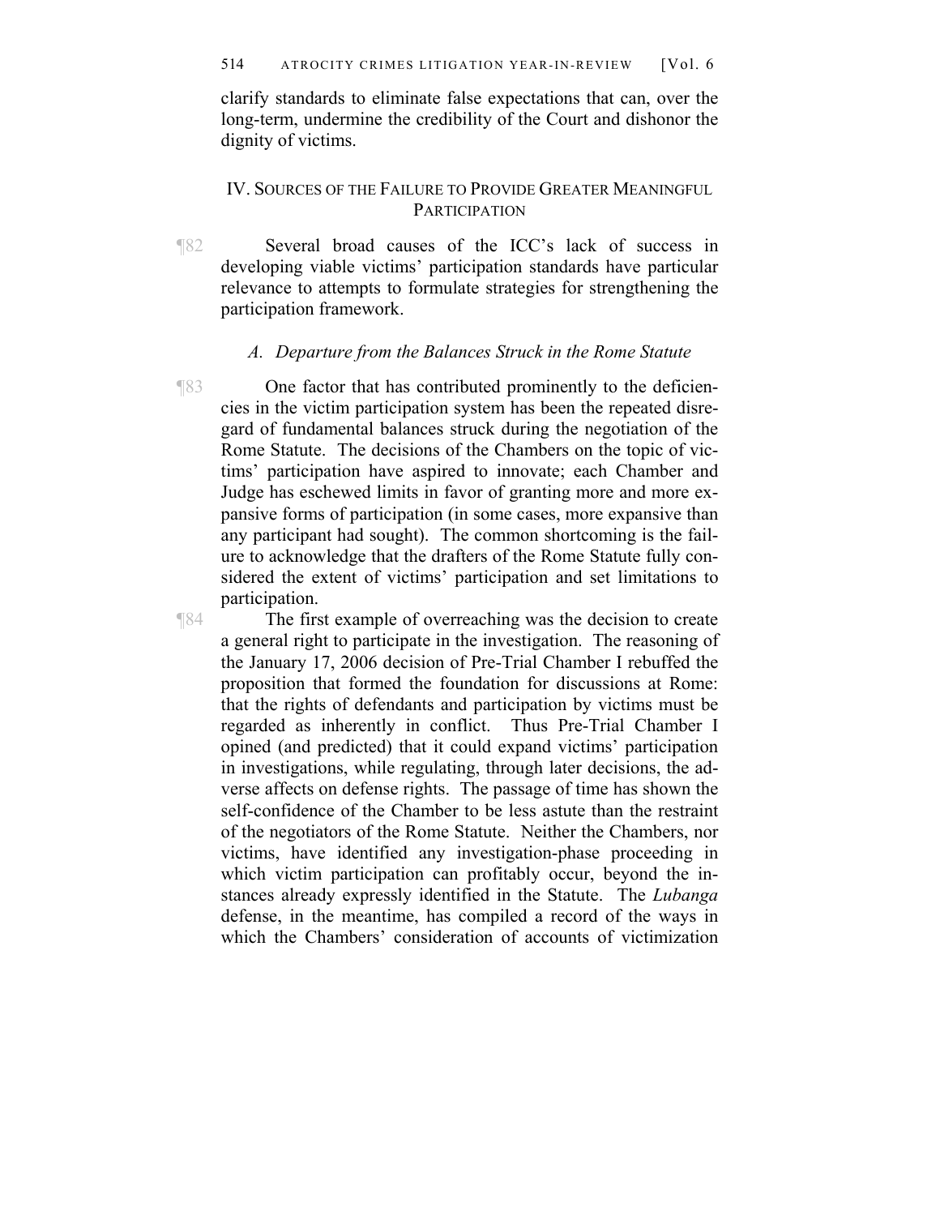clarify standards to eliminate false expectations that can, over the long-term, undermine the credibility of the Court and dishonor the dignity of victims.

## IV. SOURCES OF THE FAILURE TO PROVIDE GREATER MEANINGFUL PARTICIPATION

¶82 Several broad causes of the ICC's lack of success in developing viable victims' participation standards have particular relevance to attempts to formulate strategies for strengthening the participation framework.

### *A. Departure from the Balances Struck in the Rome Statute*

¶83 One factor that has contributed prominently to the deficiencies in the victim participation system has been the repeated disregard of fundamental balances struck during the negotiation of the Rome Statute. The decisions of the Chambers on the topic of victims' participation have aspired to innovate; each Chamber and Judge has eschewed limits in favor of granting more and more expansive forms of participation (in some cases, more expansive than any participant had sought). The common shortcoming is the failure to acknowledge that the drafters of the Rome Statute fully considered the extent of victims' participation and set limitations to participation.

¶84 The first example of overreaching was the decision to create a general right to participate in the investigation. The reasoning of the January 17, 2006 decision of Pre-Trial Chamber I rebuffed the proposition that formed the foundation for discussions at Rome: that the rights of defendants and participation by victims must be regarded as inherently in conflict. Thus Pre-Trial Chamber I opined (and predicted) that it could expand victims' participation in investigations, while regulating, through later decisions, the adverse affects on defense rights. The passage of time has shown the self-confidence of the Chamber to be less astute than the restraint of the negotiators of the Rome Statute. Neither the Chambers, nor victims, have identified any investigation-phase proceeding in which victim participation can profitably occur, beyond the instances already expressly identified in the Statute. The *Lubanga* defense, in the meantime, has compiled a record of the ways in which the Chambers' consideration of accounts of victimization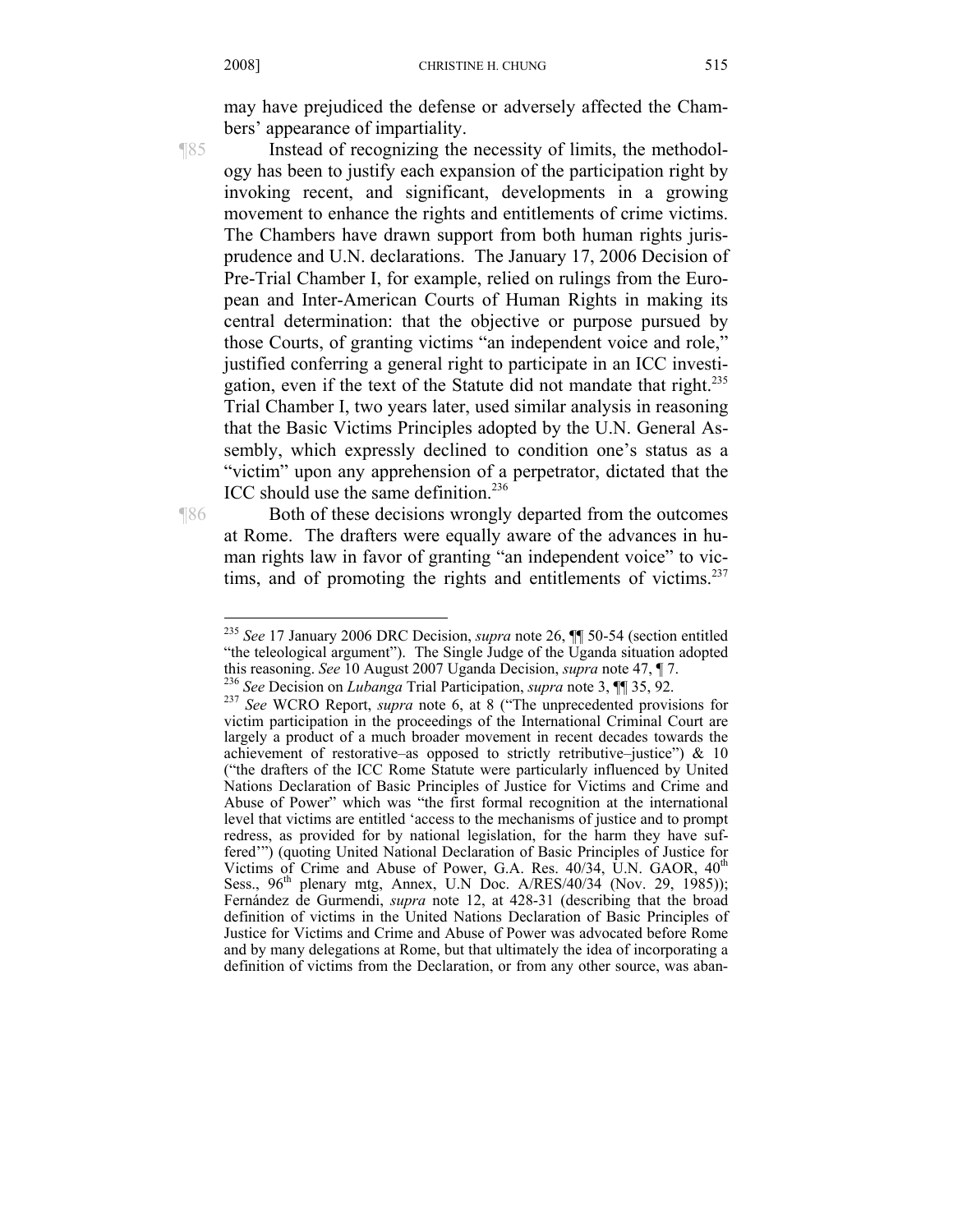may have prejudiced the defense or adversely affected the Chambers' appearance of impartiality.

¶85 Instead of recognizing the necessity of limits, the methodology has been to justify each expansion of the participation right by invoking recent, and significant, developments in a growing movement to enhance the rights and entitlements of crime victims. The Chambers have drawn support from both human rights jurisprudence and U.N. declarations. The January 17, 2006 Decision of Pre-Trial Chamber I, for example, relied on rulings from the European and Inter-American Courts of Human Rights in making its central determination: that the objective or purpose pursued by those Courts, of granting victims "an independent voice and role," justified conferring a general right to participate in an ICC investigation, even if the text of the Statute did not mandate that right.[235] Trial Chamber I, two years later, used similar analysis in reasoning that the Basic Victims Principles adopted by the U.N. General Assembly, which expressly declined to condition one's status as a "victim" upon any apprehension of a perpetrator, dictated that the ICC should use the same definition.[236]

¶86 Both of these decisions wrongly departed from the outcomes at Rome. The drafters were equally aware of the advances in human rights law in favor of granting "an independent voice" to victims, and of promoting the rights and entitlements of victims.[237]

---

[235] *See* 17 January 2006 DRC Decision, *supra* note 26, ¶¶ 50-54 (section entitled "the teleological argument"). The Single Judge of the Uganda situation adopted this reasoning. *See* 10 August 2007 Uganda Decision, *supra* note 47, ¶ 7.

[236] *See* Decision on *Lubanga* Trial Participation, *supra* note 3, ¶¶ 35, 92.

[237] *See* WCRO Report, *supra* note 6, at 8 ("The unprecedented provisions for victim participation in the proceedings of the International Criminal Court are largely a product of a much broader movement in recent decades towards the achievement of restorative–as opposed to strictly retributive–justice") & 10 ("the drafters of the ICC Rome Statute were particularly influenced by United Nations Declaration of Basic Principles of Justice for Victims and Crime and Abuse of Power" which was "the first formal recognition at the international level that victims are entitled 'access to the mechanisms of justice and to prompt redress, as provided for by national legislation, for the harm they have suffered'") (quoting United National Declaration of Basic Principles of Justice for Victims of Crime and Abuse of Power, G.A. Res. 40/34, U.N. GAOR, 40th Sess., 96th plenary mtg, Annex, U.N Doc. A/RES/40/34 (Nov. 29, 1985)); Fernández de Gurmendi, *supra* note 12, at 428-31 (describing that the broad definition of victims in the United Nations Declaration of Basic Principles of Justice for Victims and Crime and Abuse of Power was advocated before Rome and by many delegations at Rome, but that ultimately the idea of incorporating a definition of victims from the Declaration, or from any other source, was aban-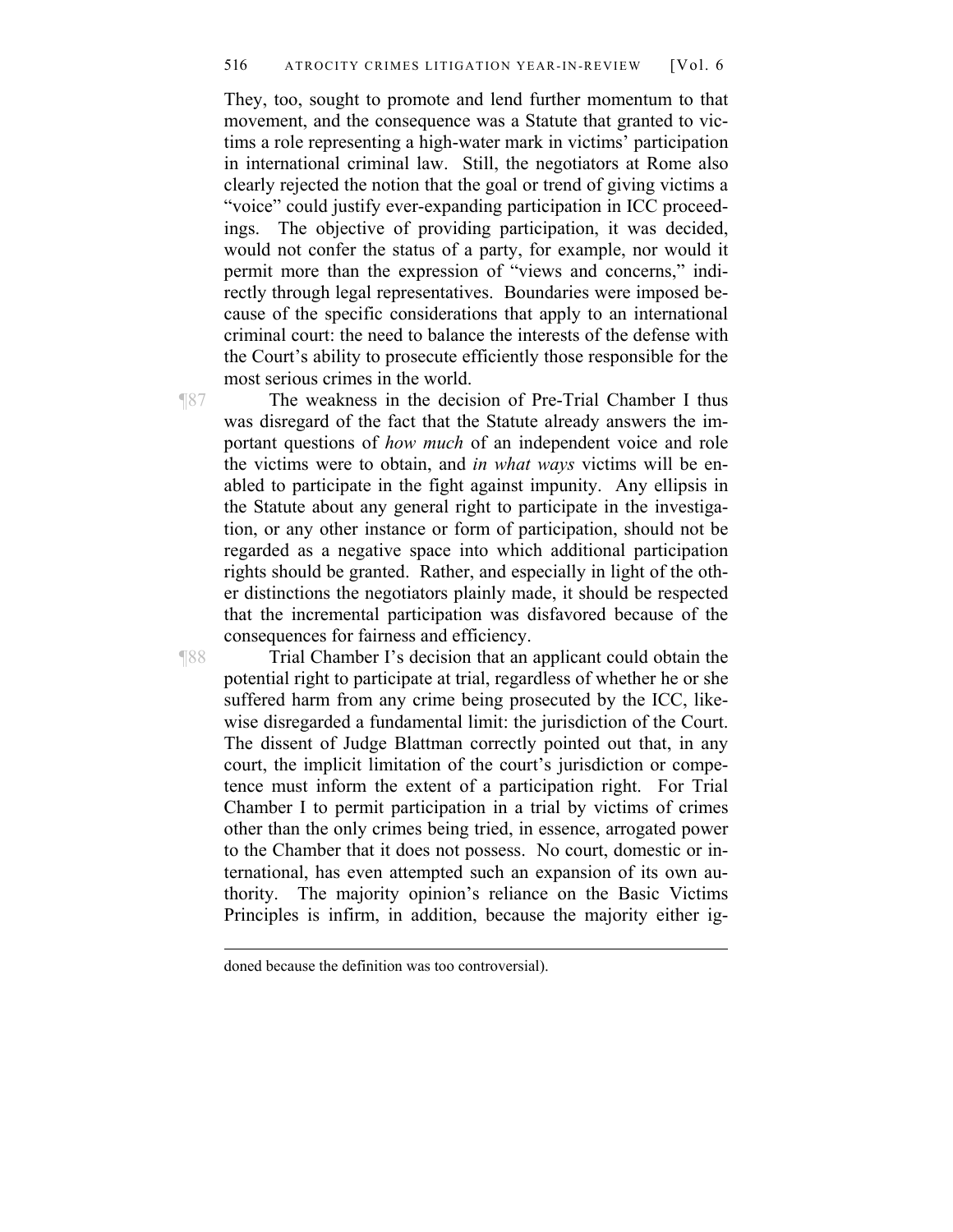They, too, sought to promote and lend further momentum to that movement, and the consequence was a Statute that granted to victims a role representing a high-water mark in victims' participation in international criminal law. Still, the negotiators at Rome also clearly rejected the notion that the goal or trend of giving victims a "voice" could justify ever-expanding participation in ICC proceedings. The objective of providing participation, it was decided, would not confer the status of a party, for example, nor would it permit more than the expression of "views and concerns," indirectly through legal representatives. Boundaries were imposed because of the specific considerations that apply to an international criminal court: the need to balance the interests of the defense with the Court's ability to prosecute efficiently those responsible for the most serious crimes in the world.

¶87 The weakness in the decision of Pre-Trial Chamber I thus was disregard of the fact that the Statute already answers the important questions of *how much* of an independent voice and role the victims were to obtain, and *in what ways* victims will be enabled to participate in the fight against impunity. Any ellipsis in the Statute about any general right to participate in the investigation, or any other instance or form of participation, should not be regarded as a negative space into which additional participation rights should be granted. Rather, and especially in light of the other distinctions the negotiators plainly made, it should be respected that the incremental participation was disfavored because of the consequences for fairness and efficiency.

¶88 Trial Chamber I's decision that an applicant could obtain the potential right to participate at trial, regardless of whether he or she suffered harm from any crime being prosecuted by the ICC, likewise disregarded a fundamental limit: the jurisdiction of the Court. The dissent of Judge Blattman correctly pointed out that, in any court, the implicit limitation of the court's jurisdiction or competence must inform the extent of a participation right. For Trial Chamber I to permit participation in a trial by victims of crimes other than the only crimes being tried, in essence, arrogated power to the Chamber that it does not possess. No court, domestic or international, has even attempted such an expansion of its own authority. The majority opinion's reliance on the Basic Victims Principles is infirm, in addition, because the majority either ig-

---

doned because the definition was too controversial).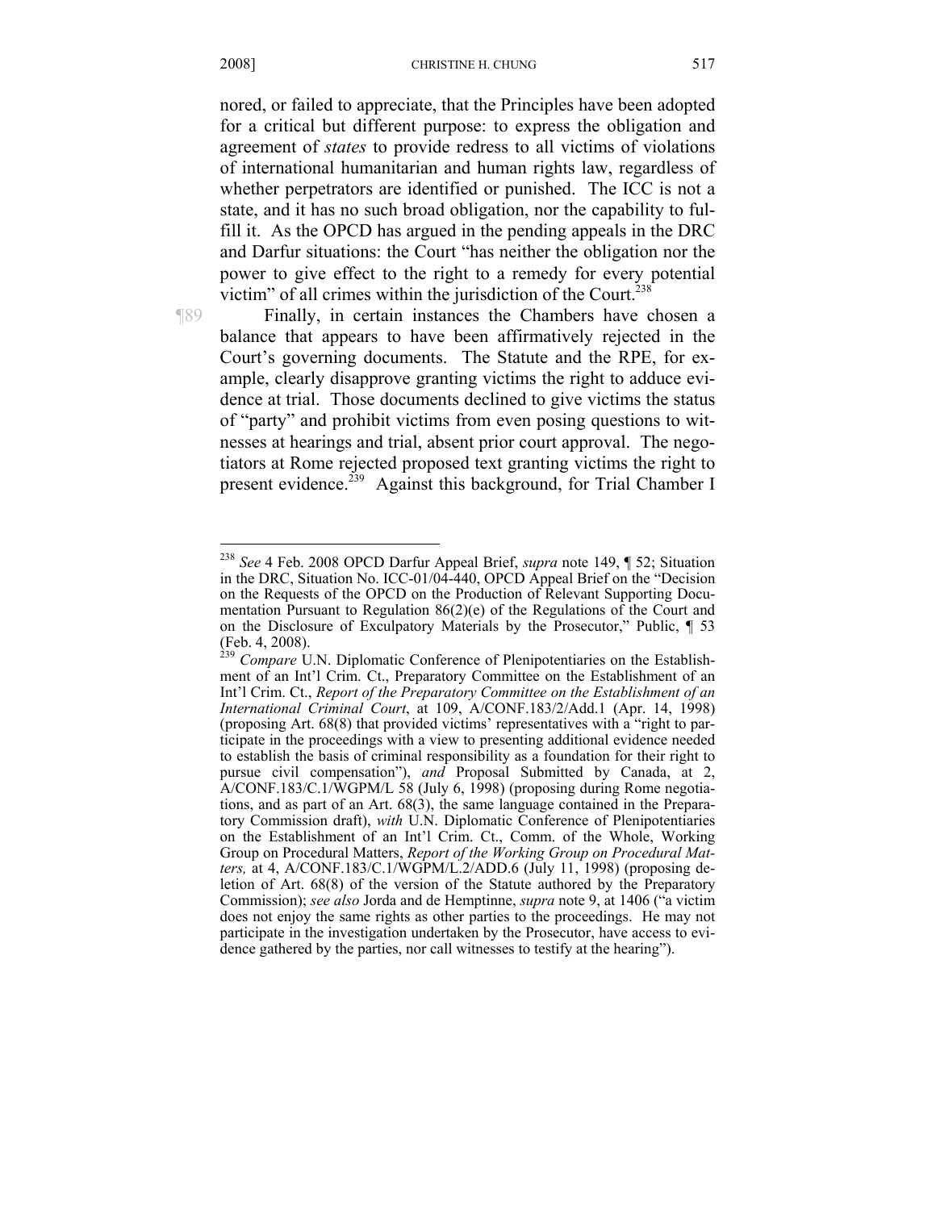nored, or failed to appreciate, that the Principles have been adopted for a critical but different purpose: to express the obligation and agreement of *states* to provide redress to all victims of violations of international humanitarian and human rights law, regardless of whether perpetrators are identified or punished. The ICC is not a state, and it has no such broad obligation, nor the capability to fulfill it. As the OPCD has argued in the pending appeals in the DRC and Darfur situations: the Court "has neither the obligation nor the power to give effect to the right to a remedy for every potential victim" of all crimes within the jurisdiction of the Court.[238]

¶89 Finally, in certain instances the Chambers have chosen a balance that appears to have been affirmatively rejected in the Court's governing documents. The Statute and the RPE, for example, clearly disapprove granting victims the right to adduce evidence at trial. Those documents declined to give victims the status of "party" and prohibit victims from even posing questions to witnesses at hearings and trial, absent prior court approval. The negotiators at Rome rejected proposed text granting victims the right to present evidence.[239] Against this background, for Trial Chamber I

---

[238] *See* 4 Feb. 2008 OPCD Darfur Appeal Brief, *supra* note 149, ¶ 52; Situation in the DRC, Situation No. ICC-01/04-440, OPCD Appeal Brief on the "Decision on the Requests of the OPCD on the Production of Relevant Supporting Documentation Pursuant to Regulation 86(2)(e) of the Regulations of the Court and on the Disclosure of Exculpatory Materials by the Prosecutor," Public, ¶ 53 (Feb. 4, 2008).

[239] *Compare* U.N. Diplomatic Conference of Plenipotentiaries on the Establishment of an Int'l Crim. Ct., Preparatory Committee on the Establishment of an Int'l Crim. Ct., *Report of the Preparatory Committee on the Establishment of an International Criminal Court*, at 109, A/CONF.183/2/Add.1 (Apr. 14, 1998) (proposing Art. 68(8) that provided victims' representatives with a "right to participate in the proceedings with a view to presenting additional evidence needed to establish the basis of criminal responsibility as a foundation for their right to pursue civil compensation"), *and* Proposal Submitted by Canada, at 2, A/CONF.183/C.1/WGPM/L 58 (July 6, 1998) (proposing during Rome negotiations, and as part of an Art. 68(3), the same language contained in the Preparatory Commission draft), *with* U.N. Diplomatic Conference of Plenipotentiaries on the Establishment of an Int'l Crim. Ct., Comm. of the Whole, Working Group on Procedural Matters, *Report of the Working Group on Procedural Matters,* at 4, A/CONF.183/C.1/WGPM/L.2/ADD.6 (July 11, 1998) (proposing deletion of Art. 68(8) of the version of the Statute authored by the Preparatory Commission); *see also* Jorda and de Hemptinne, *supra* note 9, at 1406 ("a victim does not enjoy the same rights as other parties to the proceedings. He may not participate in the investigation undertaken by the Prosecutor, have access to evidence gathered by the parties, nor call witnesses to testify at the hearing").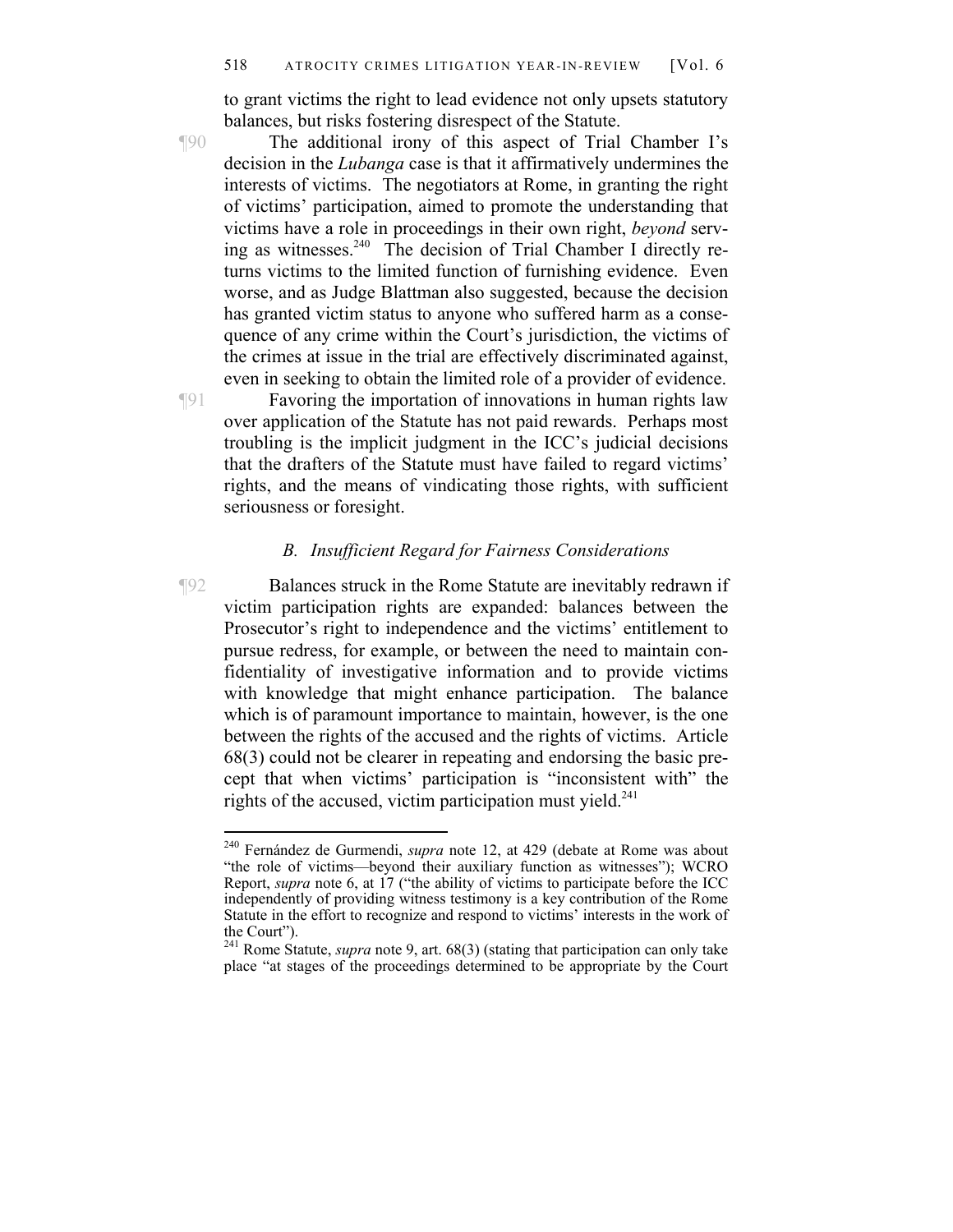to grant victims the right to lead evidence not only upsets statutory balances, but risks fostering disrespect of the Statute.

¶90 The additional irony of this aspect of Trial Chamber I's decision in the *Lubanga* case is that it affirmatively undermines the interests of victims. The negotiators at Rome, in granting the right of victims' participation, aimed to promote the understanding that victims have a role in proceedings in their own right, *beyond* serving as witnesses.[240] The decision of Trial Chamber I directly returns victims to the limited function of furnishing evidence. Even worse, and as Judge Blattman also suggested, because the decision has granted victim status to anyone who suffered harm as a consequence of any crime within the Court's jurisdiction, the victims of the crimes at issue in the trial are effectively discriminated against, even in seeking to obtain the limited role of a provider of evidence.

¶91 Favoring the importation of innovations in human rights law over application of the Statute has not paid rewards. Perhaps most troubling is the implicit judgment in the ICC's judicial decisions that the drafters of the Statute must have failed to regard victims' rights, and the means of vindicating those rights, with sufficient seriousness or foresight.

### *B. Insufficient Regard for Fairness Considerations*

¶92 Balances struck in the Rome Statute are inevitably redrawn if victim participation rights are expanded: balances between the Prosecutor's right to independence and the victims' entitlement to pursue redress, for example, or between the need to maintain confidentiality of investigative information and to provide victims with knowledge that might enhance participation. The balance which is of paramount importance to maintain, however, is the one between the rights of the accused and the rights of victims. Article 68(3) could not be clearer in repeating and endorsing the basic precept that when victims' participation is "inconsistent with" the rights of the accused, victim participation must yield.[241]

---

[240] Fernández de Gurmendi, *supra* note 12, at 429 (debate at Rome was about "the role of victims—beyond their auxiliary function as witnesses"); WCRO Report, *supra* note 6, at 17 ("the ability of victims to participate before the ICC independently of providing witness testimony is a key contribution of the Rome Statute in the effort to recognize and respond to victims' interests in the work of the Court").

[241] Rome Statute, *supra* note 9, art. 68(3) (stating that participation can only take place "at stages of the proceedings determined to be appropriate by the Court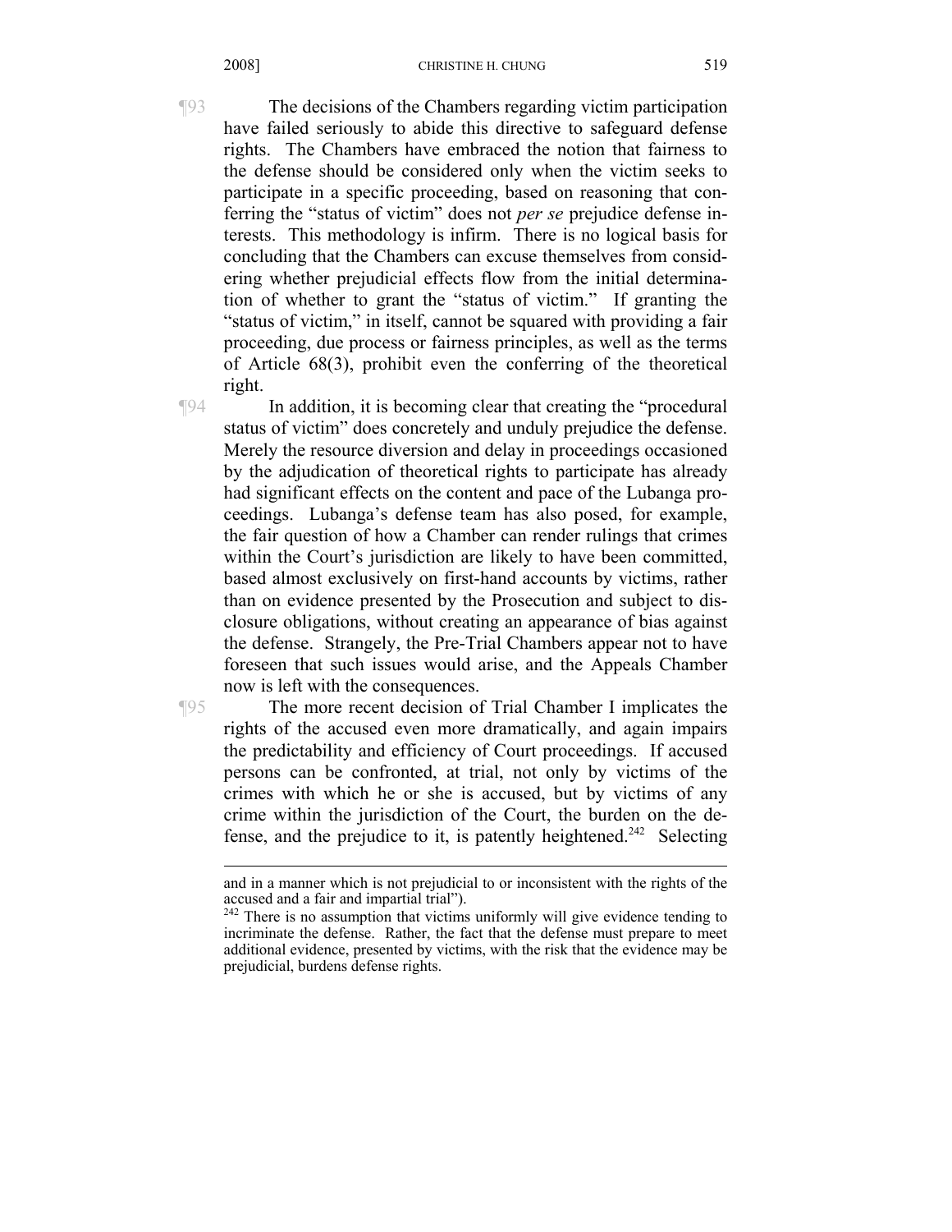¶93 The decisions of the Chambers regarding victim participation have failed seriously to abide this directive to safeguard defense rights. The Chambers have embraced the notion that fairness to the defense should be considered only when the victim seeks to participate in a specific proceeding, based on reasoning that conferring the "status of victim" does not *per se* prejudice defense interests. This methodology is infirm. There is no logical basis for concluding that the Chambers can excuse themselves from considering whether prejudicial effects flow from the initial determination of whether to grant the "status of victim." If granting the "status of victim," in itself, cannot be squared with providing a fair proceeding, due process or fairness principles, as well as the terms of Article 68(3), prohibit even the conferring of the theoretical right.

¶94 In addition, it is becoming clear that creating the "procedural status of victim" does concretely and unduly prejudice the defense. Merely the resource diversion and delay in proceedings occasioned by the adjudication of theoretical rights to participate has already had significant effects on the content and pace of the Lubanga proceedings. Lubanga's defense team has also posed, for example, the fair question of how a Chamber can render rulings that crimes within the Court's jurisdiction are likely to have been committed, based almost exclusively on first-hand accounts by victims, rather than on evidence presented by the Prosecution and subject to disclosure obligations, without creating an appearance of bias against the defense. Strangely, the Pre-Trial Chambers appear not to have foreseen that such issues would arise, and the Appeals Chamber now is left with the consequences.

¶95 The more recent decision of Trial Chamber I implicates the rights of the accused even more dramatically, and again impairs the predictability and efficiency of Court proceedings. If accused persons can be confronted, at trial, not only by victims of the crimes with which he or she is accused, but by victims of any crime within the jurisdiction of the Court, the burden on the defense, and the prejudice to it, is patently heightened.[242] Selecting

---

and in a manner which is not prejudicial to or inconsistent with the rights of the accused and a fair and impartial trial").

[242] There is no assumption that victims uniformly will give evidence tending to incriminate the defense. Rather, the fact that the defense must prepare to meet additional evidence, presented by victims, with the risk that the evidence may be prejudicial, burdens defense rights.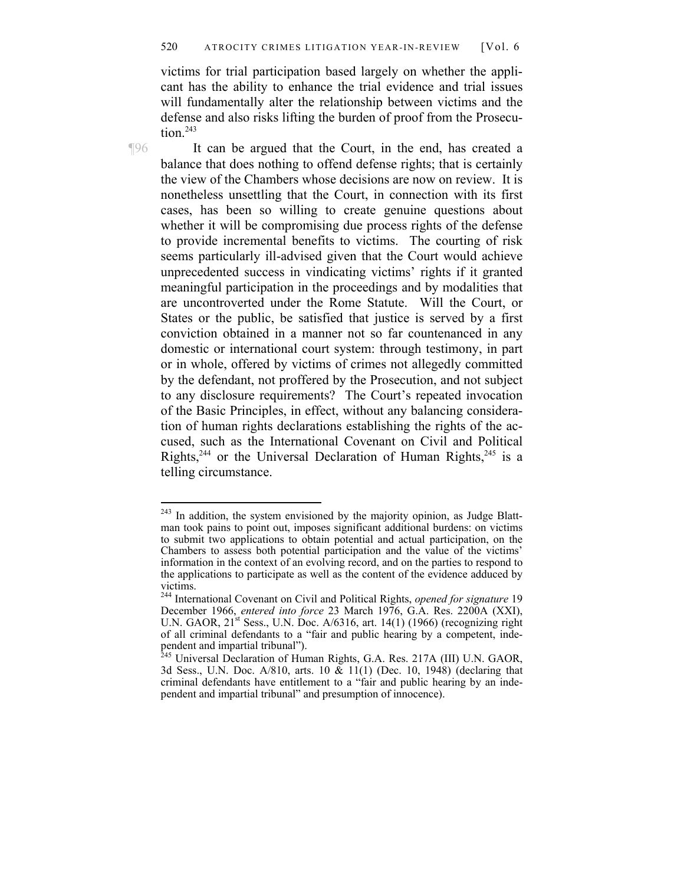victims for trial participation based largely on whether the applicant has the ability to enhance the trial evidence and trial issues will fundamentally alter the relationship between victims and the defense and also risks lifting the burden of proof from the Prosecution.[243]

¶96 It can be argued that the Court, in the end, has created a balance that does nothing to offend defense rights; that is certainly the view of the Chambers whose decisions are now on review. It is nonetheless unsettling that the Court, in connection with its first cases, has been so willing to create genuine questions about whether it will be compromising due process rights of the defense to provide incremental benefits to victims. The courting of risk seems particularly ill-advised given that the Court would achieve unprecedented success in vindicating victims' rights if it granted meaningful participation in the proceedings and by modalities that are uncontroverted under the Rome Statute. Will the Court, or States or the public, be satisfied that justice is served by a first conviction obtained in a manner not so far countenanced in any domestic or international court system: through testimony, in part or in whole, offered by victims of crimes not allegedly committed by the defendant, not proffered by the Prosecution, and not subject to any disclosure requirements? The Court's repeated invocation of the Basic Principles, in effect, without any balancing consideration of human rights declarations establishing the rights of the accused, such as the International Covenant on Civil and Political Rights,[244] or the Universal Declaration of Human Rights,[245] is a telling circumstance.

---

[243] In addition, the system envisioned by the majority opinion, as Judge Blattman took pains to point out, imposes significant additional burdens: on victims to submit two applications to obtain potential and actual participation, on the Chambers to assess both potential participation and the value of the victims' information in the context of an evolving record, and on the parties to respond to the applications to participate as well as the content of the evidence adduced by victims.

[244] International Covenant on Civil and Political Rights, *opened for signature* 19 December 1966, *entered into force* 23 March 1976, G.A. Res. 2200A (XXI), U.N. GAOR, 21st Sess., U.N. Doc. A/6316, art. 14(1) (1966) (recognizing right of all criminal defendants to a "fair and public hearing by a competent, independent and impartial tribunal").

[245] Universal Declaration of Human Rights, G.A. Res. 217A (III) U.N. GAOR, 3d Sess., U.N. Doc. A/810, arts. 10 & 11(1) (Dec. 10, 1948) (declaring that criminal defendants have entitlement to a "fair and public hearing by an independent and impartial tribunal" and presumption of innocence).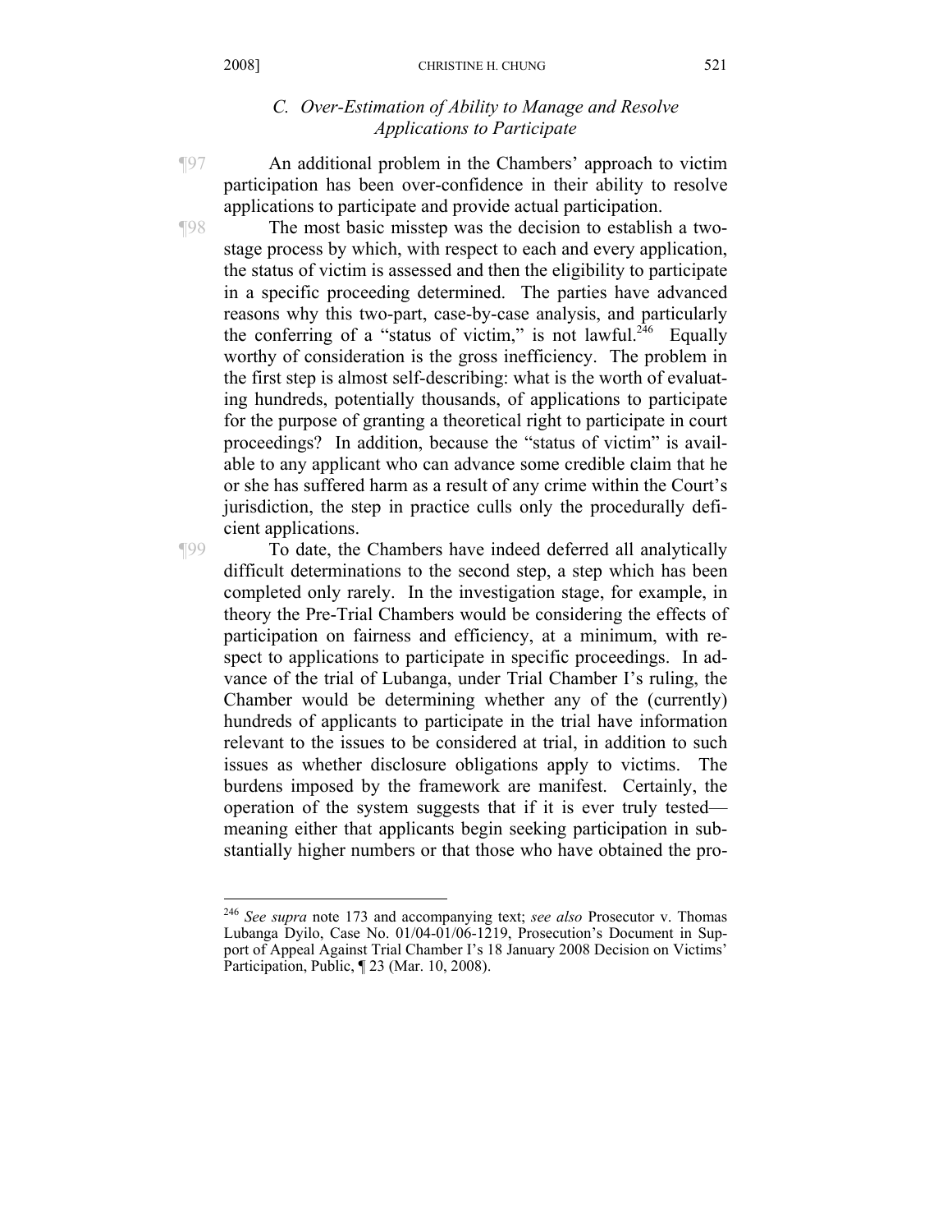### C. *Over-Estimation of Ability to Manage and Resolve Applications to Participate*

¶97 An additional problem in the Chambers' approach to victim participation has been over-confidence in their ability to resolve applications to participate and provide actual participation.

¶98 The most basic misstep was the decision to establish a two-stage process by which, with respect to each and every application, the status of victim is assessed and then the eligibility to participate in a specific proceeding determined. The parties have advanced reasons why this two-part, case-by-case analysis, and particularly the conferring of a "status of victim," is not lawful.[246] Equally worthy of consideration is the gross inefficiency. The problem in the first step is almost self-describing: what is the worth of evaluating hundreds, potentially thousands, of applications to participate for the purpose of granting a theoretical right to participate in court proceedings? In addition, because the "status of victim" is available to any applicant who can advance some credible claim that he or she has suffered harm as a result of any crime within the Court's jurisdiction, the step in practice culls only the procedurally deficient applications.

¶99 To date, the Chambers have indeed deferred all analytically difficult determinations to the second step, a step which has been completed only rarely. In the investigation stage, for example, in theory the Pre-Trial Chambers would be considering the effects of participation on fairness and efficiency, at a minimum, with respect to applications to participate in specific proceedings. In advance of the trial of Lubanga, under Trial Chamber I's ruling, the Chamber would be determining whether any of the (currently) hundreds of applicants to participate in the trial have information relevant to the issues to be considered at trial, in addition to such issues as whether disclosure obligations apply to victims. The burdens imposed by the framework are manifest. Certainly, the operation of the system suggests that if it is ever truly tested—meaning either that applicants begin seeking participation in substantially higher numbers or that those who have obtained the pro-

---

[246] *See supra* note 173 and accompanying text; *see also* Prosecutor v. Thomas Lubanga Dyilo, Case No. 01/04-01/06-1219, Prosecution's Document in Support of Appeal Against Trial Chamber I's 18 January 2008 Decision on Victims' Participation, Public, ¶ 23 (Mar. 10, 2008).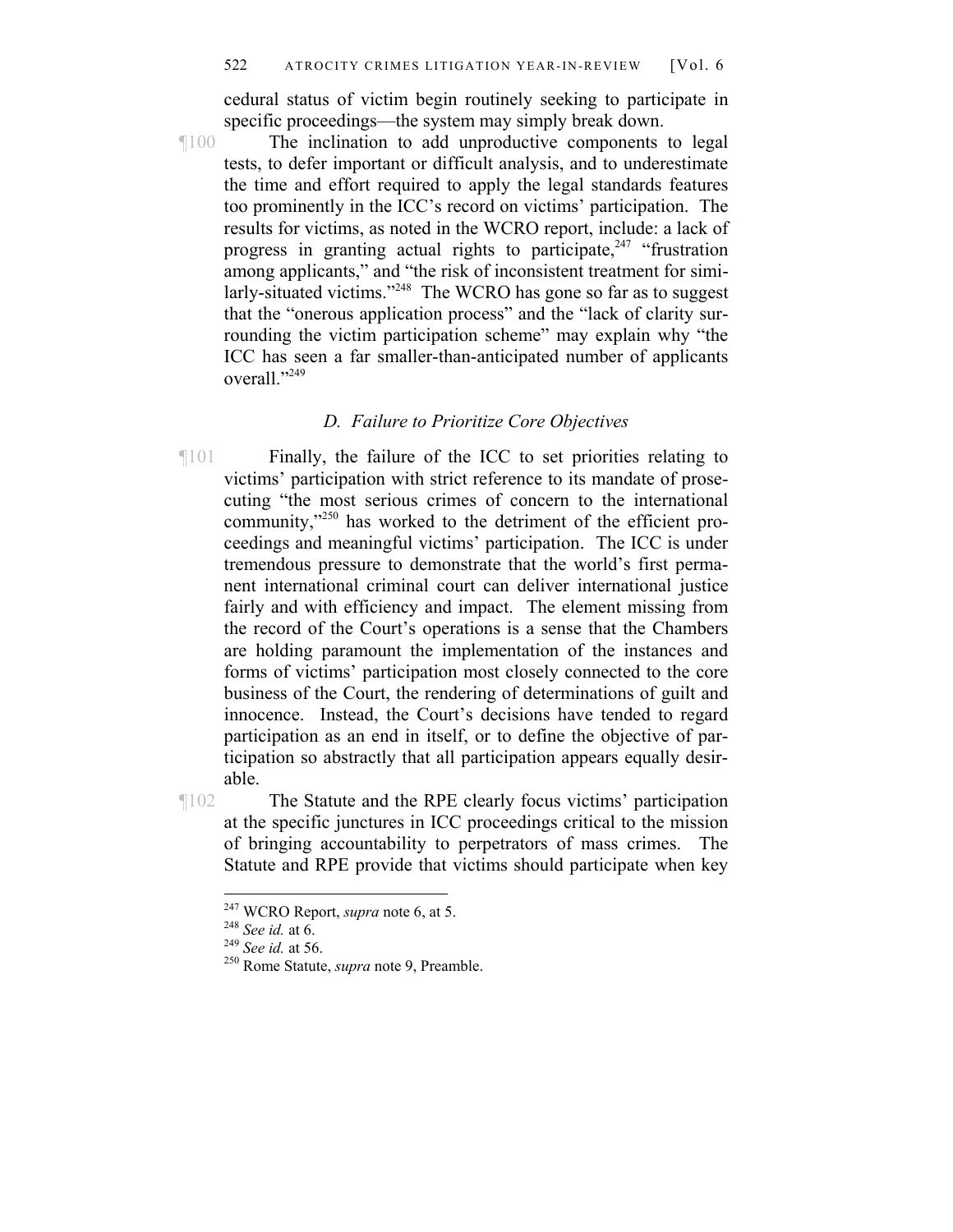cedural status of victim begin routinely seeking to participate in specific proceedings—the system may simply break down.

¶100 The inclination to add unproductive components to legal tests, to defer important or difficult analysis, and to underestimate the time and effort required to apply the legal standards features too prominently in the ICC's record on victims' participation. The results for victims, as noted in the WCRO report, include: a lack of progress in granting actual rights to participate,[247] "frustration among applicants," and "the risk of inconsistent treatment for similarly-situated victims."[248] The WCRO has gone so far as to suggest that the "onerous application process" and the "lack of clarity surrounding the victim participation scheme" may explain why "the ICC has seen a far smaller-than-anticipated number of applicants overall."[249]

### *D. Failure to Prioritize Core Objectives*

¶101 Finally, the failure of the ICC to set priorities relating to victims' participation with strict reference to its mandate of prosecuting "the most serious crimes of concern to the international community,"[250] has worked to the detriment of the efficient proceedings and meaningful victims' participation. The ICC is under tremendous pressure to demonstrate that the world's first permanent international criminal court can deliver international justice fairly and with efficiency and impact. The element missing from the record of the Court's operations is a sense that the Chambers are holding paramount the implementation of the instances and forms of victims' participation most closely connected to the core business of the Court, the rendering of determinations of guilt and innocence. Instead, the Court's decisions have tended to regard participation as an end in itself, or to define the objective of participation so abstractly that all participation appears equally desirable.

¶102 The Statute and the RPE clearly focus victims' participation at the specific junctures in ICC proceedings critical to the mission of bringing accountability to perpetrators of mass crimes. The Statute and RPE provide that victims should participate when key

---

[247] WCRO Report, *supra* note 6, at 5.

[248] *See id.* at 6.

[249] *See id.* at 56.

[250] Rome Statute, *supra* note 9, Preamble.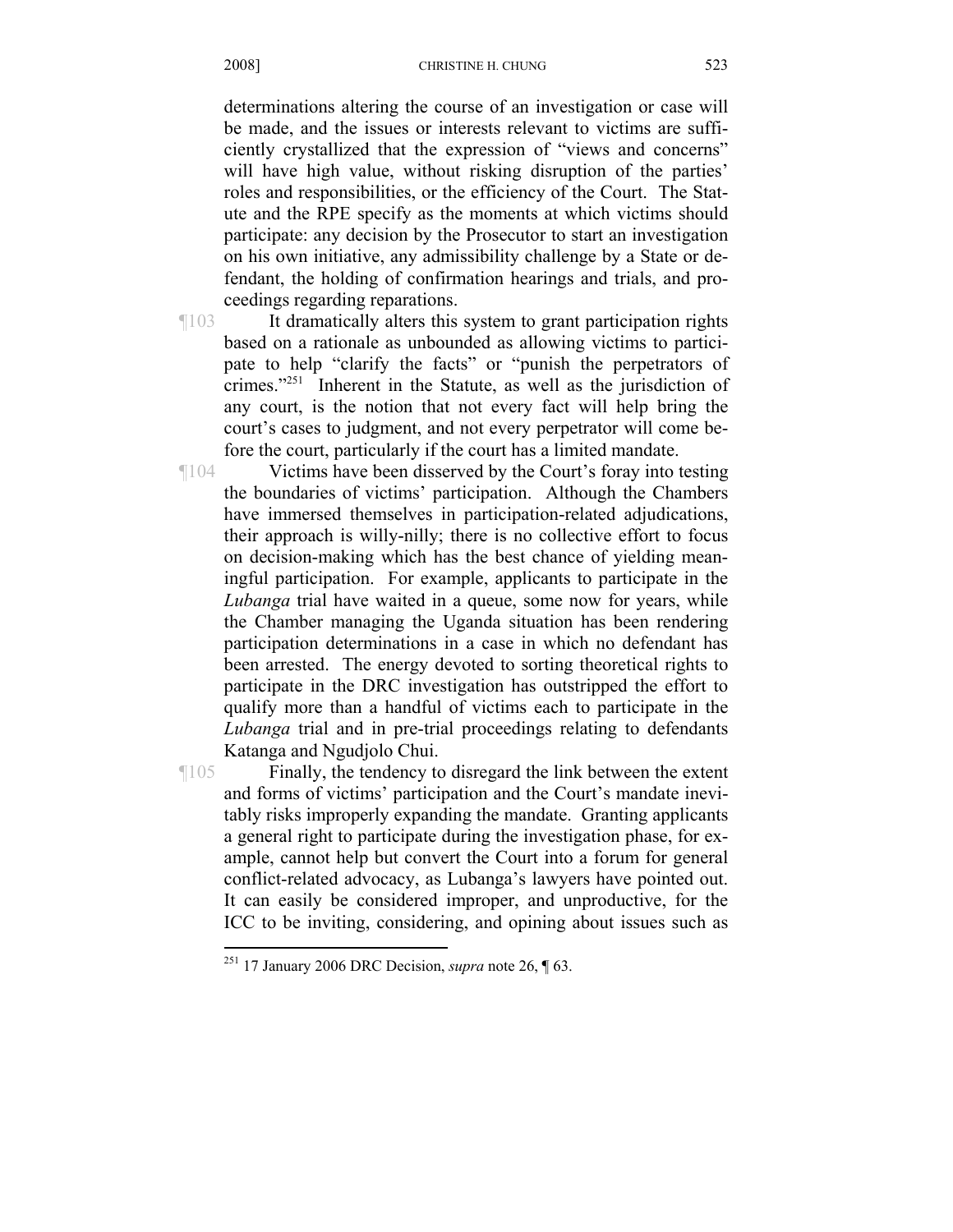determinations altering the course of an investigation or case will be made, and the issues or interests relevant to victims are sufficiently crystallized that the expression of "views and concerns" will have high value, without risking disruption of the parties' roles and responsibilities, or the efficiency of the Court. The Statute and the RPE specify as the moments at which victims should participate: any decision by the Prosecutor to start an investigation on his own initiative, any admissibility challenge by a State or defendant, the holding of confirmation hearings and trials, and proceedings regarding reparations.

¶103 It dramatically alters this system to grant participation rights based on a rationale as unbounded as allowing victims to participate to help "clarify the facts" or "punish the perpetrators of crimes."[251] Inherent in the Statute, as well as the jurisdiction of any court, is the notion that not every fact will help bring the court's cases to judgment, and not every perpetrator will come before the court, particularly if the court has a limited mandate.

¶104 Victims have been disserved by the Court's foray into testing the boundaries of victims' participation. Although the Chambers have immersed themselves in participation-related adjudications, their approach is willy-nilly; there is no collective effort to focus on decision-making which has the best chance of yielding meaningful participation. For example, applicants to participate in the *Lubanga* trial have waited in a queue, some now for years, while the Chamber managing the Uganda situation has been rendering participation determinations in a case in which no defendant has been arrested. The energy devoted to sorting theoretical rights to participate in the DRC investigation has outstripped the effort to qualify more than a handful of victims each to participate in the *Lubanga* trial and in pre-trial proceedings relating to defendants Katanga and Ngudjolo Chui.

¶105 Finally, the tendency to disregard the link between the extent and forms of victims' participation and the Court's mandate inevitably risks improperly expanding the mandate. Granting applicants a general right to participate during the investigation phase, for example, cannot help but convert the Court into a forum for general conflict-related advocacy, as Lubanga's lawyers have pointed out. It can easily be considered improper, and unproductive, for the ICC to be inviting, considering, and opining about issues such as

---

[251] 17 January 2006 DRC Decision, *supra* note 26, ¶ 63.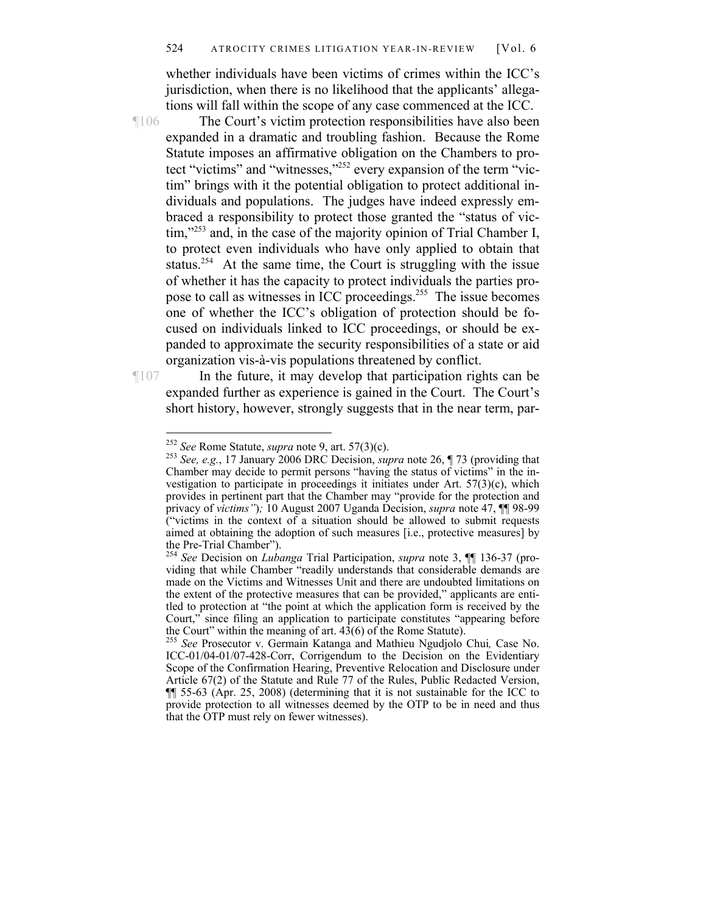whether individuals have been victims of crimes within the ICC's jurisdiction, when there is no likelihood that the applicants' allegations will fall within the scope of any case commenced at the ICC.

¶106 The Court's victim protection responsibilities have also been expanded in a dramatic and troubling fashion. Because the Rome Statute imposes an affirmative obligation on the Chambers to protect "victims" and "witnesses,"[252] every expansion of the term "victim" brings with it the potential obligation to protect additional individuals and populations. The judges have indeed expressly embraced a responsibility to protect those granted the "status of victim,"[253] and, in the case of the majority opinion of Trial Chamber I, to protect even individuals who have only applied to obtain that status.[254] At the same time, the Court is struggling with the issue of whether it has the capacity to protect individuals the parties propose to call as witnesses in ICC proceedings.[255] The issue becomes one of whether the ICC's obligation of protection should be focused on individuals linked to ICC proceedings, or should be expanded to approximate the security responsibilities of a state or aid organization vis-à-vis populations threatened by conflict.

¶107 In the future, it may develop that participation rights can be expanded further as experience is gained in the Court. The Court's short history, however, strongly suggests that in the near term, par-

---

[252] *See* Rome Statute, *supra* note 9, art. 57(3)(c).

[253] *See, e.g.*, 17 January 2006 DRC Decision, *supra* note 26, ¶ 73 (providing that Chamber may decide to permit persons "having the status of victims" in the investigation to participate in proceedings it initiates under Art. 57(3)(c), which provides in pertinent part that the Chamber may "provide for the protection and privacy of *victims"*)*;* 10 August 2007 Uganda Decision, *supra* note 47, ¶¶ 98-99 ("victims in the context of a situation should be allowed to submit requests aimed at obtaining the adoption of such measures [i.e., protective measures] by the Pre-Trial Chamber").

[254] *See* Decision on *Lubanga* Trial Participation, *supra* note 3, ¶¶ 136-37 (providing that while Chamber "readily understands that considerable demands are made on the Victims and Witnesses Unit and there are undoubted limitations on the extent of the protective measures that can be provided," applicants are entitled to protection at "the point at which the application form is received by the Court," since filing an application to participate constitutes "appearing before the Court" within the meaning of art. 43(6) of the Rome Statute).

[255] *See* Prosecutor v. Germain Katanga and Mathieu Ngudjolo Chui*,* Case No. ICC-01/04-01/07-428-Corr, Corrigendum to the Decision on the Evidentiary Scope of the Confirmation Hearing, Preventive Relocation and Disclosure under Article 67(2) of the Statute and Rule 77 of the Rules, Public Redacted Version, ¶¶ 55-63 (Apr. 25, 2008) (determining that it is not sustainable for the ICC to provide protection to all witnesses deemed by the OTP to be in need and thus that the OTP must rely on fewer witnesses).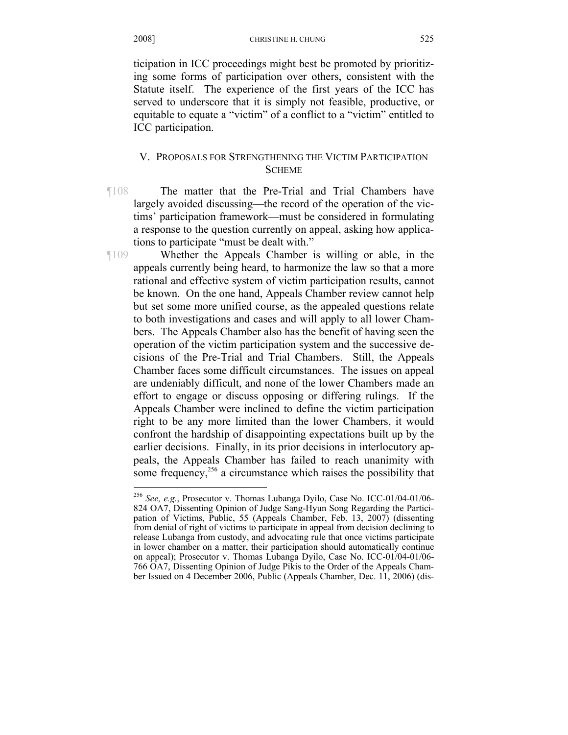ticipation in ICC proceedings might best be promoted by prioritizing some forms of participation over others, consistent with the Statute itself. The experience of the first years of the ICC has served to underscore that it is simply not feasible, productive, or equitable to equate a "victim" of a conflict to a "victim" entitled to ICC participation.

## V. PROPOSALS FOR STRENGTHENING THE VICTIM PARTICIPATION SCHEME

¶108 The matter that the Pre-Trial and Trial Chambers have largely avoided discussing—the record of the operation of the victims' participation framework—must be considered in formulating a response to the question currently on appeal, asking how applications to participate "must be dealt with."

¶109 Whether the Appeals Chamber is willing or able, in the appeals currently being heard, to harmonize the law so that a more rational and effective system of victim participation results, cannot be known. On the one hand, Appeals Chamber review cannot help but set some more unified course, as the appealed questions relate to both investigations and cases and will apply to all lower Chambers. The Appeals Chamber also has the benefit of having seen the operation of the victim participation system and the successive decisions of the Pre-Trial and Trial Chambers. Still, the Appeals Chamber faces some difficult circumstances. The issues on appeal are undeniably difficult, and none of the lower Chambers made an effort to engage or discuss opposing or differing rulings. If the Appeals Chamber were inclined to define the victim participation right to be any more limited than the lower Chambers, it would confront the hardship of disappointing expectations built up by the earlier decisions. Finally, in its prior decisions in interlocutory appeals, the Appeals Chamber has failed to reach unanimity with some frequency,[256] a circumstance which raises the possibility that

---

[256] *See, e.g.*, Prosecutor v. Thomas Lubanga Dyilo, Case No. ICC-01/04-01/06-824 OA7, Dissenting Opinion of Judge Sang-Hyun Song Regarding the Participation of Victims, Public, 55 (Appeals Chamber, Feb. 13, 2007) (dissenting from denial of right of victims to participate in appeal from decision declining to release Lubanga from custody, and advocating rule that once victims participate in lower chamber on a matter, their participation should automatically continue on appeal); Prosecutor v. Thomas Lubanga Dyilo, Case No. ICC-01/04-01/06-766 OA7, Dissenting Opinion of Judge Pikis to the Order of the Appeals Chamber Issued on 4 December 2006, Public (Appeals Chamber, Dec. 11, 2006) (dis-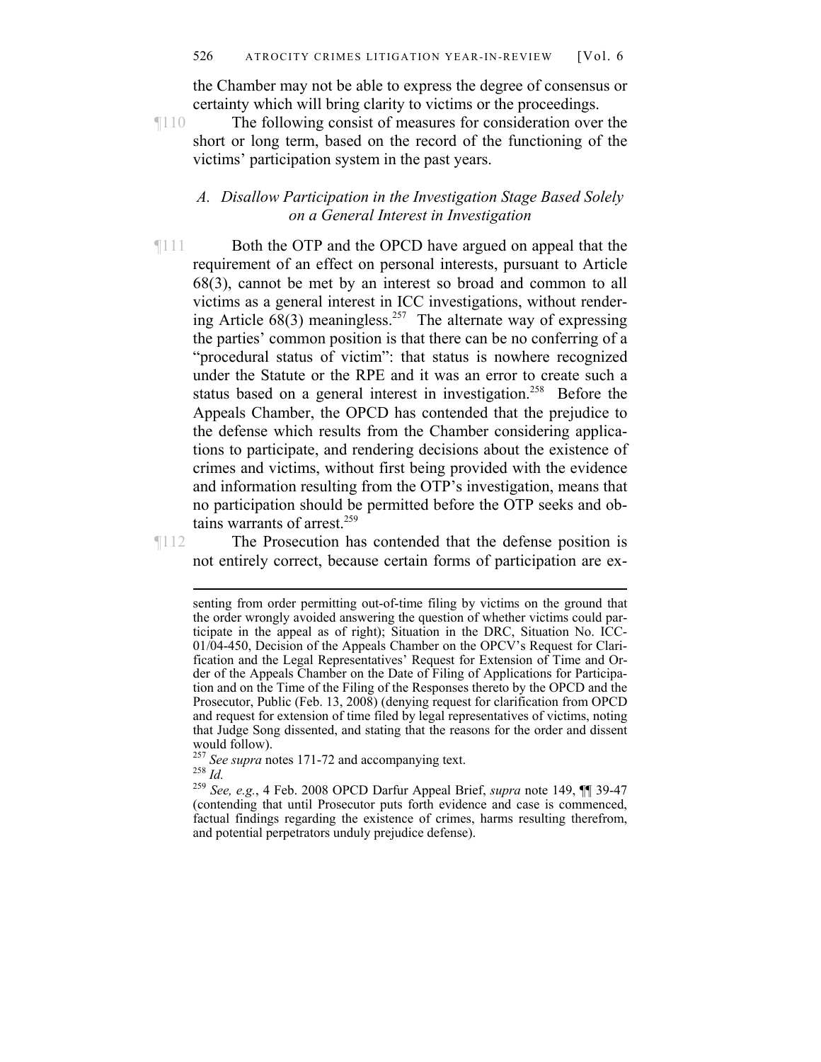the Chamber may not be able to express the degree of consensus or certainty which will bring clarity to victims or the proceedings.

¶110 The following consist of measures for consideration over the short or long term, based on the record of the functioning of the victims' participation system in the past years.

### *A. Disallow Participation in the Investigation Stage Based Solely on a General Interest in Investigation*

¶111 Both the OTP and the OPCD have argued on appeal that the requirement of an effect on personal interests, pursuant to Article 68(3), cannot be met by an interest so broad and common to all victims as a general interest in ICC investigations, without rendering Article 68(3) meaningless.[257] The alternate way of expressing the parties' common position is that there can be no conferring of a "procedural status of victim": that status is nowhere recognized under the Statute or the RPE and it was an error to create such a status based on a general interest in investigation.[258] Before the Appeals Chamber, the OPCD has contended that the prejudice to the defense which results from the Chamber considering applications to participate, and rendering decisions about the existence of crimes and victims, without first being provided with the evidence and information resulting from the OTP's investigation, means that no participation should be permitted before the OTP seeks and obtains warrants of arrest.[259]

¶112 The Prosecution has contended that the defense position is not entirely correct, because certain forms of participation are ex-

---

senting from order permitting out-of-time filing by victims on the ground that the order wrongly avoided answering the question of whether victims could participate in the appeal as of right); Situation in the DRC, Situation No. ICC-01/04-450, Decision of the Appeals Chamber on the OPCV's Request for Clarification and the Legal Representatives' Request for Extension of Time and Order of the Appeals Chamber on the Date of Filing of Applications for Participation and on the Time of the Filing of the Responses thereto by the OPCD and the Prosecutor, Public (Feb. 13, 2008) (denying request for clarification from OPCD and request for extension of time filed by legal representatives of victims, noting that Judge Song dissented, and stating that the reasons for the order and dissent would follow).

[257] *See supra* notes 171-72 and accompanying text.

[258] *Id.*

[259] *See, e.g.*, 4 Feb. 2008 OPCD Darfur Appeal Brief, *supra* note 149, ¶¶ 39-47 (contending that until Prosecutor puts forth evidence and case is commenced, factual findings regarding the existence of crimes, harms resulting therefrom, and potential perpetrators unduly prejudice defense).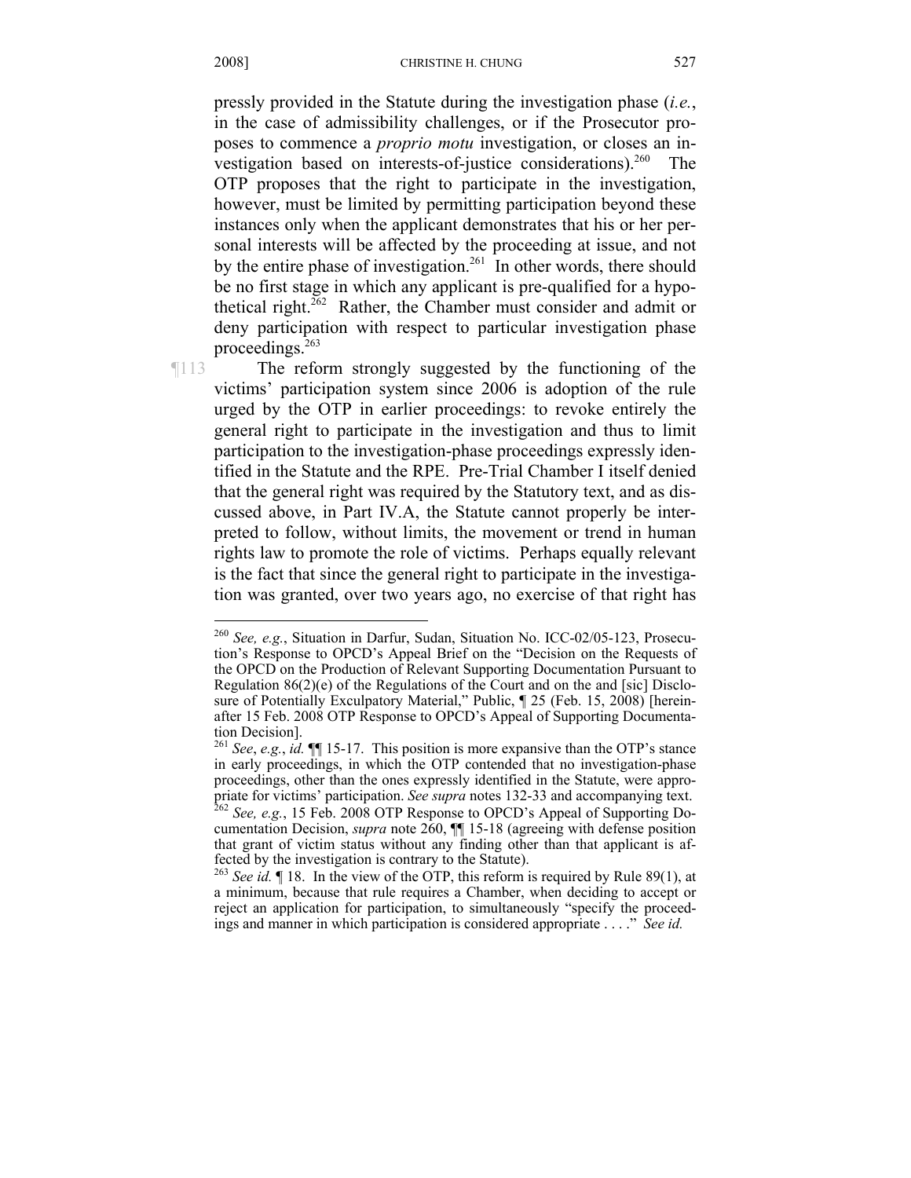pressly provided in the Statute during the investigation phase (*i.e.*, in the case of admissibility challenges, or if the Prosecutor proposes to commence a *proprio motu* investigation, or closes an investigation based on interests-of-justice considerations).[260] The OTP proposes that the right to participate in the investigation, however, must be limited by permitting participation beyond these instances only when the applicant demonstrates that his or her personal interests will be affected by the proceeding at issue, and not by the entire phase of investigation.[261] In other words, there should be no first stage in which any applicant is pre-qualified for a hypothetical right.[262] Rather, the Chamber must consider and admit or deny participation with respect to particular investigation phase proceedings.[263]

¶113 The reform strongly suggested by the functioning of the victims' participation system since 2006 is adoption of the rule urged by the OTP in earlier proceedings: to revoke entirely the general right to participate in the investigation and thus to limit participation to the investigation-phase proceedings expressly identified in the Statute and the RPE. Pre-Trial Chamber I itself denied that the general right was required by the Statutory text, and as discussed above, in Part IV.A, the Statute cannot properly be interpreted to follow, without limits, the movement or trend in human rights law to promote the role of victims. Perhaps equally relevant is the fact that since the general right to participate in the investigation was granted, over two years ago, no exercise of that right has

---

[260] *See, e.g.*, Situation in Darfur, Sudan, Situation No. ICC-02/05-123, Prosecution's Response to OPCD's Appeal Brief on the "Decision on the Requests of the OPCD on the Production of Relevant Supporting Documentation Pursuant to Regulation 86(2)(e) of the Regulations of the Court and on the and [sic] Disclosure of Potentially Exculpatory Material," Public, ¶ 25 (Feb. 15, 2008) [hereinafter 15 Feb. 2008 OTP Response to OPCD's Appeal of Supporting Documentation Decision].

[261] *See*, *e.g.*, *id.* ¶¶ 15-17. This position is more expansive than the OTP's stance in early proceedings, in which the OTP contended that no investigation-phase proceedings, other than the ones expressly identified in the Statute, were appropriate for victims' participation. *See supra* notes 132-33 and accompanying text.

[262] *See, e.g.*, 15 Feb. 2008 OTP Response to OPCD's Appeal of Supporting Documentation Decision, *supra* note 260, ¶¶ 15-18 (agreeing with defense position that grant of victim status without any finding other than that applicant is affected by the investigation is contrary to the Statute).

[263] *See id.* ¶ 18. In the view of the OTP, this reform is required by Rule 89(1), at a minimum, because that rule requires a Chamber, when deciding to accept or reject an application for participation, to simultaneously "specify the proceedings and manner in which participation is considered appropriate . . . ." *See id.*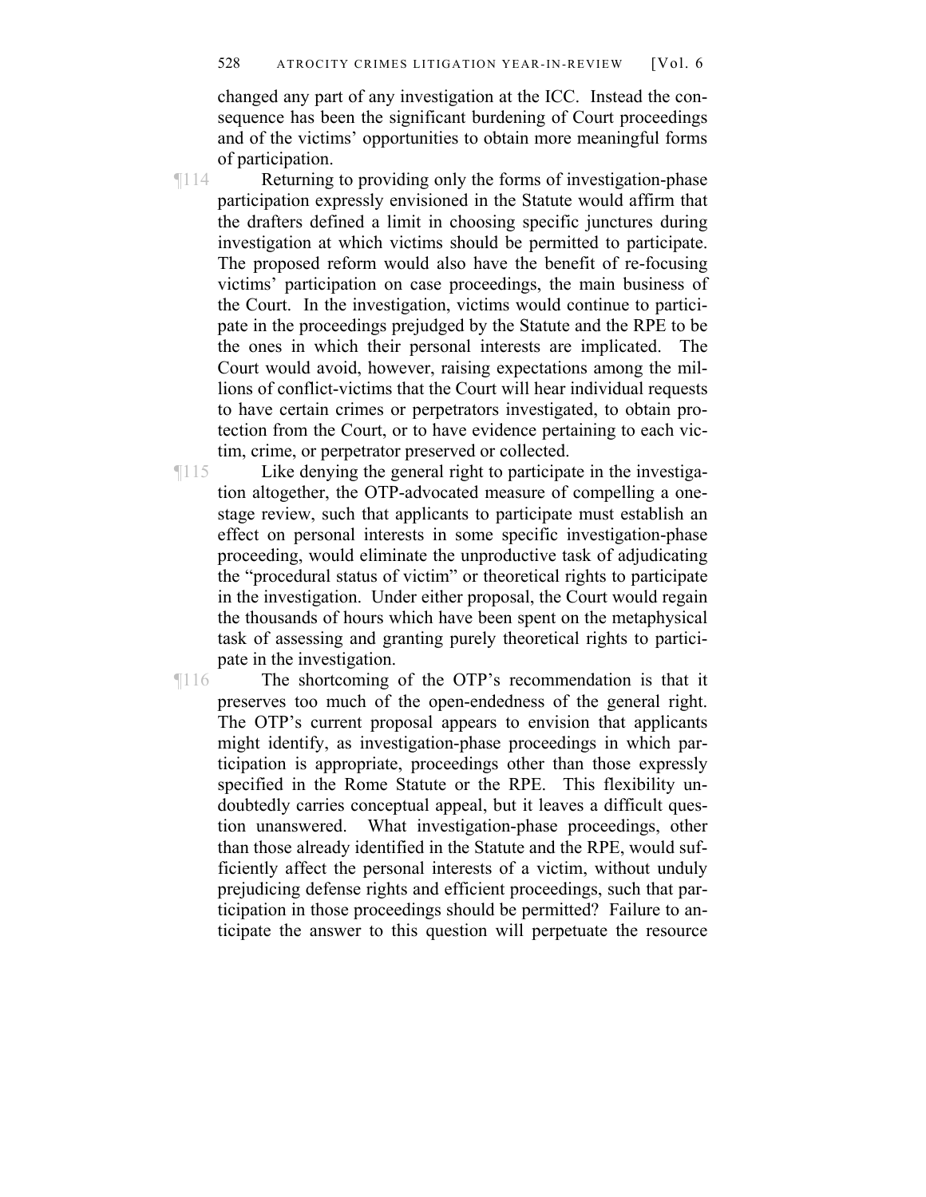changed any part of any investigation at the ICC. Instead the consequence has been the significant burdening of Court proceedings and of the victims' opportunities to obtain more meaningful forms of participation.

¶114 Returning to providing only the forms of investigation-phase participation expressly envisioned in the Statute would affirm that the drafters defined a limit in choosing specific junctures during investigation at which victims should be permitted to participate. The proposed reform would also have the benefit of re-focusing victims' participation on case proceedings, the main business of the Court. In the investigation, victims would continue to participate in the proceedings prejudged by the Statute and the RPE to be the ones in which their personal interests are implicated. The Court would avoid, however, raising expectations among the millions of conflict-victims that the Court will hear individual requests to have certain crimes or perpetrators investigated, to obtain protection from the Court, or to have evidence pertaining to each victim, crime, or perpetrator preserved or collected.

¶115 Like denying the general right to participate in the investigation altogether, the OTP-advocated measure of compelling a one-stage review, such that applicants to participate must establish an effect on personal interests in some specific investigation-phase proceeding, would eliminate the unproductive task of adjudicating the "procedural status of victim" or theoretical rights to participate in the investigation. Under either proposal, the Court would regain the thousands of hours which have been spent on the metaphysical task of assessing and granting purely theoretical rights to participate in the investigation.

¶116 The shortcoming of the OTP's recommendation is that it preserves too much of the open-endedness of the general right. The OTP's current proposal appears to envision that applicants might identify, as investigation-phase proceedings in which participation is appropriate, proceedings other than those expressly specified in the Rome Statute or the RPE. This flexibility undoubtedly carries conceptual appeal, but it leaves a difficult question unanswered. What investigation-phase proceedings, other than those already identified in the Statute and the RPE, would sufficiently affect the personal interests of a victim, without unduly prejudicing defense rights and efficient proceedings, such that participation in those proceedings should be permitted? Failure to anticipate the answer to this question will perpetuate the resource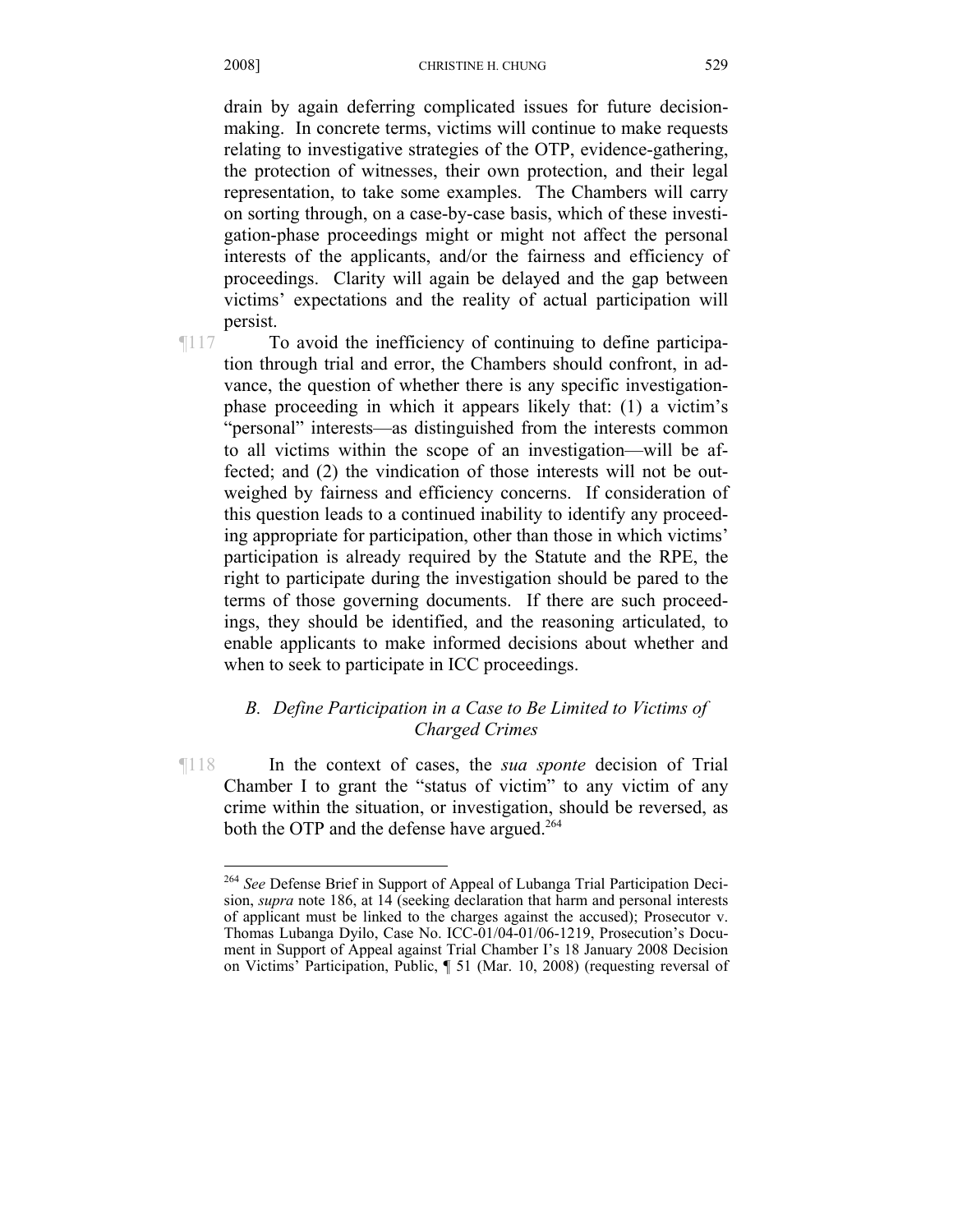drain by again deferring complicated issues for future decision-making. In concrete terms, victims will continue to make requests relating to investigative strategies of the OTP, evidence-gathering, the protection of witnesses, their own protection, and their legal representation, to take some examples. The Chambers will carry on sorting through, on a case-by-case basis, which of these investigation-phase proceedings might or might not affect the personal interests of the applicants, and/or the fairness and efficiency of proceedings. Clarity will again be delayed and the gap between victims' expectations and the reality of actual participation will persist.

¶117 To avoid the inefficiency of continuing to define participation through trial and error, the Chambers should confront, in advance, the question of whether there is any specific investigation-phase proceeding in which it appears likely that: (1) a victim's "personal" interests—as distinguished from the interests common to all victims within the scope of an investigation—will be affected; and (2) the vindication of those interests will not be outweighed by fairness and efficiency concerns. If consideration of this question leads to a continued inability to identify any proceeding appropriate for participation, other than those in which victims' participation is already required by the Statute and the RPE, the right to participate during the investigation should be pared to the terms of those governing documents. If there are such proceedings, they should be identified, and the reasoning articulated, to enable applicants to make informed decisions about whether and when to seek to participate in ICC proceedings.

### *B. Define Participation in a Case to Be Limited to Victims of Charged Crimes*

¶118 In the context of cases, the *sua sponte* decision of Trial Chamber I to grant the "status of victim" to any victim of any crime within the situation, or investigation, should be reversed, as both the OTP and the defense have argued.[264]

---

[264] *See* Defense Brief in Support of Appeal of Lubanga Trial Participation Decision, *supra* note 186, at 14 (seeking declaration that harm and personal interests of applicant must be linked to the charges against the accused); Prosecutor v. Thomas Lubanga Dyilo, Case No. ICC-01/04-01/06-1219, Prosecution's Document in Support of Appeal against Trial Chamber I's 18 January 2008 Decision on Victims' Participation, Public, ¶ 51 (Mar. 10, 2008) (requesting reversal of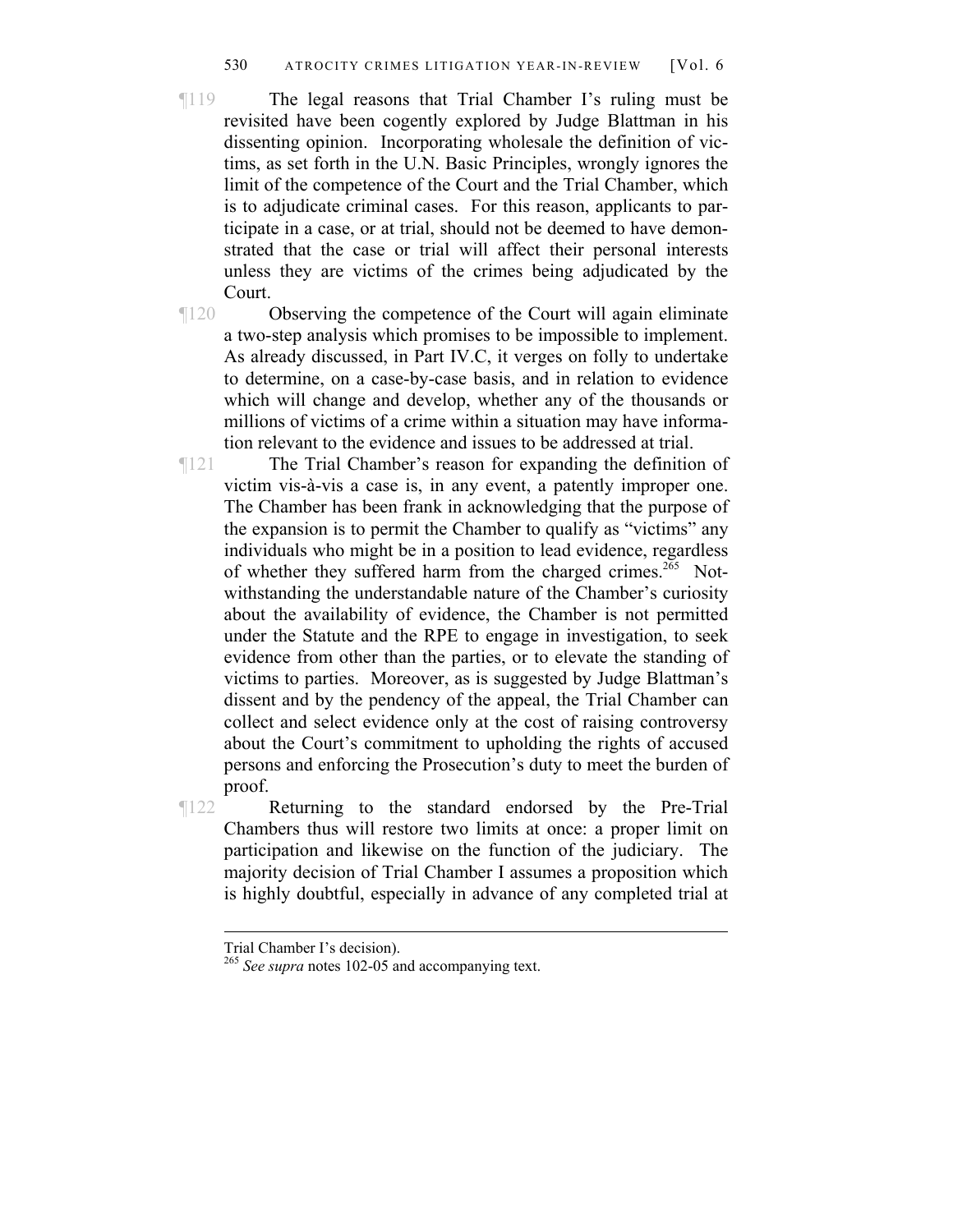¶119 The legal reasons that Trial Chamber I's ruling must be revisited have been cogently explored by Judge Blattman in his dissenting opinion. Incorporating wholesale the definition of victims, as set forth in the U.N. Basic Principles, wrongly ignores the limit of the competence of the Court and the Trial Chamber, which is to adjudicate criminal cases. For this reason, applicants to participate in a case, or at trial, should not be deemed to have demonstrated that the case or trial will affect their personal interests unless they are victims of the crimes being adjudicated by the Court.

¶120 Observing the competence of the Court will again eliminate a two-step analysis which promises to be impossible to implement. As already discussed, in Part IV.C, it verges on folly to undertake to determine, on a case-by-case basis, and in relation to evidence which will change and develop, whether any of the thousands or millions of victims of a crime within a situation may have information relevant to the evidence and issues to be addressed at trial.

¶121 The Trial Chamber's reason for expanding the definition of victim vis-à-vis a case is, in any event, a patently improper one. The Chamber has been frank in acknowledging that the purpose of the expansion is to permit the Chamber to qualify as "victims" any individuals who might be in a position to lead evidence, regardless of whether they suffered harm from the charged crimes.[265] Notwithstanding the understandable nature of the Chamber's curiosity about the availability of evidence, the Chamber is not permitted under the Statute and the RPE to engage in investigation, to seek evidence from other than the parties, or to elevate the standing of victims to parties. Moreover, as is suggested by Judge Blattman's dissent and by the pendency of the appeal, the Trial Chamber can collect and select evidence only at the cost of raising controversy about the Court's commitment to upholding the rights of accused persons and enforcing the Prosecution's duty to meet the burden of proof.

¶122 Returning to the standard endorsed by the Pre-Trial Chambers thus will restore two limits at once: a proper limit on participation and likewise on the function of the judiciary. The majority decision of Trial Chamber I assumes a proposition which is highly doubtful, especially in advance of any completed trial at

---

Trial Chamber I's decision).

[265] *See supra* notes 102-05 and accompanying text.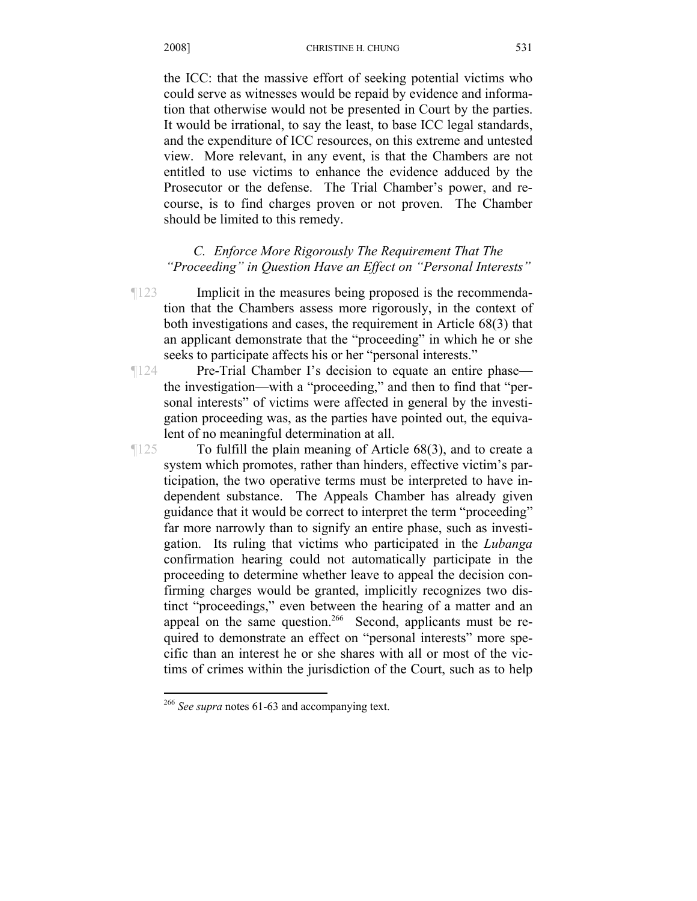the ICC: that the massive effort of seeking potential victims who could serve as witnesses would be repaid by evidence and information that otherwise would not be presented in Court by the parties. It would be irrational, to say the least, to base ICC legal standards, and the expenditure of ICC resources, on this extreme and untested view. More relevant, in any event, is that the Chambers are not entitled to use victims to enhance the evidence adduced by the Prosecutor or the defense. The Trial Chamber's power, and recourse, is to find charges proven or not proven. The Chamber should be limited to this remedy.

### *C. Enforce More Rigorously The Requirement That The "Proceeding" in Question Have an Effect on "Personal Interests"*

¶123 Implicit in the measures being proposed is the recommendation that the Chambers assess more rigorously, in the context of both investigations and cases, the requirement in Article 68(3) that an applicant demonstrate that the "proceeding" in which he or she seeks to participate affects his or her "personal interests."

¶124 Pre-Trial Chamber I's decision to equate an entire phase—the investigation—with a "proceeding," and then to find that "personal interests" of victims were affected in general by the investigation proceeding was, as the parties have pointed out, the equivalent of no meaningful determination at all.

¶125 To fulfill the plain meaning of Article 68(3), and to create a system which promotes, rather than hinders, effective victim's participation, the two operative terms must be interpreted to have independent substance. The Appeals Chamber has already given guidance that it would be correct to interpret the term "proceeding" far more narrowly than to signify an entire phase, such as investigation. Its ruling that victims who participated in the *Lubanga* confirmation hearing could not automatically participate in the proceeding to determine whether leave to appeal the decision confirming charges would be granted, implicitly recognizes two distinct "proceedings," even between the hearing of a matter and an appeal on the same question.[266] Second, applicants must be required to demonstrate an effect on "personal interests" more specific than an interest he or she shares with all or most of the victims of crimes within the jurisdiction of the Court, such as to help

[266] *See supra* notes 61-63 and accompanying text.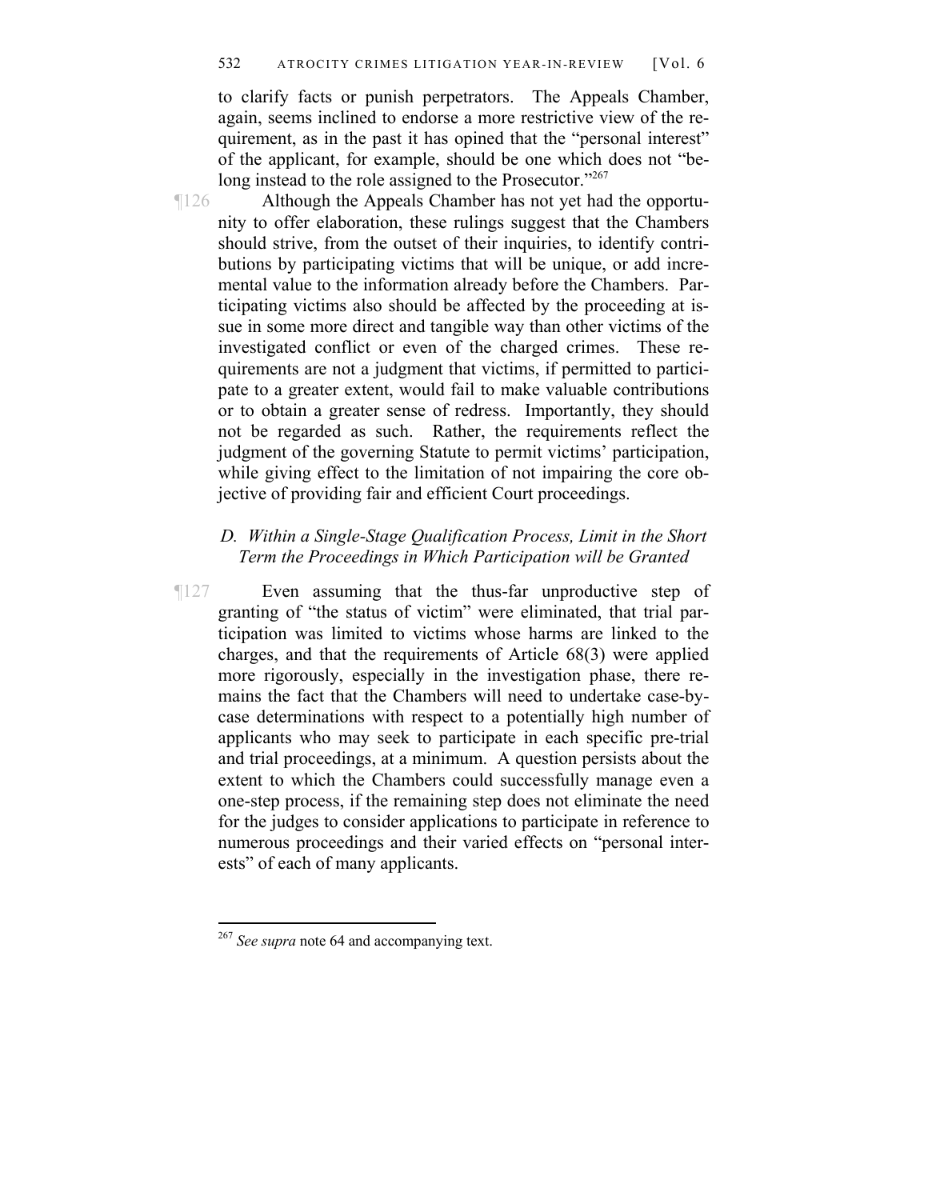to clarify facts or punish perpetrators. The Appeals Chamber, again, seems inclined to endorse a more restrictive view of the requirement, as in the past it has opined that the "personal interest" of the applicant, for example, should be one which does not "belong instead to the role assigned to the Prosecutor."[267]

¶126 Although the Appeals Chamber has not yet had the opportunity to offer elaboration, these rulings suggest that the Chambers should strive, from the outset of their inquiries, to identify contributions by participating victims that will be unique, or add incremental value to the information already before the Chambers. Participating victims also should be affected by the proceeding at issue in some more direct and tangible way than other victims of the investigated conflict or even of the charged crimes. These requirements are not a judgment that victims, if permitted to participate to a greater extent, would fail to make valuable contributions or to obtain a greater sense of redress. Importantly, they should not be regarded as such. Rather, the requirements reflect the judgment of the governing Statute to permit victims' participation, while giving effect to the limitation of not impairing the core objective of providing fair and efficient Court proceedings.

### *D. Within a Single-Stage Qualification Process, Limit in the Short Term the Proceedings in Which Participation will be Granted*

¶127 Even assuming that the thus-far unproductive step of granting of "the status of victim" were eliminated, that trial participation was limited to victims whose harms are linked to the charges, and that the requirements of Article 68(3) were applied more rigorously, especially in the investigation phase, there remains the fact that the Chambers will need to undertake case-by-case determinations with respect to a potentially high number of applicants who may seek to participate in each specific pre-trial and trial proceedings, at a minimum. A question persists about the extent to which the Chambers could successfully manage even a one-step process, if the remaining step does not eliminate the need for the judges to consider applications to participate in reference to numerous proceedings and their varied effects on "personal interests" of each of many applicants.

---

[267] *See supra* note 64 and accompanying text.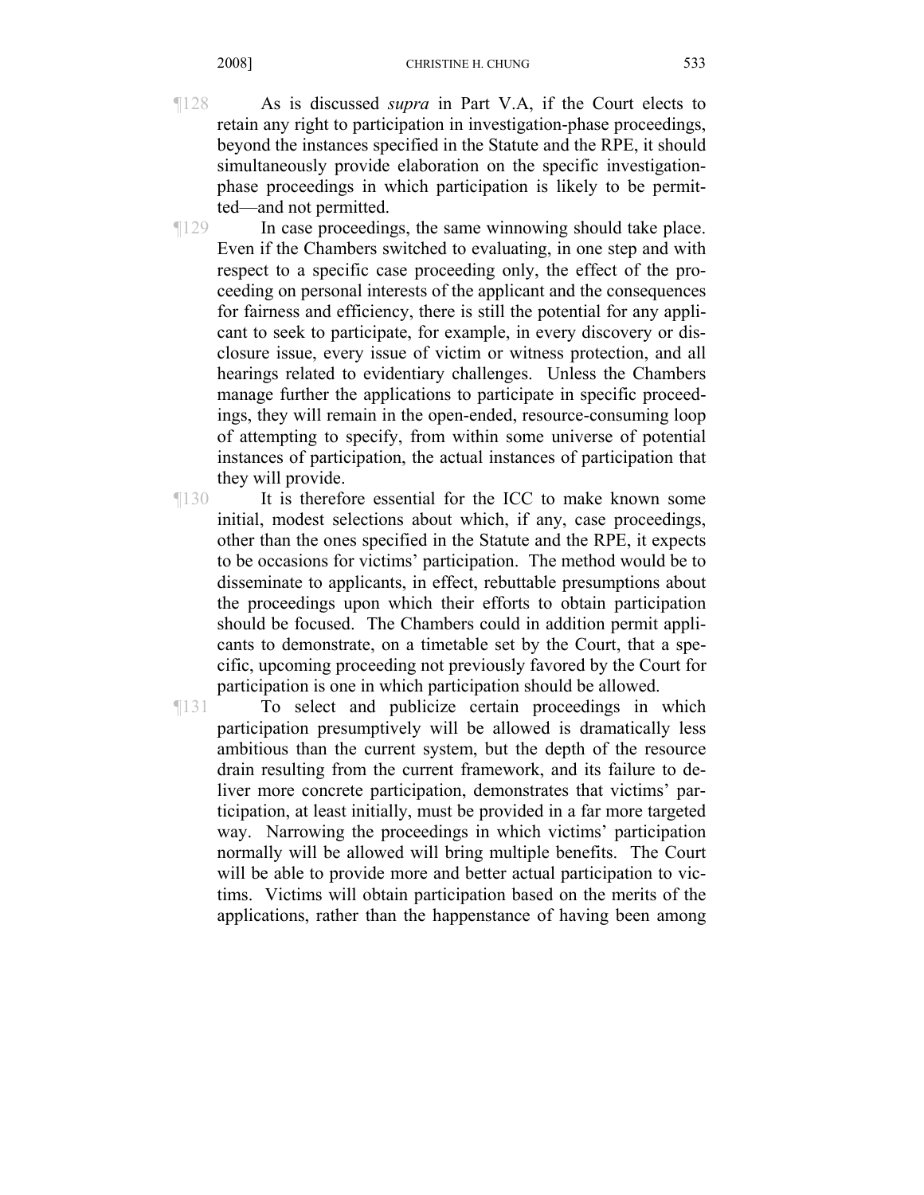¶128 As is discussed *supra* in Part V.A, if the Court elects to retain any right to participation in investigation-phase proceedings, beyond the instances specified in the Statute and the RPE, it should simultaneously provide elaboration on the specific investigation-phase proceedings in which participation is likely to be permitted—and not permitted.

¶129 In case proceedings, the same winnowing should take place. Even if the Chambers switched to evaluating, in one step and with respect to a specific case proceeding only, the effect of the proceeding on personal interests of the applicant and the consequences for fairness and efficiency, there is still the potential for any applicant to seek to participate, for example, in every discovery or disclosure issue, every issue of victim or witness protection, and all hearings related to evidentiary challenges. Unless the Chambers manage further the applications to participate in specific proceedings, they will remain in the open-ended, resource-consuming loop of attempting to specify, from within some universe of potential instances of participation, the actual instances of participation that they will provide.

¶130 It is therefore essential for the ICC to make known some initial, modest selections about which, if any, case proceedings, other than the ones specified in the Statute and the RPE, it expects to be occasions for victims' participation. The method would be to disseminate to applicants, in effect, rebuttable presumptions about the proceedings upon which their efforts to obtain participation should be focused. The Chambers could in addition permit applicants to demonstrate, on a timetable set by the Court, that a specific, upcoming proceeding not previously favored by the Court for participation is one in which participation should be allowed.

¶131 To select and publicize certain proceedings in which participation presumptively will be allowed is dramatically less ambitious than the current system, but the depth of the resource drain resulting from the current framework, and its failure to deliver more concrete participation, demonstrates that victims' participation, at least initially, must be provided in a far more targeted way. Narrowing the proceedings in which victims' participation normally will be allowed will bring multiple benefits. The Court will be able to provide more and better actual participation to victims. Victims will obtain participation based on the merits of the applications, rather than the happenstance of having been among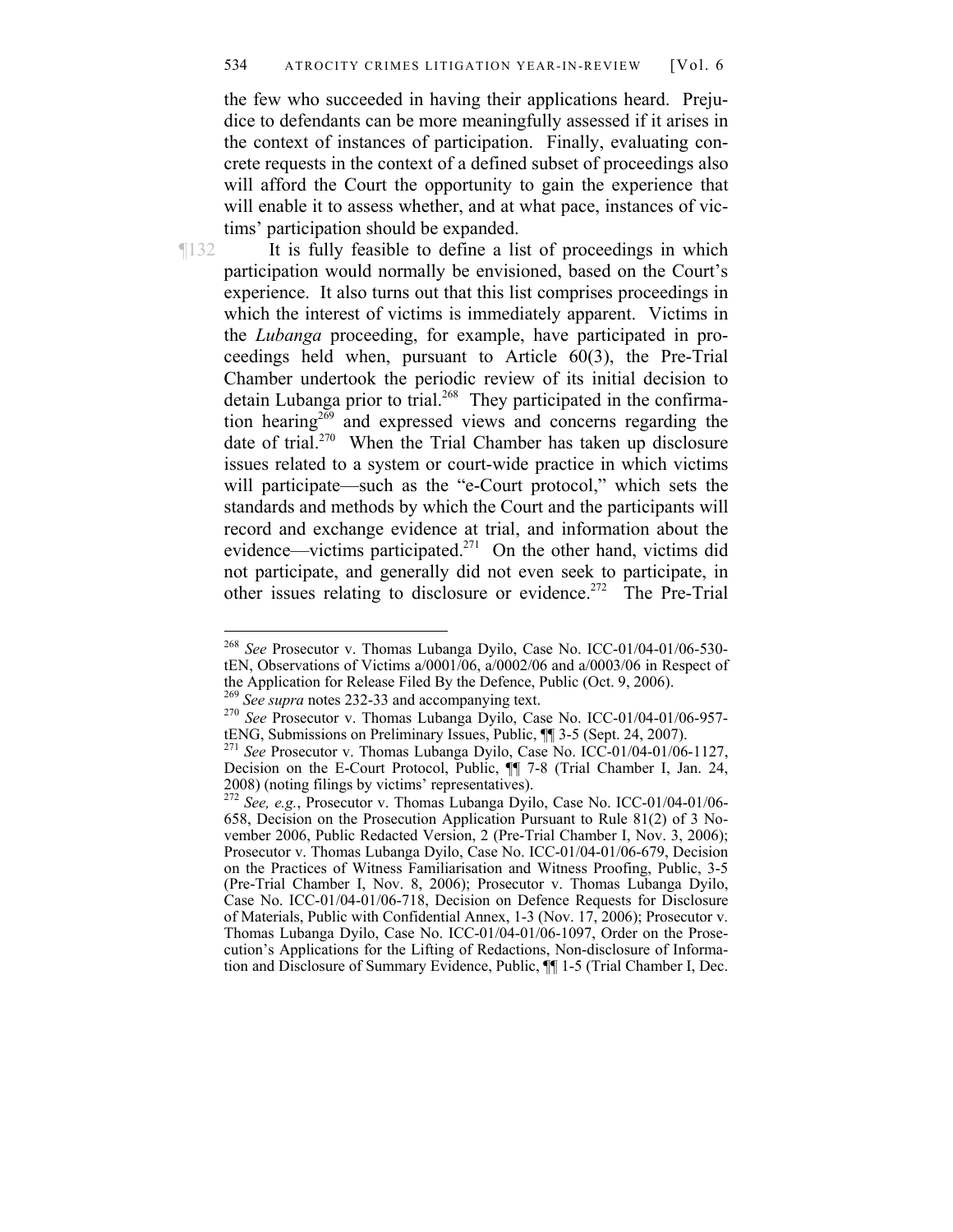the few who succeeded in having their applications heard. Prejudice to defendants can be more meaningfully assessed if it arises in the context of instances of participation. Finally, evaluating concrete requests in the context of a defined subset of proceedings also will afford the Court the opportunity to gain the experience that will enable it to assess whether, and at what pace, instances of victims' participation should be expanded.

¶132 It is fully feasible to define a list of proceedings in which participation would normally be envisioned, based on the Court's experience. It also turns out that this list comprises proceedings in which the interest of victims is immediately apparent. Victims in the *Lubanga* proceeding, for example, have participated in proceedings held when, pursuant to Article 60(3), the Pre-Trial Chamber undertook the periodic review of its initial decision to detain Lubanga prior to trial.[268] They participated in the confirmation hearing[269] and expressed views and concerns regarding the date of trial.[270] When the Trial Chamber has taken up disclosure issues related to a system or court-wide practice in which victims will participate—such as the "e-Court protocol," which sets the standards and methods by which the Court and the participants will record and exchange evidence at trial, and information about the evidence—victims participated.[271] On the other hand, victims did not participate, and generally did not even seek to participate, in other issues relating to disclosure or evidence.[272] The Pre-Trial

---

[268] *See* Prosecutor v. Thomas Lubanga Dyilo, Case No. ICC-01/04-01/06-530-tEN, Observations of Victims a/0001/06, a/0002/06 and a/0003/06 in Respect of the Application for Release Filed By the Defence, Public (Oct. 9, 2006).

[269] *See supra* notes 232-33 and accompanying text.

[270] *See* Prosecutor v. Thomas Lubanga Dyilo, Case No. ICC-01/04-01/06-957-tENG, Submissions on Preliminary Issues, Public, ¶¶ 3-5 (Sept. 24, 2007).

[271] *See* Prosecutor v. Thomas Lubanga Dyilo, Case No. ICC-01/04-01/06-1127, Decision on the E-Court Protocol, Public, ¶¶ 7-8 (Trial Chamber I, Jan. 24, 2008) (noting filings by victims' representatives).

[272] *See, e.g.*, Prosecutor v. Thomas Lubanga Dyilo, Case No. ICC-01/04-01/06-658, Decision on the Prosecution Application Pursuant to Rule 81(2) of 3 November 2006, Public Redacted Version, 2 (Pre-Trial Chamber I, Nov. 3, 2006); Prosecutor v. Thomas Lubanga Dyilo, Case No. ICC-01/04-01/06-679, Decision on the Practices of Witness Familiarisation and Witness Proofing, Public, 3-5 (Pre-Trial Chamber I, Nov. 8, 2006); Prosecutor v. Thomas Lubanga Dyilo, Case No. ICC-01/04-01/06-718, Decision on Defence Requests for Disclosure of Materials, Public with Confidential Annex, 1-3 (Nov. 17, 2006); Prosecutor v. Thomas Lubanga Dyilo, Case No. ICC-01/04-01/06-1097, Order on the Prosecution's Applications for the Lifting of Redactions, Non-disclosure of Information and Disclosure of Summary Evidence, Public, ¶¶ 1-5 (Trial Chamber I, Dec.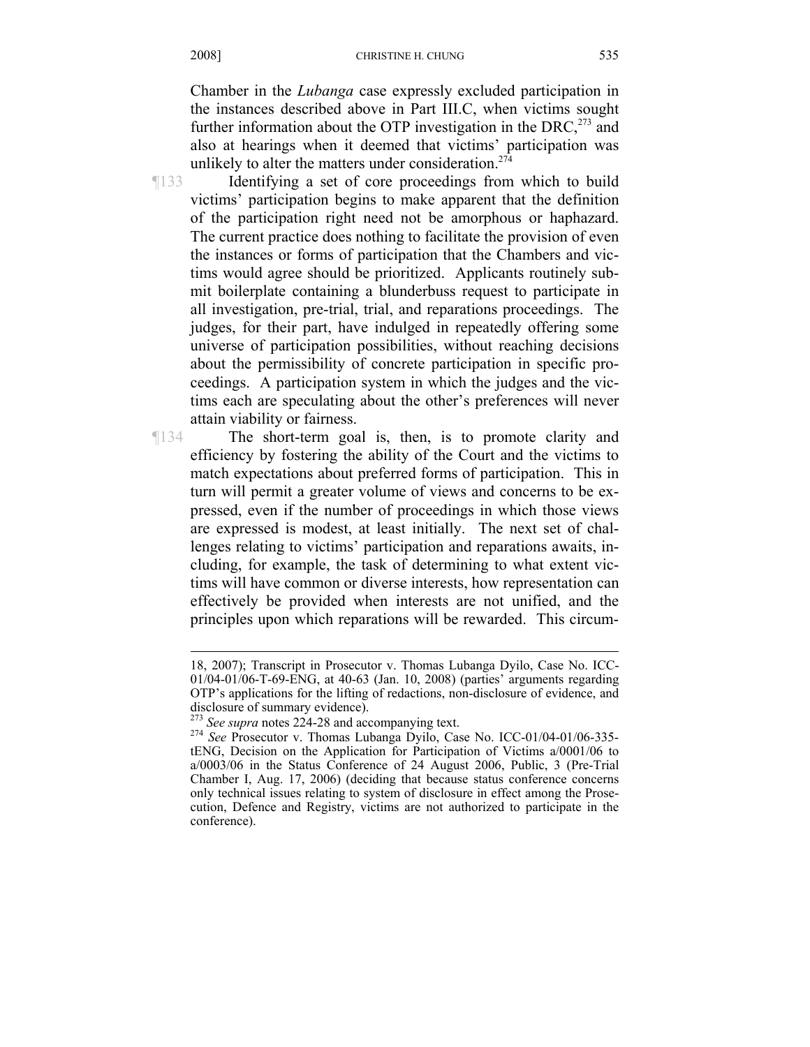Chamber in the *Lubanga* case expressly excluded participation in the instances described above in Part III.C, when victims sought further information about the OTP investigation in the DRC,[273] and also at hearings when it deemed that victims' participation was unlikely to alter the matters under consideration.[274]

¶133 Identifying a set of core proceedings from which to build victims' participation begins to make apparent that the definition of the participation right need not be amorphous or haphazard. The current practice does nothing to facilitate the provision of even the instances or forms of participation that the Chambers and victims would agree should be prioritized. Applicants routinely submit boilerplate containing a blunderbuss request to participate in all investigation, pre-trial, trial, and reparations proceedings. The judges, for their part, have indulged in repeatedly offering some universe of participation possibilities, without reaching decisions about the permissibility of concrete participation in specific proceedings. A participation system in which the judges and the victims each are speculating about the other's preferences will never attain viability or fairness.

¶134 The short-term goal is, then, is to promote clarity and efficiency by fostering the ability of the Court and the victims to match expectations about preferred forms of participation. This in turn will permit a greater volume of views and concerns to be expressed, even if the number of proceedings in which those views are expressed is modest, at least initially. The next set of challenges relating to victims' participation and reparations awaits, including, for example, the task of determining to what extent victims will have common or diverse interests, how representation can effectively be provided when interests are not unified, and the principles upon which reparations will be rewarded. This circum-

---

18, 2007); Transcript in Prosecutor v. Thomas Lubanga Dyilo, Case No. ICC-01/04-01/06-T-69-ENG, at 40-63 (Jan. 10, 2008) (parties' arguments regarding OTP's applications for the lifting of redactions, non-disclosure of evidence, and disclosure of summary evidence).

[273] *See supra* notes 224-28 and accompanying text.

[274] *See* Prosecutor v. Thomas Lubanga Dyilo, Case No. ICC-01/04-01/06-335-tENG, Decision on the Application for Participation of Victims a/0001/06 to a/0003/06 in the Status Conference of 24 August 2006, Public, 3 (Pre-Trial Chamber I, Aug. 17, 2006) (deciding that because status conference concerns only technical issues relating to system of disclosure in effect among the Prosecution, Defence and Registry, victims are not authorized to participate in the conference).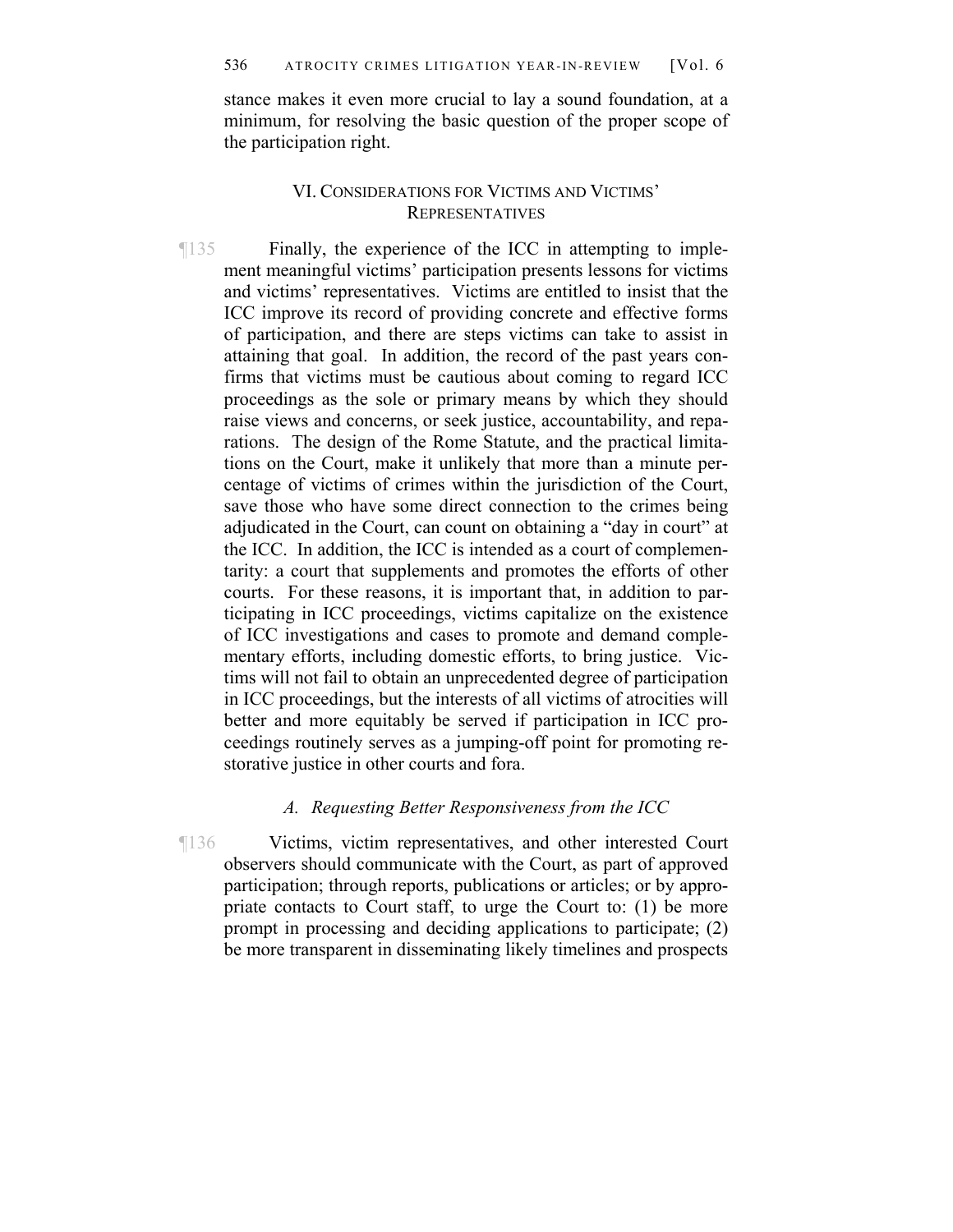stance makes it even more crucial to lay a sound foundation, at a minimum, for resolving the basic question of the proper scope of the participation right.

## VI. Considerations for Victims and Victims' Representatives

¶135 Finally, the experience of the ICC in attempting to implement meaningful victims' participation presents lessons for victims and victims' representatives. Victims are entitled to insist that the ICC improve its record of providing concrete and effective forms of participation, and there are steps victims can take to assist in attaining that goal. In addition, the record of the past years confirms that victims must be cautious about coming to regard ICC proceedings as the sole or primary means by which they should raise views and concerns, or seek justice, accountability, and reparations. The design of the Rome Statute, and the practical limitations on the Court, make it unlikely that more than a minute percentage of victims of crimes within the jurisdiction of the Court, save those who have some direct connection to the crimes being adjudicated in the Court, can count on obtaining a "day in court" at the ICC. In addition, the ICC is intended as a court of complementarity: a court that supplements and promotes the efforts of other courts. For these reasons, it is important that, in addition to participating in ICC proceedings, victims capitalize on the existence of ICC investigations and cases to promote and demand complementary efforts, including domestic efforts, to bring justice. Victims will not fail to obtain an unprecedented degree of participation in ICC proceedings, but the interests of all victims of atrocities will better and more equitably be served if participation in ICC proceedings routinely serves as a jumping-off point for promoting restorative justice in other courts and fora.

### *A. Requesting Better Responsiveness from the ICC*

¶136 Victims, victim representatives, and other interested Court observers should communicate with the Court, as part of approved participation; through reports, publications or articles; or by appropriate contacts to Court staff, to urge the Court to: (1) be more prompt in processing and deciding applications to participate; (2) be more transparent in disseminating likely timelines and prospects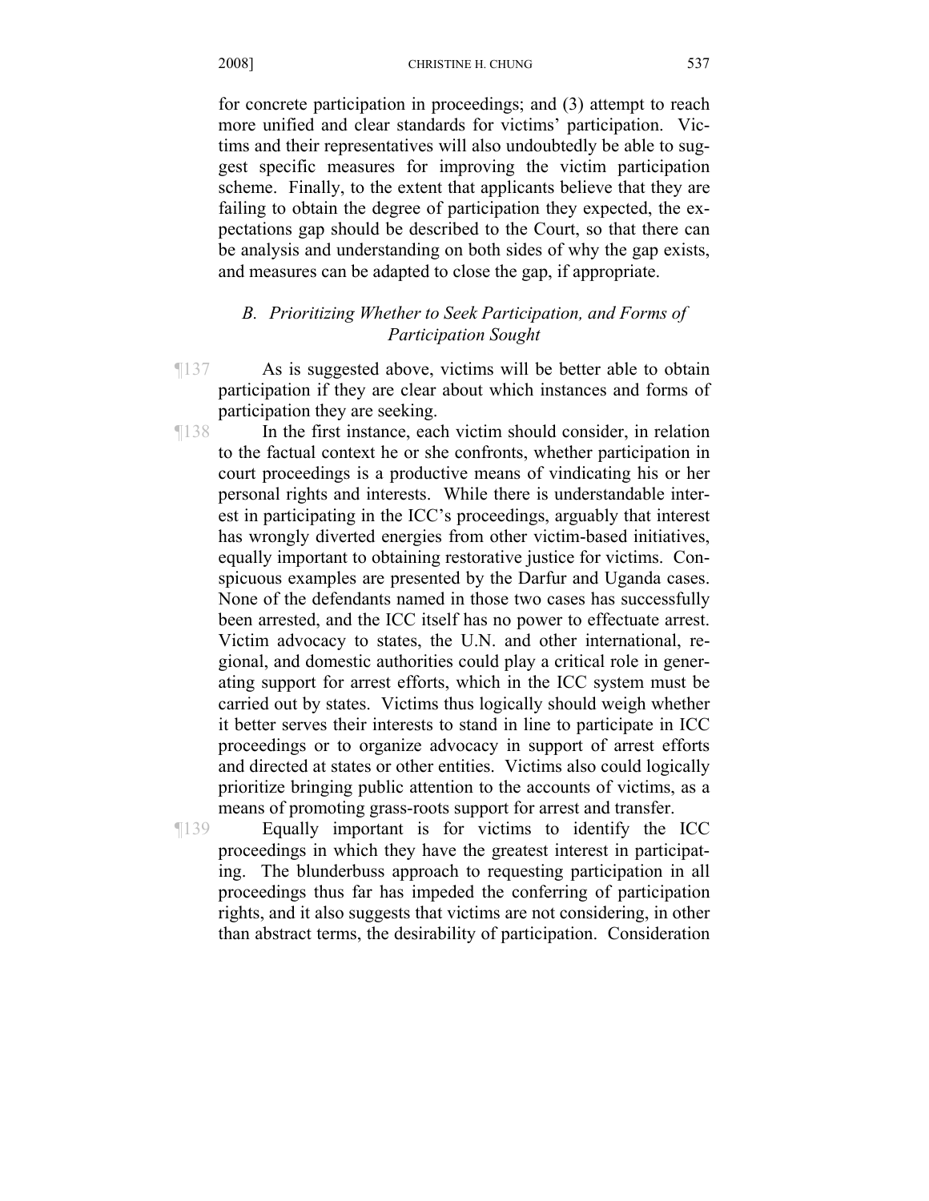for concrete participation in proceedings; and (3) attempt to reach more unified and clear standards for victims' participation. Victims and their representatives will also undoubtedly be able to suggest specific measures for improving the victim participation scheme. Finally, to the extent that applicants believe that they are failing to obtain the degree of participation they expected, the expectations gap should be described to the Court, so that there can be analysis and understanding on both sides of why the gap exists, and measures can be adapted to close the gap, if appropriate.

### *B. Prioritizing Whether to Seek Participation, and Forms of Participation Sought*

¶137 As is suggested above, victims will be better able to obtain participation if they are clear about which instances and forms of participation they are seeking.

¶138 In the first instance, each victim should consider, in relation to the factual context he or she confronts, whether participation in court proceedings is a productive means of vindicating his or her personal rights and interests. While there is understandable interest in participating in the ICC's proceedings, arguably that interest has wrongly diverted energies from other victim-based initiatives, equally important to obtaining restorative justice for victims. Conspicuous examples are presented by the Darfur and Uganda cases. None of the defendants named in those two cases has successfully been arrested, and the ICC itself has no power to effectuate arrest. Victim advocacy to states, the U.N. and other international, regional, and domestic authorities could play a critical role in generating support for arrest efforts, which in the ICC system must be carried out by states. Victims thus logically should weigh whether it better serves their interests to stand in line to participate in ICC proceedings or to organize advocacy in support of arrest efforts and directed at states or other entities. Victims also could logically prioritize bringing public attention to the accounts of victims, as a means of promoting grass-roots support for arrest and transfer.

¶139 Equally important is for victims to identify the ICC proceedings in which they have the greatest interest in participating. The blunderbuss approach to requesting participation in all proceedings thus far has impeded the conferring of participation rights, and it also suggests that victims are not considering, in other than abstract terms, the desirability of participation. Consideration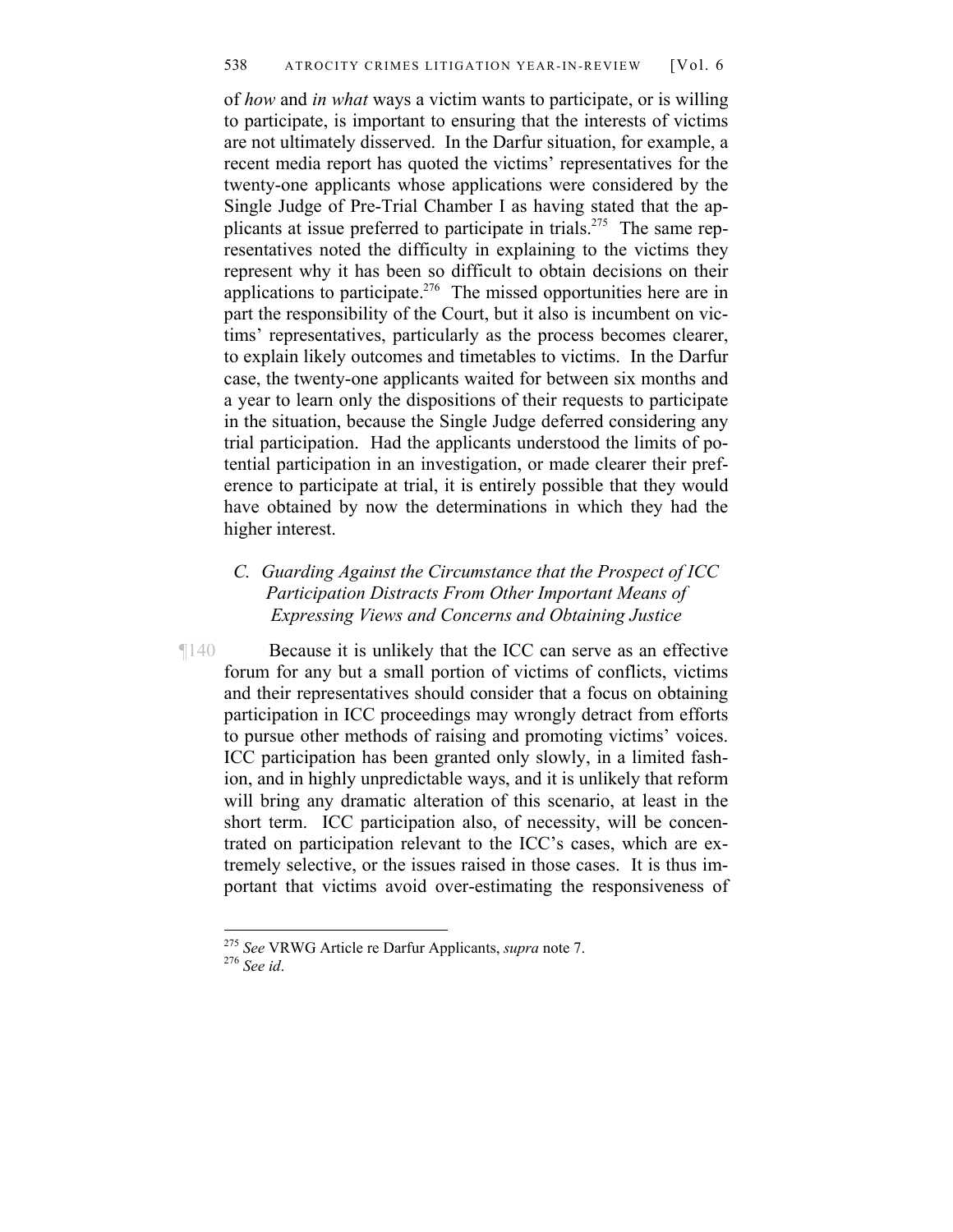of *how* and *in what* ways a victim wants to participate, or is willing to participate, is important to ensuring that the interests of victims are not ultimately disserved. In the Darfur situation, for example, a recent media report has quoted the victims' representatives for the twenty-one applicants whose applications were considered by the Single Judge of Pre-Trial Chamber I as having stated that the applicants at issue preferred to participate in trials.[275] The same representatives noted the difficulty in explaining to the victims they represent why it has been so difficult to obtain decisions on their applications to participate.[276] The missed opportunities here are in part the responsibility of the Court, but it also is incumbent on victims' representatives, particularly as the process becomes clearer, to explain likely outcomes and timetables to victims. In the Darfur case, the twenty-one applicants waited for between six months and a year to learn only the dispositions of their requests to participate in the situation, because the Single Judge deferred considering any trial participation. Had the applicants understood the limits of potential participation in an investigation, or made clearer their preference to participate at trial, it is entirely possible that they would have obtained by now the determinations in which they had the higher interest.

### *C. Guarding Against the Circumstance that the Prospect of ICC Participation Distracts From Other Important Means of Expressing Views and Concerns and Obtaining Justice*

¶140 Because it is unlikely that the ICC can serve as an effective forum for any but a small portion of victims of conflicts, victims and their representatives should consider that a focus on obtaining participation in ICC proceedings may wrongly detract from efforts to pursue other methods of raising and promoting victims' voices. ICC participation has been granted only slowly, in a limited fashion, and in highly unpredictable ways, and it is unlikely that reform will bring any dramatic alteration of this scenario, at least in the short term. ICC participation also, of necessity, will be concentrated on participation relevant to the ICC's cases, which are extremely selective, or the issues raised in those cases. It is thus important that victims avoid over-estimating the responsiveness of

---

[275] *See* VRWG Article re Darfur Applicants, *supra* note 7.

[276] *See id*.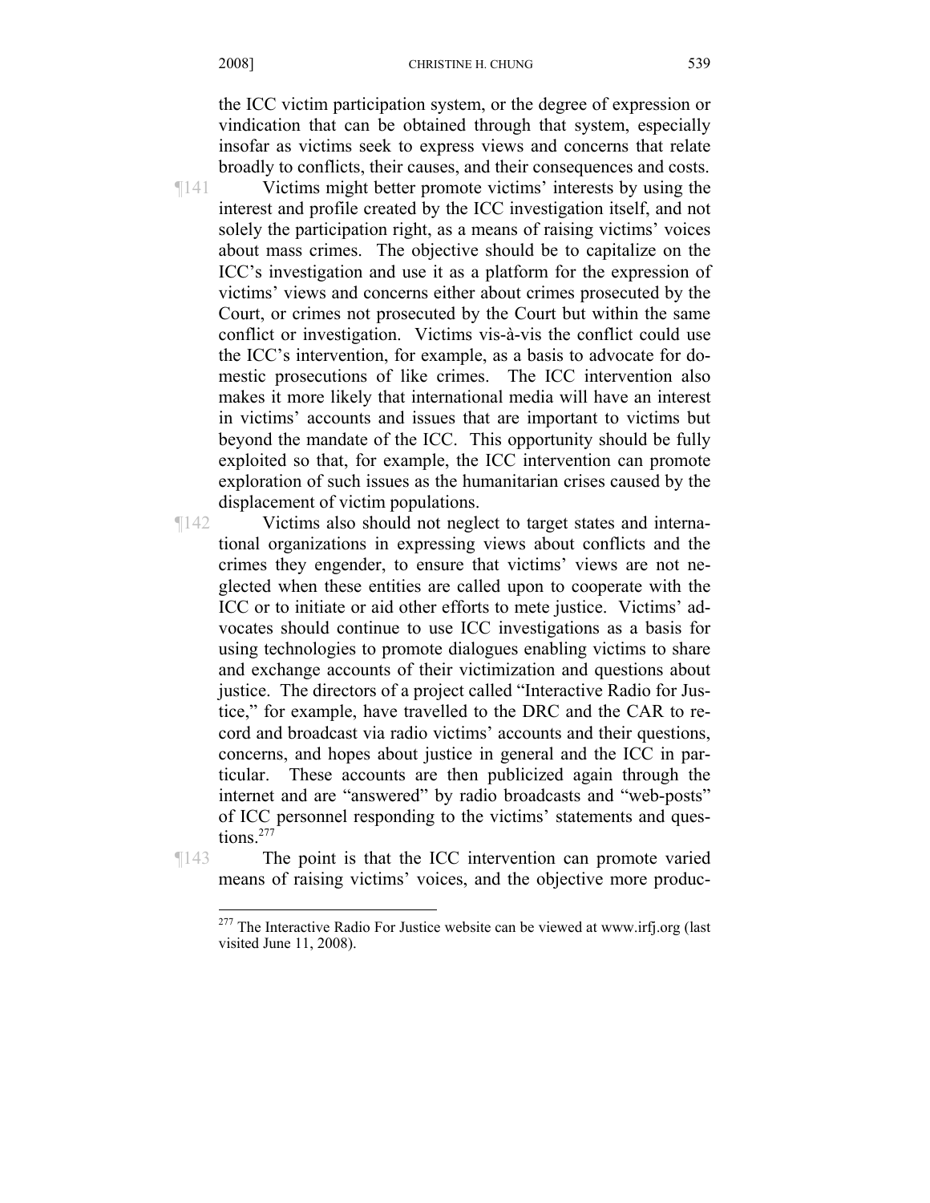the ICC victim participation system, or the degree of expression or vindication that can be obtained through that system, especially insofar as victims seek to express views and concerns that relate broadly to conflicts, their causes, and their consequences and costs.

¶141 Victims might better promote victims' interests by using the interest and profile created by the ICC investigation itself, and not solely the participation right, as a means of raising victims' voices about mass crimes. The objective should be to capitalize on the ICC's investigation and use it as a platform for the expression of victims' views and concerns either about crimes prosecuted by the Court, or crimes not prosecuted by the Court but within the same conflict or investigation. Victims vis-à-vis the conflict could use the ICC's intervention, for example, as a basis to advocate for domestic prosecutions of like crimes. The ICC intervention also makes it more likely that international media will have an interest in victims' accounts and issues that are important to victims but beyond the mandate of the ICC. This opportunity should be fully exploited so that, for example, the ICC intervention can promote exploration of such issues as the humanitarian crises caused by the displacement of victim populations.

¶142 Victims also should not neglect to target states and international organizations in expressing views about conflicts and the crimes they engender, to ensure that victims' views are not neglected when these entities are called upon to cooperate with the ICC or to initiate or aid other efforts to mete justice. Victims' advocates should continue to use ICC investigations as a basis for using technologies to promote dialogues enabling victims to share and exchange accounts of their victimization and questions about justice. The directors of a project called "Interactive Radio for Justice," for example, have travelled to the DRC and the CAR to record and broadcast via radio victims' accounts and their questions, concerns, and hopes about justice in general and the ICC in particular. These accounts are then publicized again through the internet and are "answered" by radio broadcasts and "web-posts" of ICC personnel responding to the victims' statements and questions.[277]

¶143 The point is that the ICC intervention can promote varied means of raising victims' voices, and the objective more produc-

[277] The Interactive Radio For Justice website can be viewed at www.irfj.org (last visited June 11, 2008).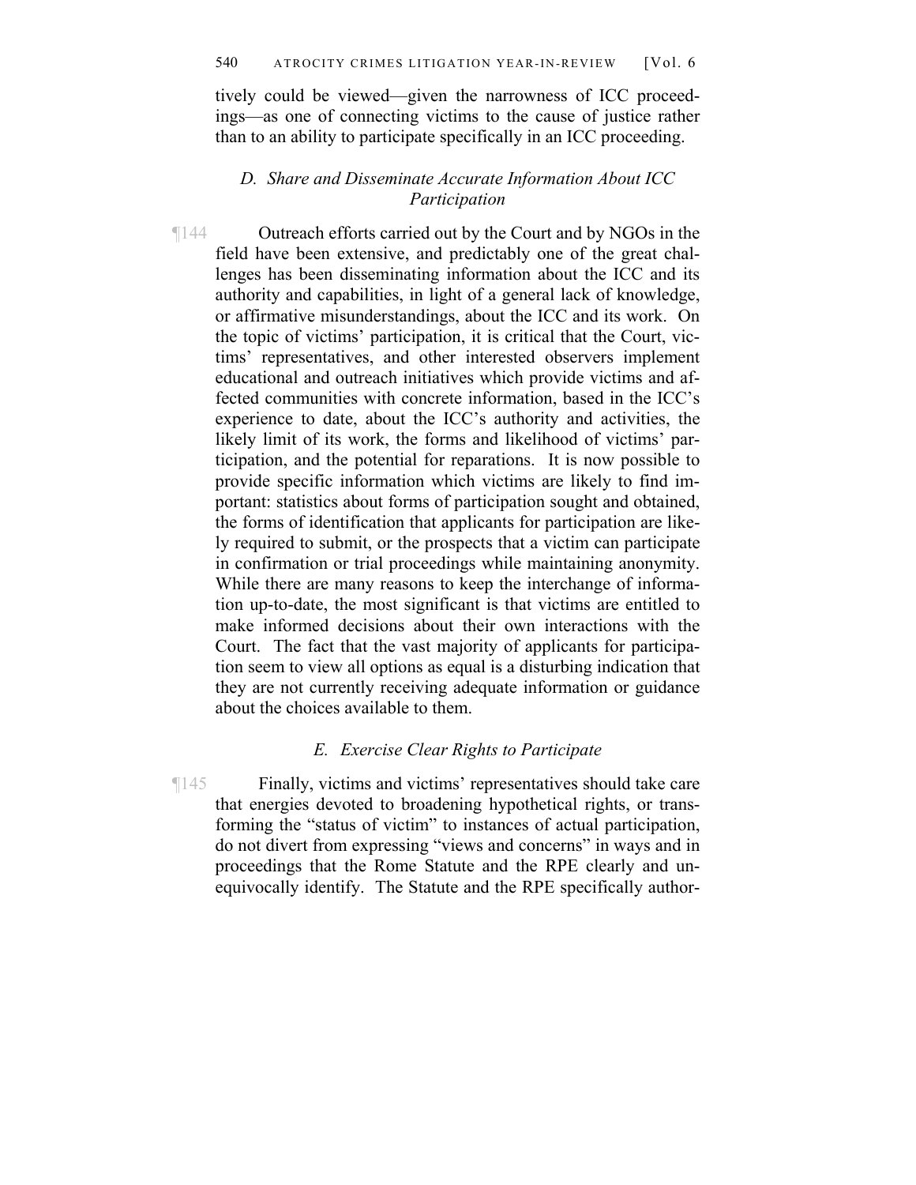tively could be viewed—given the narrowness of ICC proceedings—as one of connecting victims to the cause of justice rather than to an ability to participate specifically in an ICC proceeding.

### *D. Share and Disseminate Accurate Information About ICC Participation*

¶144 Outreach efforts carried out by the Court and by NGOs in the field have been extensive, and predictably one of the great challenges has been disseminating information about the ICC and its authority and capabilities, in light of a general lack of knowledge, or affirmative misunderstandings, about the ICC and its work. On the topic of victims' participation, it is critical that the Court, victims' representatives, and other interested observers implement educational and outreach initiatives which provide victims and affected communities with concrete information, based in the ICC's experience to date, about the ICC's authority and activities, the likely limit of its work, the forms and likelihood of victims' participation, and the potential for reparations. It is now possible to provide specific information which victims are likely to find important: statistics about forms of participation sought and obtained, the forms of identification that applicants for participation are likely required to submit, or the prospects that a victim can participate in confirmation or trial proceedings while maintaining anonymity. While there are many reasons to keep the interchange of information up-to-date, the most significant is that victims are entitled to make informed decisions about their own interactions with the Court. The fact that the vast majority of applicants for participation seem to view all options as equal is a disturbing indication that they are not currently receiving adequate information or guidance about the choices available to them.

### *E. Exercise Clear Rights to Participate*

¶145 Finally, victims and victims' representatives should take care that energies devoted to broadening hypothetical rights, or transforming the "status of victim" to instances of actual participation, do not divert from expressing "views and concerns" in ways and in proceedings that the Rome Statute and the RPE clearly and unequivocally identify. The Statute and the RPE specifically author-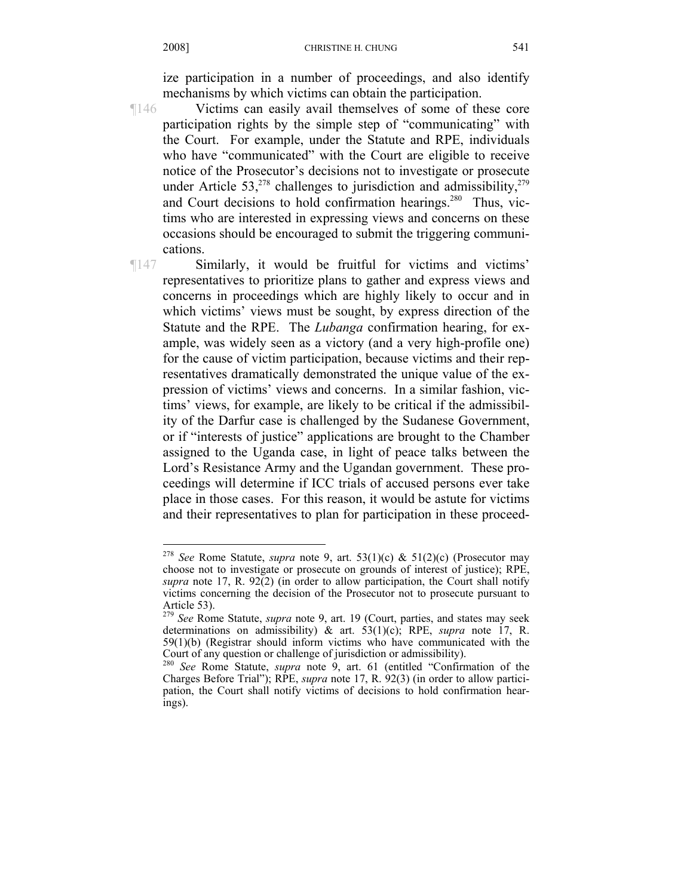ize participation in a number of proceedings, and also identify mechanisms by which victims can obtain the participation.

¶146 Victims can easily avail themselves of some of these core participation rights by the simple step of "communicating" with the Court. For example, under the Statute and RPE, individuals who have "communicated" with the Court are eligible to receive notice of the Prosecutor's decisions not to investigate or prosecute under Article 53,[278] challenges to jurisdiction and admissibility,[279] and Court decisions to hold confirmation hearings.[280] Thus, victims who are interested in expressing views and concerns on these occasions should be encouraged to submit the triggering communications.

¶147 Similarly, it would be fruitful for victims and victims' representatives to prioritize plans to gather and express views and concerns in proceedings which are highly likely to occur and in which victims' views must be sought, by express direction of the Statute and the RPE. The *Lubanga* confirmation hearing, for example, was widely seen as a victory (and a very high-profile one) for the cause of victim participation, because victims and their representatives dramatically demonstrated the unique value of the expression of victims' views and concerns. In a similar fashion, victims' views, for example, are likely to be critical if the admissibility of the Darfur case is challenged by the Sudanese Government, or if "interests of justice" applications are brought to the Chamber assigned to the Uganda case, in light of peace talks between the Lord's Resistance Army and the Ugandan government. These proceedings will determine if ICC trials of accused persons ever take place in those cases. For this reason, it would be astute for victims and their representatives to plan for participation in these proceed-

---

[278] *See* Rome Statute, *supra* note 9, art. 53(1)(c) & 51(2)(c) (Prosecutor may choose not to investigate or prosecute on grounds of interest of justice); RPE, *supra* note 17, R. 92(2) (in order to allow participation, the Court shall notify victims concerning the decision of the Prosecutor not to prosecute pursuant to Article 53).

[279] *See* Rome Statute, *supra* note 9, art. 19 (Court, parties, and states may seek determinations on admissibility) & art. 53(1)(c); RPE, *supra* note 17, R. 59(1)(b) (Registrar should inform victims who have communicated with the Court of any question or challenge of jurisdiction or admissibility).

[280] *See* Rome Statute, *supra* note 9, art. 61 (entitled "Confirmation of the Charges Before Trial"); RPE, *supra* note 17, R. 92(3) (in order to allow participation, the Court shall notify victims of decisions to hold confirmation hearings).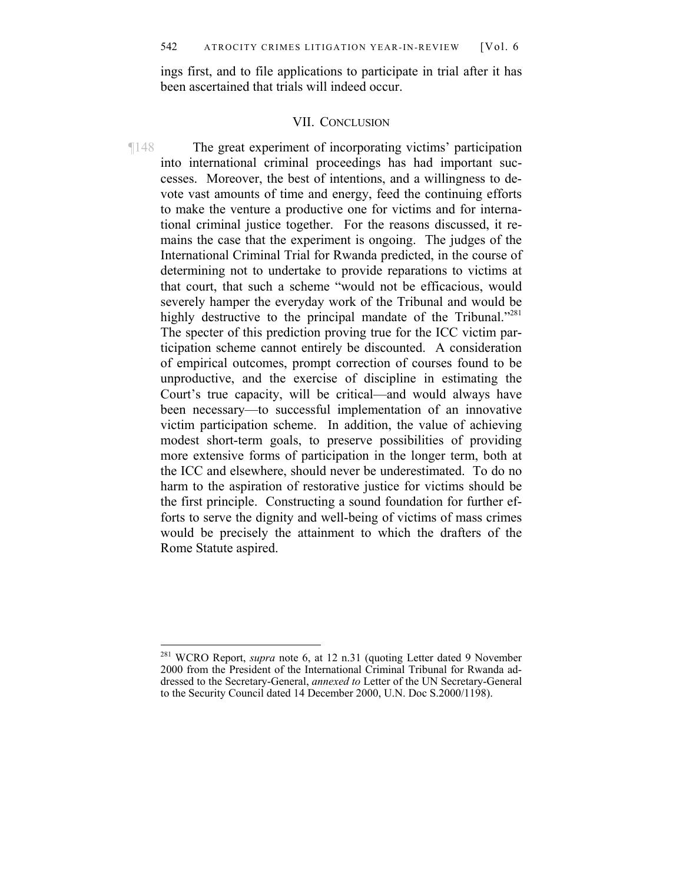ings first, and to file applications to participate in trial after it has been ascertained that trials will indeed occur.

## VII. CONCLUSION

¶148 The great experiment of incorporating victims' participation into international criminal proceedings has had important successes. Moreover, the best of intentions, and a willingness to devote vast amounts of time and energy, feed the continuing efforts to make the venture a productive one for victims and for international criminal justice together. For the reasons discussed, it remains the case that the experiment is ongoing. The judges of the International Criminal Trial for Rwanda predicted, in the course of determining not to undertake to provide reparations to victims at that court, that such a scheme "would not be efficacious, would severely hamper the everyday work of the Tribunal and would be highly destructive to the principal mandate of the Tribunal."[281] The specter of this prediction proving true for the ICC victim participation scheme cannot entirely be discounted. A consideration of empirical outcomes, prompt correction of courses found to be unproductive, and the exercise of discipline in estimating the Court's true capacity, will be critical—and would always have been necessary—to successful implementation of an innovative victim participation scheme. In addition, the value of achieving modest short-term goals, to preserve possibilities of providing more extensive forms of participation in the longer term, both at the ICC and elsewhere, should never be underestimated. To do no harm to the aspiration of restorative justice for victims should be the first principle. Constructing a sound foundation for further efforts to serve the dignity and well-being of victims of mass crimes would be precisely the attainment to which the drafters of the Rome Statute aspired.

---

[281] WCRO Report, *supra* note 6, at 12 n.31 (quoting Letter dated 9 November 2000 from the President of the International Criminal Tribunal for Rwanda addressed to the Secretary-General, *annexed to* Letter of the UN Secretary-General to the Security Council dated 14 December 2000, U.N. Doc S.2000/1198).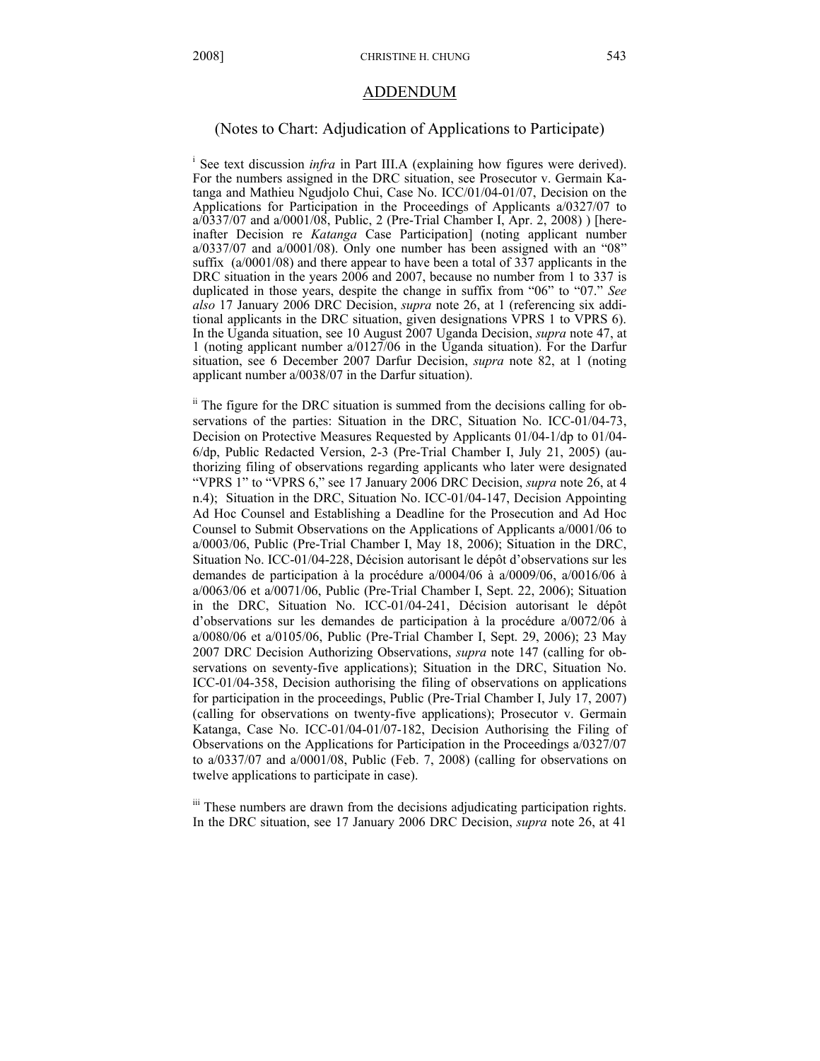## ADDENDUM

### (Notes to Chart: Adjudication of Applications to Participate)

[i] See text discussion *infra* in Part III.A (explaining how figures were derived). For the numbers assigned in the DRC situation, see Prosecutor v. Germain Katanga and Mathieu Ngudjolo Chui, Case No. ICC/01/04-01/07, Decision on the Applications for Participation in the Proceedings of Applicants a/0327/07 to a/0337/07 and a/0001/08, Public, 2 (Pre-Trial Chamber I, Apr. 2, 2008) ) [hereinafter Decision re *Katanga* Case Participation] (noting applicant number a/0337/07 and a/0001/08). Only one number has been assigned with an "08" suffix (a/0001/08) and there appear to have been a total of 337 applicants in the DRC situation in the years 2006 and 2007, because no number from 1 to 337 is duplicated in those years, despite the change in suffix from "06" to "07." *See also* 17 January 2006 DRC Decision, *supra* note 26, at 1 (referencing six additional applicants in the DRC situation, given designations VPRS 1 to VPRS 6). In the Uganda situation, see 10 August 2007 Uganda Decision, *supra* note 47, at 1 (noting applicant number a/0127/06 in the Uganda situation). For the Darfur situation, see 6 December 2007 Darfur Decision, *supra* note 82, at 1 (noting applicant number a/0038/07 in the Darfur situation).

[ii] The figure for the DRC situation is summed from the decisions calling for observations of the parties: Situation in the DRC, Situation No. ICC-01/04-73, Decision on Protective Measures Requested by Applicants 01/04-1/dp to 01/04-6/dp, Public Redacted Version, 2-3 (Pre-Trial Chamber I, July 21, 2005) (authorizing filing of observations regarding applicants who later were designated "VPRS 1" to "VPRS 6," see 17 January 2006 DRC Decision, *supra* note 26, at 4 n.4); Situation in the DRC, Situation No. ICC-01/04-147, Decision Appointing Ad Hoc Counsel and Establishing a Deadline for the Prosecution and Ad Hoc Counsel to Submit Observations on the Applications of Applicants a/0001/06 to a/0003/06, Public (Pre-Trial Chamber I, May 18, 2006); Situation in the DRC, Situation No. ICC-01/04-228, Décision autorisant le dépôt d'observations sur les demandes de participation à la procédure a/0004/06 à a/0009/06, a/0016/06 à a/0063/06 et a/0071/06, Public (Pre-Trial Chamber I, Sept. 22, 2006); Situation in the DRC, Situation No. ICC-01/04-241, Décision autorisant le dépôt d'observations sur les demandes de participation à la procédure a/0072/06 à a/0080/06 et a/0105/06, Public (Pre-Trial Chamber I, Sept. 29, 2006); 23 May 2007 DRC Decision Authorizing Observations, *supra* note 147 (calling for observations on seventy-five applications); Situation in the DRC, Situation No. ICC-01/04-358, Decision authorising the filing of observations on applications for participation in the proceedings, Public (Pre-Trial Chamber I, July 17, 2007) (calling for observations on twenty-five applications); Prosecutor v. Germain Katanga, Case No. ICC-01/04-01/07-182, Decision Authorising the Filing of Observations on the Applications for Participation in the Proceedings a/0327/07 to a/0337/07 and a/0001/08, Public (Feb. 7, 2008) (calling for observations on twelve applications to participate in case).

[iii] These numbers are drawn from the decisions adjudicating participation rights. In the DRC situation, see 17 January 2006 DRC Decision, *supra* note 26, at 41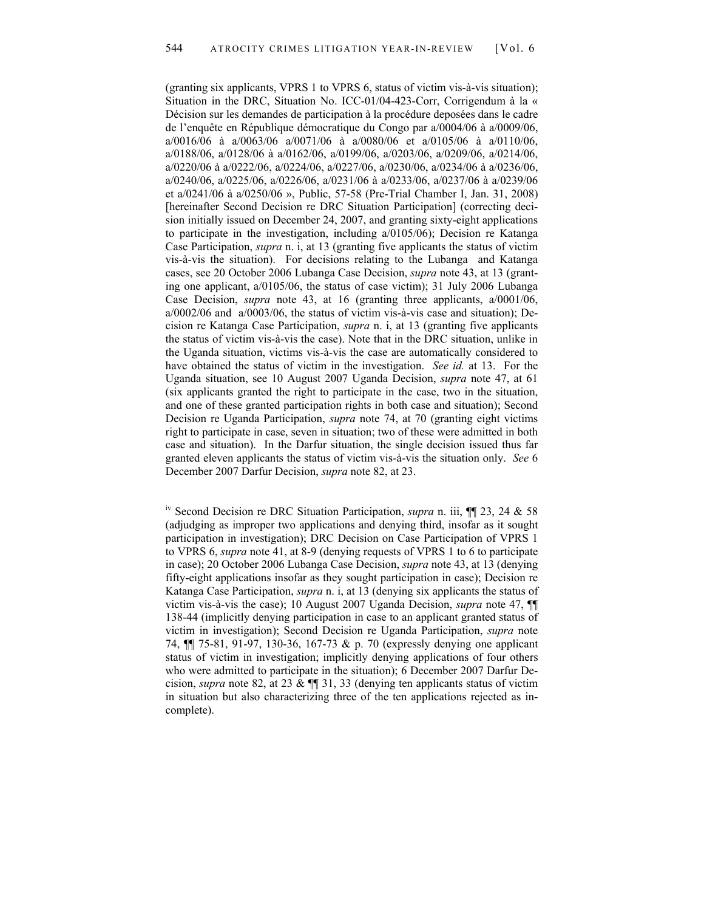(granting six applicants, VPRS 1 to VPRS 6, status of victim vis-à-vis situation); Situation in the DRC, Situation No. ICC-01/04-423-Corr, Corrigendum à la « Décision sur les demandes de participation à la procédure deposées dans le cadre de l'enquête en République démocratique du Congo par a/0004/06 à a/0009/06, a/0016/06 à a/0063/06 a/0071/06 à a/0080/06 et a/0105/06 à a/0110/06, a/0188/06, a/0128/06 à a/0162/06, a/0199/06, a/0203/06, a/0209/06, a/0214/06, a/0220/06 à a/0222/06, a/0224/06, a/0227/06, a/0230/06, a/0234/06 à a/0236/06, a/0240/06, a/0225/06, a/0226/06, a/0231/06 à a/0233/06, a/0237/06 à a/0239/06 et a/0241/06 à a/0250/06 », Public, 57-58 (Pre-Trial Chamber I, Jan. 31, 2008) [hereinafter Second Decision re DRC Situation Participation] (correcting decision initially issued on December 24, 2007, and granting sixty-eight applications to participate in the investigation, including a/0105/06); Decision re Katanga Case Participation, *supra* n. i, at 13 (granting five applicants the status of victim vis-à-vis the situation). For decisions relating to the Lubanga and Katanga cases, see 20 October 2006 Lubanga Case Decision, *supra* note 43, at 13 (granting one applicant, a/0105/06, the status of case victim); 31 July 2006 Lubanga Case Decision, *supra* note 43, at 16 (granting three applicants, a/0001/06, a/0002/06 and a/0003/06, the status of victim vis-à-vis case and situation); Decision re Katanga Case Participation, *supra* n. i, at 13 (granting five applicants the status of victim vis-à-vis the case). Note that in the DRC situation, unlike in the Uganda situation, victims vis-à-vis the case are automatically considered to have obtained the status of victim in the investigation. *See id.* at 13. For the Uganda situation, see 10 August 2007 Uganda Decision, *supra* note 47, at 61 (six applicants granted the right to participate in the case, two in the situation, and one of these granted participation rights in both case and situation); Second Decision re Uganda Participation, *supra* note 74, at 70 (granting eight victims right to participate in case, seven in situation; two of these were admitted in both case and situation). In the Darfur situation, the single decision issued thus far granted eleven applicants the status of victim vis-à-vis the situation only. *See* 6 December 2007 Darfur Decision, *supra* note 82, at 23.

[iv] Second Decision re DRC Situation Participation, *supra* n. iii, ¶¶ 23, 24 & 58 (adjudging as improper two applications and denying third, insofar as it sought participation in investigation); DRC Decision on Case Participation of VPRS 1 to VPRS 6, *supra* note 41, at 8-9 (denying requests of VPRS 1 to 6 to participate in case); 20 October 2006 Lubanga Case Decision, *supra* note 43, at 13 (denying fifty-eight applications insofar as they sought participation in case); Decision re Katanga Case Participation, *supra* n. i, at 13 (denying six applicants the status of victim vis-à-vis the case); 10 August 2007 Uganda Decision, *supra* note 47, ¶¶ 138-44 (implicitly denying participation in case to an applicant granted status of victim in investigation); Second Decision re Uganda Participation, *supra* note 74, ¶¶ 75-81, 91-97, 130-36, 167-73 & p. 70 (expressly denying one applicant status of victim in investigation; implicitly denying applications of four others who were admitted to participate in the situation); 6 December 2007 Darfur Decision, *supra* note 82, at 23 & ¶¶ 31, 33 (denying ten applicants status of victim in situation but also characterizing three of the ten applications rejected as incomplete).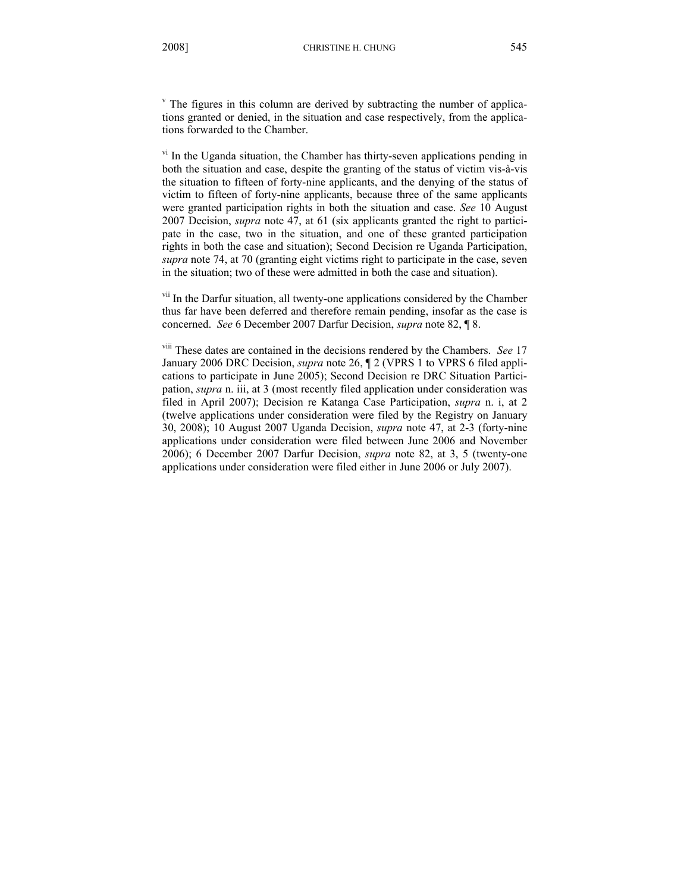[v] The figures in this column are derived by subtracting the number of applications granted or denied, in the situation and case respectively, from the applications forwarded to the Chamber.

[vi] In the Uganda situation, the Chamber has thirty-seven applications pending in both the situation and case, despite the granting of the status of victim vis-à-vis the situation to fifteen of forty-nine applicants, and the denying of the status of victim to fifteen of forty-nine applicants, because three of the same applicants were granted participation rights in both the situation and case. *See* 10 August 2007 Decision, *supra* note 47, at 61 (six applicants granted the right to participate in the case, two in the situation, and one of these granted participation rights in both the case and situation); Second Decision re Uganda Participation, *supra* note 74, at 70 (granting eight victims right to participate in the case, seven in the situation; two of these were admitted in both the case and situation).

[vii] In the Darfur situation, all twenty-one applications considered by the Chamber thus far have been deferred and therefore remain pending, insofar as the case is concerned. *See* 6 December 2007 Darfur Decision, *supra* note 82, ¶ 8.

[viii] These dates are contained in the decisions rendered by the Chambers. *See* 17 January 2006 DRC Decision, *supra* note 26, ¶ 2 (VPRS 1 to VPRS 6 filed applications to participate in June 2005); Second Decision re DRC Situation Participation, *supra* n. iii, at 3 (most recently filed application under consideration was filed in April 2007); Decision re Katanga Case Participation, *supra* n. i, at 2 (twelve applications under consideration were filed by the Registry on January 30, 2008); 10 August 2007 Uganda Decision, *supra* note 47, at 2-3 (forty-nine applications under consideration were filed between June 2006 and November 2006); 6 December 2007 Darfur Decision, *supra* note 82, at 3, 5 (twenty-one applications under consideration were filed either in June 2006 or July 2007).